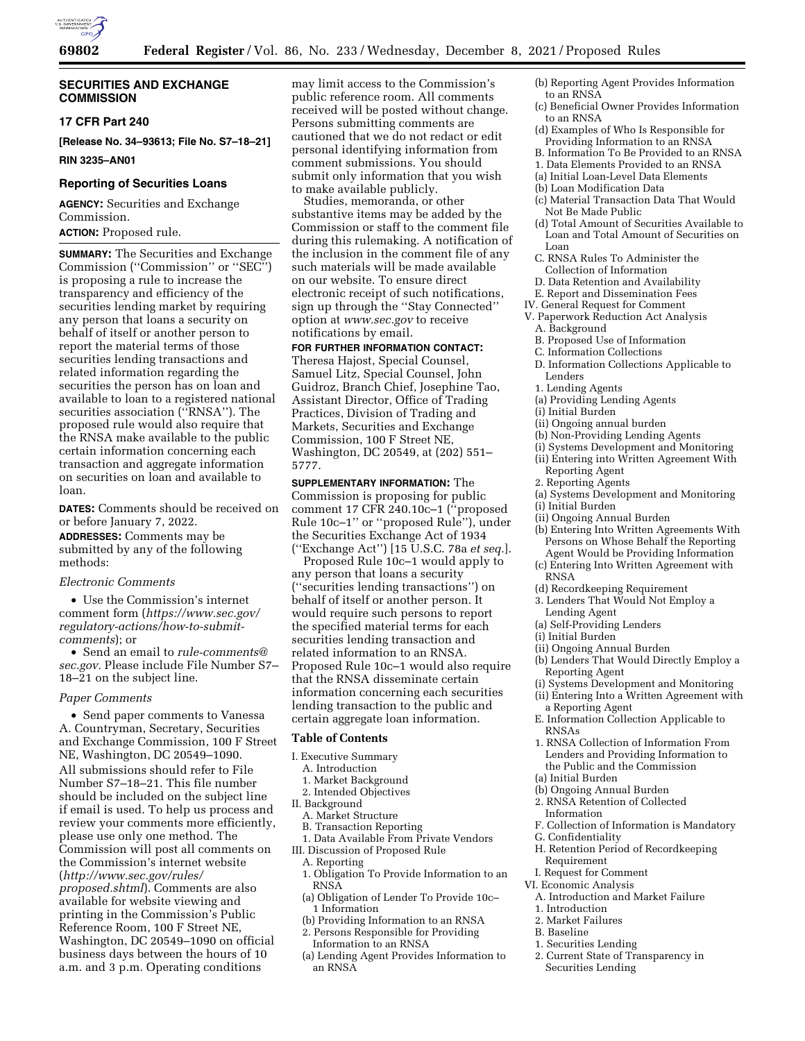## SECURITIES AND EXCHANGE COMMISSION

### 17 CFR Part 240

**[Release No. 34–93613; File No. S7–18–21]**

**RIN 3235–AN01**

### Reporting of Securities Loans

**AGENCY:** Securities and Exchange Commission.

**ACTION:** Proposed rule.

**SUMMARY:** The Securities and Exchange Commission ("Commission" or "SEC") is proposing a rule to increase the transparency and efficiency of the securities lending market by requiring any person that loans a security on behalf of itself or another person to report the material terms of those securities lending transactions and related information regarding the securities the person has on loan and available to loan to a registered national securities association ("RNSA"). The proposed rule would also require that the RNSA make available to the public certain information concerning each transaction and aggregate information on securities on loan and available to loan.

**DATES:** Comments should be received on or before January 7, 2022.

**ADDRESSES:** Comments may be submitted by any of the following methods:

*Electronic Comments*

- Use the Commission's internet comment form (*https://www.sec.gov/regulatory-actions/how-to-submit-comments*); or
- Send an email to *rule-comments@sec.gov.* Please include File Number S7–18–21 on the subject line.

*Paper Comments*

- Send paper comments to Vanessa A. Countryman, Secretary, Securities and Exchange Commission, 100 F Street NE, Washington, DC 20549–1090.

All submissions should refer to File Number S7–18–21. This file number should be included on the subject line if email is used. To help us process and review your comments more efficiently, please use only one method. The Commission will post all comments on the Commission's internet website (*http://www.sec.gov/rules/proposed.shtml*). Comments are also available for website viewing and printing in the Commission's Public Reference Room, 100 F Street NE, Washington, DC 20549–1090 on official business days between the hours of 10 a.m. and 3 p.m. Operating conditions may limit access to the Commission's public reference room. All comments received will be posted without change. Persons submitting comments are cautioned that we do not redact or edit personal identifying information from comment submissions. You should submit only information that you wish to make available publicly.

Studies, memoranda, or other substantive items may be added by the Commission or staff to the comment file during this rulemaking. A notification of the inclusion in the comment file of any such materials will be made available on our website. To ensure direct electronic receipt of such notifications, sign up through the "Stay Connected" option at *www.sec.gov* to receive notifications by email.

**FOR FURTHER INFORMATION CONTACT:** Theresa Hajost, Special Counsel, Samuel Litz, Special Counsel, John Guidroz, Branch Chief, Josephine Tao, Assistant Director, Office of Trading Practices, Division of Trading and Markets, Securities and Exchange Commission, 100 F Street NE, Washington, DC 20549, at (202) 551–5777.

**SUPPLEMENTARY INFORMATION:** The Commission is proposing for public comment 17 CFR 240.10c–1 ("proposed Rule 10c–1" or "proposed Rule"), under the Securities Exchange Act of 1934 ("Exchange Act") [15 U.S.C. 78a *et seq.*].

Proposed Rule 10c–1 would apply to any person that loans a security ("securities lending transactions") on behalf of itself or another person. It would require such persons to report the specified material terms for each securities lending transaction and related information to an RNSA. Proposed Rule 10c–1 would also require that the RNSA disseminate certain information concerning each securities lending transaction to the public and certain aggregate loan information.

**Table of Contents**

I. Executive Summary
  A. Introduction
  1. Market Background
  2. Intended Objectives
II. Background
  A. Market Structure
  B. Transaction Reporting
  1. Data Available From Private Vendors
III. Discussion of Proposed Rule
  A. Reporting
  1. Obligation To Provide Information to an RNSA
  (a) Obligation of Lender To Provide 10c–1 Information
  (b) Providing Information to an RNSA
  2. Persons Responsible for Providing Information to an RNSA
  (a) Lending Agent Provides Information to an RNSA
  (b) Reporting Agent Provides Information to an RNSA
  (c) Beneficial Owner Provides Information to an RNSA
  (d) Examples of Who Is Responsible for Providing Information to an RNSA
  B. Information To Be Provided to an RNSA
  1. Data Elements Provided to an RNSA
  (a) Initial Loan-Level Data Elements
  (b) Loan Modification Data
  (c) Material Transaction Data That Would Not Be Made Public
  (d) Total Amount of Securities Available to Loan and Total Amount of Securities on Loan
  C. RNSA Rules To Administer the Collection of Information
  D. Data Retention and Availability
  E. Report and Dissemination Fees
IV. General Request for Comment
V. Paperwork Reduction Act Analysis
  A. Background
  B. Proposed Use of Information
  C. Information Collections
  D. Information Collections Applicable to Lenders
  1. Lending Agents
  (a) Providing Lending Agents
  (i) Initial Burden
  (ii) Ongoing annual burden
  (b) Non-Providing Lending Agents
  (i) Systems Development and Monitoring
  (ii) Entering into Written Agreement With Reporting Agent
  2. Reporting Agents
  (a) Systems Development and Monitoring
  (i) Initial Burden
  (ii) Ongoing Annual Burden
  (b) Entering Into Written Agreements With Persons on Whose Behalf the Reporting Agent Would be Providing Information
  (c) Entering Into Written Agreement with RNSA
  (d) Recordkeeping Requirement
  3. Lenders That Would Not Employ a Lending Agent
  (a) Self-Providing Lenders
  (i) Initial Burden
  (ii) Ongoing Annual Burden
  (b) Lenders That Would Directly Employ a Reporting Agent
  (i) Systems Development and Monitoring
  (ii) Entering Into a Written Agreement with a Reporting Agent
  E. Information Collection Applicable to RNSAs
  1. RNSA Collection of Information From Lenders and Providing Information to the Public and the Commission
  (a) Initial Burden
  (b) Ongoing Annual Burden
  2. RNSA Retention of Collected Information
  F. Collection of Information is Mandatory
  G. Confidentiality
  H. Retention Period of Recordkeeping Requirement
  I. Request for Comment
VI. Economic Analysis
  A. Introduction and Market Failure
  1. Introduction
  2. Market Failures
  B. Baseline
  1. Securities Lending
  2. Current State of Transparency in Securities Lending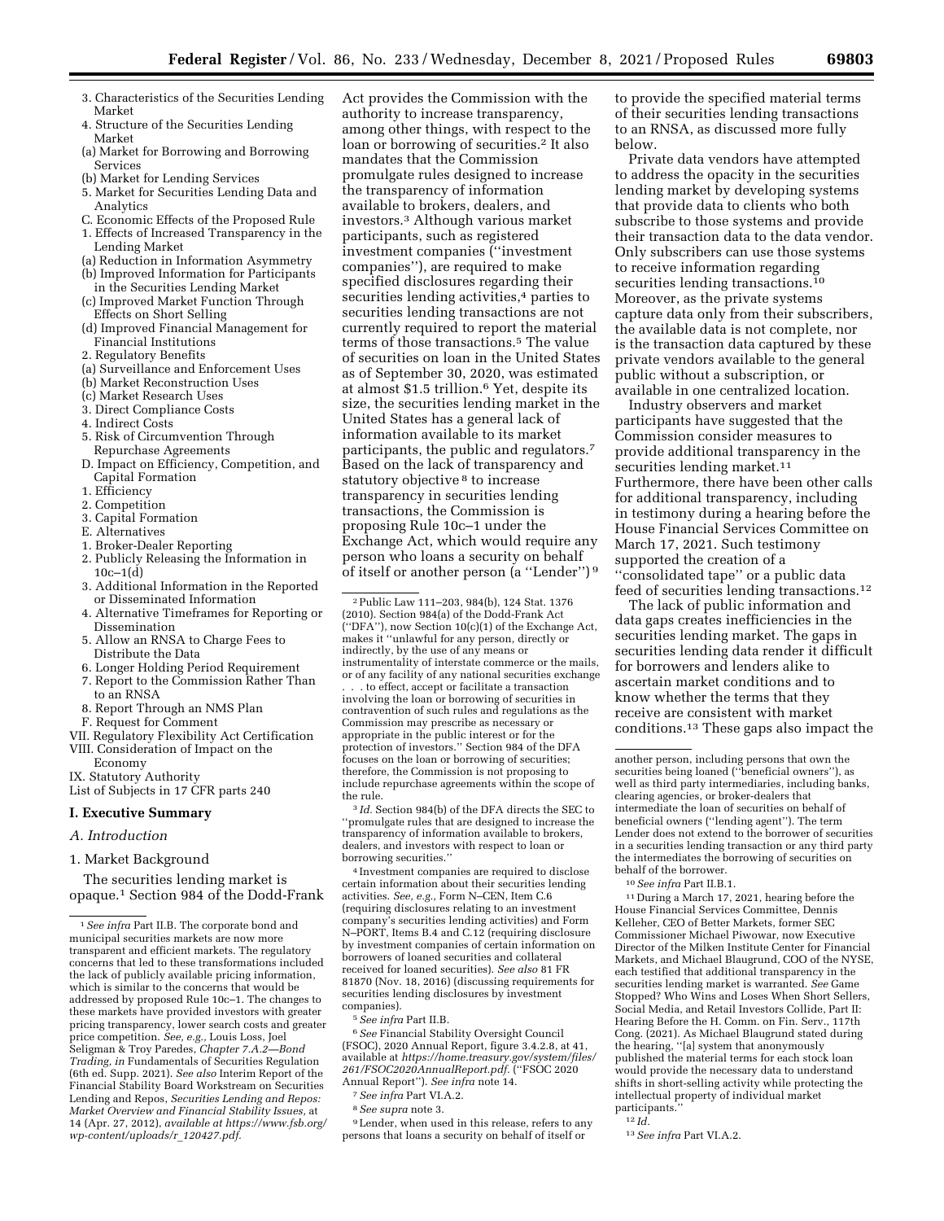3. Characteristics of the Securities Lending Market
4. Structure of the Securities Lending Market
(a) Market for Borrowing and Borrowing Services
(b) Market for Lending Services
5. Market for Securities Lending Data and Analytics
C. Economic Effects of the Proposed Rule
1. Effects of Increased Transparency in the Lending Market
(a) Reduction in Information Asymmetry
(b) Improved Information for Participants in the Securities Lending Market
(c) Improved Market Function Through Effects on Short Selling
(d) Improved Financial Management for Financial Institutions
2. Regulatory Benefits
(a) Surveillance and Enforcement Uses
(b) Market Reconstruction Uses
(c) Market Research Uses
3. Direct Compliance Costs
4. Indirect Costs
5. Risk of Circumvention Through Repurchase Agreements
D. Impact on Efficiency, Competition, and Capital Formation
1. Efficiency
2. Competition
3. Capital Formation
E. Alternatives
1. Broker-Dealer Reporting
2. Publicly Releasing the Information in 10c–1(d)
3. Additional Information in the Reported or Disseminated Information
4. Alternative Timeframes for Reporting or Dissemination
5. Allow an RNSA to Charge Fees to Distribute the Data
6. Longer Holding Period Requirement
7. Report to the Commission Rather Than to an RNSA
8. Report Through an NMS Plan
F. Request for Comment
VII. Regulatory Flexibility Act Certification
VIII. Consideration of Impact on the Economy
IX. Statutory Authority
List of Subjects in 17 CFR parts 240

## I. Executive Summary

### *A. Introduction*

#### 1. Market Background

The securities lending market is opaque.[1] Section 984 of the Dodd-Frank Act provides the Commission with the authority to increase transparency, among other things, with respect to the loan or borrowing of securities.[2] It also mandates that the Commission promulgate rules designed to increase the transparency of information available to brokers, dealers, and investors.[3] Although various market participants, such as registered investment companies (''investment companies''), are required to make specified disclosures regarding their securities lending activities,[4] parties to securities lending transactions are not currently required to report the material terms of those transactions.[5] The value of securities on loan in the United States as of September 30, 2020, was estimated at almost $1.5 trillion.[6] Yet, despite its size, the securities lending market in the United States has a general lack of information available to its market participants, the public and regulators.[7] Based on the lack of transparency and statutory objective [8] to increase transparency in securities lending transactions, the Commission is proposing Rule 10c–1 under the Exchange Act, which would require any person who loans a security on behalf of itself or another person (a ''Lender'') [9] to provide the specified material terms of their securities lending transactions to an RNSA, as discussed more fully below.

Private data vendors have attempted to address the opacity in the securities lending market by developing systems that provide data to clients who both subscribe to those systems and provide their transaction data to the data vendor. Only subscribers can use those systems to receive information regarding securities lending transactions.[10] Moreover, as the private systems capture data only from their subscribers, the available data is not complete, nor is the transaction data captured by these private vendors available to the general public without a subscription, or available in one centralized location.

Industry observers and market participants have suggested that the Commission consider measures to provide additional transparency in the securities lending market.[11] Furthermore, there have been other calls for additional transparency, including in testimony during a hearing before the House Financial Services Committee on March 17, 2021. Such testimony supported the creation of a ''consolidated tape'' or a public data feed of securities lending transactions.[12]

The lack of public information and data gaps creates inefficiencies in the securities lending market. The gaps in securities lending data render it difficult for borrowers and lenders alike to ascertain market conditions and to know whether the terms that they receive are consistent with market conditions.[13] These gaps also impact the

---

[1] *See infra* Part II.B. The corporate bond and municipal securities markets are now more transparent and efficient markets. The regulatory concerns that led to these transformations included the lack of publicly available pricing information, which is similar to the concerns that would be addressed by proposed Rule 10c–1. The changes to these markets have provided investors with greater pricing transparency, lower search costs and greater price competition. *See, e.g.,* Louis Loss, Joel Seligman & Troy Paredes, *Chapter 7.A.2—Bond Trading, in* Fundamentals of Securities Regulation (6th ed. Supp. 2021). *See also* Interim Report of the Financial Stability Board Workstream on Securities Lending and Repos, *Securities Lending and Repos: Market Overview and Financial Stability Issues,* at 14 (Apr. 27, 2012), *available at https://www.fsb.org/wp-content/uploads/r_120427.pdf.*

[2] Public Law 111–203, 984(b), 124 Stat. 1376 (2010). Section 984(a) of the Dodd-Frank Act (''DFA''), now Section 10(c)(1) of the Exchange Act, makes it ''unlawful for any person, directly or indirectly, by the use of any means or instrumentality of interstate commerce or the mails, or of any facility of any national securities exchange . . . to effect, accept or facilitate a transaction involving the loan or borrowing of securities in contravention of such rules and regulations as the Commission may prescribe as necessary or appropriate in the public interest or for the protection of investors.'' Section 984 of the DFA focuses on the loan or borrowing of securities; therefore, the Commission is not proposing to include repurchase agreements within the scope of the rule.

[3] *Id.* Section 984(b) of the DFA directs the SEC to ''promulgate rules that are designed to increase the transparency of information available to brokers, dealers, and investors with respect to loan or borrowing securities.''

[4] Investment companies are required to disclose certain information about their securities lending activities. *See, e.g.,* Form N–CEN, Item C.6 (requiring disclosures relating to an investment company's securities lending activities) and Form N–PORT, Items B.4 and C.12 (requiring disclosure by investment companies of certain information on borrowers of loaned securities and collateral received for loaned securities). *See also* 81 FR 81870 (Nov. 18, 2016) (discussing requirements for securities lending disclosures by investment companies).

[5] *See infra* Part II.B.

[6] *See* Financial Stability Oversight Council (FSOC), 2020 Annual Report, figure 3.4.2.8, at 41, available at *https://home.treasury.gov/system/files/261/FSOC2020AnnualReport.pdf.* (''FSOC 2020 Annual Report''). *See infra* note 14.

[7] *See infra* Part VI.A.2.

[8] *See supra* note 3.

[9] Lender, when used in this release, refers to any persons that loans a security on behalf of itself or another person, including persons that own the securities being loaned (''beneficial owners''), as well as third party intermediaries, including banks, clearing agencies, or broker-dealers that intermediate the loan of securities on behalf of beneficial owners (''lending agent''). The term Lender does not extend to the borrower of securities in a securities lending transaction or any third party the intermediates the borrowing of securities on behalf of the borrower.

[10] *See infra* Part II.B.1.

[11] During a March 17, 2021, hearing before the House Financial Services Committee, Dennis Kelleher, CEO of Better Markets, former SEC Commissioner Michael Piwowar, now Executive Director of the Milken Institute Center for Financial Markets, and Michael Blaugrund, COO of the NYSE, each testified that additional transparency in the securities lending market is warranted. *See* Game Stopped? Who Wins and Loses When Short Sellers, Social Media, and Retail Investors Collide, Part II: Hearing Before the H. Comm. on Fin. Serv., 117th Cong. (2021). As Michael Blaugrund stated during the hearing, ''[a] system that anonymously published the material terms for each stock loan would provide the necessary data to understand shifts in short-selling activity while protecting the intellectual property of individual market participants.''

[12] *Id.*

[13] *See infra* Part VI.A.2.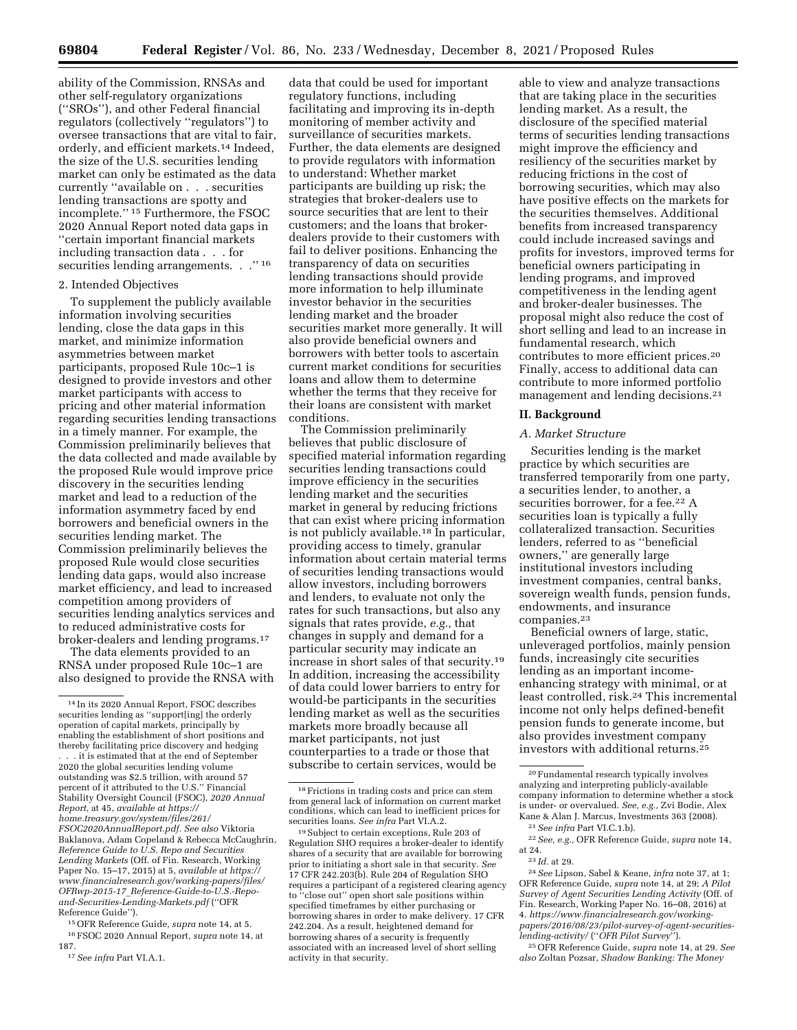ability of the Commission, RNSAs and other self-regulatory organizations (''SROs''), and other Federal financial regulators (collectively ''regulators'') to oversee transactions that are vital to fair, orderly, and efficient markets.[14] Indeed, the size of the U.S. securities lending market can only be estimated as the data currently ''available on . . . securities lending transactions are spotty and incomplete.'' [15] Furthermore, the FSOC 2020 Annual Report noted data gaps in ''certain important financial markets including transaction data . . . for securities lending arrangements. . .'' [16]

2. Intended Objectives

To supplement the publicly available information involving securities lending, close the data gaps in this market, and minimize information asymmetries between market participants, proposed Rule 10c–1 is designed to provide investors and other market participants with access to pricing and other material information regarding securities lending transactions in a timely manner. For example, the Commission preliminarily believes that the data collected and made available by the proposed Rule would improve price discovery in the securities lending market and lead to a reduction of the information asymmetry faced by end borrowers and beneficial owners in the securities lending market. The Commission preliminarily believes the proposed Rule would close securities lending data gaps, would also increase market efficiency, and lead to increased competition among providers of securities lending analytics services and to reduced administrative costs for broker-dealers and lending programs.[17]

The data elements provided to an RNSA under proposed Rule 10c–1 are also designed to provide the RNSA with data that could be used for important regulatory functions, including facilitating and improving its in-depth monitoring of member activity and surveillance of securities markets. Further, the data elements are designed to provide regulators with information to understand: Whether market participants are building up risk; the strategies that broker-dealers use to source securities that are lent to their customers; and the loans that broker-dealers provide to their customers with fail to deliver positions. Enhancing the transparency of data on securities lending transactions should provide more information to help illuminate investor behavior in the securities lending market and the broader securities market more generally. It will also provide beneficial owners and borrowers with better tools to ascertain current market conditions for securities loans and allow them to determine whether the terms that they receive for their loans are consistent with market conditions.

The Commission preliminarily believes that public disclosure of specified material information regarding securities lending transactions could improve efficiency in the securities lending market and the securities market in general by reducing frictions that can exist where pricing information is not publicly available.[18] In particular, providing access to timely, granular information about certain material terms of securities lending transactions would allow investors, including borrowers and lenders, to evaluate not only the rates for such transactions, but also any signals that rates provide, *e.g.,* that changes in supply and demand for a particular security may indicate an increase in short sales of that security.[19] In addition, increasing the accessibility of data could lower barriers to entry for would-be participants in the securities lending market as well as the securities markets more broadly because all market participants, not just counterparties to a trade or those that subscribe to certain services, would be able to view and analyze transactions that are taking place in the securities lending market. As a result, the disclosure of the specified material terms of securities lending transactions might improve the efficiency and resiliency of the securities market by reducing frictions in the cost of borrowing securities, which may also have positive effects on the markets for the securities themselves. Additional benefits from increased transparency could include increased savings and profits for investors, improved terms for beneficial owners participating in lending programs, and improved competitiveness in the lending agent and broker-dealer businesses. The proposal might also reduce the cost of short selling and lead to an increase in fundamental research, which contributes to more efficient prices.[20] Finally, access to additional data can contribute to more informed portfolio management and lending decisions.[21]

## II. Background

### A. Market Structure

Securities lending is the market practice by which securities are transferred temporarily from one party, a securities lender, to another, a securities borrower, for a fee.[22] A securities loan is typically a fully collateralized transaction. Securities lenders, referred to as ''beneficial owners,'' are generally large institutional investors including investment companies, central banks, sovereign wealth funds, pension funds, endowments, and insurance companies.[23]

Beneficial owners of large, static, unleveraged portfolios, mainly pension funds, increasingly cite securities lending as an important income-enhancing strategy with minimal, or at least controlled, risk.[24] This incremental income not only helps defined-benefit pension funds to generate income, but also provides investment company investors with additional returns.[25]

---

[14] In its 2020 Annual Report, FSOC describes securities lending as ''support[ing] the orderly operation of capital markets, principally by enabling the establishment of short positions and thereby facilitating price discovery and hedging . . . it is estimated that at the end of September 2020 the global securities lending volume outstanding was $2.5 trillion, with around 57 percent of it attributed to the U.S.'' Financial Stability Oversight Council (FSOC), *2020 Annual Report,* at 45, *available at https://home.treasury.gov/system/files/261/FSOC2020AnnualReport.pdf. See also* Viktoria Baklanova, Adam Copeland & Rebecca McCaughrin, *Reference Guide to U.S. Repo and Securities Lending Markets* (Off. of Fin. Research, Working Paper No. 15–17, 2015) at 5, *available at https://www.financialresearch.gov/working-papers/files/OFRwp-2015-17_Reference-Guide-to-U.S.-Repo-and-Securities-Lending-Markets.pdf* (''OFR Reference Guide'').

[15] OFR Reference Guide, *supra* note 14, at 5.

[16] FSOC 2020 Annual Report, *supra* note 14, at 187.

[17] *See infra* Part VI.A.1.

[18] Frictions in trading costs and price can stem from general lack of information on current market conditions, which can lead to inefficient prices for securities loans. *See infra* Part VI.A.2.

[19] Subject to certain exceptions, Rule 203 of Regulation SHO requires a broker-dealer to identify shares of a security that are available for borrowing prior to initiating a short sale in that security. *See* 17 CFR 242.203(b). Rule 204 of Regulation SHO requires a participant of a registered clearing agency to ''close out'' open short sale positions within specified timeframes by either purchasing or borrowing shares in order to make delivery. 17 CFR 242.204. As a result, heightened demand for borrowing shares of a security is frequently associated with an increased level of short selling activity in that security.

[20] Fundamental research typically involves analyzing and interpreting publicly-available company information to determine whether a stock is under- or overvalued. *See, e.g.,* Zvi Bodie, Alex Kane & Alan J. Marcus, Investments 363 (2008).

[21] *See infra* Part VI.C.1.b).

[22] *See, e.g.,* OFR Reference Guide, *supra* note 14, at 24.

[23] *Id.* at 29.

[24] *See* Lipson, Sabel & Keane, *infra* note 37, at 1; OFR Reference Guide, *supra* note 14, at 29; *A Pilot Survey of Agent Securities Lending Activity* (Off. of Fin. Research, Working Paper No. 16–08, 2016) at 4. *https://www.financialresearch.gov/working-papers/2016/08/23/pilot-survey-of-agent-securities-lending-activity/* (''*OFR Pilot Survey*'').

[25] OFR Reference Guide, *supra* note 14, at 29. *See also* Zoltan Pozsar, *Shadow Banking: The Money*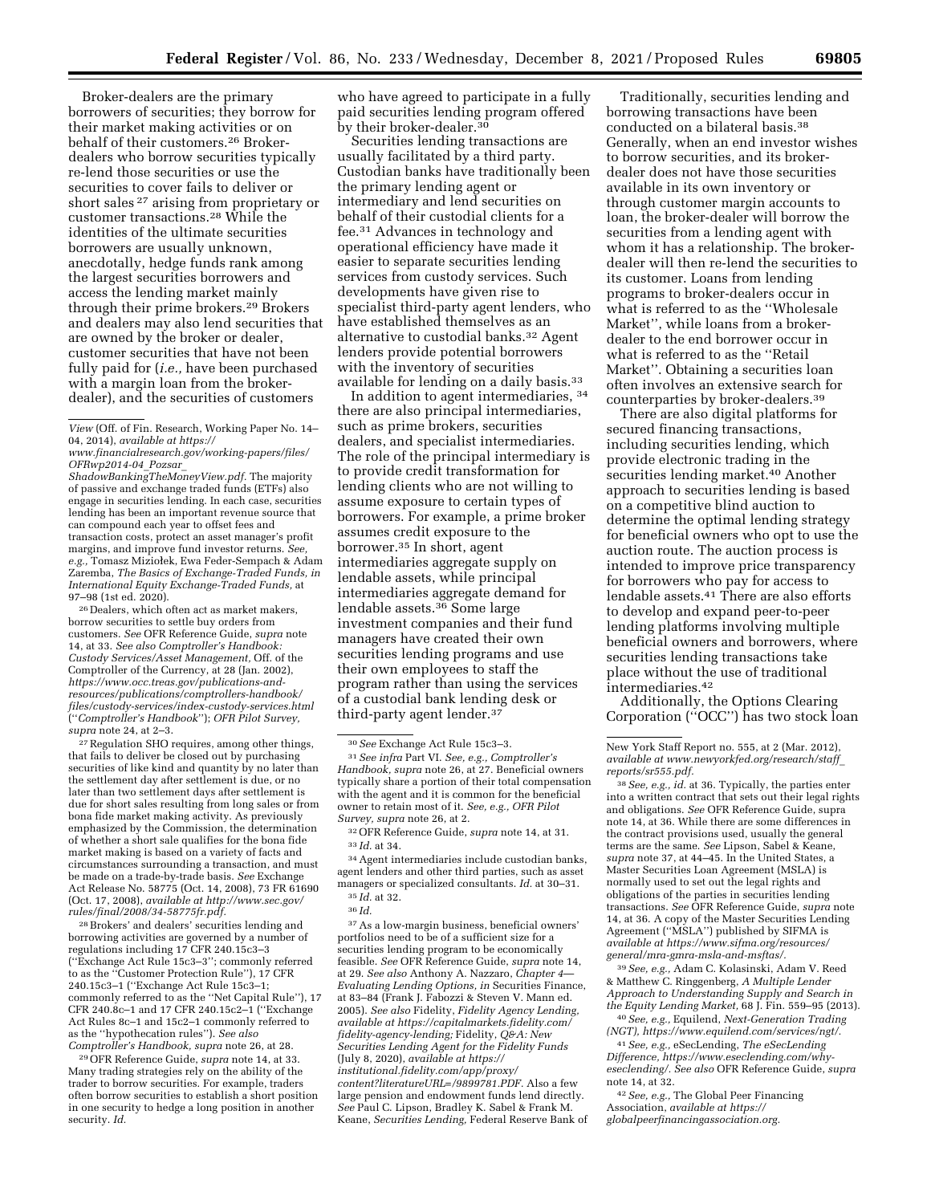Broker-dealers are the primary borrowers of securities; they borrow for their market making activities or on behalf of their customers.[26] Broker-dealers who borrow securities typically re-lend those securities or use the securities to cover fails to deliver or short sales [27] arising from proprietary or customer transactions.[28] While the identities of the ultimate securities borrowers are usually unknown, anecdotally, hedge funds rank among the largest securities borrowers and access the lending market mainly through their prime brokers.[29] Brokers and dealers may also lend securities that are owned by the broker or dealer, customer securities that have not been fully paid for (*i.e.,* have been purchased with a margin loan from the broker-dealer), and the securities of customers who have agreed to participate in a fully paid securities lending program offered by their broker-dealer.[30]

Securities lending transactions are usually facilitated by a third party. Custodian banks have traditionally been the primary lending agent or intermediary and lend securities on behalf of their custodial clients for a fee.[31] Advances in technology and operational efficiency have made it easier to separate securities lending services from custody services. Such developments have given rise to specialist third-party agent lenders, who have established themselves as an alternative to custodial banks.[32] Agent lenders provide potential borrowers with the inventory of securities available for lending on a daily basis.[33]

In addition to agent intermediaries, [34] there are also principal intermediaries, such as prime brokers, securities dealers, and specialist intermediaries. The role of the principal intermediary is to provide credit transformation for lending clients who are not willing to assume exposure to certain types of borrowers. For example, a prime broker assumes credit exposure to the borrower.[35] In short, agent intermediaries aggregate supply on lendable assets, while principal intermediaries aggregate demand for lendable assets.[36] Some large investment companies and their fund managers have created their own securities lending programs and use their own employees to staff the program rather than using the services of a custodial bank lending desk or third-party agent lender.[37]

Traditionally, securities lending and borrowing transactions have been conducted on a bilateral basis.[38] Generally, when an end investor wishes to borrow securities, and its broker-dealer does not have those securities available in its own inventory or through customer margin accounts to loan, the broker-dealer will borrow the securities from a lending agent with whom it has a relationship. The broker-dealer will then re-lend the securities to its customer. Loans from lending programs to broker-dealers occur in what is referred to as the ''Wholesale Market'', while loans from a broker-dealer to the end borrower occur in what is referred to as the ''Retail Market''. Obtaining a securities loan often involves an extensive search for counterparties by broker-dealers.[39]

There are also digital platforms for secured financing transactions, including securities lending, which provide electronic trading in the securities lending market.[40] Another approach to securities lending is based on a competitive blind auction to determine the optimal lending strategy for beneficial owners who opt to use the auction route. The auction process is intended to improve price transparency for borrowers who pay for access to lendable assets.[41] There are also efforts to develop and expand peer-to-peer lending platforms involving multiple beneficial owners and borrowers, where securities lending transactions take place without the use of traditional intermediaries.[42]

Additionally, the Options Clearing Corporation (''OCC'') has two stock loan

---

*View* (Off. of Fin. Research, Working Paper No. 14–04, 2014), *available at https://www.financialresearch.gov/working-papers/files/OFRwp2014-04_Pozsar_ShadowBankingTheMoneyView.pdf.* The majority of passive and exchange traded funds (ETFs) also engage in securities lending. In each case, securities lending has been an important revenue source that can compound each year to offset fees and transaction costs, protect an asset manager's profit margins, and improve fund investor returns. *See, e.g.,* Tomasz Miziołek, Ewa Feder-Sempach & Adam Zaremba, *The Basics of Exchange-Traded Funds, in International Equity Exchange-Traded Funds,* at 97–98 (1st ed. 2020).

[26] Dealers, which often act as market makers, borrow securities to settle buy orders from customers. *See* OFR Reference Guide, *supra* note 14, at 33. *See also Comptroller's Handbook: Custody Services/Asset Management,* Off. of the Comptroller of the Currency, at 28 (Jan. 2002), *https://www.occ.treas.gov/publications-and-resources/publications/comptrollers-handbook/files/custody-services/index-custody-services.html* (''*Comptroller's Handbook*''); *OFR Pilot Survey, supra* note 24, at 2–3.

[27] Regulation SHO requires, among other things, that fails to deliver be closed out by purchasing securities of like kind and quantity by no later than the settlement day after settlement is due, or no later than two settlement days after settlement is due for short sales resulting from long sales or from bona fide market making activity. As previously emphasized by the Commission, the determination of whether a short sale qualifies for the bona fide market making is based on a variety of facts and circumstances surrounding a transaction, and must be made on a trade-by-trade basis. *See* Exchange Act Release No. 58775 (Oct. 14, 2008), 73 FR 61690 (Oct. 17, 2008), *available at http://www.sec.gov/rules/final/2008/34-58775fr.pdf.*

[28] Brokers' and dealers' securities lending and borrowing activities are governed by a number of regulations including 17 CFR 240.15c3–3 (''Exchange Act Rule 15c3–3''; commonly referred to as the ''Customer Protection Rule''), 17 CFR 240.15c3–1 (''Exchange Act Rule 15c3–1; commonly referred to as the ''Net Capital Rule''), 17 CFR 240.8c–1 and 17 CFR 240.15c2–1 (''Exchange Act Rules 8c–1 and 15c2–1 commonly referred to as the ''hypothecation rules''). *See also Comptroller's Handbook, supra* note 26, at 28.

[29] OFR Reference Guide, *supra* note 14, at 33. Many trading strategies rely on the ability of the trader to borrow securities. For example, traders often borrow securities to establish a short position in one security to hedge a long position in another security. *Id.*

[30] *See* Exchange Act Rule 15c3–3.

[31] *See infra* Part VI. *See, e.g., Comptroller's Handbook, supra* note 26, at 27. Beneficial owners typically share a portion of their total compensation with the agent and it is common for the beneficial owner to retain most of it. *See, e.g., OFR Pilot Survey, supra* note 26, at 2.

[32] OFR Reference Guide, *supra* note 14, at 31.

[33] *Id.* at 34.

[34] Agent intermediaries include custodian banks, agent lenders and other third parties, such as asset managers or specialized consultants. *Id.* at 30–31.

[35] *Id.* at 32.

[36] *Id.*

[37] As a low-margin business, beneficial owners' portfolios need to be of a sufficient size for a securities lending program to be economically feasible. *See* OFR Reference Guide, *supra* note 14, at 29. *See also* Anthony A. Nazzaro, *Chapter 4—Evaluating Lending Options, in* Securities Finance, at 83–84 (Frank J. Fabozzi & Steven V. Mann ed. 2005). *See also* Fidelity, *Fidelity Agency Lending, available at https://capitalmarkets.fidelity.com/fidelity-agency-lending;* Fidelity, *Q&A: New Securities Lending Agent for the Fidelity Funds* (July 8, 2020), *available at https://institutional.fidelity.com/app/proxy/content?literatureURL=/9899781.PDF.* Also a few large pension and endowment funds lend directly. *See* Paul C. Lipson, Bradley K. Sabel & Frank M. Keane, *Securities Lending,* Federal Reserve Bank of New York Staff Report no. 555, at 2 (Mar. 2012), *available at www.newyorkfed.org/research/staff_reports/sr555.pdf.*

[38] *See, e.g., id.* at 36. Typically, the parties enter into a written contract that sets out their legal rights and obligations. *See* OFR Reference Guide, supra note 14, at 36. While there are some differences in the contract provisions used, usually the general terms are the same. *See* Lipson, Sabel & Keane, *supra* note 37, at 44–45. In the United States, a Master Securities Loan Agreement (MSLA) is normally used to set out the legal rights and obligations of the parties in securities lending transactions. *See* OFR Reference Guide, *supra* note 14, at 36. A copy of the Master Securities Lending Agreement (''MSLA'') published by SIFMA is *available at https://www.sifma.org/resources/general/mra-gmra-msla-and-msftas/.*

[39] *See, e.g.,* Adam C. Kolasinski, Adam V. Reed & Matthew C. Ringgenberg, *A Multiple Lender Approach to Understanding Supply and Search in the Equity Lending Market,* 68 J. Fin. 559–95 (2013).

[40] *See, e.g.,* Equilend, *Next-Generation Trading (NGT), https://www.equilend.com/services/ngt/.*

[41] *See, e.g.,* eSecLending, *The eSecLending Difference, https://www.eseclending.com/why-eseclending/. See also* OFR Reference Guide, *supra* note 14, at 32.

[42] *See, e.g.,* The Global Peer Financing Association, *available at https://globalpeerfinancingassociation.org.*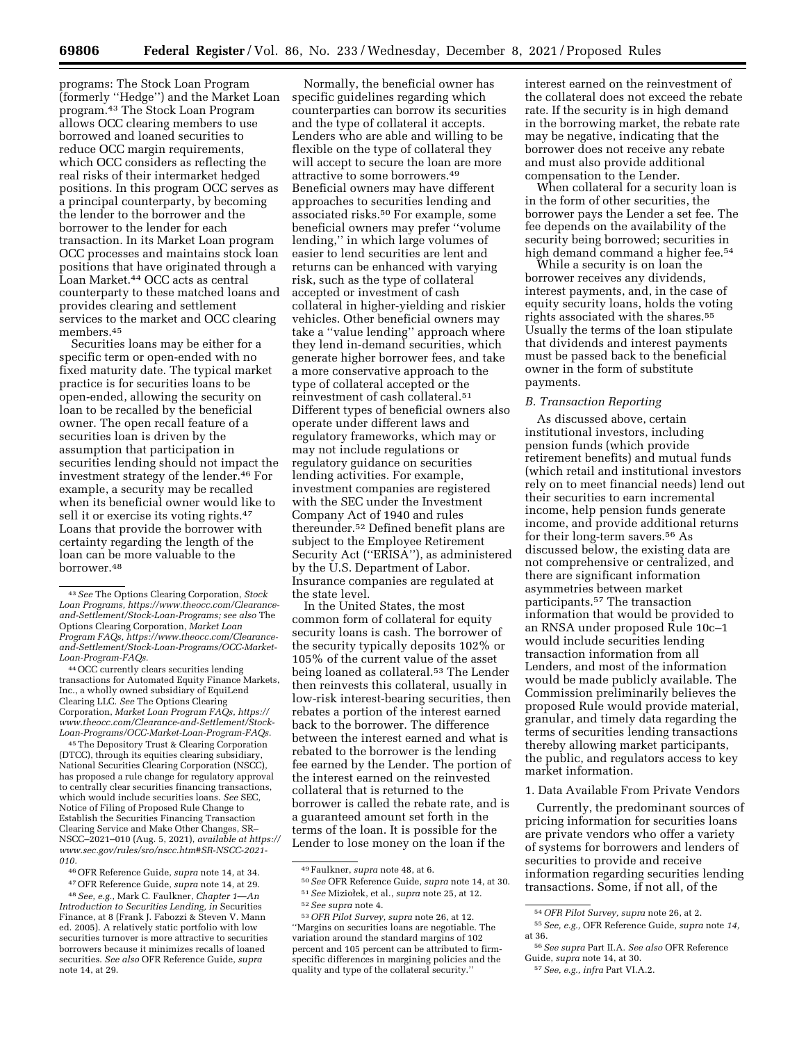programs: The Stock Loan Program (formerly "Hedge") and the Market Loan program.[43] The Stock Loan Program allows OCC clearing members to use borrowed and loaned securities to reduce OCC margin requirements, which OCC considers as reflecting the real risks of their intermarket hedged positions. In this program OCC serves as a principal counterparty, by becoming the lender to the borrower and the borrower to the lender for each transaction. In its Market Loan program OCC processes and maintains stock loan positions that have originated through a Loan Market.[44] OCC acts as central counterparty to these matched loans and provides clearing and settlement services to the market and OCC clearing members.[45]

Securities loans may be either for a specific term or open-ended with no fixed maturity date. The typical market practice is for securities loans to be open-ended, allowing the security on loan to be recalled by the beneficial owner. The open recall feature of a securities loan is driven by the assumption that participation in securities lending should not impact the investment strategy of the lender.[46] For example, a security may be recalled when its beneficial owner would like to sell it or exercise its voting rights.[47] Loans that provide the borrower with certainty regarding the length of the loan can be more valuable to the borrower.[48]

Normally, the beneficial owner has specific guidelines regarding which counterparties can borrow its securities and the type of collateral it accepts. Lenders who are able and willing to be flexible on the type of collateral they will accept to secure the loan are more attractive to some borrowers.[49] Beneficial owners may have different approaches to securities lending and associated risks.[50] For example, some beneficial owners may prefer "volume lending," in which large volumes of easier to lend securities are lent and returns can be enhanced with varying risk, such as the type of collateral accepted or investment of cash collateral in higher-yielding and riskier vehicles. Other beneficial owners may take a "value lending" approach where they lend in-demand securities, which generate higher borrower fees, and take a more conservative approach to the type of collateral accepted or the reinvestment of cash collateral.[51] Different types of beneficial owners also operate under different laws and regulatory frameworks, which may or may not include regulations or regulatory guidance on securities lending activities. For example, investment companies are registered with the SEC under the Investment Company Act of 1940 and rules thereunder.[52] Defined benefit plans are subject to the Employee Retirement Security Act ("ERISA"), as administered by the U.S. Department of Labor. Insurance companies are regulated at the state level.

In the United States, the most common form of collateral for equity security loans is cash. The borrower of the security typically deposits 102% or 105% of the current value of the asset being loaned as collateral.[53] The Lender then reinvests this collateral, usually in low-risk interest-bearing securities, then rebates a portion of the interest earned back to the borrower. The difference between the interest earned and what is rebated to the borrower is the lending fee earned by the Lender. The portion of the interest earned on the reinvested collateral that is returned to the borrower is called the rebate rate, and is a guaranteed amount set forth in the terms of the loan. It is possible for the Lender to lose money on the loan if the interest earned on the reinvestment of the collateral does not exceed the rebate rate. If the security is in high demand in the borrowing market, the rebate rate may be negative, indicating that the borrower does not receive any rebate and must also provide additional compensation to the Lender.

When collateral for a security loan is in the form of other securities, the borrower pays the Lender a set fee. The fee depends on the availability of the security being borrowed; securities in high demand command a higher fee.[54]

While a security is on loan the borrower receives any dividends, interest payments, and, in the case of equity security loans, holds the voting rights associated with the shares.[55] Usually the terms of the loan stipulate that dividends and interest payments must be passed back to the beneficial owner in the form of substitute payments.

### B. Transaction Reporting

As discussed above, certain institutional investors, including pension funds (which provide retirement benefits) and mutual funds (which retail and institutional investors rely on to meet financial needs) lend out their securities to earn incremental income, help pension funds generate income, and provide additional returns for their long-term savers.[56] As discussed below, the existing data are not comprehensive or centralized, and there are significant information asymmetries between market participants.[57] The transaction information that would be provided to an RNSA under proposed Rule 10c–1 would include securities lending transaction information from all Lenders, and most of the information would be made publicly available. The Commission preliminarily believes the proposed Rule would provide material, granular, and timely data regarding the terms of securities lending transactions thereby allowing market participants, the public, and regulators access to key market information.

#### 1. Data Available From Private Vendors

Currently, the predominant sources of pricing information for securities loans are private vendors who offer a variety of systems for borrowers and lenders of securities to provide and receive information regarding securities lending transactions. Some, if not all, of the

---

[43] *See* The Options Clearing Corporation, *Stock Loan Programs, https://www.theocc.com/Clearance-and-Settlement/Stock-Loan-Programs; see also* The Options Clearing Corporation, *Market Loan Program FAQs, https://www.theocc.com/Clearance-and-Settlement/Stock-Loan-Programs/OCC-Market-Loan-Program-FAQs.*

[44] OCC currently clears securities lending transactions for Automated Equity Finance Markets, Inc., a wholly owned subsidiary of EquiLend Clearing LLC. *See* The Options Clearing Corporation, *Market Loan Program FAQs, https://www.theocc.com/Clearance-and-Settlement/Stock-Loan-Programs/OCC-Market-Loan-Program-FAQs.*

[45] The Depository Trust & Clearing Corporation (DTCC), through its equities clearing subsidiary, National Securities Clearing Corporation (NSCC), has proposed a rule change for regulatory approval to centrally clear securities financing transactions, which would include securities loans. *See* SEC, Notice of Filing of Proposed Rule Change to Establish the Securities Financing Transaction Clearing Service and Make Other Changes, SR–NSCC–2021–010 (Aug. 5, 2021), *available at https://www.sec.gov/rules/sro/nscc.htm#SR-NSCC-2021-010.*

[46] OFR Reference Guide, *supra* note 14, at 34.

[47] OFR Reference Guide, *supra* note 14, at 29.

[48] *See, e.g.,* Mark C. Faulkner, *Chapter 1—An Introduction to Securities Lending, in* Securities Finance, at 8 (Frank J. Fabozzi & Steven V. Mann ed. 2005). A relatively static portfolio with low securities turnover is more attractive to securities borrowers because it minimizes recalls of loaned securities. *See also* OFR Reference Guide, *supra* note 14, at 29.

[49] Faulkner, *supra* note 48, at 6.

[50] *See* OFR Reference Guide, *supra* note 14, at 30.

[51] *See* Miziołek, et al., *supra* note 25, at 12.

[52] *See supra* note 4.

[53] *OFR Pilot Survey, supra* note 26, at 12. "Margins on securities loans are negotiable. The variation around the standard margins of 102 percent and 105 percent can be attributed to firm-specific differences in margining policies and the quality and type of the collateral security."

[54] *OFR Pilot Survey, supra* note 26, at 2.

[55] *See, e.g.,* OFR Reference Guide, *supra* note *14,* at 36.

[56] *See supra* Part II.A. *See also* OFR Reference Guide, *supra* note 14, at 30.

[57] *See, e.g., infra* Part VI.A.2.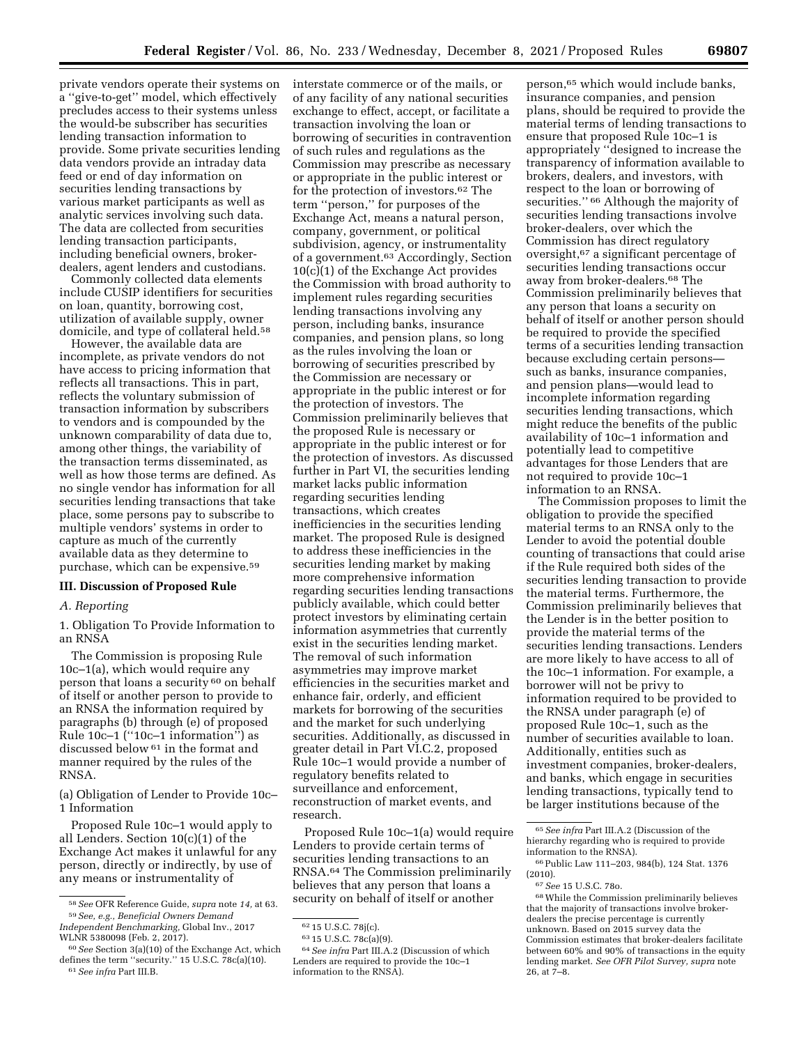private vendors operate their systems on a ''give-to-get'' model, which effectively precludes access to their systems unless the would-be subscriber has securities lending transaction information to provide. Some private securities lending data vendors provide an intraday data feed or end of day information on securities lending transactions by various market participants as well as analytic services involving such data. The data are collected from securities lending transaction participants, including beneficial owners, broker-dealers, agent lenders and custodians.

Commonly collected data elements include CUSIP identifiers for securities on loan, quantity, borrowing cost, utilization of available supply, owner domicile, and type of collateral held.[58]

However, the available data are incomplete, as private vendors do not have access to pricing information that reflects all transactions. This in part, reflects the voluntary submission of transaction information by subscribers to vendors and is compounded by the unknown comparability of data due to, among other things, the variability of the transaction terms disseminated, as well as how those terms are defined. As no single vendor has information for all securities lending transactions that take place, some persons pay to subscribe to multiple vendors' systems in order to capture as much of the currently available data as they determine to purchase, which can be expensive.[59]

## III. Discussion of Proposed Rule

### *A. Reporting*

1. Obligation To Provide Information to an RNSA

The Commission is proposing Rule 10c–1(a), which would require any person that loans a security[60] on behalf of itself or another person to provide to an RNSA the information required by paragraphs (b) through (e) of proposed Rule 10c–1 (''10c–1 information'') as discussed below[61] in the format and manner required by the rules of the RNSA.

(a) Obligation of Lender to Provide 10c–1 Information

Proposed Rule 10c–1 would apply to all Lenders. Section 10(c)(1) of the Exchange Act makes it unlawful for any person, directly or indirectly, by use of any means or instrumentality of interstate commerce or of the mails, or of any facility of any national securities exchange to effect, accept, or facilitate a transaction involving the loan or borrowing of securities in contravention of such rules and regulations as the Commission may prescribe as necessary or appropriate in the public interest or for the protection of investors.[62] The term ''person,'' for purposes of the Exchange Act, means a natural person, company, government, or political subdivision, agency, or instrumentality of a government.[63] Accordingly, Section 10(c)(1) of the Exchange Act provides the Commission with broad authority to implement rules regarding securities lending transactions involving any person, including banks, insurance companies, and pension plans, so long as the rules involving the loan or borrowing of securities prescribed by the Commission are necessary or appropriate in the public interest or for the protection of investors. The Commission preliminarily believes that the proposed Rule is necessary or appropriate in the public interest or for the protection of investors. As discussed further in Part VI, the securities lending market lacks public information regarding securities lending transactions, which creates inefficiencies in the securities lending market. The proposed Rule is designed to address these inefficiencies in the securities lending market by making more comprehensive information regarding securities lending transactions publicly available, which could better protect investors by eliminating certain information asymmetries that currently exist in the securities lending market. The removal of such information asymmetries may improve market efficiencies in the securities market and enhance fair, orderly, and efficient markets for borrowing of the securities and the market for such underlying securities. Additionally, as discussed in greater detail in Part VI.C.2, proposed Rule 10c–1 would provide a number of regulatory benefits related to surveillance and enforcement, reconstruction of market events, and research.

Proposed Rule 10c–1(a) would require Lenders to provide certain terms of securities lending transactions to an RNSA.[64] The Commission preliminarily believes that any person that loans a security on behalf of itself or another person,[65] which would include banks, insurance companies, and pension plans, should be required to provide the material terms of lending transactions to ensure that proposed Rule 10c–1 is appropriately ''designed to increase the transparency of information available to brokers, dealers, and investors, with respect to the loan or borrowing of securities.''[66] Although the majority of securities lending transactions involve broker-dealers, over which the Commission has direct regulatory oversight,[67] a significant percentage of securities lending transactions occur away from broker-dealers.[68] The Commission preliminarily believes that any person that loans a security on behalf of itself or another person should be required to provide the specified terms of a securities lending transaction because excluding certain persons—such as banks, insurance companies, and pension plans—would lead to incomplete information regarding securities lending transactions, which might reduce the benefits of the public availability of 10c–1 information and potentially lead to competitive advantages for those Lenders that are not required to provide 10c–1 information to an RNSA.

The Commission proposes to limit the obligation to provide the specified material terms to an RNSA only to the Lender to avoid the potential double counting of transactions that could arise if the Rule required both sides of the securities lending transaction to provide the material terms. Furthermore, the Commission preliminarily believes that the Lender is in the better position to provide the material terms of the securities lending transactions. Lenders are more likely to have access to all of the 10c–1 information. For example, a borrower will not be privy to information required to be provided to the RNSA under paragraph (e) of proposed Rule 10c–1, such as the number of securities available to loan. Additionally, entities such as investment companies, broker-dealers, and banks, which engage in securities lending transactions, typically tend to be larger institutions because of the

---

[58] *See* OFR Reference Guide, *supra* note 14, at 63.

[59] *See, e.g., Beneficial Owners Demand Independent Benchmarking,* Global Inv., 2017 WLNR 5380098 (Feb. 2, 2017).

[60] *See* Section 3(a)(10) of the Exchange Act, which defines the term ''security.'' 15 U.S.C. 78c(a)(10).

[61] *See infra* Part III.B.

[62] 15 U.S.C. 78j(c).

[63] 15 U.S.C. 78c(a)(9).

[64] *See infra* Part III.A.2 (Discussion of which Lenders are required to provide the 10c–1 information to the RNSA).

[65] *See infra* Part III.A.2 (Discussion of the hierarchy regarding who is required to provide information to the RNSA).

[66] Public Law 111–203, 984(b), 124 Stat. 1376 (2010).

[67] *See* 15 U.S.C. 78o.

[68] While the Commission preliminarily believes that the majority of transactions involve broker-dealers the precise percentage is currently unknown. Based on 2015 survey data the Commission estimates that broker-dealers facilitate between 60% and 90% of transactions in the equity lending market. *See OFR Pilot Survey, supra* note 26, at 7–8.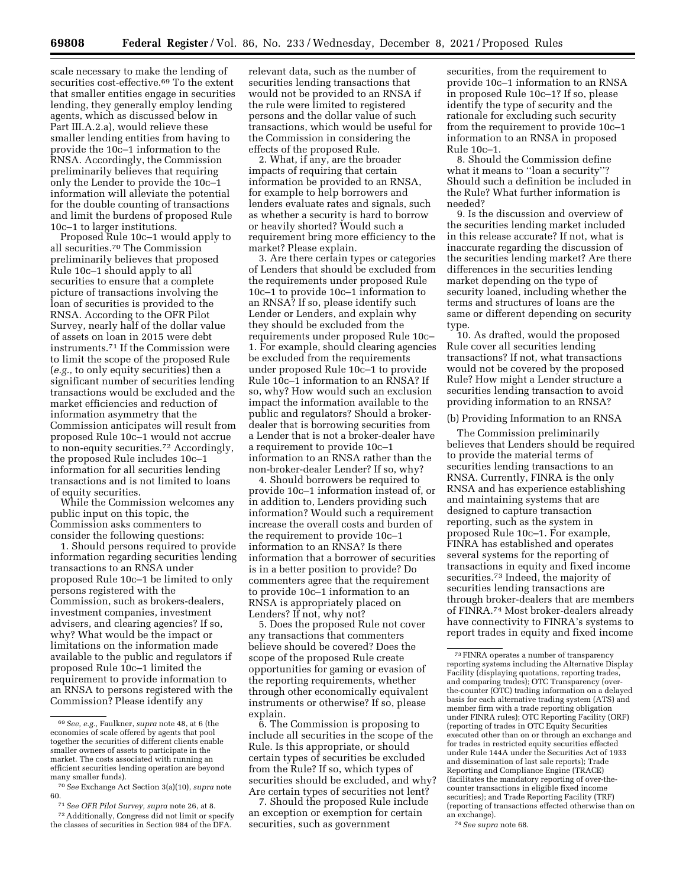scale necessary to make the lending of securities cost-effective.[69] To the extent that smaller entities engage in securities lending, they generally employ lending agents, which as discussed below in Part III.A.2.a), would relieve these smaller lending entities from having to provide the 10c–1 information to the RNSA. Accordingly, the Commission preliminarily believes that requiring only the Lender to provide the 10c–1 information will alleviate the potential for the double counting of transactions and limit the burdens of proposed Rule 10c–1 to larger institutions.

Proposed Rule 10c–1 would apply to all securities.[70] The Commission preliminarily believes that proposed Rule 10c–1 should apply to all securities to ensure that a complete picture of transactions involving the loan of securities is provided to the RNSA. According to the OFR Pilot Survey, nearly half of the dollar value of assets on loan in 2015 were debt instruments.[71] If the Commission were to limit the scope of the proposed Rule (*e.g.,* to only equity securities) then a significant number of securities lending transactions would be excluded and the market efficiencies and reduction of information asymmetry that the Commission anticipates will result from proposed Rule 10c–1 would not accrue to non-equity securities.[72] Accordingly, the proposed Rule includes 10c–1 information for all securities lending transactions and is not limited to loans of equity securities.

While the Commission welcomes any public input on this topic, the Commission asks commenters to consider the following questions:

1. Should persons required to provide information regarding securities lending transactions to an RNSA under proposed Rule 10c–1 be limited to only persons registered with the Commission, such as brokers-dealers, investment companies, investment advisers, and clearing agencies? If so, why? What would be the impact or limitations on the information made available to the public and regulators if proposed Rule 10c–1 limited the requirement to provide information to an RNSA to persons registered with the Commission? Please identify any relevant data, such as the number of securities lending transactions that would not be provided to an RNSA if the rule were limited to registered persons and the dollar value of such transactions, which would be useful for the Commission in considering the effects of the proposed Rule.

2. What, if any, are the broader impacts of requiring that certain information be provided to an RNSA, for example to help borrowers and lenders evaluate rates and signals, such as whether a security is hard to borrow or heavily shorted? Would such a requirement bring more efficiency to the market? Please explain.

3. Are there certain types or categories of Lenders that should be excluded from the requirements under proposed Rule 10c–1 to provide 10c–1 information to an RNSA? If so, please identify such Lender or Lenders, and explain why they should be excluded from the requirements under proposed Rule 10c–1. For example, should clearing agencies be excluded from the requirements under proposed Rule 10c–1 to provide Rule 10c–1 information to an RNSA? If so, why? How would such an exclusion impact the information available to the public and regulators? Should a broker-dealer that is borrowing securities from a Lender that is not a broker-dealer have a requirement to provide 10c–1 information to an RNSA rather than the non-broker-dealer Lender? If so, why?

4. Should borrowers be required to provide 10c–1 information instead of, or in addition to, Lenders providing such information? Would such a requirement increase the overall costs and burden of the requirement to provide 10c–1 information to an RNSA? Is there information that a borrower of securities is in a better position to provide? Do commenters agree that the requirement to provide 10c–1 information to an RNSA is appropriately placed on Lenders? If not, why not?

5. Does the proposed Rule not cover any transactions that commenters believe should be covered? Does the scope of the proposed Rule create opportunities for gaming or evasion of the reporting requirements, whether through other economically equivalent instruments or otherwise? If so, please explain.

6. The Commission is proposing to include all securities in the scope of the Rule. Is this appropriate, or should certain types of securities be excluded from the Rule? If so, which types of securities should be excluded, and why? Are certain types of securities not lent?

7. Should the proposed Rule include an exception or exemption for certain securities, such as government securities, from the requirement to provide 10c–1 information to an RNSA in proposed Rule 10c–1? If so, please identify the type of security and the rationale for excluding such security from the requirement to provide 10c–1 information to an RNSA in proposed Rule 10c–1.

8. Should the Commission define what it means to "loan a security"? Should such a definition be included in the Rule? What further information is needed?

9. Is the discussion and overview of the securities lending market included in this release accurate? If not, what is inaccurate regarding the discussion of the securities lending market? Are there differences in the securities lending market depending on the type of security loaned, including whether the terms and structures of loans are the same or different depending on security type.

10. As drafted, would the proposed Rule cover all securities lending transactions? If not, what transactions would not be covered by the proposed Rule? How might a Lender structure a securities lending transaction to avoid providing information to an RNSA?

(b) Providing Information to an RNSA

The Commission preliminarily believes that Lenders should be required to provide the material terms of securities lending transactions to an RNSA. Currently, FINRA is the only RNSA and has experience establishing and maintaining systems that are designed to capture transaction reporting, such as the system in proposed Rule 10c–1. For example, FINRA has established and operates several systems for the reporting of transactions in equity and fixed income securities.[73] Indeed, the majority of securities lending transactions are through broker-dealers that are members of FINRA.[74] Most broker-dealers already have connectivity to FINRA's systems to report trades in equity and fixed income

---

[69] *See, e.g.,* Faulkner, *supra* note 48, at 6 (the economies of scale offered by agents that pool together the securities of different clients enable smaller owners of assets to participate in the market. The costs associated with running an efficient securities lending operation are beyond many smaller funds).

[70] *See* Exchange Act Section 3(a)(10), *supra* note 60.

[71] *See OFR Pilot Survey, supra* note 26, at 8.

[72] Additionally, Congress did not limit or specify the classes of securities in Section 984 of the DFA.

[73] FINRA operates a number of transparency reporting systems including the Alternative Display Facility (displaying quotations, reporting trades, and comparing trades); OTC Transparency (over-the-counter (OTC) trading information on a delayed basis for each alternative trading system (ATS) and member firm with a trade reporting obligation under FINRA rules); OTC Reporting Facility (ORF) (reporting of trades in OTC Equity Securities executed other than on or through an exchange and for trades in restricted equity securities effected under Rule 144A under the Securities Act of 1933 and dissemination of last sale reports); Trade Reporting and Compliance Engine (TRACE) (facilitates the mandatory reporting of over-the-counter transactions in eligible fixed income securities); and Trade Reporting Facility (TRF) (reporting of transactions effected otherwise than on an exchange).

[74] *See supra* note 68.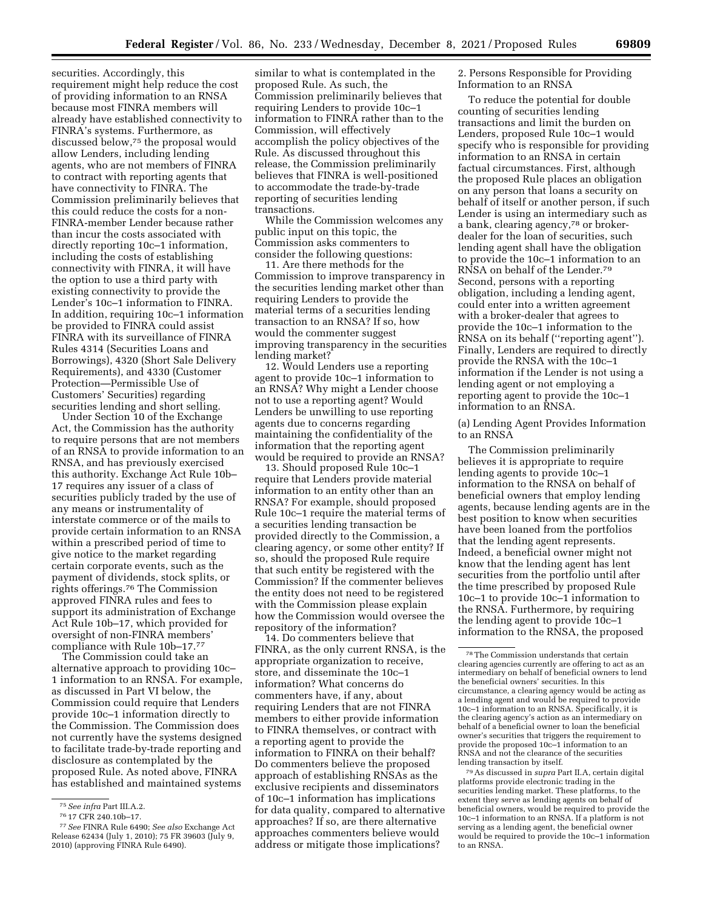securities. Accordingly, this requirement might help reduce the cost of providing information to an RNSA because most FINRA members will already have established connectivity to FINRA's systems. Furthermore, as discussed below,[75] the proposal would allow Lenders, including lending agents, who are not members of FINRA to contract with reporting agents that have connectivity to FINRA. The Commission preliminarily believes that this could reduce the costs for a non-FINRA-member Lender because rather than incur the costs associated with directly reporting 10c–1 information, including the costs of establishing connectivity with FINRA, it will have the option to use a third party with existing connectivity to provide the Lender's 10c–1 information to FINRA. In addition, requiring 10c–1 information be provided to FINRA could assist FINRA with its surveillance of FINRA Rules 4314 (Securities Loans and Borrowings), 4320 (Short Sale Delivery Requirements), and 4330 (Customer Protection—Permissible Use of Customers' Securities) regarding securities lending and short selling.

Under Section 10 of the Exchange Act, the Commission has the authority to require persons that are not members of an RNSA to provide information to an RNSA, and has previously exercised this authority. Exchange Act Rule 10b–17 requires any issuer of a class of securities publicly traded by the use of any means or instrumentality of interstate commerce or of the mails to provide certain information to an RNSA within a prescribed period of time to give notice to the market regarding certain corporate events, such as the payment of dividends, stock splits, or rights offerings.[76] The Commission approved FINRA rules and fees to support its administration of Exchange Act Rule 10b–17, which provided for oversight of non-FINRA members' compliance with Rule 10b–17.[77]

The Commission could take an alternative approach to providing 10c–1 information to an RNSA. For example, as discussed in Part VI below, the Commission could require that Lenders provide 10c–1 information directly to the Commission. The Commission does not currently have the systems designed to facilitate trade-by-trade reporting and disclosure as contemplated by the proposed Rule. As noted above, FINRA has established and maintained systems similar to what is contemplated in the proposed Rule. As such, the Commission preliminarily believes that requiring Lenders to provide 10c–1 information to FINRA rather than to the Commission, will effectively accomplish the policy objectives of the Rule. As discussed throughout this release, the Commission preliminarily believes that FINRA is well-positioned to accommodate the trade-by-trade reporting of securities lending transactions.

While the Commission welcomes any public input on this topic, the Commission asks commenters to consider the following questions:

11. Are there methods for the Commission to improve transparency in the securities lending market other than requiring Lenders to provide the material terms of a securities lending transaction to an RNSA? If so, how would the commenter suggest improving transparency in the securities lending market?

12. Would Lenders use a reporting agent to provide 10c–1 information to an RNSA? Why might a Lender choose not to use a reporting agent? Would Lenders be unwilling to use reporting agents due to concerns regarding maintaining the confidentiality of the information that the reporting agent would be required to provide an RNSA?

13. Should proposed Rule 10c–1 require that Lenders provide material information to an entity other than an RNSA? For example, should proposed Rule 10c–1 require the material terms of a securities lending transaction be provided directly to the Commission, a clearing agency, or some other entity? If so, should the proposed Rule require that such entity be registered with the Commission? If the commenter believes the entity does not need to be registered with the Commission please explain how the Commission would oversee the repository of the information?

14. Do commenters believe that FINRA, as the only current RNSA, is the appropriate organization to receive, store, and disseminate the 10c–1 information? What concerns do commenters have, if any, about requiring Lenders that are not FINRA members to either provide information to FINRA themselves, or contract with a reporting agent to provide the information to FINRA on their behalf? Do commenters believe the proposed approach of establishing RNSAs as the exclusive recipients and disseminators of 10c–1 information has implications for data quality, compared to alternative approaches? If so, are there alternative approaches commenters believe would address or mitigate those implications?

2. Persons Responsible for Providing Information to an RNSA

To reduce the potential for double counting of securities lending transactions and limit the burden on Lenders, proposed Rule 10c–1 would specify who is responsible for providing information to an RNSA in certain factual circumstances. First, although the proposed Rule places an obligation on any person that loans a security on behalf of itself or another person, if such Lender is using an intermediary such as a bank, clearing agency,[78] or broker-dealer for the loan of securities, such lending agent shall have the obligation to provide the 10c–1 information to an RNSA on behalf of the Lender.[79] Second, persons with a reporting obligation, including a lending agent, could enter into a written agreement with a broker-dealer that agrees to provide the 10c–1 information to the RNSA on its behalf ("reporting agent"). Finally, Lenders are required to directly provide the RNSA with the 10c–1 information if the Lender is not using a lending agent or not employing a reporting agent to provide the 10c–1 information to an RNSA.

(a) Lending Agent Provides Information to an RNSA

The Commission preliminarily believes it is appropriate to require lending agents to provide 10c–1 information to the RNSA on behalf of beneficial owners that employ lending agents, because lending agents are in the best position to know when securities have been loaned from the portfolios that the lending agent represents. Indeed, a beneficial owner might not know that the lending agent has lent securities from the portfolio until after the time prescribed by proposed Rule 10c–1 to provide 10c–1 information to the RNSA. Furthermore, by requiring the lending agent to provide 10c–1 information to the RNSA, the proposed

---

[75] *See infra* Part III.A.2.

[76] 17 CFR 240.10b–17.

[77] *See* FINRA Rule 6490; *See also* Exchange Act Release 62434 (July 1, 2010); 75 FR 39603 (July 9, 2010) (approving FINRA Rule 6490).

[78] The Commission understands that certain clearing agencies currently are offering to act as an intermediary on behalf of beneficial owners to lend the beneficial owners' securities. In this circumstance, a clearing agency would be acting as a lending agent and would be required to provide 10c–1 information to an RNSA. Specifically, it is the clearing agency's action as an intermediary on behalf of a beneficial owner to loan the beneficial owner's securities that triggers the requirement to provide the proposed 10c–1 information to an RNSA and not the clearance of the securities lending transaction by itself.

[79] As discussed in *supra* Part II.A, certain digital platforms provide electronic trading in the securities lending market. These platforms, to the extent they serve as lending agents on behalf of beneficial owners, would be required to provide the 10c–1 information to an RNSA. If a platform is not serving as a lending agent, the beneficial owner would be required to provide the 10c–1 information to an RNSA.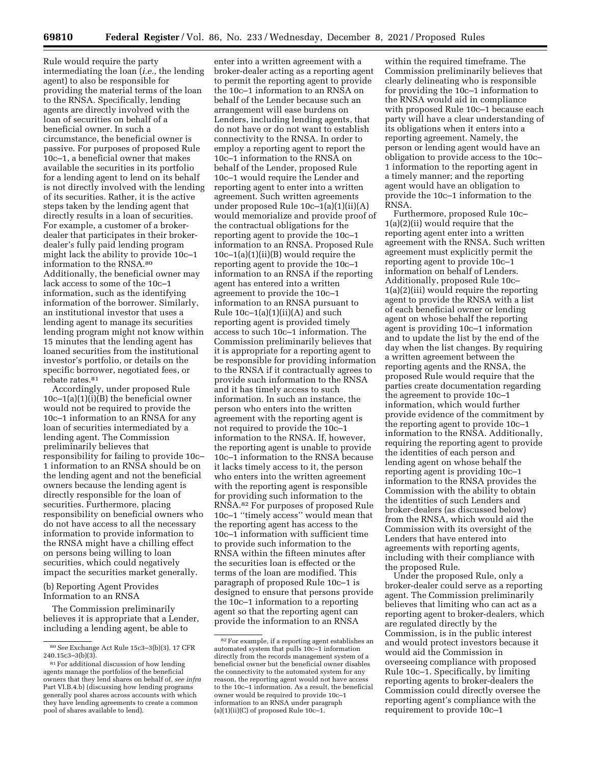Rule would require the party intermediating the loan (*i.e.,* the lending agent) to also be responsible for providing the material terms of the loan to the RNSA. Specifically, lending agents are directly involved with the loan of securities on behalf of a beneficial owner. In such a circumstance, the beneficial owner is passive. For purposes of proposed Rule 10c–1, a beneficial owner that makes available the securities in its portfolio for a lending agent to lend on its behalf is not directly involved with the lending of its securities. Rather, it is the active steps taken by the lending agent that directly results in a loan of securities. For example, a customer of a broker-dealer that participates in their broker-dealer's fully paid lending program might lack the ability to provide 10c–1 information to the RNSA.[80] Additionally, the beneficial owner may lack access to some of the 10c–1 information, such as the identifying information of the borrower. Similarly, an institutional investor that uses a lending agent to manage its securities lending program might not know within 15 minutes that the lending agent has loaned securities from the institutional investor's portfolio, or details on the specific borrower, negotiated fees, or rebate rates.[81]

Accordingly, under proposed Rule 10c–1(a)(1)(i)(B) the beneficial owner would not be required to provide the 10c–1 information to an RNSA for any loan of securities intermediated by a lending agent. The Commission preliminarily believes that responsibility for failing to provide 10c–1 information to an RNSA should be on the lending agent and not the beneficial owners because the lending agent is directly responsible for the loan of securities. Furthermore, placing responsibility on beneficial owners who do not have access to all the necessary information to provide information to the RNSA might have a chilling effect on persons being willing to loan securities, which could negatively impact the securities market generally.

(b) Reporting Agent Provides Information to an RNSA

The Commission preliminarily believes it is appropriate that a Lender, including a lending agent, be able to enter into a written agreement with a broker-dealer acting as a reporting agent to permit the reporting agent to provide the 10c–1 information to an RNSA on behalf of the Lender because such an arrangement will ease burdens on Lenders, including lending agents, that do not have or do not want to establish connectivity to the RNSA. In order to employ a reporting agent to report the 10c–1 information to the RNSA on behalf of the Lender, proposed Rule 10c–1 would require the Lender and reporting agent to enter into a written agreement. Such written agreements under proposed Rule 10c–1(a)(1)(ii)(A) would memorialize and provide proof of the contractual obligations for the reporting agent to provide the 10c–1 information to an RNSA. Proposed Rule 10c–1(a)(1)(ii)(B) would require the reporting agent to provide the 10c–1 information to an RNSA if the reporting agent has entered into a written agreement to provide the 10c–1 information to an RNSA pursuant to Rule 10c–1(a)(1)(ii)(A) and such reporting agent is provided timely access to such 10c–1 information. The Commission preliminarily believes that it is appropriate for a reporting agent to be responsible for providing information to the RNSA if it contractually agrees to provide such information to the RNSA and it has timely access to such information. In such an instance, the person who enters into the written agreement with the reporting agent is not required to provide the 10c–1 information to the RNSA. If, however, the reporting agent is unable to provide 10c–1 information to the RNSA because it lacks timely access to it, the person who enters into the written agreement with the reporting agent is responsible for providing such information to the RNSA.[82] For purposes of proposed Rule 10c–1 "timely access" would mean that the reporting agent has access to the 10c–1 information with sufficient time to provide such information to the RNSA within the fifteen minutes after the securities loan is effected or the terms of the loan are modified. This paragraph of proposed Rule 10c–1 is designed to ensure that persons provide the 10c–1 information to a reporting agent so that the reporting agent can provide the information to an RNSA within the required timeframe. The Commission preliminarily believes that clearly delineating who is responsible for providing the 10c–1 information to the RNSA would aid in compliance with proposed Rule 10c–1 because each party will have a clear understanding of its obligations when it enters into a reporting agreement. Namely, the person or lending agent would have an obligation to provide access to the 10c–1 information to the reporting agent in a timely manner; and the reporting agent would have an obligation to provide the 10c–1 information to the RNSA.

Furthermore, proposed Rule 10c–1(a)(2)(ii) would require that the reporting agent enter into a written agreement with the RNSA. Such written agreement must explicitly permit the reporting agent to provide 10c–1 information on behalf of Lenders. Additionally, proposed Rule 10c–1(a)(2)(iii) would require the reporting agent to provide the RNSA with a list of each beneficial owner or lending agent on whose behalf the reporting agent is providing 10c–1 information and to update the list by the end of the day when the list changes. By requiring a written agreement between the reporting agents and the RNSA, the proposed Rule would require that the parties create documentation regarding the agreement to provide 10c–1 information, which would further provide evidence of the commitment by the reporting agent to provide 10c–1 information to the RNSA. Additionally, requiring the reporting agent to provide the identities of each person and lending agent on whose behalf the reporting agent is providing 10c–1 information to the RNSA provides the Commission with the ability to obtain the identities of such Lenders and broker-dealers (as discussed below) from the RNSA, which would aid the Commission with its oversight of the Lenders that have entered into agreements with reporting agents, including with their compliance with the proposed Rule.

Under the proposed Rule, only a broker-dealer could serve as a reporting agent. The Commission preliminarily believes that limiting who can act as a reporting agent to broker-dealers, which are regulated directly by the Commission, is in the public interest and would protect investors because it would aid the Commission in overseeing compliance with proposed Rule 10c–1. Specifically, by limiting reporting agents to broker-dealers the Commission could directly oversee the reporting agent's compliance with the requirement to provide 10c–1

---

[80] *See* Exchange Act Rule 15c3–3(b)(3). 17 CFR 240.15c3–3(b)(3).

[81] For additional discussion of how lending agents manage the portfolios of the beneficial owners that they lend shares on behalf of, *see infra* Part VI.B.4.b) (discussing how lending programs generally pool shares across accounts with which they have lending agreements to create a common pool of shares available to lend).

[82] For example, if a reporting agent establishes an automated system that pulls 10c–1 information directly from the records management system of a beneficial owner but the beneficial owner disables the connectivity to the automated system for any reason, the reporting agent would not have access to the 10c–1 information. As a result, the beneficial owner would be required to provide 10c–1 information to an RNSA under paragraph (a)(1)(ii)(C) of proposed Rule 10c–1.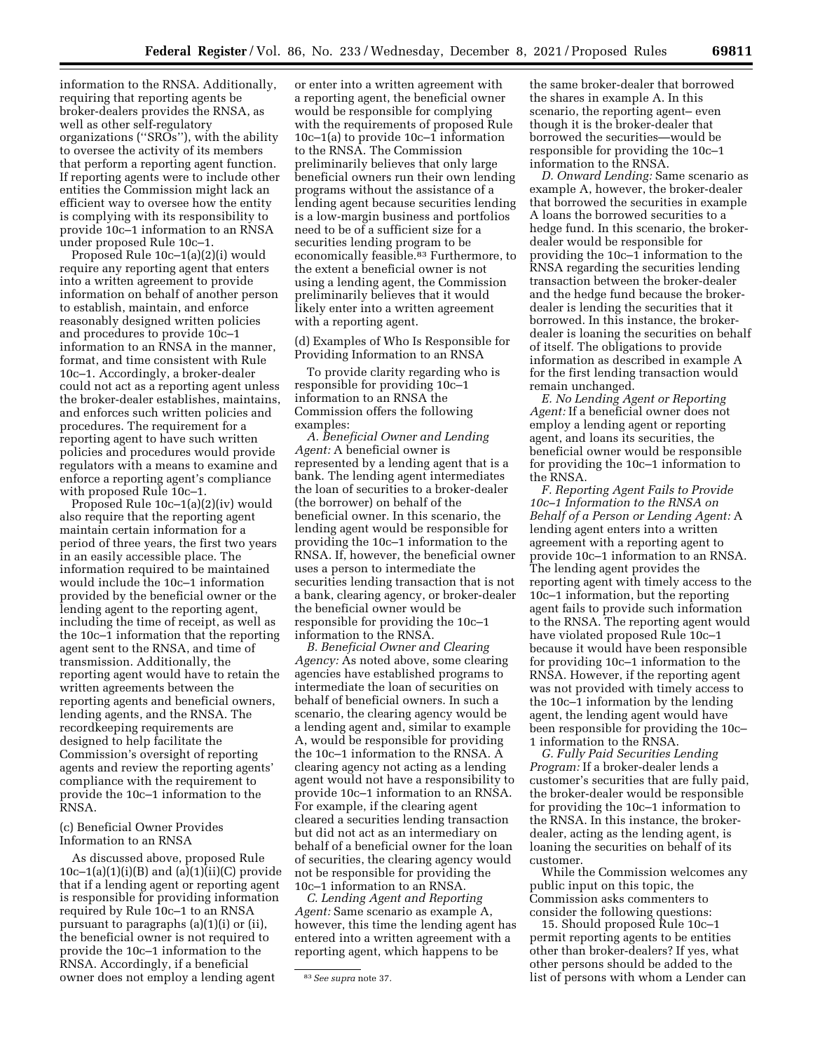information to the RNSA. Additionally, requiring that reporting agents be broker-dealers provides the RNSA, as well as other self-regulatory organizations (''SROs''), with the ability to oversee the activity of its members that perform a reporting agent function. If reporting agents were to include other entities the Commission might lack an efficient way to oversee how the entity is complying with its responsibility to provide 10c–1 information to an RNSA under proposed Rule 10c–1.

Proposed Rule 10c–1(a)(2)(i) would require any reporting agent that enters into a written agreement to provide information on behalf of another person to establish, maintain, and enforce reasonably designed written policies and procedures to provide 10c–1 information to an RNSA in the manner, format, and time consistent with Rule 10c–1. Accordingly, a broker-dealer could not act as a reporting agent unless the broker-dealer establishes, maintains, and enforces such written policies and procedures. The requirement for a reporting agent to have such written policies and procedures would provide regulators with a means to examine and enforce a reporting agent's compliance with proposed Rule 10c–1.

Proposed Rule 10c–1(a)(2)(iv) would also require that the reporting agent maintain certain information for a period of three years, the first two years in an easily accessible place. The information required to be maintained would include the 10c–1 information provided by the beneficial owner or the lending agent to the reporting agent, including the time of receipt, as well as the 10c–1 information that the reporting agent sent to the RNSA, and time of transmission. Additionally, the reporting agent would have to retain the written agreements between the reporting agents and beneficial owners, lending agents, and the RNSA. The recordkeeping requirements are designed to help facilitate the Commission's oversight of reporting agents and review the reporting agents' compliance with the requirement to provide the 10c–1 information to the RNSA.

(c) Beneficial Owner Provides Information to an RNSA

As discussed above, proposed Rule 10c–1(a)(1)(i)(B) and (a)(1)(ii)(C) provide that if a lending agent or reporting agent is responsible for providing information required by Rule 10c–1 to an RNSA pursuant to paragraphs (a)(1)(i) or (ii), the beneficial owner is not required to provide the 10c–1 information to the RNSA. Accordingly, if a beneficial owner does not employ a lending agent or enter into a written agreement with a reporting agent, the beneficial owner would be responsible for complying with the requirements of proposed Rule 10c–1(a) to provide 10c–1 information to the RNSA. The Commission preliminarily believes that only large beneficial owners run their own lending programs without the assistance of a lending agent because securities lending is a low-margin business and portfolios need to be of a sufficient size for a securities lending program to be economically feasible.[83] Furthermore, to the extent a beneficial owner is not using a lending agent, the Commission preliminarily believes that it would likely enter into a written agreement with a reporting agent.

(d) Examples of Who Is Responsible for Providing Information to an RNSA

To provide clarity regarding who is responsible for providing 10c–1 information to an RNSA the Commission offers the following examples:

*A. Beneficial Owner and Lending Agent:* A beneficial owner is represented by a lending agent that is a bank. The lending agent intermediates the loan of securities to a broker-dealer (the borrower) on behalf of the beneficial owner. In this scenario, the lending agent would be responsible for providing the 10c–1 information to the RNSA. If, however, the beneficial owner uses a person to intermediate the securities lending transaction that is not a bank, clearing agency, or broker-dealer the beneficial owner would be responsible for providing the 10c–1 information to the RNSA.

*B. Beneficial Owner and Clearing Agency:* As noted above, some clearing agencies have established programs to intermediate the loan of securities on behalf of beneficial owners. In such a scenario, the clearing agency would be a lending agent and, similar to example A, would be responsible for providing the 10c–1 information to the RNSA. A clearing agency not acting as a lending agent would not have a responsibility to provide 10c–1 information to an RNSA. For example, if the clearing agent cleared a securities lending transaction but did not act as an intermediary on behalf of a beneficial owner for the loan of securities, the clearing agency would not be responsible for providing the 10c–1 information to an RNSA.

*C. Lending Agent and Reporting Agent:* Same scenario as example A, however, this time the lending agent has entered into a written agreement with a reporting agent, which happens to be the same broker-dealer that borrowed the shares in example A. In this scenario, the reporting agent– even though it is the broker-dealer that borrowed the securities—would be responsible for providing the 10c–1 information to the RNSA.

*D. Onward Lending:* Same scenario as example A, however, the broker-dealer that borrowed the securities in example A loans the borrowed securities to a hedge fund. In this scenario, the broker-dealer would be responsible for providing the 10c–1 information to the RNSA regarding the securities lending transaction between the broker-dealer and the hedge fund because the broker-dealer is lending the securities that it borrowed. In this instance, the broker-dealer is loaning the securities on behalf of itself. The obligations to provide information as described in example A for the first lending transaction would remain unchanged.

*E. No Lending Agent or Reporting Agent:* If a beneficial owner does not employ a lending agent or reporting agent, and loans its securities, the beneficial owner would be responsible for providing the 10c–1 information to the RNSA.

*F. Reporting Agent Fails to Provide 10c–1 Information to the RNSA on Behalf of a Person or Lending Agent:* A lending agent enters into a written agreement with a reporting agent to provide 10c–1 information to an RNSA. The lending agent provides the reporting agent with timely access to the 10c–1 information, but the reporting agent fails to provide such information to the RNSA. The reporting agent would have violated proposed Rule 10c–1 because it would have been responsible for providing 10c–1 information to the RNSA. However, if the reporting agent was not provided with timely access to the 10c–1 information by the lending agent, the lending agent would have been responsible for providing the 10c–1 information to the RNSA.

*G. Fully Paid Securities Lending Program:* If a broker-dealer lends a customer's securities that are fully paid, the broker-dealer would be responsible for providing the 10c–1 information to the RNSA. In this instance, the broker-dealer, acting as the lending agent, is loaning the securities on behalf of its customer.

While the Commission welcomes any public input on this topic, the Commission asks commenters to consider the following questions:

15. Should proposed Rule 10c–1 permit reporting agents to be entities other than broker-dealers? If yes, what other persons should be added to the list of persons with whom a Lender can

[83] *See supra* note 37.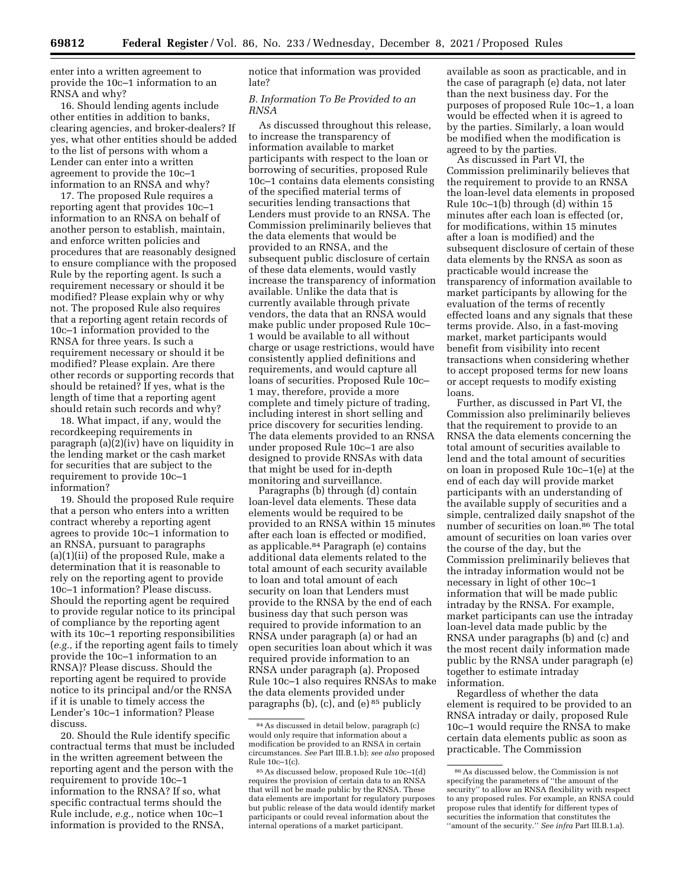enter into a written agreement to provide the 10c–1 information to an RNSA and why?

16. Should lending agents include other entities in addition to banks, clearing agencies, and broker-dealers? If yes, what other entities should be added to the list of persons with whom a Lender can enter into a written agreement to provide the 10c–1 information to an RNSA and why?

17. The proposed Rule requires a reporting agent that provides 10c–1 information to an RNSA on behalf of another person to establish, maintain, and enforce written policies and procedures that are reasonably designed to ensure compliance with the proposed Rule by the reporting agent. Is such a requirement necessary or should it be modified? Please explain why or why not. The proposed Rule also requires that a reporting agent retain records of 10c–1 information provided to the RNSA for three years. Is such a requirement necessary or should it be modified? Please explain. Are there other records or supporting records that should be retained? If yes, what is the length of time that a reporting agent should retain such records and why?

18. What impact, if any, would the recordkeeping requirements in paragraph (a)(2)(iv) have on liquidity in the lending market or the cash market for securities that are subject to the requirement to provide 10c–1 information?

19. Should the proposed Rule require that a person who enters into a written contract whereby a reporting agent agrees to provide 10c–1 information to an RNSA, pursuant to paragraphs (a)(1)(ii) of the proposed Rule, make a determination that it is reasonable to rely on the reporting agent to provide 10c–1 information? Please discuss. Should the reporting agent be required to provide regular notice to its principal of compliance by the reporting agent with its 10c–1 reporting responsibilities (*e.g.,* if the reporting agent fails to timely provide the 10c–1 information to an RNSA)? Please discuss. Should the reporting agent be required to provide notice to its principal and/or the RNSA if it is unable to timely access the Lender's 10c–1 information? Please discuss.

20. Should the Rule identify specific contractual terms that must be included in the written agreement between the reporting agent and the person with the requirement to provide 10c–1 information to the RNSA? If so, what specific contractual terms should the Rule include, *e.g.,* notice when 10c–1 information is provided to the RNSA, notice that information was provided late?

### *B. Information To Be Provided to an RNSA*

As discussed throughout this release, to increase the transparency of information available to market participants with respect to the loan or borrowing of securities, proposed Rule 10c–1 contains data elements consisting of the specified material terms of securities lending transactions that Lenders must provide to an RNSA. The Commission preliminarily believes that the data elements that would be provided to an RNSA, and the subsequent public disclosure of certain of these data elements, would vastly increase the transparency of information available. Unlike the data that is currently available through private vendors, the data that an RNSA would make public under proposed Rule 10c–1 would be available to all without charge or usage restrictions, would have consistently applied definitions and requirements, and would capture all loans of securities. Proposed Rule 10c–1 may, therefore, provide a more complete and timely picture of trading, including interest in short selling and price discovery for securities lending. The data elements provided to an RNSA under proposed Rule 10c–1 are also designed to provide RNSAs with data that might be used for in-depth monitoring and surveillance.

Paragraphs (b) through (d) contain loan-level data elements. These data elements would be required to be provided to an RNSA within 15 minutes after each loan is effected or modified, as applicable.[84] Paragraph (e) contains additional data elements related to the total amount of each security available to loan and total amount of each security on loan that Lenders must provide to the RNSA by the end of each business day that such person was required to provide information to an RNSA under paragraph (a) or had an open securities loan about which it was required provide information to an RNSA under paragraph (a). Proposed Rule 10c–1 also requires RNSAs to make the data elements provided under paragraphs (b), (c), and (e)[85] publicly available as soon as practicable, and in the case of paragraph (e) data, not later than the next business day. For the purposes of proposed Rule 10c–1, a loan would be effected when it is agreed to by the parties. Similarly, a loan would be modified when the modification is agreed to by the parties.

As discussed in Part VI, the Commission preliminarily believes that the requirement to provide to an RNSA the loan-level data elements in proposed Rule 10c–1(b) through (d) within 15 minutes after each loan is effected (or, for modifications, within 15 minutes after a loan is modified) and the subsequent disclosure of certain of these data elements by the RNSA as soon as practicable would increase the transparency of information available to market participants by allowing for the evaluation of the terms of recently effected loans and any signals that these terms provide. Also, in a fast-moving market, market participants would benefit from visibility into recent transactions when considering whether to accept proposed terms for new loans or accept requests to modify existing loans.

Further, as discussed in Part VI, the Commission also preliminarily believes that the requirement to provide to an RNSA the data elements concerning the total amount of securities available to lend and the total amount of securities on loan in proposed Rule 10c–1(e) at the end of each day will provide market participants with an understanding of the available supply of securities and a simple, centralized daily snapshot of the number of securities on loan.[86] The total amount of securities on loan varies over the course of the day, but the Commission preliminarily believes that the intraday information would not be necessary in light of other 10c–1 information that will be made public intraday by the RNSA. For example, market participants can use the intraday loan-level data made public by the RNSA under paragraphs (b) and (c) and the most recent daily information made public by the RNSA under paragraph (e) together to estimate intraday information.

Regardless of whether the data element is required to be provided to an RNSA intraday or daily, proposed Rule 10c–1 would require the RNSA to make certain data elements public as soon as practicable. The Commission

---

[84] As discussed in detail below, paragraph (c) would only require that information about a modification be provided to an RNSA in certain circumstances. *See* Part III.B.1.b); *see also* proposed Rule 10c–1(c).

[85] As discussed below, proposed Rule 10c–1(d) requires the provision of certain data to an RNSA that will not be made public by the RNSA. These data elements are important for regulatory purposes but public release of the data would identify market participants or could reveal information about the internal operations of a market participant.

[86] As discussed below, the Commission is not specifying the parameters of "the amount of the security" to allow an RNSA flexibility with respect to any proposed rules. For example, an RNSA could propose rules that identify for different types of securities the information that constitutes the "amount of the security." *See infra* Part III.B.1.a).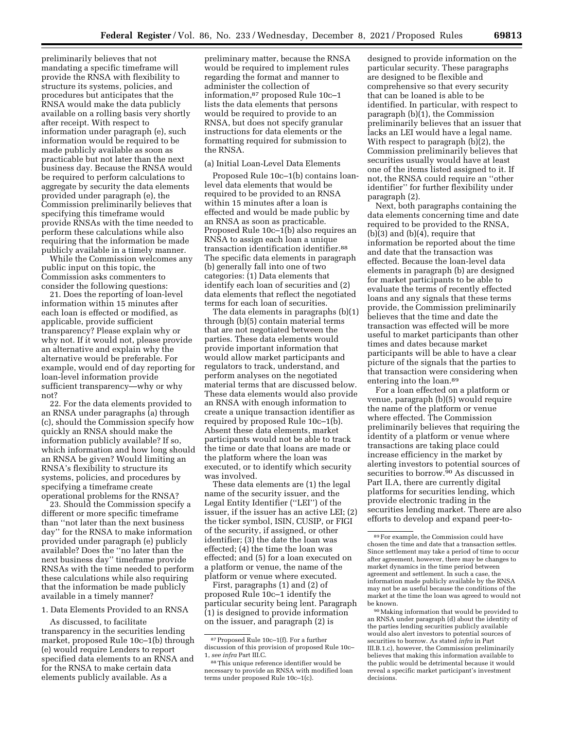preliminarily believes that not mandating a specific timeframe will provide the RNSA with flexibility to structure its systems, policies, and procedures but anticipates that the RNSA would make the data publicly available on a rolling basis very shortly after receipt. With respect to information under paragraph (e), such information would be required to be made publicly available as soon as practicable but not later than the next business day. Because the RNSA would be required to perform calculations to aggregate by security the data elements provided under paragraph (e), the Commission preliminarily believes that specifying this timeframe would provide RNSAs with the time needed to perform these calculations while also requiring that the information be made publicly available in a timely manner.

While the Commission welcomes any public input on this topic, the Commission asks commenters to consider the following questions:

21. Does the reporting of loan-level information within 15 minutes after each loan is effected or modified, as applicable, provide sufficient transparency? Please explain why or why not. If it would not, please provide an alternative and explain why the alternative would be preferable. For example, would end of day reporting for loan-level information provide sufficient transparency—why or why not?

22. For the data elements provided to an RNSA under paragraphs (a) through (c), should the Commission specify how quickly an RNSA should make the information publicly available? If so, which information and how long should an RNSA be given? Would limiting an RNSA's flexibility to structure its systems, policies, and procedures by specifying a timeframe create operational problems for the RNSA?

23. Should the Commission specify a different or more specific timeframe than ''not later than the next business day'' for the RNSA to make information provided under paragraph (e) publicly available? Does the ''no later than the next business day'' timeframe provide RNSAs with the time needed to perform these calculations while also requiring that the information be made publicly available in a timely manner?

1. Data Elements Provided to an RNSA

As discussed, to facilitate transparency in the securities lending market, proposed Rule 10c–1(b) through (e) would require Lenders to report specified data elements to an RNSA and for the RNSA to make certain data elements publicly available. As a preliminary matter, because the RNSA would be required to implement rules regarding the format and manner to administer the collection of information,[87] proposed Rule 10c–1 lists the data elements that persons would be required to provide to an RNSA, but does not specify granular instructions for data elements or the formatting required for submission to the RNSA.

(a) Initial Loan-Level Data Elements

Proposed Rule 10c–1(b) contains loan-level data elements that would be required to be provided to an RNSA within 15 minutes after a loan is effected and would be made public by an RNSA as soon as practicable. Proposed Rule 10c–1(b) also requires an RNSA to assign each loan a unique transaction identification identifier.[88] The specific data elements in paragraph (b) generally fall into one of two categories: (1) Data elements that identify each loan of securities and (2) data elements that reflect the negotiated terms for each loan of securities.

The data elements in paragraphs (b)(1) through (b)(5) contain material terms that are not negotiated between the parties. These data elements would provide important information that would allow market participants and regulators to track, understand, and perform analyses on the negotiated material terms that are discussed below. These data elements would also provide an RNSA with enough information to create a unique transaction identifier as required by proposed Rule 10c–1(b). Absent these data elements, market participants would not be able to track the time or date that loans are made or the platform where the loan was executed, or to identify which security was involved.

These data elements are (1) the legal name of the security issuer, and the Legal Entity Identifier (''LEI'') of the issuer, if the issuer has an active LEI; (2) the ticker symbol, ISIN, CUSIP, or FIGI of the security, if assigned, or other identifier; (3) the date the loan was effected; (4) the time the loan was effected; and (5) for a loan executed on a platform or venue, the name of the platform or venue where executed.

First, paragraphs (1) and (2) of proposed Rule 10c–1 identify the particular security being lent. Paragraph (1) is designed to provide information on the issuer, and paragraph (2) is designed to provide information on the particular security. These paragraphs are designed to be flexible and comprehensive so that every security that can be loaned is able to be identified. In particular, with respect to paragraph (b)(1), the Commission preliminarily believes that an issuer that lacks an LEI would have a legal name. With respect to paragraph (b)(2), the Commission preliminarily believes that securities usually would have at least one of the items listed assigned to it. If not, the RNSA could require an ''other identifier'' for further flexibility under paragraph (2).

Next, both paragraphs containing the data elements concerning time and date required to be provided to the RNSA, (b)(3) and (b)(4), require that information be reported about the time and date that the transaction was effected. Because the loan-level data elements in paragraph (b) are designed for market participants to be able to evaluate the terms of recently effected loans and any signals that these terms provide, the Commission preliminarily believes that the time and date the transaction was effected will be more useful to market participants than other times and dates because market participants will be able to have a clear picture of the signals that the parties to that transaction were considering when entering into the loan.[89]

For a loan effected on a platform or venue, paragraph (b)(5) would require the name of the platform or venue where effected. The Commission preliminarily believes that requiring the identity of a platform or venue where transactions are taking place could increase efficiency in the market by alerting investors to potential sources of securities to borrow.[90] As discussed in Part II.A, there are currently digital platforms for securities lending, which provide electronic trading in the securities lending market. There are also efforts to develop and expand peer-to-

---

[87] Proposed Rule 10c–1(f). For a further discussion of this provision of proposed Rule 10c–1, *see infra* Part III.C.

[88] This unique reference identifier would be necessary to provide an RNSA with modified loan terms under proposed Rule 10c–1(c).

[89] For example, the Commission could have chosen the time and date that a transaction settles. Since settlement may take a period of time to occur after agreement, however, there may be changes to market dynamics in the time period between agreement and settlement. In such a case, the information made publicly available by the RNSA may not be as useful because the conditions of the market at the time the loan was agreed to would not be known.

[90] Making information that would be provided to an RNSA under paragraph (d) about the identity of the parties lending securities publicly available would also alert investors to potential sources of securities to borrow. As stated *infra* in Part III.B.1.c), however, the Commission preliminarily believes that making this information available to the public would be detrimental because it would reveal a specific market participant's investment decisions.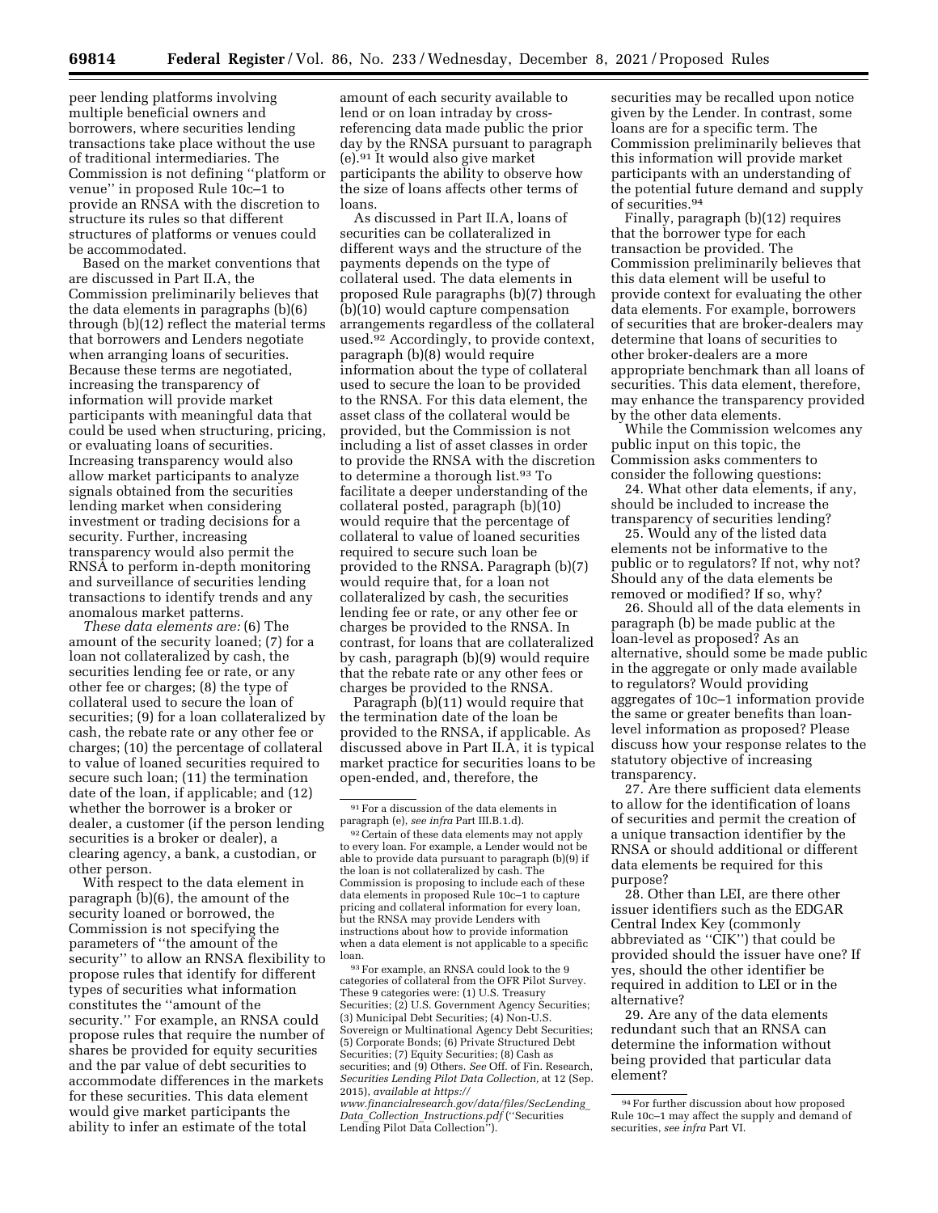peer lending platforms involving multiple beneficial owners and borrowers, where securities lending transactions take place without the use of traditional intermediaries. The Commission is not defining ''platform or venue'' in proposed Rule 10c–1 to provide an RNSA with the discretion to structure its rules so that different structures of platforms or venues could be accommodated.

Based on the market conventions that are discussed in Part II.A, the Commission preliminarily believes that the data elements in paragraphs (b)(6) through (b)(12) reflect the material terms that borrowers and Lenders negotiate when arranging loans of securities. Because these terms are negotiated, increasing the transparency of information will provide market participants with meaningful data that could be used when structuring, pricing, or evaluating loans of securities. Increasing transparency would also allow market participants to analyze signals obtained from the securities lending market when considering investment or trading decisions for a security. Further, increasing transparency would also permit the RNSA to perform in-depth monitoring and surveillance of securities lending transactions to identify trends and any anomalous market patterns.

*These data elements are:* (6) The amount of the security loaned; (7) for a loan not collateralized by cash, the securities lending fee or rate, or any other fee or charges; (8) the type of collateral used to secure the loan of securities; (9) for a loan collateralized by cash, the rebate rate or any other fee or charges; (10) the percentage of collateral to value of loaned securities required to secure such loan; (11) the termination date of the loan, if applicable; and (12) whether the borrower is a broker or dealer, a customer (if the person lending securities is a broker or dealer), a clearing agency, a bank, a custodian, or other person.

With respect to the data element in paragraph (b)(6), the amount of the security loaned or borrowed, the Commission is not specifying the parameters of ''the amount of the security'' to allow an RNSA flexibility to propose rules that identify for different types of securities what information constitutes the ''amount of the security.'' For example, an RNSA could propose rules that require the number of shares be provided for equity securities and the par value of debt securities to accommodate differences in the markets for these securities. This data element would give market participants the ability to infer an estimate of the total amount of each security available to lend or on loan intraday by cross-referencing data made public the prior day by the RNSA pursuant to paragraph (e).[91] It would also give market participants the ability to observe how the size of loans affects other terms of loans.

As discussed in Part II.A, loans of securities can be collateralized in different ways and the structure of the payments depends on the type of collateral used. The data elements in proposed Rule paragraphs (b)(7) through (b)(10) would capture compensation arrangements regardless of the collateral used.[92] Accordingly, to provide context, paragraph (b)(8) would require information about the type of collateral used to secure the loan to be provided to the RNSA. For this data element, the asset class of the collateral would be provided, but the Commission is not including a list of asset classes in order to provide the RNSA with the discretion to determine a thorough list.[93] To facilitate a deeper understanding of the collateral posted, paragraph (b)(10) would require that the percentage of collateral to value of loaned securities required to secure such loan be provided to the RNSA. Paragraph (b)(7) would require that, for a loan not collateralized by cash, the securities lending fee or rate, or any other fee or charges be provided to the RNSA. In contrast, for loans that are collateralized by cash, paragraph (b)(9) would require that the rebate rate or any other fees or charges be provided to the RNSA.

Paragraph (b)(11) would require that the termination date of the loan be provided to the RNSA, if applicable. As discussed above in Part II.A, it is typical market practice for securities loans to be open-ended, and, therefore, the securities may be recalled upon notice given by the Lender. In contrast, some loans are for a specific term. The Commission preliminarily believes that this information will provide market participants with an understanding of the potential future demand and supply of securities.[94]

Finally, paragraph (b)(12) requires that the borrower type for each transaction be provided. The Commission preliminarily believes that this data element will be useful to provide context for evaluating the other data elements. For example, borrowers of securities that are broker-dealers may determine that loans of securities to other broker-dealers are a more appropriate benchmark than all loans of securities. This data element, therefore, may enhance the transparency provided by the other data elements.

While the Commission welcomes any public input on this topic, the Commission asks commenters to consider the following questions:

24. What other data elements, if any, should be included to increase the transparency of securities lending?

25. Would any of the listed data elements not be informative to the public or to regulators? If not, why not? Should any of the data elements be removed or modified? If so, why?

26. Should all of the data elements in paragraph (b) be made public at the loan-level as proposed? As an alternative, should some be made public in the aggregate or only made available to regulators? Would providing aggregates of 10c–1 information provide the same or greater benefits than loan-level information as proposed? Please discuss how your response relates to the statutory objective of increasing transparency.

27. Are there sufficient data elements to allow for the identification of loans of securities and permit the creation of a unique transaction identifier by the RNSA or should additional or different data elements be required for this purpose?

28. Other than LEI, are there other issuer identifiers such as the EDGAR Central Index Key (commonly abbreviated as ''CIK'') that could be provided should the issuer have one? If yes, should the other identifier be required in addition to LEI or in the alternative?

29. Are any of the data elements redundant such that an RNSA can determine the information without being provided that particular data element?

---

[91] For a discussion of the data elements in paragraph (e), *see infra* Part III.B.1.d).

[92] Certain of these data elements may not apply to every loan. For example, a Lender would not be able to provide data pursuant to paragraph (b)(9) if the loan is not collateralized by cash. The Commission is proposing to include each of these data elements in proposed Rule 10c–1 to capture pricing and collateral information for every loan, but the RNSA may provide Lenders with instructions about how to provide information when a data element is not applicable to a specific loan.

[93] For example, an RNSA could look to the 9 categories of collateral from the OFR Pilot Survey. These 9 categories were: (1) U.S. Treasury Securities; (2) U.S. Government Agency Securities; (3) Municipal Debt Securities; (4) Non-U.S. Sovereign or Multinational Agency Debt Securities; (5) Corporate Bonds; (6) Private Structured Debt Securities; (7) Equity Securities; (8) Cash as securities; and (9) Others. *See* Off. of Fin. Research, *Securities Lending Pilot Data Collection,* at 12 (Sep. 2015), *available at https://www.financialresearch.gov/data/files/SecLending_Data_Collection_Instructions.pdf* (''Securities Lending Pilot Data Collection'').

[94] For further discussion about how proposed Rule 10c–1 may affect the supply and demand of securities, *see infra* Part VI.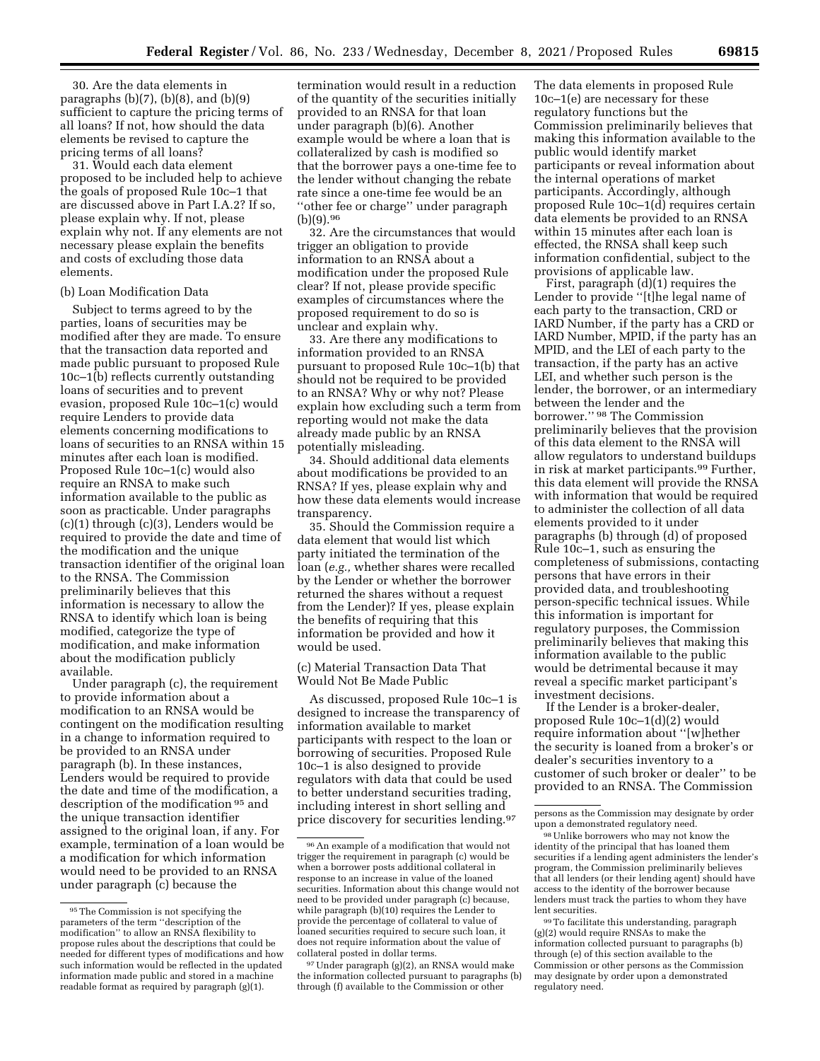30. Are the data elements in paragraphs (b)(7), (b)(8), and (b)(9) sufficient to capture the pricing terms of all loans? If not, how should the data elements be revised to capture the pricing terms of all loans?

31. Would each data element proposed to be included help to achieve the goals of proposed Rule 10c–1 that are discussed above in Part I.A.2? If so, please explain why. If not, please explain why not. If any elements are not necessary please explain the benefits and costs of excluding those data elements.

(b) Loan Modification Data

Subject to terms agreed to by the parties, loans of securities may be modified after they are made. To ensure that the transaction data reported and made public pursuant to proposed Rule 10c–1(b) reflects currently outstanding loans of securities and to prevent evasion, proposed Rule 10c–1(c) would require Lenders to provide data elements concerning modifications to loans of securities to an RNSA within 15 minutes after each loan is modified. Proposed Rule 10c–1(c) would also require an RNSA to make such information available to the public as soon as practicable. Under paragraphs (c)(1) through (c)(3), Lenders would be required to provide the date and time of the modification and the unique transaction identifier of the original loan to the RNSA. The Commission preliminarily believes that this information is necessary to allow the RNSA to identify which loan is being modified, categorize the type of modification, and make information about the modification publicly available.

Under paragraph (c), the requirement to provide information about a modification to an RNSA would be contingent on the modification resulting in a change to information required to be provided to an RNSA under paragraph (b). In these instances, Lenders would be required to provide the date and time of the modification, a description of the modification[95] and the unique transaction identifier assigned to the original loan, if any. For example, termination of a loan would be a modification for which information would need to be provided to an RNSA under paragraph (c) because the termination would result in a reduction of the quantity of the securities initially provided to an RNSA for that loan under paragraph (b)(6). Another example would be where a loan that is collateralized by cash is modified so that the borrower pays a one-time fee to the lender without changing the rebate rate since a one-time fee would be an ''other fee or charge'' under paragraph (b)(9).[96]

32. Are the circumstances that would trigger an obligation to provide information to an RNSA about a modification under the proposed Rule clear? If not, please provide specific examples of circumstances where the proposed requirement to do so is unclear and explain why.

33. Are there any modifications to information provided to an RNSA pursuant to proposed Rule 10c–1(b) that should not be required to be provided to an RNSA? Why or why not? Please explain how excluding such a term from reporting would not make the data already made public by an RNSA potentially misleading.

34. Should additional data elements about modifications be provided to an RNSA? If yes, please explain why and how these data elements would increase transparency.

35. Should the Commission require a data element that would list which party initiated the termination of the loan (*e.g.,* whether shares were recalled by the Lender or whether the borrower returned the shares without a request from the Lender)? If yes, please explain the benefits of requiring that this information be provided and how it would be used.

(c) Material Transaction Data That Would Not Be Made Public

As discussed, proposed Rule 10c–1 is designed to increase the transparency of information available to market participants with respect to the loan or borrowing of securities. Proposed Rule 10c–1 is also designed to provide regulators with data that could be used to better understand securities trading, including interest in short selling and price discovery for securities lending.[97] The data elements in proposed Rule 10c–1(e) are necessary for these regulatory functions but the Commission preliminarily believes that making this information available to the public would identify market participants or reveal information about the internal operations of market participants. Accordingly, although proposed Rule 10c–1(d) requires certain data elements be provided to an RNSA within 15 minutes after each loan is effected, the RNSA shall keep such information confidential, subject to the provisions of applicable law.

First, paragraph (d)(1) requires the Lender to provide ''[t]he legal name of each party to the transaction, CRD or IARD Number, if the party has a CRD or IARD Number, MPID, if the party has an MPID, and the LEI of each party to the transaction, if the party has an active LEI, and whether such person is the lender, the borrower, or an intermediary between the lender and the borrower.''[98] The Commission preliminarily believes that the provision of this data element to the RNSA will allow regulators to understand buildups in risk at market participants.[99] Further, this data element will provide the RNSA with information that would be required to administer the collection of all data elements provided to it under paragraphs (b) through (d) of proposed Rule 10c–1, such as ensuring the completeness of submissions, contacting persons that have errors in their provided data, and troubleshooting person-specific technical issues. While this information is important for regulatory purposes, the Commission preliminarily believes that making this information available to the public would be detrimental because it may reveal a specific market participant's investment decisions.

If the Lender is a broker-dealer, proposed Rule 10c–1(d)(2) would require information about ''[w]hether the security is loaned from a broker's or dealer's securities inventory to a customer of such broker or dealer'' to be provided to an RNSA. The Commission

---

[95] The Commission is not specifying the parameters of the term ''description of the modification'' to allow an RNSA flexibility to propose rules about the descriptions that could be needed for different types of modifications and how such information would be reflected in the updated information made public and stored in a machine readable format as required by paragraph (g)(1).

[96] An example of a modification that would not trigger the requirement in paragraph (c) would be when a borrower posts additional collateral in response to an increase in value of the loaned securities. Information about this change would not need to be provided under paragraph (c) because, while paragraph (b)(10) requires the Lender to provide the percentage of collateral to value of loaned securities required to secure such loan, it does not require information about the value of collateral posted in dollar terms.

[97] Under paragraph (g)(2), an RNSA would make the information collected pursuant to paragraphs (b) through (f) available to the Commission or other persons as the Commission may designate by order upon a demonstrated regulatory need.

[98] Unlike borrowers who may not know the identity of the principal that has loaned them securities if a lending agent administers the lender's program, the Commission preliminarily believes that all lenders (or their lending agent) should have access to the identity of the borrower because lenders must track the parties to whom they have lent securities.

[99] To facilitate this understanding, paragraph (g)(2) would require RNSAs to make the information collected pursuant to paragraphs (b) through (e) of this section available to the Commission or other persons as the Commission may designate by order upon a demonstrated regulatory need.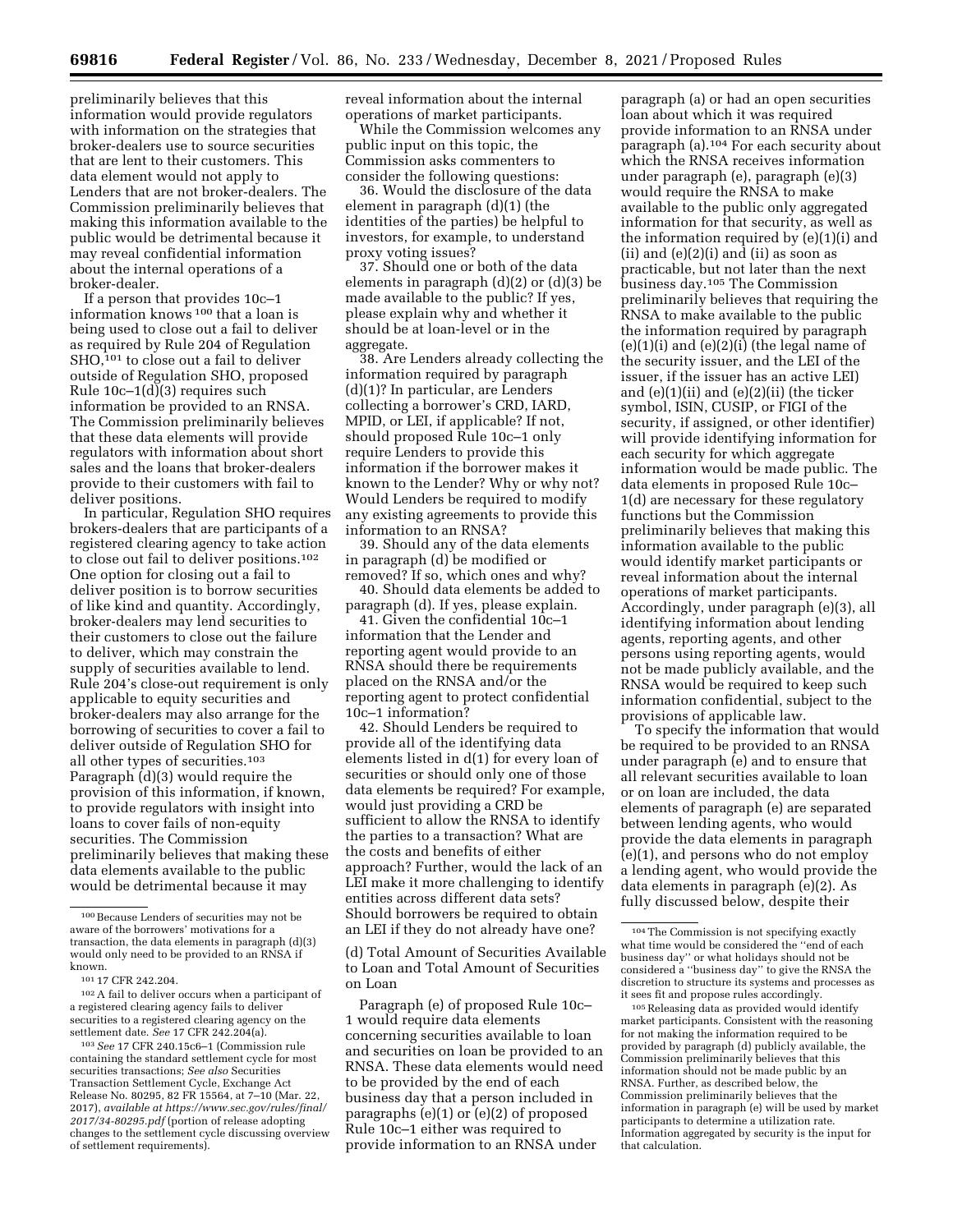preliminarily believes that this information would provide regulators with information on the strategies that broker-dealers use to source securities that are lent to their customers. This data element would not apply to Lenders that are not broker-dealers. The Commission preliminarily believes that making this information available to the public would be detrimental because it may reveal confidential information about the internal operations of a broker-dealer.

If a person that provides 10c–1 information knows [100] that a loan is being used to close out a fail to deliver as required by Rule 204 of Regulation SHO,[101] to close out a fail to deliver outside of Regulation SHO, proposed Rule 10c–1(d)(3) requires such information be provided to an RNSA. The Commission preliminarily believes that these data elements will provide regulators with information about short sales and the loans that broker-dealers provide to their customers with fail to deliver positions.

In particular, Regulation SHO requires brokers-dealers that are participants of a registered clearing agency to take action to close out fail to deliver positions.[102] One option for closing out a fail to deliver position is to borrow securities of like kind and quantity. Accordingly, broker-dealers may lend securities to their customers to close out the failure to deliver, which may constrain the supply of securities available to lend. Rule 204's close-out requirement is only applicable to equity securities and broker-dealers may also arrange for the borrowing of securities to cover a fail to deliver outside of Regulation SHO for all other types of securities.[103] Paragraph (d)(3) would require the provision of this information, if known, to provide regulators with insight into loans to cover fails of non-equity securities. The Commission preliminarily believes that making these data elements available to the public would be detrimental because it may reveal information about the internal operations of market participants.

While the Commission welcomes any public input on this topic, the Commission asks commenters to consider the following questions:

36. Would the disclosure of the data element in paragraph (d)(1) (the identities of the parties) be helpful to investors, for example, to understand proxy voting issues?

37. Should one or both of the data elements in paragraph (d)(2) or (d)(3) be made available to the public? If yes, please explain why and whether it should be at loan-level or in the aggregate.

38. Are Lenders already collecting the information required by paragraph (d)(1)? In particular, are Lenders collecting a borrower's CRD, IARD, MPID, or LEI, if applicable? If not, should proposed Rule 10c–1 only require Lenders to provide this information if the borrower makes it known to the Lender? Why or why not? Would Lenders be required to modify any existing agreements to provide this information to an RNSA?

39. Should any of the data elements in paragraph (d) be modified or removed? If so, which ones and why?

40. Should data elements be added to paragraph (d). If yes, please explain.

41. Given the confidential 10c–1 information that the Lender and reporting agent would provide to an RNSA should there be requirements placed on the RNSA and/or the reporting agent to protect confidential 10c–1 information?

42. Should Lenders be required to provide all of the identifying data elements listed in d(1) for every loan of securities or should only one of those data elements be required? For example, would just providing a CRD be sufficient to allow the RNSA to identify the parties to a transaction? What are the costs and benefits of either approach? Further, would the lack of an LEI make it more challenging to identify entities across different data sets? Should borrowers be required to obtain an LEI if they do not already have one?

### (d) Total Amount of Securities Available to Loan and Total Amount of Securities on Loan

Paragraph (e) of proposed Rule 10c–1 would require data elements concerning securities available to loan and securities on loan be provided to an RNSA. These data elements would need to be provided by the end of each business day that a person included in paragraphs (e)(1) or (e)(2) of proposed Rule 10c–1 either was required to provide information to an RNSA under paragraph (a) or had an open securities loan about which it was required provide information to an RNSA under paragraph (a).[104] For each security about which the RNSA receives information under paragraph (e), paragraph (e)(3) would require the RNSA to make available to the public only aggregated information for that security, as well as the information required by (e)(1)(i) and (ii) and (e)(2)(i) and (ii) as soon as practicable, but not later than the next business day.[105] The Commission preliminarily believes that requiring the RNSA to make available to the public the information required by paragraph (e)(1)(i) and (e)(2)(i) (the legal name of the security issuer, and the LEI of the issuer, if the issuer has an active LEI) and (e)(1)(ii) and (e)(2)(ii) (the ticker symbol, ISIN, CUSIP, or FIGI of the security, if assigned, or other identifier) will provide identifying information for each security for which aggregate information would be made public. The data elements in proposed Rule 10c–1(d) are necessary for these regulatory functions but the Commission preliminarily believes that making this information available to the public would identify market participants or reveal information about the internal operations of market participants. Accordingly, under paragraph (e)(3), all identifying information about lending agents, reporting agents, and other persons using reporting agents, would not be made publicly available, and the RNSA would be required to keep such information confidential, subject to the provisions of applicable law.

To specify the information that would be required to be provided to an RNSA under paragraph (e) and to ensure that all relevant securities available to loan or on loan are included, the data elements of paragraph (e) are separated between lending agents, who would provide the data elements in paragraph (e)(1), and persons who do not employ a lending agent, who would provide the data elements in paragraph (e)(2). As fully discussed below, despite their

---

[100] Because Lenders of securities may not be aware of the borrowers' motivations for a transaction, the data elements in paragraph (d)(3) would only need to be provided to an RNSA if known.

[101] 17 CFR 242.204.

[102] A fail to deliver occurs when a participant of a registered clearing agency fails to deliver securities to a registered clearing agency on the settlement date. *See* 17 CFR 242.204(a).

[103] *See* 17 CFR 240.15c6–1 (Commission rule containing the standard settlement cycle for most securities transactions; *See also* Securities Transaction Settlement Cycle, Exchange Act Release No. 80295, 82 FR 15564, at 7–10 (Mar. 22, 2017), *available at https://www.sec.gov/rules/final/2017/34-80295.pdf* (portion of release adopting changes to the settlement cycle discussing overview of settlement requirements).

[104] The Commission is not specifying exactly what time would be considered the "end of each business day" or what holidays should not be considered a "business day" to give the RNSA the discretion to structure its systems and processes as it sees fit and propose rules accordingly.

[105] Releasing data as provided would identify market participants. Consistent with the reasoning for not making the information required to be provided by paragraph (d) publicly available, the Commission preliminarily believes that this information should not be made public by an RNSA. Further, as described below, the Commission preliminarily believes that the information in paragraph (e) will be used by market participants to determine a utilization rate. Information aggregated by security is the input for that calculation.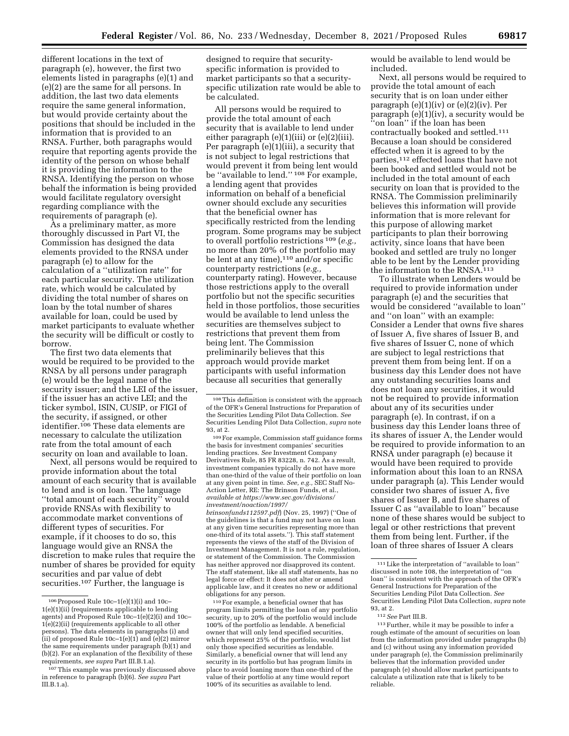different locations in the text of paragraph (e), however, the first two elements listed in paragraphs (e)(1) and (e)(2) are the same for all persons. In addition, the last two data elements require the same general information, but would provide certainty about the positions that should be included in the information that is provided to an RNSA. Further, both paragraphs would require that reporting agents provide the identity of the person on whose behalf it is providing the information to the RNSA. Identifying the person on whose behalf the information is being provided would facilitate regulatory oversight regarding compliance with the requirements of paragraph (e).

As a preliminary matter, as more thoroughly discussed in Part VI, the Commission has designed the data elements provided to the RNSA under paragraph (e) to allow for the calculation of a ''utilization rate'' for each particular security. The utilization rate, which would be calculated by dividing the total number of shares on loan by the total number of shares available for loan, could be used by market participants to evaluate whether the security will be difficult or costly to borrow.

The first two data elements that would be required to be provided to the RNSA by all persons under paragraph (e) would be the legal name of the security issuer; and the LEI of the issuer, if the issuer has an active LEI; and the ticker symbol, ISIN, CUSIP, or FIGI of the security, if assigned, or other identifier.[106] These data elements are necessary to calculate the utilization rate from the total amount of each security on loan and available to loan.

Next, all persons would be required to provide information about the total amount of each security that is available to lend and is on loan. The language ''total amount of each security'' would provide RNSAs with flexibility to accommodate market conventions of different types of securities. For example, if it chooses to do so, this language would give an RNSA the discretion to make rules that require the number of shares be provided for equity securities and par value of debt securities.[107] Further, the language is designed to require that security-specific information is provided to market participants so that a security-specific utilization rate would be able to be calculated.

All persons would be required to provide the total amount of each security that is available to lend under either paragraph (e)(1)(iii) or (e)(2)(iii). Per paragraph (e)(1)(iii), a security that is not subject to legal restrictions that would prevent it from being lent would be ''available to lend.'' [108] For example, a lending agent that provides information on behalf of a beneficial owner should exclude any securities that the beneficial owner has specifically restricted from the lending program. Some programs may be subject to overall portfolio restrictions [109] (*e.g.*, no more than 20% of the portfolio may be lent at any time),[110] and/or specific counterparty restrictions (*e.g.*, counterparty rating). However, because those restrictions apply to the overall portfolio but not the specific securities held in those portfolios, those securities would be available to lend unless the securities are themselves subject to restrictions that prevent them from being lent. The Commission preliminarily believes that this approach would provide market participants with useful information because all securities that generally would be available to lend would be included.

Next, all persons would be required to provide the total amount of each security that is on loan under either paragraph (e)(1)(iv) or (e)(2)(iv). Per paragraph (e)(1)(iv), a security would be ''on loan'' if the loan has been contractually booked and settled.[111] Because a loan should be considered effected when it is agreed to by the parties,[112] effected loans that have not been booked and settled would not be included in the total amount of each security on loan that is provided to the RNSA. The Commission preliminarily believes this information will provide information that is more relevant for this purpose of allowing market participants to plan their borrowing activity, since loans that have been booked and settled are truly no longer able to be lent by the Lender providing the information to the RNSA.[113]

To illustrate when Lenders would be required to provide information under paragraph (e) and the securities that would be considered ''available to loan'' and ''on loan'' with an example: Consider a Lender that owns five shares of Issuer A, five shares of Issuer B, and five shares of Issuer C, none of which are subject to legal restrictions that prevent them from being lent. If on a business day this Lender does not have any outstanding securities loans and does not loan any securities, it would not be required to provide information about any of its securities under paragraph (e). In contrast, if on a business day this Lender loans three of its shares of issuer A, the Lender would be required to provide information to an RNSA under paragraph (e) because it would have been required to provide information about this loan to an RNSA under paragraph (a). This Lender would consider two shares of issuer A, five shares of Issuer B, and five shares of Issuer C as ''available to loan'' because none of these shares would be subject to legal or other restrictions that prevent them from being lent. Further, if the loan of three shares of Issuer A clears

---

[106] Proposed Rule 10c–1(e)(1)(i) and 10c–1(e)(1)(ii) (requirements applicable to lending agents) and Proposed Rule 10c–1(e)(2)(i) and 10c–1(e)(2)(ii) (requirements applicable to all other persons). The data elements in paragraphs (i) and (ii) of proposed Rule 10c–1(e)(1) and (e)(2) mirror the same requirements under paragraph (b)(1) and (b)(2). For an explanation of the flexibility of these requirements, *see supra* Part III.B.1.a).

[107] This example was previously discussed above in reference to paragraph (b)(6). *See supra* Part III.B.1.a).

[108] This definition is consistent with the approach of the OFR's General Instructions for Preparation of the Securities Lending Pilot Data Collection. *See* Securities Lending Pilot Data Collection, *supra* note 93, at 2.

[109] For example, Commission staff guidance forms the basis for investment companies' securities lending practices. *See* Investment Company Derivatives Rule, 85 FR 83228, n. 742. As a result, investment companies typically do not have more than one-third of the value of their portfolio on loan at any given point in time. *See, e.g.*, SEC Staff No-Action Letter, RE: The Brinson Funds, et al., *available at https://www.sec.gov/divisions/investment/noaction/1997/brinsonfunds112597.pdf*) (Nov. 25, 1997) (''One of the guidelines is that a fund may not have on loan at any given time securities representing more than one-third of its total assets.''). This staff statement represents the views of the staff of the Division of Investment Management. It is not a rule, regulation, or statement of the Commission. The Commission has neither approved nor disapproved its content. The staff statement, like all staff statements, has no legal force or effect: It does not alter or amend applicable law, and it creates no new or additional obligations for any person.

[110] For example, a beneficial owner that has program limits permitting the loan of any portfolio security, up to 20% of the portfolio would include 100% of the portfolio as lendable. A beneficial owner that will only lend specified securities, which represent 25% of the portfolio, would list only those specified securities as lendable. Similarly, a beneficial owner that will lend any security in its portfolio but has program limits in place to avoid loaning more than one-third of the value of their portfolio at any time would report 100% of its securities as available to lend.

[111] Like the interpretation of ''available to loan'' discussed in note 108, the interpretation of ''on loan'' is consistent with the approach of the OFR's General Instructions for Preparation of the Securities Lending Pilot Data Collection. *See* Securities Lending Pilot Data Collection, *supra* note 93, at 2.

[112] *See* Part III.B.

[113] Further, while it may be possible to infer a rough estimate of the amount of securities on loan from the information provided under paragraphs (b) and (c) without using any information provided under paragraph (e), the Commission preliminarily believes that the information provided under paragraph (e) should allow market participants to calculate a utilization rate that is likely to be reliable.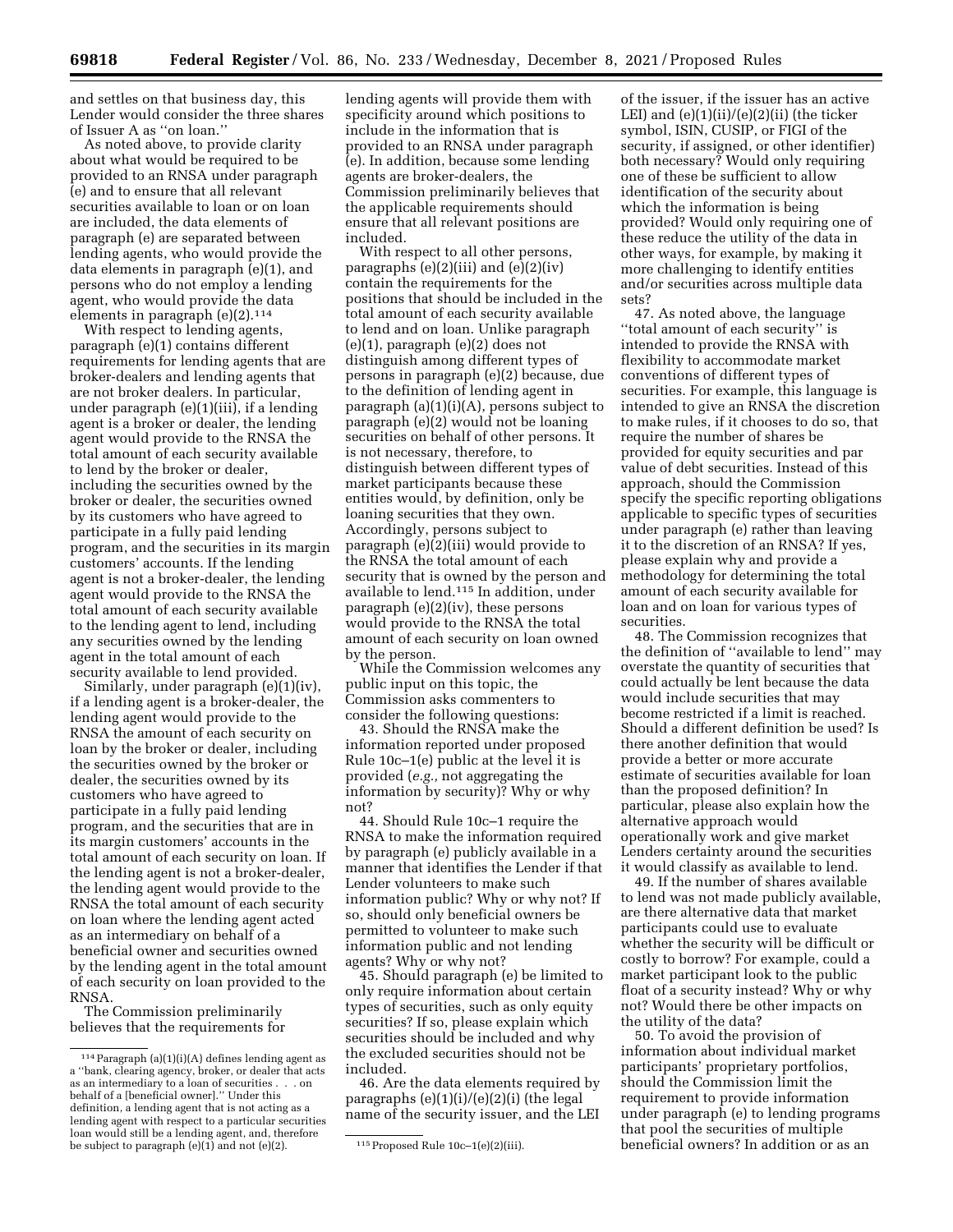and settles on that business day, this Lender would consider the three shares of Issuer A as ''on loan.''

As noted above, to provide clarity about what would be required to be provided to an RNSA under paragraph (e) and to ensure that all relevant securities available to loan or on loan are included, the data elements of paragraph (e) are separated between lending agents, who would provide the data elements in paragraph (e)(1), and persons who do not employ a lending agent, who would provide the data elements in paragraph (e)(2).[114]

With respect to lending agents, paragraph (e)(1) contains different requirements for lending agents that are broker-dealers and lending agents that are not broker dealers. In particular, under paragraph (e)(1)(iii), if a lending agent is a broker or dealer, the lending agent would provide to the RNSA the total amount of each security available to lend by the broker or dealer, including the securities owned by the broker or dealer, the securities owned by its customers who have agreed to participate in a fully paid lending program, and the securities in its margin customers' accounts. If the lending agent is not a broker-dealer, the lending agent would provide to the RNSA the total amount of each security available to the lending agent to lend, including any securities owned by the lending agent in the total amount of each security available to lend provided.

Similarly, under paragraph (e)(1)(iv), if a lending agent is a broker-dealer, the lending agent would provide to the RNSA the amount of each security on loan by the broker or dealer, including the securities owned by the broker or dealer, the securities owned by its customers who have agreed to participate in a fully paid lending program, and the securities that are in its margin customers' accounts in the total amount of each security on loan. If the lending agent is not a broker-dealer, the lending agent would provide to the RNSA the total amount of each security on loan where the lending agent acted as an intermediary on behalf of a beneficial owner and securities owned by the lending agent in the total amount of each security on loan provided to the RNSA.

The Commission preliminarily believes that the requirements for lending agents will provide them with specificity around which positions to include in the information that is provided to an RNSA under paragraph (e). In addition, because some lending agents are broker-dealers, the Commission preliminarily believes that the applicable requirements should ensure that all relevant positions are included.

With respect to all other persons, paragraphs (e)(2)(iii) and (e)(2)(iv) contain the requirements for the positions that should be included in the total amount of each security available to lend and on loan. Unlike paragraph (e)(1), paragraph (e)(2) does not distinguish among different types of persons in paragraph (e)(2) because, due to the definition of lending agent in paragraph (a)(1)(i)(A), persons subject to paragraph (e)(2) would not be loaning securities on behalf of other persons. It is not necessary, therefore, to distinguish between different types of market participants because these entities would, by definition, only be loaning securities that they own. Accordingly, persons subject to paragraph (e)(2)(iii) would provide to the RNSA the total amount of each security that is owned by the person and available to lend.[115] In addition, under paragraph (e)(2)(iv), these persons would provide to the RNSA the total amount of each security on loan owned by the person.

While the Commission welcomes any public input on this topic, the Commission asks commenters to consider the following questions:

43. Should the RNSA make the information reported under proposed Rule 10c–1(e) public at the level it is provided (*e.g.,* not aggregating the information by security)? Why or why not?

44. Should Rule 10c–1 require the RNSA to make the information required by paragraph (e) publicly available in a manner that identifies the Lender if that Lender volunteers to make such information public? Why or why not? If so, should only beneficial owners be permitted to volunteer to make such information public and not lending agents? Why or why not?

45. Should paragraph (e) be limited to only require information about certain types of securities, such as only equity securities? If so, please explain which securities should be included and why the excluded securities should not be included.

46. Are the data elements required by paragraphs (e)(1)(i)/(e)(2)(i) (the legal name of the security issuer, and the LEI of the issuer, if the issuer has an active LEI) and (e)(1)(ii)/(e)(2)(ii) (the ticker symbol, ISIN, CUSIP, or FIGI of the security, if assigned, or other identifier) both necessary? Would only requiring one of these be sufficient to allow identification of the security about which the information is being provided? Would only requiring one of these reduce the utility of the data in other ways, for example, by making it more challenging to identify entities and/or securities across multiple data sets?

47. As noted above, the language ''total amount of each security'' is intended to provide the RNSA with flexibility to accommodate market conventions of different types of securities. For example, this language is intended to give an RNSA the discretion to make rules, if it chooses to do so, that require the number of shares be provided for equity securities and par value of debt securities. Instead of this approach, should the Commission specify the specific reporting obligations applicable to specific types of securities under paragraph (e) rather than leaving it to the discretion of an RNSA? If yes, please explain why and provide a methodology for determining the total amount of each security available for loan and on loan for various types of securities.

48. The Commission recognizes that the definition of ''available to lend'' may overstate the quantity of securities that could actually be lent because the data would include securities that may become restricted if a limit is reached. Should a different definition be used? Is there another definition that would provide a better or more accurate estimate of securities available for loan than the proposed definition? In particular, please also explain how the alternative approach would operationally work and give market Lenders certainty around the securities it would classify as available to lend.

49. If the number of shares available to lend was not made publicly available, are there alternative data that market participants could use to evaluate whether the security will be difficult or costly to borrow? For example, could a market participant look to the public float of a security instead? Why or why not? Would there be other impacts on the utility of the data?

50. To avoid the provision of information about individual market participants' proprietary portfolios, should the Commission limit the requirement to provide information under paragraph (e) to lending programs that pool the securities of multiple beneficial owners? In addition or as an

[114] Paragraph (a)(1)(i)(A) defines lending agent as a ''bank, clearing agency, broker, or dealer that acts as an intermediary to a loan of securities . . . on behalf of a [beneficial owner].'' Under this definition, a lending agent that is not acting as a lending agent with respect to a particular securities loan would still be a lending agent, and, therefore be subject to paragraph (e)(1) and not (e)(2).

[115] Proposed Rule 10c–1(e)(2)(iii).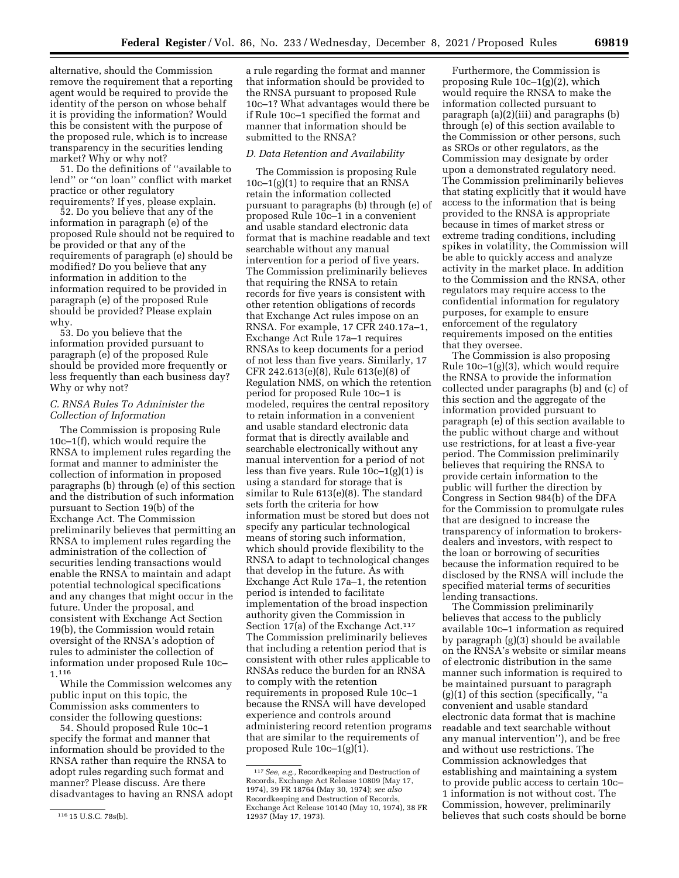alternative, should the Commission remove the requirement that a reporting agent would be required to provide the identity of the person on whose behalf it is providing the information? Would this be consistent with the purpose of the proposed rule, which is to increase transparency in the securities lending market? Why or why not?

51. Do the definitions of ''available to lend'' or ''on loan'' conflict with market practice or other regulatory requirements? If yes, please explain.

52. Do you believe that any of the information in paragraph (e) of the proposed Rule should not be required to be provided or that any of the requirements of paragraph (e) should be modified? Do you believe that any information in addition to the information required to be provided in paragraph (e) of the proposed Rule should be provided? Please explain why.

53. Do you believe that the information provided pursuant to paragraph (e) of the proposed Rule should be provided more frequently or less frequently than each business day? Why or why not?

### C. RNSA Rules To Administer the Collection of Information

The Commission is proposing Rule 10c–1(f), which would require the RNSA to implement rules regarding the format and manner to administer the collection of information in proposed paragraphs (b) through (e) of this section and the distribution of such information pursuant to Section 19(b) of the Exchange Act. The Commission preliminarily believes that permitting an RNSA to implement rules regarding the administration of the collection of securities lending transactions would enable the RNSA to maintain and adapt potential technological specifications and any changes that might occur in the future. Under the proposal, and consistent with Exchange Act Section 19(b), the Commission would retain oversight of the RNSA's adoption of rules to administer the collection of information under proposed Rule 10c–1.[116]

While the Commission welcomes any public input on this topic, the Commission asks commenters to consider the following questions:

54. Should proposed Rule 10c–1 specify the format and manner that information should be provided to the RNSA rather than require the RNSA to adopt rules regarding such format and manner? Please discuss. Are there disadvantages to having an RNSA adopt a rule regarding the format and manner that information should be provided to the RNSA pursuant to proposed Rule 10c–1? What advantages would there be if Rule 10c–1 specified the format and manner that information should be submitted to the RNSA?

### D. Data Retention and Availability

The Commission is proposing Rule 10c–1(g)(1) to require that an RNSA retain the information collected pursuant to paragraphs (b) through (e) of proposed Rule 10c–1 in a convenient and usable standard electronic data format that is machine readable and text searchable without any manual intervention for a period of five years. The Commission preliminarily believes that requiring the RNSA to retain records for five years is consistent with other retention obligations of records that Exchange Act rules impose on an RNSA. For example, 17 CFR 240.17a–1, Exchange Act Rule 17a–1 requires RNSAs to keep documents for a period of not less than five years. Similarly, 17 CFR 242.613(e)(8), Rule 613(e)(8) of Regulation NMS, on which the retention period for proposed Rule 10c–1 is modeled, requires the central repository to retain information in a convenient and usable standard electronic data format that is directly available and searchable electronically without any manual intervention for a period of not less than five years. Rule 10c–1(g)(1) is using a standard for storage that is similar to Rule 613(e)(8). The standard sets forth the criteria for how information must be stored but does not specify any particular technological means of storing such information, which should provide flexibility to the RNSA to adapt to technological changes that develop in the future. As with Exchange Act Rule 17a–1, the retention period is intended to facilitate implementation of the broad inspection authority given the Commission in Section 17(a) of the Exchange Act.[117] The Commission preliminarily believes that including a retention period that is consistent with other rules applicable to RNSAs reduce the burden for an RNSA to comply with the retention requirements in proposed Rule 10c–1 because the RNSA will have developed experience and controls around administering record retention programs that are similar to the requirements of proposed Rule 10c–1(g)(1).

Furthermore, the Commission is proposing Rule 10c–1(g)(2), which would require the RNSA to make the information collected pursuant to paragraph (a)(2)(iii) and paragraphs (b) through (e) of this section available to the Commission or other persons, such as SROs or other regulators, as the Commission may designate by order upon a demonstrated regulatory need. The Commission preliminarily believes that stating explicitly that it would have access to the information that is being provided to the RNSA is appropriate because in times of market stress or extreme trading conditions, including spikes in volatility, the Commission will be able to quickly access and analyze activity in the market place. In addition to the Commission and the RNSA, other regulators may require access to the confidential information for regulatory purposes, for example to ensure enforcement of the regulatory requirements imposed on the entities that they oversee.

The Commission is also proposing Rule 10c–1(g)(3), which would require the RNSA to provide the information collected under paragraphs (b) and (c) of this section and the aggregate of the information provided pursuant to paragraph (e) of this section available to the public without charge and without use restrictions, for at least a five-year period. The Commission preliminarily believes that requiring the RNSA to provide certain information to the public will further the direction by Congress in Section 984(b) of the DFA for the Commission to promulgate rules that are designed to increase the transparency of information to brokers-dealers and investors, with respect to the loan or borrowing of securities because the information required to be disclosed by the RNSA will include the specified material terms of securities lending transactions.

The Commission preliminarily believes that access to the publicly available 10c–1 information as required by paragraph (g)(3) should be available on the RNSA's website or similar means of electronic distribution in the same manner such information is required to be maintained pursuant to paragraph (g)(1) of this section (specifically, ''a convenient and usable standard electronic data format that is machine readable and text searchable without any manual intervention''), and be free and without use restrictions. The Commission acknowledges that establishing and maintaining a system to provide public access to certain 10c–1 information is not without cost. The Commission, however, preliminarily believes that such costs should be borne

---

[116] 15 U.S.C. 78s(b).

[117] *See, e.g.,* Recordkeeping and Destruction of Records, Exchange Act Release 10809 (May 17, 1974), 39 FR 18764 (May 30, 1974); *see also* Recordkeeping and Destruction of Records, Exchange Act Release 10140 (May 10, 1974), 38 FR 12937 (May 17, 1973).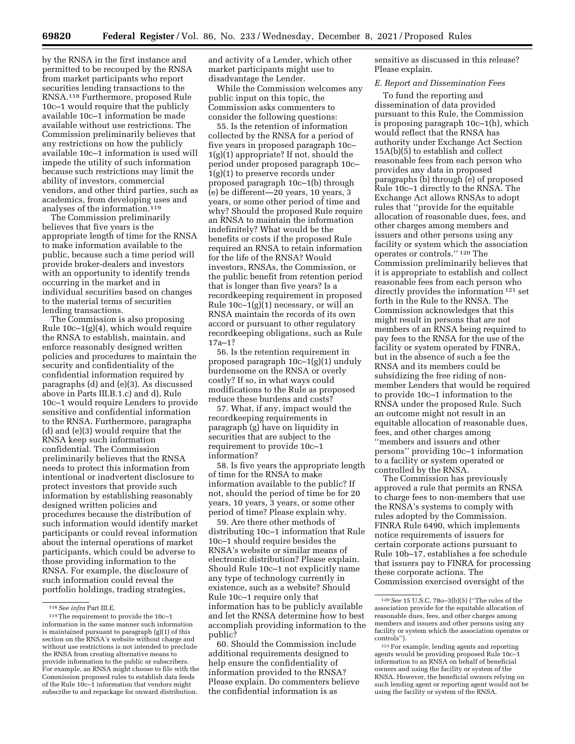by the RNSA in the first instance and permitted to be recouped by the RNSA from market participants who report securities lending transactions to the RNSA.[118] Furthermore, proposed Rule 10c–1 would require that the publicly available 10c–1 information be made available without use restrictions. The Commission preliminarily believes that any restrictions on how the publicly available 10c–1 information is used will impede the utility of such information because such restrictions may limit the ability of investors, commercial vendors, and other third parties, such as academics, from developing uses and analyses of the information.[119]

The Commission preliminarily believes that five years is the appropriate length of time for the RNSA to make information available to the public, because such a time period will provide broker-dealers and investors with an opportunity to identify trends occurring in the market and in individual securities based on changes to the material terms of securities lending transactions.

The Commission is also proposing Rule 10c–1(g)(4), which would require the RNSA to establish, maintain, and enforce reasonably designed written policies and procedures to maintain the security and confidentiality of the confidential information required by paragraphs (d) and (e)(3). As discussed above in Parts III.B.1.c) and d), Rule 10c–1 would require Lenders to provide sensitive and confidential information to the RNSA. Furthermore, paragraphs (d) and (e)(3) would require that the RNSA keep such information confidential. The Commission preliminarily believes that the RNSA needs to protect this information from intentional or inadvertent disclosure to protect investors that provide such information by establishing reasonably designed written policies and procedures because the distribution of such information would identify market participants or could reveal information about the internal operations of market participants, which could be adverse to those providing information to the RNSA. For example, the disclosure of such information could reveal the portfolio holdings, trading strategies, and activity of a Lender, which other market participants might use to disadvantage the Lender.

While the Commission welcomes any public input on this topic, the Commission asks commenters to consider the following questions:

55. Is the retention of information collected by the RNSA for a period of five years in proposed paragraph 10c–1(g)(1) appropriate? If not, should the period under proposed paragraph 10c–1(g)(1) to preserve records under proposed paragraph 10c–1(b) through (e) be different—20 years, 10 years, 3 years, or some other period of time and why? Should the proposed Rule require an RNSA to maintain the information indefinitely? What would be the benefits or costs if the proposed Rule required an RNSA to retain information for the life of the RNSA? Would investors, RNSAs, the Commission, or the public benefit from retention period that is longer than five years? Is a recordkeeping requirement in proposed Rule 10c–1(g)(1) necessary, or will an RNSA maintain the records of its own accord or pursuant to other regulatory recordkeeping obligations, such as Rule 17a–1?

56. Is the retention requirement in proposed paragraph 10c–1(g)(1) unduly burdensome on the RNSA or overly costly? If so, in what ways could modifications to the Rule as proposed reduce these burdens and costs?

57. What, if any, impact would the recordkeeping requirements in paragraph (g) have on liquidity in securities that are subject to the requirement to provide 10c–1 information?

58. Is five years the appropriate length of time for the RNSA to make information available to the public? If not, should the period of time be for 20 years, 10 years, 3 years, or some other period of time? Please explain why.

59. Are there other methods of distributing 10c–1 information that Rule 10c–1 should require besides the RNSA's website or similar means of electronic distribution? Please explain. Should Rule 10c–1 not explicitly name any type of technology currently in existence, such as a website? Should Rule 10c–1 require only that information has to be publicly available and let the RNSA determine how to best accomplish providing information to the public?

60. Should the Commission include additional requirements designed to help ensure the confidentiality of information provided to the RNSA? Please explain. Do commenters believe the confidential information is as sensitive as discussed in this release? Please explain.

### E. Report and Dissemination Fees

To fund the reporting and dissemination of data provided pursuant to this Rule, the Commission is proposing paragraph 10c–1(h), which would reflect that the RNSA has authority under Exchange Act Section 15A(b)(5) to establish and collect reasonable fees from each person who provides any data in proposed paragraphs (b) through (e) of proposed Rule 10c–1 directly to the RNSA. The Exchange Act allows RNSAs to adopt rules that "provide for the equitable allocation of reasonable dues, fees, and other charges among members and issuers and other persons using any facility or system which the association operates or controls." [120] The Commission preliminarily believes that it is appropriate to establish and collect reasonable fees from each person who directly provides the information [121] set forth in the Rule to the RNSA. The Commission acknowledges that this might result in persons that are not members of an RNSA being required to pay fees to the RNSA for the use of the facility or system operated by FINRA, but in the absence of such a fee the RNSA and its members could be subsidizing the free riding of non-member Lenders that would be required to provide 10c–1 information to the RNSA under the proposed Rule. Such an outcome might not result in an equitable allocation of reasonable dues, fees, and other charges among "members and issuers and other persons" providing 10c–1 information to a facility or system operated or controlled by the RNSA.

The Commission has previously approved a rule that permits an RNSA to charge fees to non-members that use the RNSA's systems to comply with rules adopted by the Commission. FINRA Rule 6490, which implements notice requirements of issuers for certain corporate actions pursuant to Rule 10b–17, establishes a fee schedule that issuers pay to FINRA for processing these corporate actions. The Commission exercised oversight of the

---

[118] *See infra* Part III.E.

[119] The requirement to provide the 10c–1 information in the same manner such information is maintained pursuant to paragraph (g)(1) of this section on the RNSA's website without charge and without use restrictions is not intended to preclude the RNSA from creating alternative means to provide information to the public or subscribers. For example, an RNSA might choose to file with the Commission proposed rules to establish data feeds of the Rule 10c–1 information that vendors might subscribe to and repackage for onward distribution.

[120] *See* 15 U.S.C. 78o–3(b)(5) ("The rules of the association provide for the equitable allocation of reasonable dues, fees, and other charges among members and issuers and other persons using any facility or system which the association operates or controls").

[121] For example, lending agents and reporting agents would be providing proposed Rule 10c–1 information to an RNSA on behalf of beneficial owners and using the facility or system of the RNSA. However, the beneficial owners relying on such lending agent or reporting agent would not be using the facility or system of the RNSA.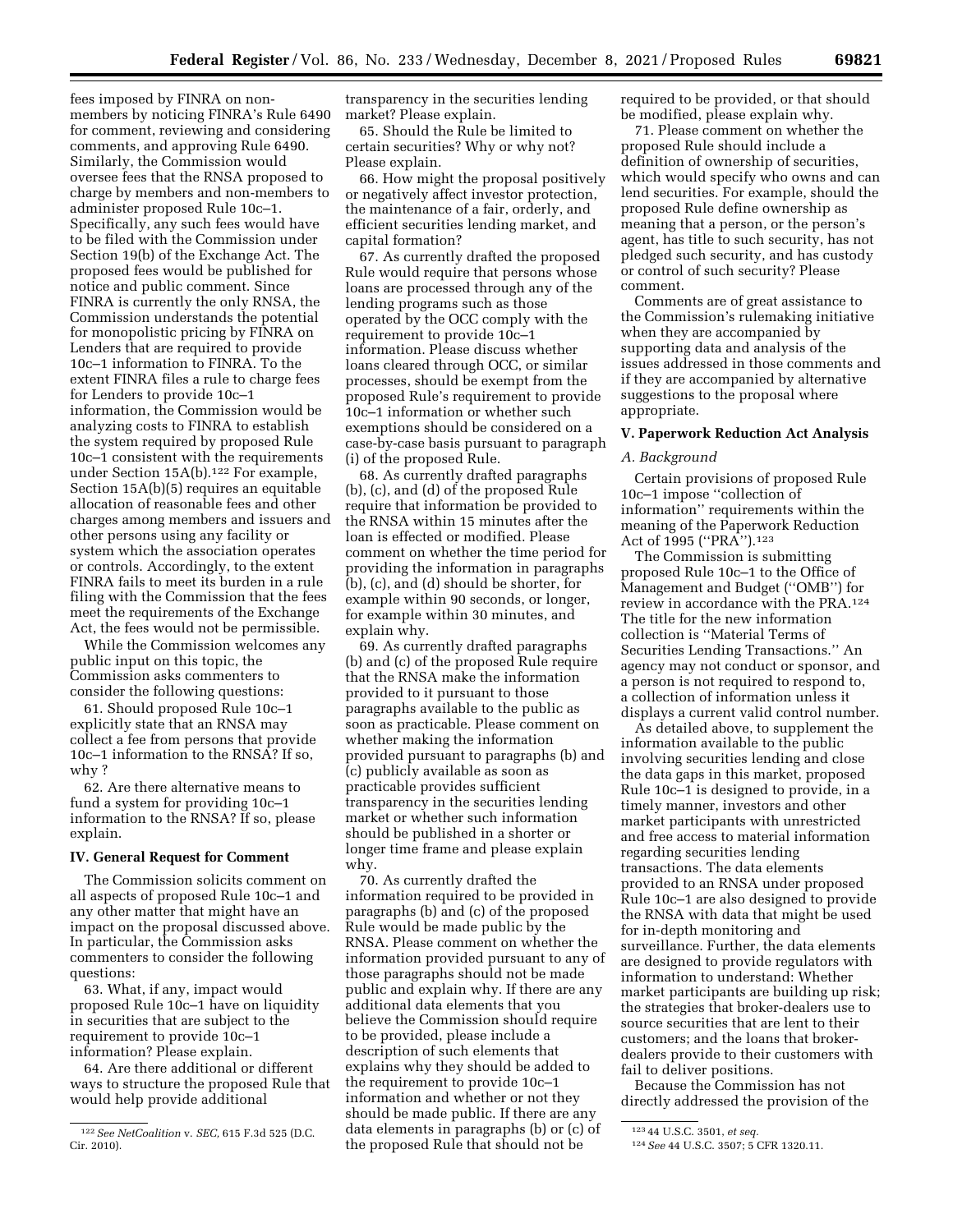fees imposed by FINRA on non-members by noticing FINRA's Rule 6490 for comment, reviewing and considering comments, and approving Rule 6490. Similarly, the Commission would oversee fees that the RNSA proposed to charge by members and non-members to administer proposed Rule 10c–1. Specifically, any such fees would have to be filed with the Commission under Section 19(b) of the Exchange Act. The proposed fees would be published for notice and public comment. Since FINRA is currently the only RNSA, the Commission understands the potential for monopolistic pricing by FINRA on Lenders that are required to provide 10c–1 information to FINRA. To the extent FINRA files a rule to charge fees for Lenders to provide 10c–1 information, the Commission would be analyzing costs to FINRA to establish the system required by proposed Rule 10c–1 consistent with the requirements under Section 15A(b).[122] For example, Section 15A(b)(5) requires an equitable allocation of reasonable fees and other charges among members and issuers and other persons using any facility or system which the association operates or controls. Accordingly, to the extent FINRA fails to meet its burden in a rule filing with the Commission that the fees meet the requirements of the Exchange Act, the fees would not be permissible.

While the Commission welcomes any public input on this topic, the Commission asks commenters to consider the following questions:

61. Should proposed Rule 10c–1 explicitly state that an RNSA may collect a fee from persons that provide 10c–1 information to the RNSA? If so, why ?

62. Are there alternative means to fund a system for providing 10c–1 information to the RNSA? If so, please explain.

## IV. General Request for Comment

The Commission solicits comment on all aspects of proposed Rule 10c–1 and any other matter that might have an impact on the proposal discussed above. In particular, the Commission asks commenters to consider the following questions:

63. What, if any, impact would proposed Rule 10c–1 have on liquidity in securities that are subject to the requirement to provide 10c–1 information? Please explain.

64. Are there additional or different ways to structure the proposed Rule that would help provide additional transparency in the securities lending market? Please explain.

65. Should the Rule be limited to certain securities? Why or why not? Please explain.

66. How might the proposal positively or negatively affect investor protection, the maintenance of a fair, orderly, and efficient securities lending market, and capital formation?

67. As currently drafted the proposed Rule would require that persons whose loans are processed through any of the lending programs such as those operated by the OCC comply with the requirement to provide 10c–1 information. Please discuss whether loans cleared through OCC, or similar processes, should be exempt from the proposed Rule's requirement to provide 10c–1 information or whether such exemptions should be considered on a case-by-case basis pursuant to paragraph (i) of the proposed Rule.

68. As currently drafted paragraphs (b), (c), and (d) of the proposed Rule require that information be provided to the RNSA within 15 minutes after the loan is effected or modified. Please comment on whether the time period for providing the information in paragraphs (b), (c), and (d) should be shorter, for example within 90 seconds, or longer, for example within 30 minutes, and explain why.

69. As currently drafted paragraphs (b) and (c) of the proposed Rule require that the RNSA make the information provided to it pursuant to those paragraphs available to the public as soon as practicable. Please comment on whether making the information provided pursuant to paragraphs (b) and (c) publicly available as soon as practicable provides sufficient transparency in the securities lending market or whether such information should be published in a shorter or longer time frame and please explain why.

70. As currently drafted the information required to be provided in paragraphs (b) and (c) of the proposed Rule would be made public by the RNSA. Please comment on whether the information provided pursuant to any of those paragraphs should not be made public and explain why. If there are any additional data elements that you believe the Commission should require to be provided, please include a description of such elements that explains why they should be added to the requirement to provide 10c–1 information and whether or not they should be made public. If there are any data elements in paragraphs (b) or (c) of the proposed Rule that should not be required to be provided, or that should be modified, please explain why.

71. Please comment on whether the proposed Rule should include a definition of ownership of securities, which would specify who owns and can lend securities. For example, should the proposed Rule define ownership as meaning that a person, or the person's agent, has title to such security, has not pledged such security, and has custody or control of such security? Please comment.

Comments are of great assistance to the Commission's rulemaking initiative when they are accompanied by supporting data and analysis of the issues addressed in those comments and if they are accompanied by alternative suggestions to the proposal where appropriate.

## V. Paperwork Reduction Act Analysis

### A. Background

Certain provisions of proposed Rule 10c–1 impose "collection of information" requirements within the meaning of the Paperwork Reduction Act of 1995 ("PRA").[123]

The Commission is submitting proposed Rule 10c–1 to the Office of Management and Budget ("OMB") for review in accordance with the PRA.[124] The title for the new information collection is "Material Terms of Securities Lending Transactions." An agency may not conduct or sponsor, and a person is not required to respond to, a collection of information unless it displays a current valid control number.

As detailed above, to supplement the information available to the public involving securities lending and close the data gaps in this market, proposed Rule 10c–1 is designed to provide, in a timely manner, investors and other market participants with unrestricted and free access to material information regarding securities lending transactions. The data elements provided to an RNSA under proposed Rule 10c–1 are also designed to provide the RNSA with data that might be used for in-depth monitoring and surveillance. Further, the data elements are designed to provide regulators with information to understand: Whether market participants are building up risk; the strategies that broker-dealers use to source securities that are lent to their customers; and the loans that broker-dealers provide to their customers with fail to deliver positions.

Because the Commission has not directly addressed the provision of the

---

[122] *See NetCoalition* v. *SEC,* 615 F.3d 525 (D.C. Cir. 2010).

[123] 44 U.S.C. 3501, *et seq.*

[124] *See* 44 U.S.C. 3507; 5 CFR 1320.11.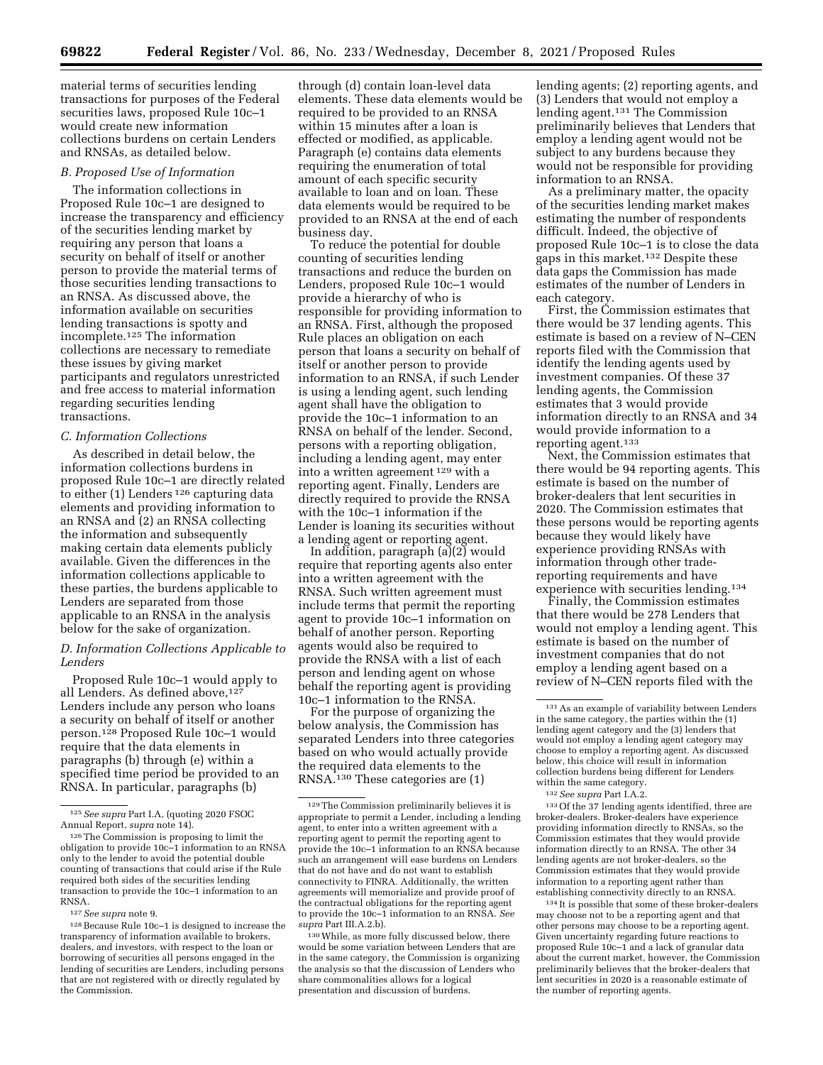material terms of securities lending transactions for purposes of the Federal securities laws, proposed Rule 10c–1 would create new information collections burdens on certain Lenders and RNSAs, as detailed below.

### B. Proposed Use of Information

The information collections in Proposed Rule 10c–1 are designed to increase the transparency and efficiency of the securities lending market by requiring any person that loans a security on behalf of itself or another person to provide the material terms of those securities lending transactions to an RNSA. As discussed above, the information available on securities lending transactions is spotty and incomplete.[125] The information collections are necessary to remediate these issues by giving market participants and regulators unrestricted and free access to material information regarding securities lending transactions.

### C. Information Collections

As described in detail below, the information collections burdens in proposed Rule 10c–1 are directly related to either (1) Lenders [126] capturing data elements and providing information to an RNSA and (2) an RNSA collecting the information and subsequently making certain data elements publicly available. Given the differences in the information collections applicable to these parties, the burdens applicable to Lenders are separated from those applicable to an RNSA in the analysis below for the sake of organization.

### D. Information Collections Applicable to Lenders

Proposed Rule 10c–1 would apply to all Lenders. As defined above,[127] Lenders include any person who loans a security on behalf of itself or another person.[128] Proposed Rule 10c–1 would require that the data elements in paragraphs (b) through (e) within a specified time period be provided to an RNSA. In particular, paragraphs (b) through (d) contain loan-level data elements. These data elements would be required to be provided to an RNSA within 15 minutes after a loan is effected or modified, as applicable. Paragraph (e) contains data elements requiring the enumeration of total amount of each specific security available to loan and on loan. These data elements would be required to be provided to an RNSA at the end of each business day.

To reduce the potential for double counting of securities lending transactions and reduce the burden on Lenders, proposed Rule 10c–1 would provide a hierarchy of who is responsible for providing information to an RNSA. First, although the proposed Rule places an obligation on each person that loans a security on behalf of itself or another person to provide information to an RNSA, if such Lender is using a lending agent, such lending agent shall have the obligation to provide the 10c–1 information to an RNSA on behalf of the lender. Second, persons with a reporting obligation, including a lending agent, may enter into a written agreement [129] with a reporting agent. Finally, Lenders are directly required to provide the RNSA with the 10c–1 information if the Lender is loaning its securities without a lending agent or reporting agent.

In addition, paragraph (a)(2) would require that reporting agents also enter into a written agreement with the RNSA. Such written agreement must include terms that permit the reporting agent to provide 10c–1 information on behalf of another person. Reporting agents would also be required to provide the RNSA with a list of each person and lending agent on whose behalf the reporting agent is providing 10c–1 information to the RNSA.

For the purpose of organizing the below analysis, the Commission has separated Lenders into three categories based on who would actually provide the required data elements to the RNSA.[130] These categories are (1) lending agents; (2) reporting agents, and (3) Lenders that would not employ a lending agent.[131] The Commission preliminarily believes that Lenders that employ a lending agent would not be subject to any burdens because they would not be responsible for providing information to an RNSA.

As a preliminary matter, the opacity of the securities lending market makes estimating the number of respondents difficult. Indeed, the objective of proposed Rule 10c–1 is to close the data gaps in this market.[132] Despite these data gaps the Commission has made estimates of the number of Lenders in each category.

First, the Commission estimates that there would be 37 lending agents. This estimate is based on a review of N–CEN reports filed with the Commission that identify the lending agents used by investment companies. Of these 37 lending agents, the Commission estimates that 3 would provide information directly to an RNSA and 34 would provide information to a reporting agent.[133]

Next, the Commission estimates that there would be 94 reporting agents. This estimate is based on the number of broker-dealers that lent securities in 2020. The Commission estimates that these persons would be reporting agents because they would likely have experience providing RNSAs with information through other trade-reporting requirements and have experience with securities lending.[134]

Finally, the Commission estimates that there would be 278 Lenders that would not employ a lending agent. This estimate is based on the number of investment companies that do not employ a lending agent based on a review of N–CEN reports filed with the

---

[125] *See supra* Part I.A, (quoting 2020 FSOC Annual Report, *supra* note 14).

[126] The Commission is proposing to limit the obligation to provide 10c–1 information to an RNSA only to the lender to avoid the potential double counting of transactions that could arise if the Rule required both sides of the securities lending transaction to provide the 10c–1 information to an RNSA.

[127] *See supra* note 9.

[128] Because Rule 10c–1 is designed to increase the transparency of information available to brokers, dealers, and investors, with respect to the loan or borrowing of securities all persons engaged in the lending of securities are Lenders, including persons that are not registered with or directly regulated by the Commission.

[129] The Commission preliminarily believes it is appropriate to permit a Lender, including a lending agent, to enter into a written agreement with a reporting agent to permit the reporting agent to provide the 10c–1 information to an RNSA because such an arrangement will ease burdens on Lenders that do not have and do not want to establish connectivity to FINRA. Additionally, the written agreements will memorialize and provide proof of the contractual obligations for the reporting agent to provide the 10c–1 information to an RNSA. *See supra* Part III.A.2.b).

[130] While, as more fully discussed below, there would be some variation between Lenders that are in the same category, the Commission is organizing the analysis so that the discussion of Lenders who share commonalities allows for a logical presentation and discussion of burdens.

[131] As an example of variability between Lenders in the same category, the parties within the (1) lending agent category and the (3) lenders that would not employ a lending agent category may choose to employ a reporting agent. As discussed below, this choice will result in information collection burdens being different for Lenders within the same category.

[132] *See supra* Part I.A.2.

[133] Of the 37 lending agents identified, three are broker-dealers. Broker-dealers have experience providing information directly to RNSAs, so the Commission estimates that they would provide information directly to an RNSA. The other 34 lending agents are not broker-dealers, so the Commission estimates that they would provide information to a reporting agent rather than establishing connectivity directly to an RNSA.

[134] It is possible that some of these broker-dealers may choose not to be a reporting agent and that other persons may choose to be a reporting agent. Given uncertainty regarding future reactions to proposed Rule 10c–1 and a lack of granular data about the current market, however, the Commission preliminarily believes that the broker-dealers that lent securities in 2020 is a reasonable estimate of the number of reporting agents.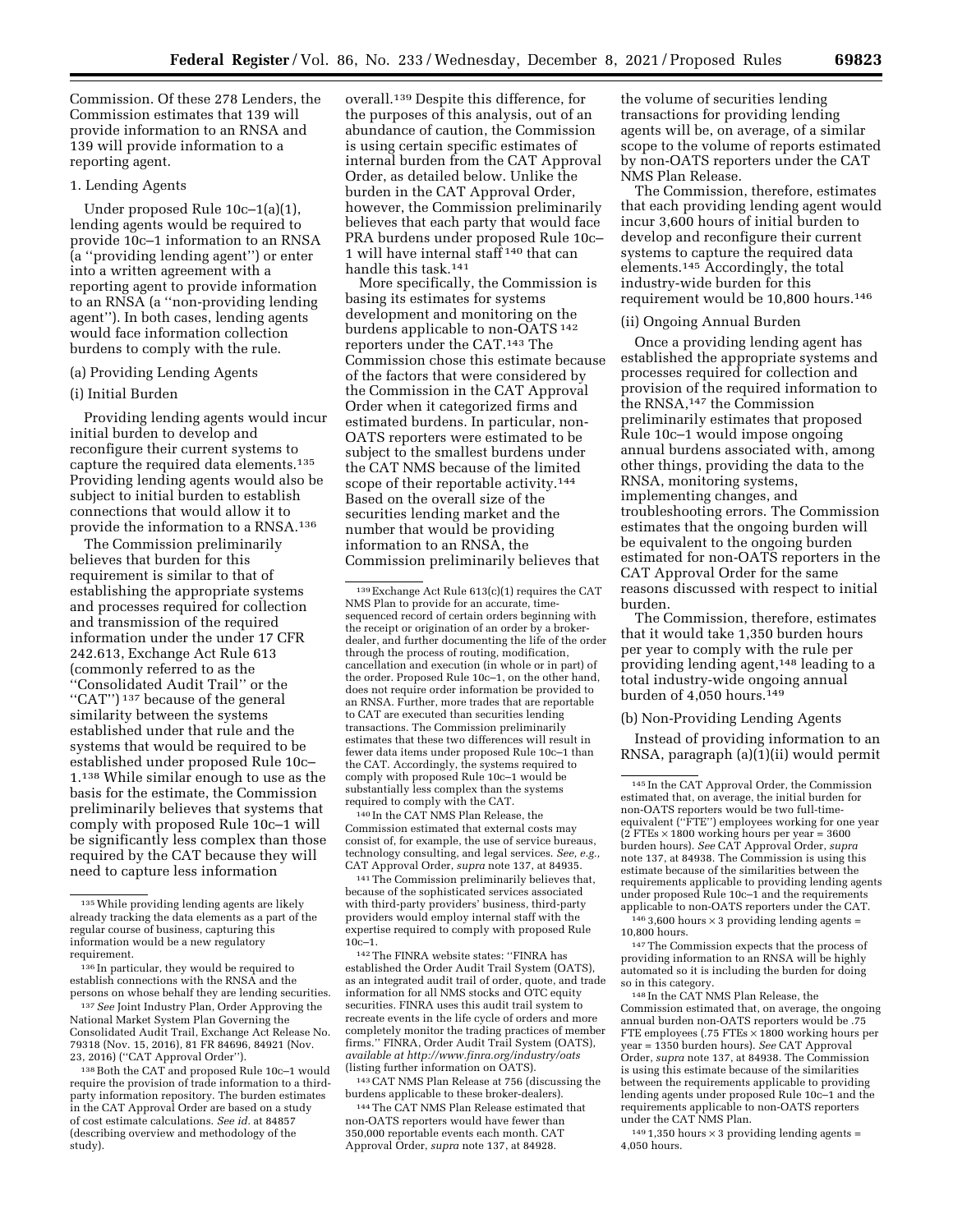Commission. Of these 278 Lenders, the Commission estimates that 139 will provide information to an RNSA and 139 will provide information to a reporting agent.

1. Lending Agents

Under proposed Rule 10c–1(a)(1), lending agents would be required to provide 10c–1 information to an RNSA (a "providing lending agent") or enter into a written agreement with a reporting agent to provide information to an RNSA (a "non-providing lending agent"). In both cases, lending agents would face information collection burdens to comply with the rule.

(a) Providing Lending Agents

(i) Initial Burden

Providing lending agents would incur initial burden to develop and reconfigure their current systems to capture the required data elements.[135] Providing lending agents would also be subject to initial burden to establish connections that would allow it to provide the information to a RNSA.[136]

The Commission preliminarily believes that burden for this requirement is similar to that of establishing the appropriate systems and processes required for collection and transmission of the required information under the under 17 CFR 242.613, Exchange Act Rule 613 (commonly referred to as the "Consolidated Audit Trail" or the "CAT")[137] because of the general similarity between the systems established under that rule and the systems that would be required to be established under proposed Rule 10c–1.[138] While similar enough to use as the basis for the estimate, the Commission preliminarily believes that systems that comply with proposed Rule 10c–1 will be significantly less complex than those required by the CAT because they will need to capture less information overall.[139] Despite this difference, for the purposes of this analysis, out of an abundance of caution, the Commission is using certain specific estimates of internal burden from the CAT Approval Order, as detailed below. Unlike the burden in the CAT Approval Order, however, the Commission preliminarily believes that each party that would face PRA burdens under proposed Rule 10c–1 will have internal staff[140] that can handle this task.[141]

More specifically, the Commission is basing its estimates for systems development and monitoring on the burdens applicable to non-OATS[142] reporters under the CAT.[143] The Commission chose this estimate because of the factors that were considered by the Commission in the CAT Approval Order when it categorized firms and estimated burdens. In particular, non-OATS reporters were estimated to be subject to the smallest burdens under the CAT NMS because of the limited scope of their reportable activity.[144] Based on the overall size of the securities lending market and the number that would be providing information to an RNSA, the Commission preliminarily believes that the volume of securities lending transactions for providing lending agents will be, on average, of a similar scope to the volume of reports estimated by non-OATS reporters under the CAT NMS Plan Release.

The Commission, therefore, estimates that each providing lending agent would incur 3,600 hours of initial burden to develop and reconfigure their current systems to capture the required data elements.[145] Accordingly, the total industry-wide burden for this requirement would be 10,800 hours.[146]

(ii) Ongoing Annual Burden

Once a providing lending agent has established the appropriate systems and processes required for collection and provision of the required information to the RNSA,[147] the Commission preliminarily estimates that proposed Rule 10c–1 would impose ongoing annual burdens associated with, among other things, providing the data to the RNSA, monitoring systems, implementing changes, and troubleshooting errors. The Commission estimates that the ongoing burden will be equivalent to the ongoing burden estimated for non-OATS reporters in the CAT Approval Order for the same reasons discussed with respect to initial burden.

The Commission, therefore, estimates that it would take 1,350 burden hours per year to comply with the rule per providing lending agent,[148] leading to a total industry-wide ongoing annual burden of 4,050 hours.[149]

(b) Non-Providing Lending Agents

Instead of providing information to an RNSA, paragraph (a)(1)(ii) would permit

---

[135] While providing lending agents are likely already tracking the data elements as a part of the regular course of business, capturing this information would be a new regulatory requirement.

[136] In particular, they would be required to establish connections with the RNSA and the persons on whose behalf they are lending securities.

[137] *See* Joint Industry Plan, Order Approving the National Market System Plan Governing the Consolidated Audit Trail, Exchange Act Release No. 79318 (Nov. 15, 2016), 81 FR 84696, 84921 (Nov. 23, 2016) ("CAT Approval Order").

[138] Both the CAT and proposed Rule 10c–1 would require the provision of trade information to a third-party information repository. The burden estimates in the CAT Approval Order are based on a study of cost estimate calculations. *See id.* at 84857 (describing overview and methodology of the study).

[139] Exchange Act Rule 613(c)(1) requires the CAT NMS Plan to provide for an accurate, time-sequenced record of certain orders beginning with the receipt or origination of an order by a broker-dealer, and further documenting the life of the order through the process of routing, modification, cancellation and execution (in whole or in part) of the order. Proposed Rule 10c–1, on the other hand, does not require order information be provided to an RNSA. Further, more trades that are reportable to CAT are executed than securities lending transactions. The Commission preliminarily estimates that these two differences will result in fewer data items under proposed Rule 10c–1 than the CAT. Accordingly, the systems required to comply with proposed Rule 10c–1 would be substantially less complex than the systems required to comply with the CAT.

[140] In the CAT NMS Plan Release, the Commission estimated that external costs may consist of, for example, the use of service bureaus, technology consulting, and legal services. *See, e.g.,* CAT Approval Order, *supra* note 137, at 84935.

[141] The Commission preliminarily believes that, because of the sophisticated services associated with third-party providers' business, third-party providers would employ internal staff with the expertise required to comply with proposed Rule 10c–1.

[142] The FINRA website states: "FINRA has established the Order Audit Trail System (OATS), as an integrated audit trail of order, quote, and trade information for all NMS stocks and OTC equity securities. FINRA uses this audit trail system to recreate events in the life cycle of orders and more completely monitor the trading practices of member firms." FINRA, Order Audit Trail System (OATS), *available at http://www.finra.org/industry/oats* (listing further information on OATS).

[143] CAT NMS Plan Release at 756 (discussing the burdens applicable to these broker-dealers).

[144] The CAT NMS Plan Release estimated that non-OATS reporters would have fewer than 350,000 reportable events each month. CAT Approval Order, *supra* note 137, at 84928.

[145] In the CAT Approval Order, the Commission estimated that, on average, the initial burden for non-OATS reporters would be two full-time-equivalent ("FTE") employees working for one year (2 FTEs × 1800 working hours per year = 3600 burden hours). *See* CAT Approval Order, *supra* note 137, at 84938. The Commission is using this estimate because of the similarities between the requirements applicable to providing lending agents under proposed Rule 10c–1 and the requirements applicable to non-OATS reporters under the CAT.

[146] 3,600 hours × 3 providing lending agents = 10,800 hours.

[147] The Commission expects that the process of providing information to an RNSA will be highly automated so it is including the burden for doing so in this category.

[148] In the CAT NMS Plan Release, the Commission estimated that, on average, the ongoing annual burden non-OATS reporters would be .75 FTE employees (.75 FTEs × 1800 working hours per year = 1350 burden hours). *See* CAT Approval Order, *supra* note 137, at 84938. The Commission is using this estimate because of the similarities between the requirements applicable to providing lending agents under proposed Rule 10c–1 and the requirements applicable to non-OATS reporters under the CAT NMS Plan.

[149] 1,350 hours × 3 providing lending agents = 4,050 hours.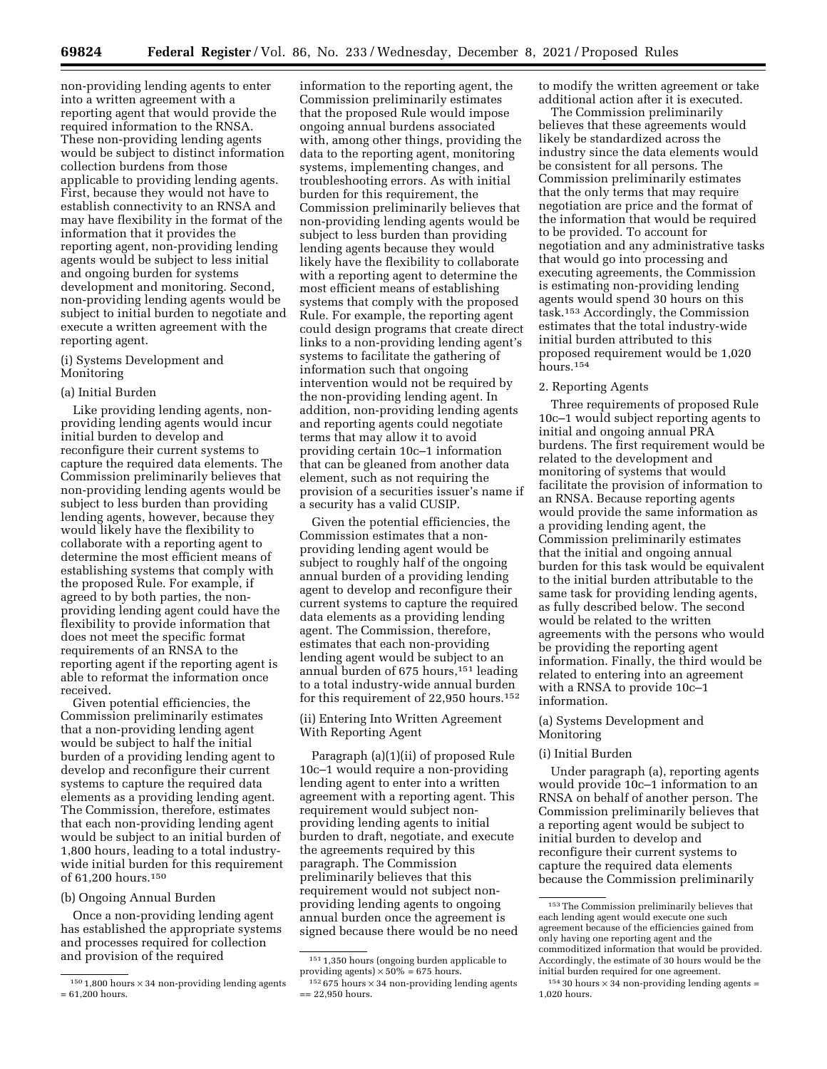non-providing lending agents to enter into a written agreement with a reporting agent that would provide the required information to the RNSA. These non-providing lending agents would be subject to distinct information collection burdens from those applicable to providing lending agents. First, because they would not have to establish connectivity to an RNSA and may have flexibility in the format of the information that it provides the reporting agent, non-providing lending agents would be subject to less initial and ongoing burden for systems development and monitoring. Second, non-providing lending agents would be subject to initial burden to negotiate and execute a written agreement with the reporting agent.

(i) Systems Development and Monitoring

(a) Initial Burden

Like providing lending agents, non-providing lending agents would incur initial burden to develop and reconfigure their current systems to capture the required data elements. The Commission preliminarily believes that non-providing lending agents would be subject to less burden than providing lending agents, however, because they would likely have the flexibility to collaborate with a reporting agent to determine the most efficient means of establishing systems that comply with the proposed Rule. For example, if agreed to by both parties, the non-providing lending agent could have the flexibility to provide information that does not meet the specific format requirements of an RNSA to the reporting agent if the reporting agent is able to reformat the information once received.

Given potential efficiencies, the Commission preliminarily estimates that a non-providing lending agent would be subject to half the initial burden of a providing lending agent to develop and reconfigure their current systems to capture the required data elements as a providing lending agent. The Commission, therefore, estimates that each non-providing lending agent would be subject to an initial burden of 1,800 hours, leading to a total industry-wide initial burden for this requirement of 61,200 hours.[150]

(b) Ongoing Annual Burden

Once a non-providing lending agent has established the appropriate systems and processes required for collection and provision of the required information to the reporting agent, the Commission preliminarily estimates that the proposed Rule would impose ongoing annual burdens associated with, among other things, providing the data to the reporting agent, monitoring systems, implementing changes, and troubleshooting errors. As with initial burden for this requirement, the Commission preliminarily believes that non-providing lending agents would be subject to less burden than providing lending agents because they would likely have the flexibility to collaborate with a reporting agent to determine the most efficient means of establishing systems that comply with the proposed Rule. For example, the reporting agent could design programs that create direct links to a non-providing lending agent's systems to facilitate the gathering of information such that ongoing intervention would not be required by the non-providing lending agent. In addition, non-providing lending agents and reporting agents could negotiate terms that may allow it to avoid providing certain 10c–1 information that can be gleaned from another data element, such as not requiring the provision of a securities issuer's name if a security has a valid CUSIP.

Given the potential efficiencies, the Commission estimates that a non-providing lending agent would be subject to roughly half of the ongoing annual burden of a providing lending agent to develop and reconfigure their current systems to capture the required data elements as a providing lending agent. The Commission, therefore, estimates that each non-providing lending agent would be subject to an annual burden of 675 hours,[151] leading to a total industry-wide annual burden for this requirement of 22,950 hours.[152]

(ii) Entering Into Written Agreement With Reporting Agent

Paragraph (a)(1)(ii) of proposed Rule 10c–1 would require a non-providing lending agent to enter into a written agreement with a reporting agent. This requirement would subject non-providing lending agents to initial burden to draft, negotiate, and execute the agreements required by this paragraph. The Commission preliminarily believes that this requirement would not subject non-providing lending agents to ongoing annual burden once the agreement is signed because there would be no need to modify the written agreement or take additional action after it is executed.

The Commission preliminarily believes that these agreements would likely be standardized across the industry since the data elements would be consistent for all persons. The Commission preliminarily estimates that the only terms that may require negotiation are price and the format of the information that would be required to be provided. To account for negotiation and any administrative tasks that would go into processing and executing agreements, the Commission is estimating non-providing lending agents would spend 30 hours on this task.[153] Accordingly, the Commission estimates that the total industry-wide initial burden attributed to this proposed requirement would be 1,020 hours.[154]

2. Reporting Agents

Three requirements of proposed Rule 10c–1 would subject reporting agents to initial and ongoing annual PRA burdens. The first requirement would be related to the development and monitoring of systems that would facilitate the provision of information to an RNSA. Because reporting agents would provide the same information as a providing lending agent, the Commission preliminarily estimates that the initial and ongoing annual burden for this task would be equivalent to the initial burden attributable to the same task for providing lending agents, as fully described below. The second would be related to the written agreements with the persons who would be providing the reporting agent information. Finally, the third would be related to entering into an agreement with a RNSA to provide 10c–1 information.

(a) Systems Development and Monitoring

(i) Initial Burden

Under paragraph (a), reporting agents would provide 10c–1 information to an RNSA on behalf of another person. The Commission preliminarily believes that a reporting agent would be subject to initial burden to develop and reconfigure their current systems to capture the required data elements because the Commission preliminarily

---

[150] 1,800 hours × 34 non-providing lending agents = 61,200 hours.

[151] 1,350 hours (ongoing burden applicable to providing agents) × 50% = 675 hours.

[152] 675 hours × 34 non-providing lending agents == 22,950 hours.

[153] The Commission preliminarily believes that each lending agent would execute one such agreement because of the efficiencies gained from only having one reporting agent and the commoditized information that would be provided. Accordingly, the estimate of 30 hours would be the initial burden required for one agreement.

[154] 30 hours × 34 non-providing lending agents = 1,020 hours.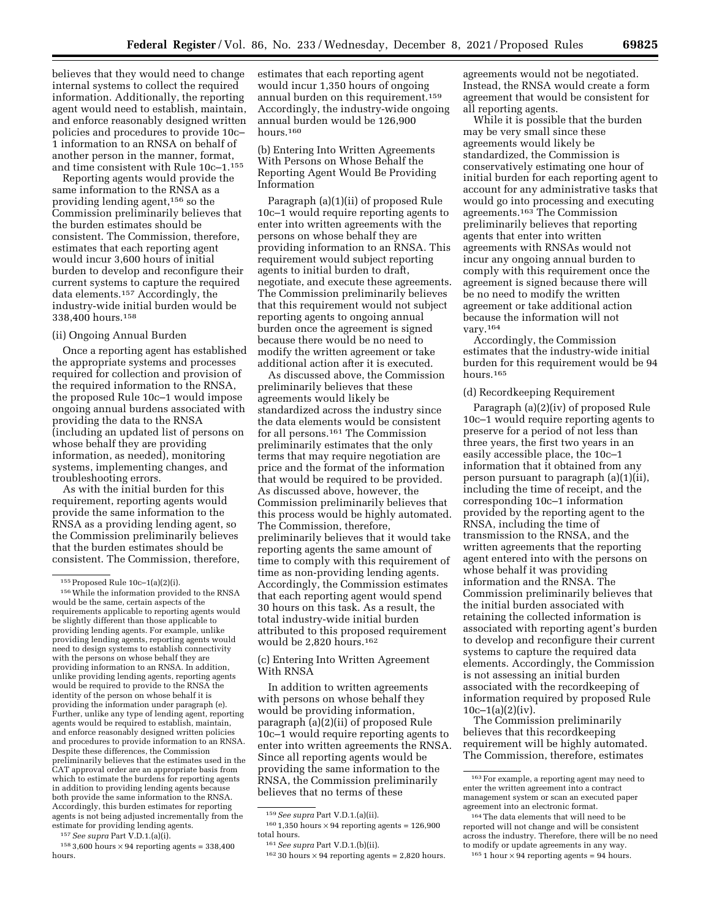believes that they would need to change internal systems to collect the required information. Additionally, the reporting agent would need to establish, maintain, and enforce reasonably designed written policies and procedures to provide 10c–1 information to an RNSA on behalf of another person in the manner, format, and time consistent with Rule 10c–1.[155]

Reporting agents would provide the same information to the RNSA as a providing lending agent,[156] so the Commission preliminarily believes that the burden estimates should be consistent. The Commission, therefore, estimates that each reporting agent would incur 3,600 hours of initial burden to develop and reconfigure their current systems to capture the required data elements.[157] Accordingly, the industry-wide initial burden would be 338,400 hours.[158]

(ii) Ongoing Annual Burden

Once a reporting agent has established the appropriate systems and processes required for collection and provision of the required information to the RNSA, the proposed Rule 10c–1 would impose ongoing annual burdens associated with providing the data to the RNSA (including an updated list of persons on whose behalf they are providing information, as needed), monitoring systems, implementing changes, and troubleshooting errors.

As with the initial burden for this requirement, reporting agents would provide the same information to the RNSA as a providing lending agent, so the Commission preliminarily believes that the burden estimates should be consistent. The Commission, therefore, estimates that each reporting agent would incur 1,350 hours of ongoing annual burden on this requirement.[159] Accordingly, the industry-wide ongoing annual burden would be 126,900 hours.[160]

(b) Entering Into Written Agreements With Persons on Whose Behalf the Reporting Agent Would Be Providing Information

Paragraph (a)(1)(ii) of proposed Rule 10c–1 would require reporting agents to enter into written agreements with the persons on whose behalf they are providing information to an RNSA. This requirement would subject reporting agents to initial burden to draft, negotiate, and execute these agreements. The Commission preliminarily believes that this requirement would not subject reporting agents to ongoing annual burden once the agreement is signed because there would be no need to modify the written agreement or take additional action after it is executed.

As discussed above, the Commission preliminarily believes that these agreements would likely be standardized across the industry since the data elements would be consistent for all persons.[161] The Commission preliminarily estimates that the only terms that may require negotiation are price and the format of the information that would be required to be provided. As discussed above, however, the Commission preliminarily believes that this process would be highly automated. The Commission, therefore, preliminarily believes that it would take reporting agents the same amount of time to comply with this requirement of time as non-providing lending agents. Accordingly, the Commission estimates that each reporting agent would spend 30 hours on this task. As a result, the total industry-wide initial burden attributed to this proposed requirement would be 2,820 hours.[162]

(c) Entering Into Written Agreement With RNSA

In addition to written agreements with persons on whose behalf they would be providing information, paragraph (a)(2)(ii) of proposed Rule 10c–1 would require reporting agents to enter into written agreements the RNSA. Since all reporting agents would be providing the same information to the RNSA, the Commission preliminarily believes that no terms of these agreements would not be negotiated. Instead, the RNSA would create a form agreement that would be consistent for all reporting agents.

While it is possible that the burden may be very small since these agreements would likely be standardized, the Commission is conservatively estimating one hour of initial burden for each reporting agent to account for any administrative tasks that would go into processing and executing agreements.[163] The Commission preliminarily believes that reporting agents that enter into written agreements with RNSAs would not incur any ongoing annual burden to comply with this requirement once the agreement is signed because there will be no need to modify the written agreement or take additional action because the information will not vary.[164]

Accordingly, the Commission estimates that the industry-wide initial burden for this requirement would be 94 hours.[165]

(d) Recordkeeping Requirement

Paragraph (a)(2)(iv) of proposed Rule 10c–1 would require reporting agents to preserve for a period of not less than three years, the first two years in an easily accessible place, the 10c–1 information that it obtained from any person pursuant to paragraph (a)(1)(ii), including the time of receipt, and the corresponding 10c–1 information provided by the reporting agent to the RNSA, including the time of transmission to the RNSA, and the written agreements that the reporting agent entered into with the persons on whose behalf it was providing information and the RNSA. The Commission preliminarily believes that the initial burden associated with retaining the collected information is associated with reporting agent's burden to develop and reconfigure their current systems to capture the required data elements. Accordingly, the Commission is not assessing an initial burden associated with the recordkeeping of information required by proposed Rule 10c–1(a)(2)(iv).

The Commission preliminarily believes that this recordkeeping requirement will be highly automated. The Commission, therefore, estimates

---

[155] Proposed Rule 10c–1(a)(2)(i).

[156] While the information provided to the RNSA would be the same, certain aspects of the requirements applicable to reporting agents would be slightly different than those applicable to providing lending agents. For example, unlike providing lending agents, reporting agents would need to design systems to establish connectivity with the persons on whose behalf they are providing information to an RNSA. In addition, unlike providing lending agents, reporting agents would be required to provide to the RNSA the identity of the person on whose behalf it is providing the information under paragraph (e). Further, unlike any type of lending agent, reporting agents would be required to establish, maintain, and enforce reasonably designed written policies and procedures to provide information to an RNSA. Despite these differences, the Commission preliminarily believes that the estimates used in the CAT approval order are an appropriate basis from which to estimate the burdens for reporting agents in addition to providing lending agents because both provide the same information to the RNSA. Accordingly, this burden estimates for reporting agents is not being adjusted incrementally from the estimate for providing lending agents.

[157] *See supra* Part V.D.1.(a)(i).

[158] 3,600 hours × 94 reporting agents = 338,400 hours.

[159] *See supra* Part V.D.1.(a)(ii).

[160] 1,350 hours × 94 reporting agents = 126,900 total hours.

[161] *See supra* Part V.D.1.(b)(ii).

[162] 30 hours × 94 reporting agents = 2,820 hours.

[163] For example, a reporting agent may need to enter the written agreement into a contract management system or scan an executed paper agreement into an electronic format.

[164] The data elements that will need to be reported will not change and will be consistent across the industry. Therefore, there will be no need to modify or update agreements in any way.

[165] 1 hour × 94 reporting agents = 94 hours.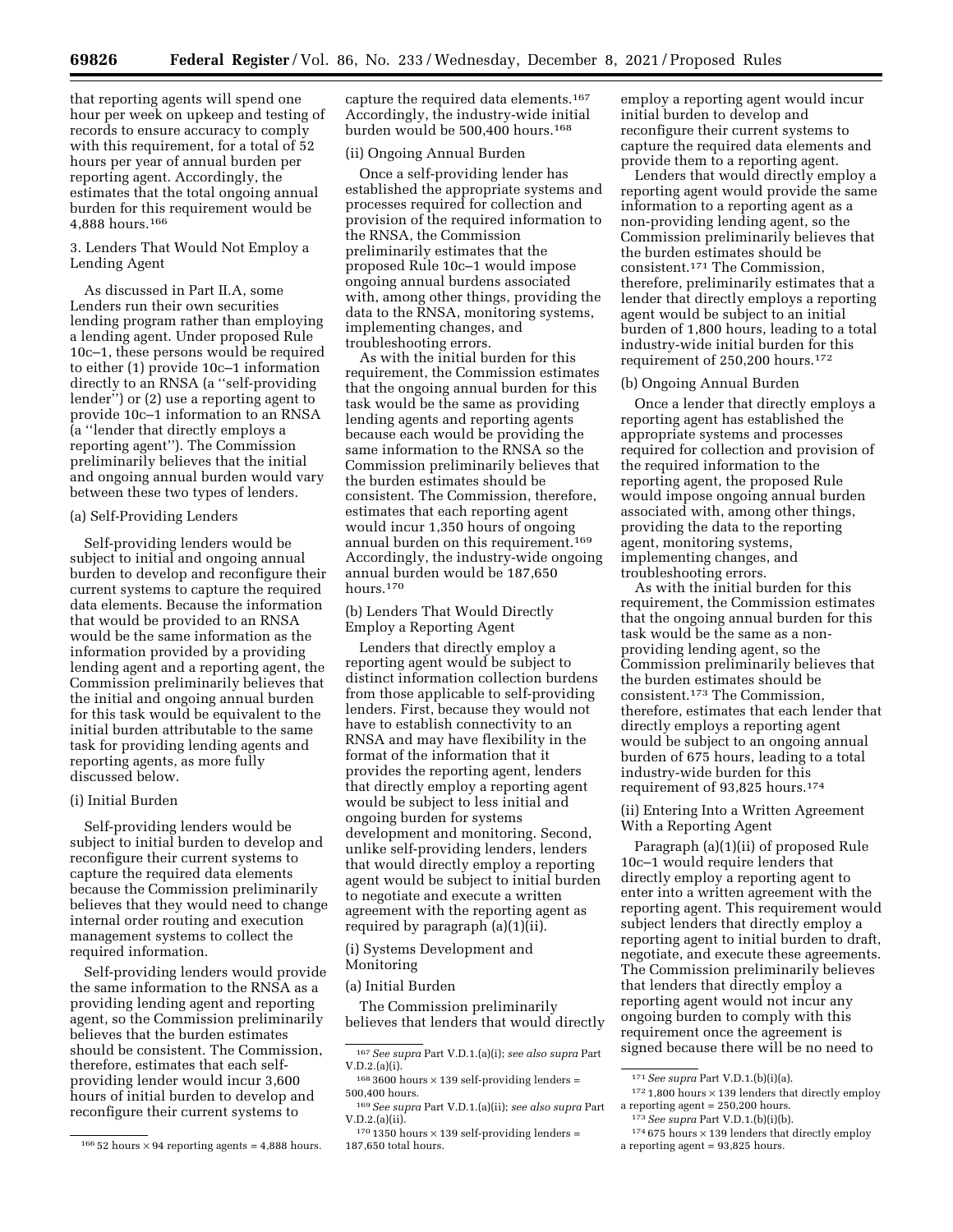that reporting agents will spend one hour per week on upkeep and testing of records to ensure accuracy to comply with this requirement, for a total of 52 hours per year of annual burden per reporting agent. Accordingly, the estimates that the total ongoing annual burden for this requirement would be 4,888 hours.[166]

3. Lenders That Would Not Employ a Lending Agent

As discussed in Part II.A, some Lenders run their own securities lending program rather than employing a lending agent. Under proposed Rule 10c–1, these persons would be required to either (1) provide 10c–1 information directly to an RNSA (a ''self-providing lender'') or (2) use a reporting agent to provide 10c–1 information to an RNSA (a ''lender that directly employs a reporting agent''). The Commission preliminarily believes that the initial and ongoing annual burden would vary between these two types of lenders.

(a) Self-Providing Lenders

Self-providing lenders would be subject to initial and ongoing annual burden to develop and reconfigure their current systems to capture the required data elements. Because the information that would be provided to an RNSA would be the same information as the information provided by a providing lending agent and a reporting agent, the Commission preliminarily believes that the initial and ongoing annual burden for this task would be equivalent to the initial burden attributable to the same task for providing lending agents and reporting agents, as more fully discussed below.

(i) Initial Burden

Self-providing lenders would be subject to initial burden to develop and reconfigure their current systems to capture the required data elements because the Commission preliminarily believes that they would need to change internal order routing and execution management systems to collect the required information.

Self-providing lenders would provide the same information to the RNSA as a providing lending agent and reporting agent, so the Commission preliminarily believes that the burden estimates should be consistent. The Commission, therefore, estimates that each self-providing lender would incur 3,600 hours of initial burden to develop and reconfigure their current systems to capture the required data elements.[167] Accordingly, the industry-wide initial burden would be 500,400 hours.[168]

(ii) Ongoing Annual Burden

Once a self-providing lender has established the appropriate systems and processes required for collection and provision of the required information to the RNSA, the Commission preliminarily estimates that the proposed Rule 10c–1 would impose ongoing annual burdens associated with, among other things, providing the data to the RNSA, monitoring systems, implementing changes, and troubleshooting errors.

As with the initial burden for this requirement, the Commission estimates that the ongoing annual burden for this task would be the same as providing lending agents and reporting agents because each would be providing the same information to the RNSA so the Commission preliminarily believes that the burden estimates should be consistent. The Commission, therefore, estimates that each reporting agent would incur 1,350 hours of ongoing annual burden on this requirement.[169] Accordingly, the industry-wide ongoing annual burden would be 187,650 hours.[170]

(b) Lenders That Would Directly Employ a Reporting Agent

Lenders that directly employ a reporting agent would be subject to distinct information collection burdens from those applicable to self-providing lenders. First, because they would not have to establish connectivity to an RNSA and may have flexibility in the format of the information that it provides the reporting agent, lenders that directly employ a reporting agent would be subject to less initial and ongoing burden for systems development and monitoring. Second, unlike self-providing lenders, lenders that would directly employ a reporting agent would be subject to initial burden to negotiate and execute a written agreement with the reporting agent as required by paragraph (a)(1)(ii).

(i) Systems Development and Monitoring

(a) Initial Burden

The Commission preliminarily believes that lenders that would directly employ a reporting agent would incur initial burden to develop and reconfigure their current systems to capture the required data elements and provide them to a reporting agent.

Lenders that would directly employ a reporting agent would provide the same information to a reporting agent as a non-providing lending agent, so the Commission preliminarily believes that the burden estimates should be consistent.[171] The Commission, therefore, preliminarily estimates that a lender that directly employs a reporting agent would be subject to an initial burden of 1,800 hours, leading to a total industry-wide initial burden for this requirement of 250,200 hours.[172]

(b) Ongoing Annual Burden

Once a lender that directly employs a reporting agent has established the appropriate systems and processes required for collection and provision of the required information to the reporting agent, the proposed Rule would impose ongoing annual burden associated with, among other things, providing the data to the reporting agent, monitoring systems, implementing changes, and troubleshooting errors.

As with the initial burden for this requirement, the Commission estimates that the ongoing annual burden for this task would be the same as a non-providing lending agent, so the Commission preliminarily believes that the burden estimates should be consistent.[173] The Commission, therefore, estimates that each lender that directly employs a reporting agent would be subject to an ongoing annual burden of 675 hours, leading to a total industry-wide burden for this requirement of 93,825 hours.[174]

(ii) Entering Into a Written Agreement With a Reporting Agent

Paragraph (a)(1)(ii) of proposed Rule 10c–1 would require lenders that directly employ a reporting agent to enter into a written agreement with the reporting agent. This requirement would subject lenders that directly employ a reporting agent to initial burden to draft, negotiate, and execute these agreements. The Commission preliminarily believes that lenders that directly employ a reporting agent would not incur any ongoing burden to comply with this requirement once the agreement is signed because there will be no need to

---

[166] 52 hours × 94 reporting agents = 4,888 hours.

[167] *See supra* Part V.D.1.(a)(i); *see also supra* Part V.D.2.(a)(i).

[168] 3600 hours × 139 self-providing lenders = 500,400 hours.

[169] *See supra* Part V.D.1.(a)(ii); *see also supra* Part V.D.2.(a)(ii).

[170] 1350 hours × 139 self-providing lenders = 187,650 total hours.

[171] *See supra* Part V.D.1.(b)(i)(a).

[172] 1,800 hours × 139 lenders that directly employ a reporting agent = 250,200 hours.

[173] *See supra* Part V.D.1.(b)(i)(b).

[174] 675 hours × 139 lenders that directly employ a reporting agent = 93,825 hours.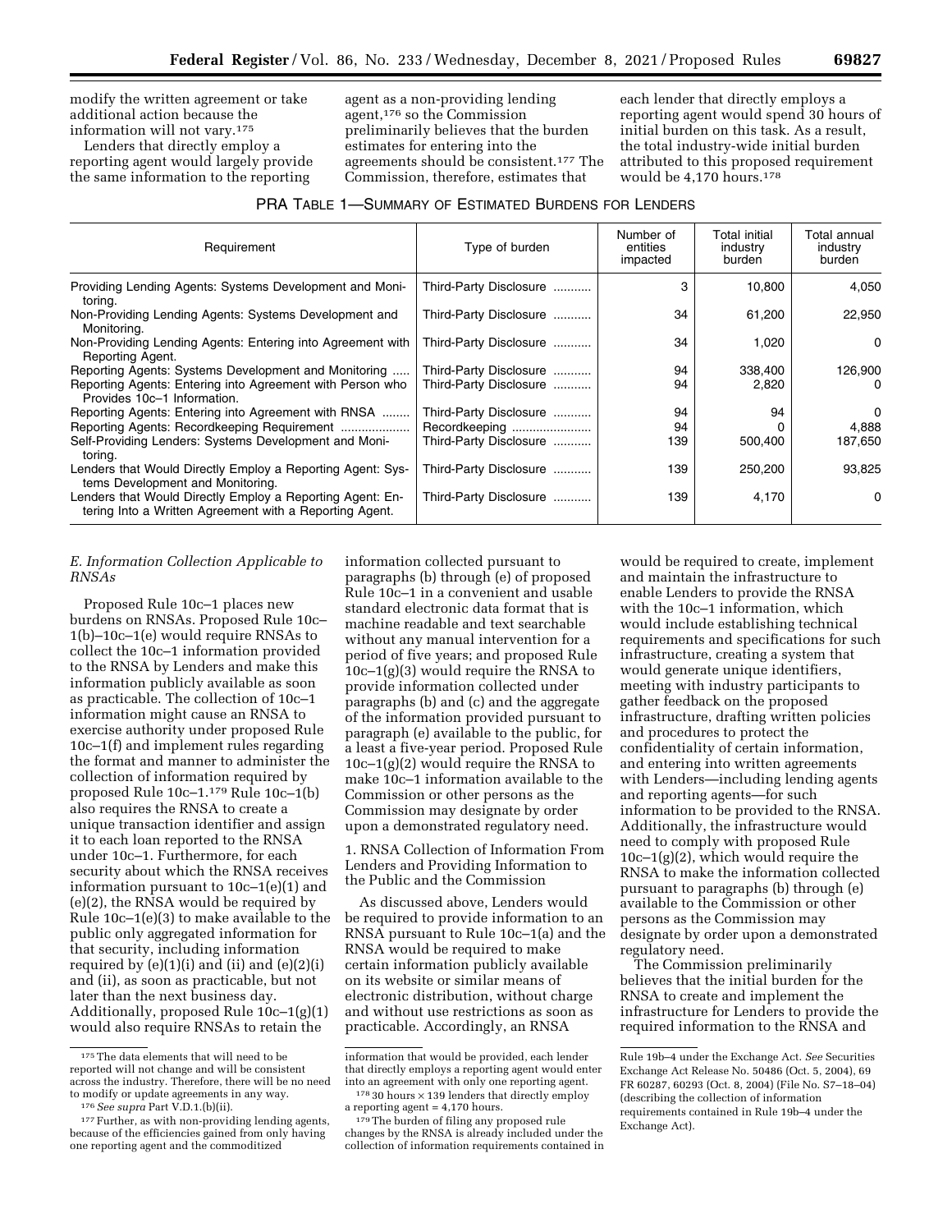modify the written agreement or take additional action because the information will not vary.[175]

Lenders that directly employ a reporting agent would largely provide the same information to the reporting agent as a non-providing lending agent,[176] so the Commission preliminarily believes that the burden estimates for entering into the agreements should be consistent.[177] The Commission, therefore, estimates that each lender that directly employs a reporting agent would spend 30 hours of initial burden on this task. As a result, the total industry-wide initial burden attributed to this proposed requirement would be 4,170 hours.[178]

PRA TABLE 1—SUMMARY OF ESTIMATED BURDENS FOR LENDERS

| Requirement | Type of burden | Number of entities impacted | Total initial industry burden | Total annual industry burden |
|---|---|---|---|---|
| Providing Lending Agents: Systems Development and Monitoring. | Third-Party Disclosure | 3 | 10,800 | 4,050 |
| Non-Providing Lending Agents: Systems Development and Monitoring. | Third-Party Disclosure | 34 | 61,200 | 22,950 |
| Non-Providing Lending Agents: Entering into Agreement with Reporting Agent. | Third-Party Disclosure | 34 | 1,020 | 0 |
| Reporting Agents: Systems Development and Monitoring | Third-Party Disclosure | 94 | 338,400 | 126,900 |
| Reporting Agents: Entering into Agreement with Person who Provides 10c–1 Information. | Third-Party Disclosure | 94 | 2,820 | 0 |
| Reporting Agents: Entering into Agreement with RNSA | Third-Party Disclosure | 94 | 94 | 0 |
| Reporting Agents: Recordkeeping Requirement | Recordkeeping | 94 | 0 | 4,888 |
| Self-Providing Lenders: Systems Development and Monitoring. | Third-Party Disclosure | 139 | 500,400 | 187,650 |
| Lenders that Would Directly Employ a Reporting Agent: Systems Development and Monitoring. | Third-Party Disclosure | 139 | 250,200 | 93,825 |
| Lenders that Would Directly Employ a Reporting Agent: Entering Into a Written Agreement with a Reporting Agent. | Third-Party Disclosure | 139 | 4,170 | 0 |

### *E. Information Collection Applicable to RNSAs*

Proposed Rule 10c–1 places new burdens on RNSAs. Proposed Rule 10c–1(b)–10c–1(e) would require RNSAs to collect the 10c–1 information provided to the RNSA by Lenders and make this information publicly available as soon as practicable. The collection of 10c–1 information might cause an RNSA to exercise authority under proposed Rule 10c–1(f) and implement rules regarding the format and manner to administer the collection of information required by proposed Rule 10c–1.[179] Rule 10c–1(b) also requires the RNSA to create a unique transaction identifier and assign it to each loan reported to the RNSA under 10c–1. Furthermore, for each security about which the RNSA receives information pursuant to 10c–1(e)(1) and (e)(2), the RNSA would be required by Rule 10c–1(e)(3) to make available to the public only aggregated information for that security, including information required by (e)(1)(i) and (ii) and (e)(2)(i) and (ii), as soon as practicable, but not later than the next business day. Additionally, proposed Rule 10c–1(g)(1) would also require RNSAs to retain the information collected pursuant to paragraphs (b) through (e) of proposed Rule 10c–1 in a convenient and usable standard electronic data format that is machine readable and text searchable without any manual intervention for a period of five years; and proposed Rule 10c–1(g)(3) would require the RNSA to provide information collected under paragraphs (b) and (c) and the aggregate of the information provided pursuant to paragraph (e) available to the public, for a least a five-year period. Proposed Rule 10c–1(g)(2) would require the RNSA to make 10c–1 information available to the Commission or other persons as the Commission may designate by order upon a demonstrated regulatory need.

#### 1. RNSA Collection of Information From Lenders and Providing Information to the Public and the Commission

As discussed above, Lenders would be required to provide information to an RNSA pursuant to Rule 10c–1(a) and the RNSA would be required to make certain information publicly available on its website or similar means of electronic distribution, without charge and without use restrictions as soon as practicable. Accordingly, an RNSA would be required to create, implement and maintain the infrastructure to enable Lenders to provide the RNSA with the 10c–1 information, which would include establishing technical requirements and specifications for such infrastructure, creating a system that would generate unique identifiers, meeting with industry participants to gather feedback on the proposed infrastructure, drafting written policies and procedures to protect the confidentiality of certain information, and entering into written agreements with Lenders—including lending agents and reporting agents—for such information to be provided to the RNSA. Additionally, the infrastructure would need to comply with proposed Rule 10c–1(g)(2), which would require the RNSA to make the information collected pursuant to paragraphs (b) through (e) available to the Commission or other persons as the Commission may designate by order upon a demonstrated regulatory need.

The Commission preliminarily believes that the initial burden for the RNSA to create and implement the infrastructure for Lenders to provide the required information to the RNSA and

---

[175] The data elements that will need to be reported will not change and will be consistent across the industry. Therefore, there will be no need to modify or update agreements in any way.

[176] *See supra* Part V.D.1.(b)(ii).

[177] Further, as with non-providing lending agents, because of the efficiencies gained from only having one reporting agent and the commoditized information that would be provided, each lender that directly employs a reporting agent would enter into an agreement with only one reporting agent.

[178] 30 hours × 139 lenders that directly employ a reporting agent = 4,170 hours.

[179] The burden of filing any proposed rule changes by the RNSA is already included under the collection of information requirements contained in Rule 19b–4 under the Exchange Act. *See* Securities Exchange Act Release No. 50486 (Oct. 5, 2004), 69 FR 60287, 60293 (Oct. 8, 2004) (File No. S7–18–04) (describing the collection of information requirements contained in Rule 19b–4 under the Exchange Act).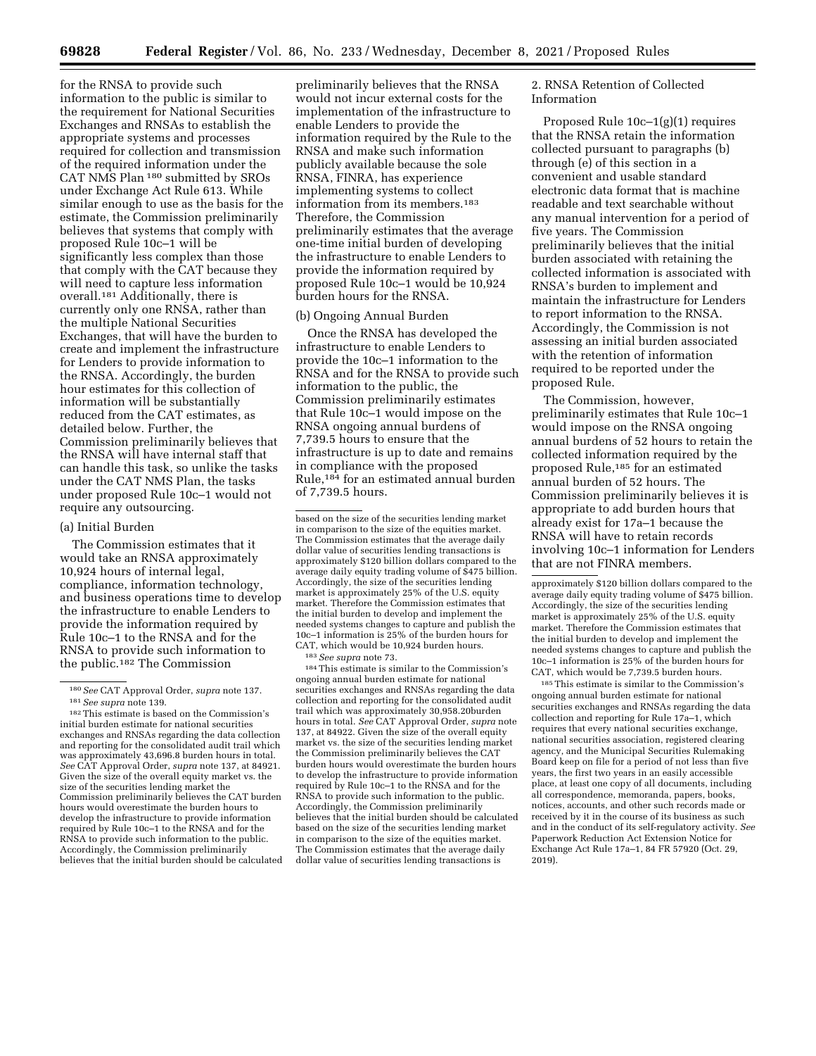for the RNSA to provide such information to the public is similar to the requirement for National Securities Exchanges and RNSAs to establish the appropriate systems and processes required for collection and transmission of the required information under the CAT NMS Plan [180] submitted by SROs under Exchange Act Rule 613. While similar enough to use as the basis for the estimate, the Commission preliminarily believes that systems that comply with proposed Rule 10c–1 will be significantly less complex than those that comply with the CAT because they will need to capture less information overall.[181] Additionally, there is currently only one RNSA, rather than the multiple National Securities Exchanges, that will have the burden to create and implement the infrastructure for Lenders to provide information to the RNSA. Accordingly, the burden hour estimates for this collection of information will be substantially reduced from the CAT estimates, as detailed below. Further, the Commission preliminarily believes that the RNSA will have internal staff that can handle this task, so unlike the tasks under the CAT NMS Plan, the tasks under proposed Rule 10c–1 would not require any outsourcing.

(a) Initial Burden

The Commission estimates that it would take an RNSA approximately 10,924 hours of internal legal, compliance, information technology, and business operations time to develop the infrastructure to enable Lenders to provide the information required by Rule 10c–1 to the RNSA and for the RNSA to provide such information to the public.[182] The Commission preliminarily believes that the RNSA would not incur external costs for the implementation of the infrastructure to enable Lenders to provide the information required by the Rule to the RNSA and make such information publicly available because the sole RNSA, FINRA, has experience implementing systems to collect information from its members.[183] Therefore, the Commission preliminarily estimates that the average one-time initial burden of developing the infrastructure to enable Lenders to provide the information required by proposed Rule 10c–1 would be 10,924 burden hours for the RNSA.

(b) Ongoing Annual Burden

Once the RNSA has developed the infrastructure to enable Lenders to provide the 10c–1 information to the RNSA and for the RNSA to provide such information to the public, the Commission preliminarily estimates that Rule 10c–1 would impose on the RNSA ongoing annual burdens of 7,739.5 hours to ensure that the infrastructure is up to date and remains in compliance with the proposed Rule,[184] for an estimated annual burden of 7,739.5 hours.

2. RNSA Retention of Collected Information

Proposed Rule 10c–1(g)(1) requires that the RNSA retain the information collected pursuant to paragraphs (b) through (e) of this section in a convenient and usable standard electronic data format that is machine readable and text searchable without any manual intervention for a period of five years. The Commission preliminarily believes that the initial burden associated with retaining the collected information is associated with RNSA's burden to implement and maintain the infrastructure for Lenders to report information to the RNSA. Accordingly, the Commission is not assessing an initial burden associated with the retention of information required to be reported under the proposed Rule.

The Commission, however, preliminarily estimates that Rule 10c–1 would impose on the RNSA ongoing annual burdens of 52 hours to retain the collected information required by the proposed Rule,[185] for an estimated annual burden of 52 hours. The Commission preliminarily believes it is appropriate to add burden hours that already exist for 17a–1 because the RNSA will have to retain records involving 10c–1 information for Lenders that are not FINRA members.

---

[180] *See* CAT Approval Order, *supra* note 137.

[181] *See supra* note 139.

[182] This estimate is based on the Commission's initial burden estimate for national securities exchanges and RNSAs regarding the data collection and reporting for the consolidated audit trail which was approximately 43,696.8 burden hours in total. *See* CAT Approval Order, *supra* note 137, at 84921. Given the size of the overall equity market vs. the size of the securities lending market the Commission preliminarily believes the CAT burden hours would overestimate the burden hours to develop the infrastructure to provide information required by Rule 10c–1 to the RNSA and for the RNSA to provide such information to the public. Accordingly, the Commission preliminarily believes that the initial burden should be calculated based on the size of the securities lending market in comparison to the size of the equities market. The Commission estimates that the average daily dollar value of securities lending transactions is approximately $120 billion dollars compared to the average daily equity trading volume of $475 billion. Accordingly, the size of the securities lending market is approximately 25% of the U.S. equity market. Therefore the Commission estimates that the initial burden to develop and implement the needed systems changes to capture and publish the 10c–1 information is 25% of the burden hours for CAT, which would be 10,924 burden hours.

[183] *See supra* note 73.

[184] This estimate is similar to the Commission's ongoing annual burden estimate for national securities exchanges and RNSAs regarding the data collection and reporting for the consolidated audit trail which was approximately 30,958.20burden hours in total. *See* CAT Approval Order, *supra* note 137, at 84922. Given the size of the overall equity market vs. the size of the securities lending market the Commission preliminarily believes the CAT burden hours would overestimate the burden hours to develop the infrastructure to provide information required by Rule 10c–1 to the RNSA and for the RNSA to provide such information to the public. Accordingly, the Commission preliminarily believes that the initial burden should be calculated based on the size of the securities lending market in comparison to the size of the equities market. The Commission estimates that the average daily dollar value of securities lending transactions is approximately $120 billion dollars compared to the average daily equity trading volume of $475 billion. Accordingly, the size of the securities lending market is approximately 25% of the U.S. equity market. Therefore the Commission estimates that the initial burden to develop and implement the needed systems changes to capture and publish the 10c–1 information is 25% of the burden hours for CAT, which would be 7,739.5 burden hours.

[185] This estimate is similar to the Commission's ongoing annual burden estimate for national securities exchanges and RNSAs regarding the data collection and reporting for Rule 17a–1, which requires that every national securities exchange, national securities association, registered clearing agency, and the Municipal Securities Rulemaking Board keep on file for a period of not less than five years, the first two years in an easily accessible place, at least one copy of all documents, including all correspondence, memoranda, papers, books, notices, accounts, and other such records made or received by it in the course of its business as such and in the conduct of its self-regulatory activity. *See* Paperwork Reduction Act Extension Notice for Exchange Act Rule 17a–1, 84 FR 57920 (Oct. 29, 2019).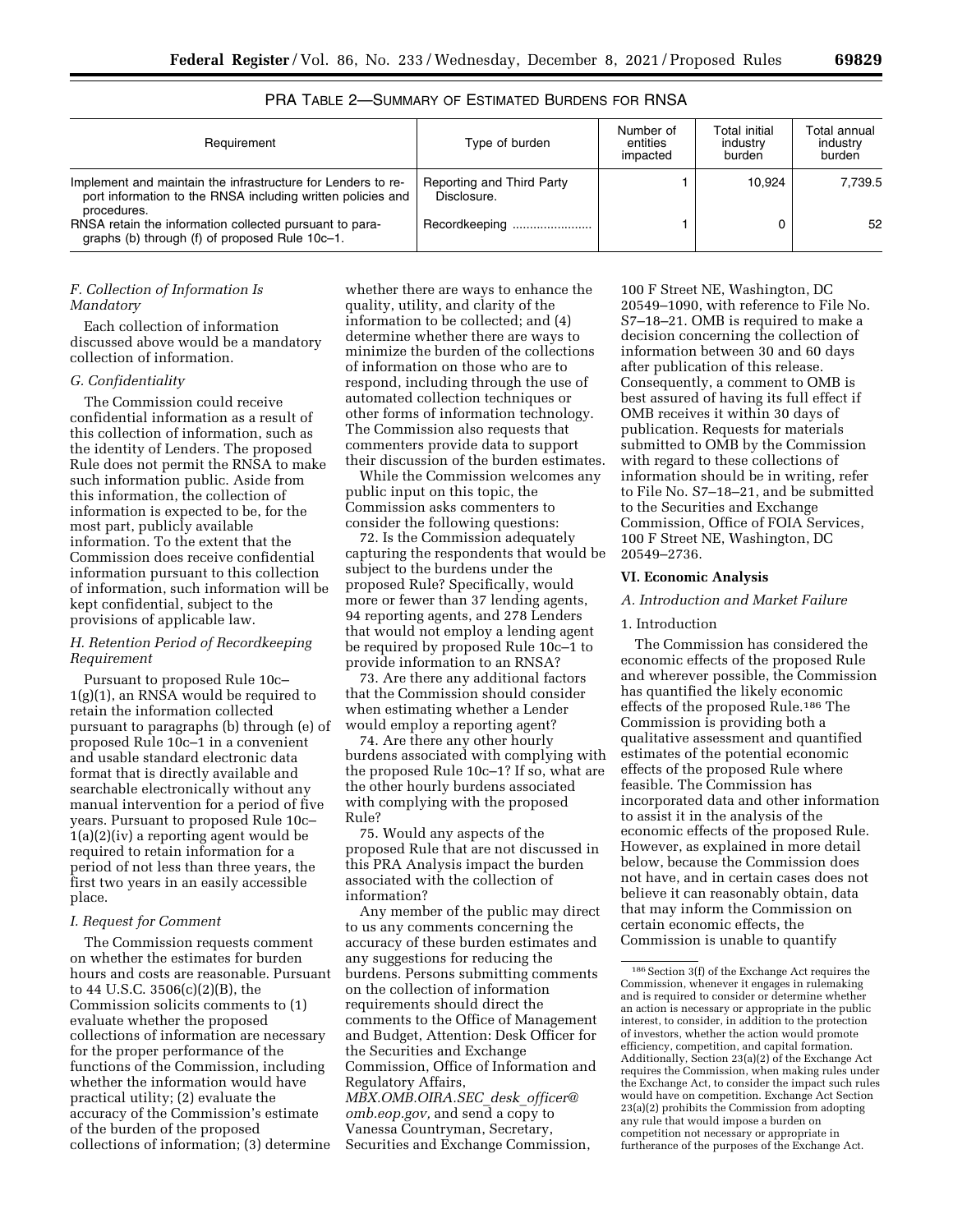PRA TABLE 2—SUMMARY OF ESTIMATED BURDENS FOR RNSA

| Requirement | Type of burden | Number of entities impacted | Total initial industry burden | Total annual industry burden |
|---|---|---|---|---|
| Implement and maintain the infrastructure for Lenders to report information to the RNSA including written policies and procedures. | Reporting and Third Party Disclosure. | 1 | 10,924 | 7,739.5 |
| RNSA retain the information collected pursuant to paragraphs (b) through (f) of proposed Rule 10c–1. | Recordkeeping | 1 | 0 | 52 |

### F. Collection of Information Is Mandatory

Each collection of information discussed above would be a mandatory collection of information.

### G. Confidentiality

The Commission could receive confidential information as a result of this collection of information, such as the identity of Lenders. The proposed Rule does not permit the RNSA to make such information public. Aside from this information, the collection of information is expected to be, for the most part, publicly available information. To the extent that the Commission does receive confidential information pursuant to this collection of information, such information will be kept confidential, subject to the provisions of applicable law.

### H. Retention Period of Recordkeeping Requirement

Pursuant to proposed Rule 10c–1(g)(1), an RNSA would be required to retain the information collected pursuant to paragraphs (b) through (e) of proposed Rule 10c–1 in a convenient and usable standard electronic data format that is directly available and searchable electronically without any manual intervention for a period of five years. Pursuant to proposed Rule 10c–1(a)(2)(iv) a reporting agent would be required to retain information for a period of not less than three years, the first two years in an easily accessible place.

### I. Request for Comment

The Commission requests comment on whether the estimates for burden hours and costs are reasonable. Pursuant to 44 U.S.C. 3506(c)(2)(B), the Commission solicits comments to (1) evaluate whether the proposed collections of information are necessary for the proper performance of the functions of the Commission, including whether the information would have practical utility; (2) evaluate the accuracy of the Commission's estimate of the burden of the proposed collections of information; (3) determine whether there are ways to enhance the quality, utility, and clarity of the information to be collected; and (4) determine whether there are ways to minimize the burden of the collections of information on those who are to respond, including through the use of automated collection techniques or other forms of information technology. The Commission also requests that commenters provide data to support their discussion of the burden estimates.

While the Commission welcomes any public input on this topic, the Commission asks commenters to consider the following questions:

72. Is the Commission adequately capturing the respondents that would be subject to the burdens under the proposed Rule? Specifically, would more or fewer than 37 lending agents, 94 reporting agents, and 278 Lenders that would not employ a lending agent be required by proposed Rule 10c–1 to provide information to an RNSA?

73. Are there any additional factors that the Commission should consider when estimating whether a Lender would employ a reporting agent?

74. Are there any other hourly burdens associated with complying with the proposed Rule 10c–1? If so, what are the other hourly burdens associated with complying with the proposed Rule?

75. Would any aspects of the proposed Rule that are not discussed in this PRA Analysis impact the burden associated with the collection of information?

Any member of the public may direct to us any comments concerning the accuracy of these burden estimates and any suggestions for reducing the burdens. Persons submitting comments on the collection of information requirements should direct the comments to the Office of Management and Budget, Attention: Desk Officer for the Securities and Exchange Commission, Office of Information and Regulatory Affairs, *MBX.OMB.OIRA.SEC_desk_officer@omb.eop.gov,* and send a copy to Vanessa Countryman, Secretary, Securities and Exchange Commission, 100 F Street NE, Washington, DC 20549–1090, with reference to File No. S7–18–21. OMB is required to make a decision concerning the collection of information between 30 and 60 days after publication of this release. Consequently, a comment to OMB is best assured of having its full effect if OMB receives it within 30 days of publication. Requests for materials submitted to OMB by the Commission with regard to these collections of information should be in writing, refer to File No. S7–18–21, and be submitted to the Securities and Exchange Commission, Office of FOIA Services, 100 F Street NE, Washington, DC 20549–2736.

## VI. Economic Analysis

### A. Introduction and Market Failure

#### 1. Introduction

The Commission has considered the economic effects of the proposed Rule and wherever possible, the Commission has quantified the likely economic effects of the proposed Rule.[186] The Commission is providing both a qualitative assessment and quantified estimates of the potential economic effects of the proposed Rule where feasible. The Commission has incorporated data and other information to assist it in the analysis of the economic effects of the proposed Rule. However, as explained in more detail below, because the Commission does not have, and in certain cases does not believe it can reasonably obtain, data that may inform the Commission on certain economic effects, the Commission is unable to quantify

[186] Section 3(f) of the Exchange Act requires the Commission, whenever it engages in rulemaking and is required to consider or determine whether an action is necessary or appropriate in the public interest, to consider, in addition to the protection of investors, whether the action would promote efficiency, competition, and capital formation. Additionally, Section 23(a)(2) of the Exchange Act requires the Commission, when making rules under the Exchange Act, to consider the impact such rules would have on competition. Exchange Act Section 23(a)(2) prohibits the Commission from adopting any rule that would impose a burden on competition not necessary or appropriate in furtherance of the purposes of the Exchange Act.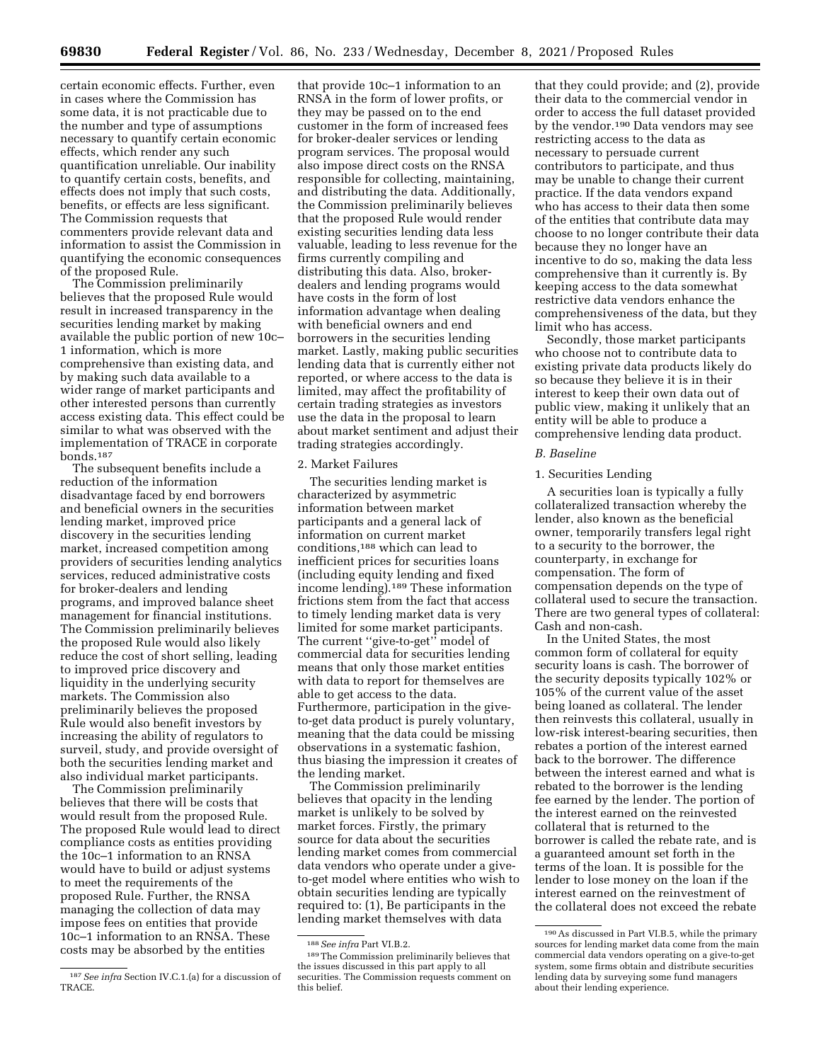certain economic effects. Further, even in cases where the Commission has some data, it is not practicable due to the number and type of assumptions necessary to quantify certain economic effects, which render any such quantification unreliable. Our inability to quantify certain costs, benefits, and effects does not imply that such costs, benefits, or effects are less significant. The Commission requests that commenters provide relevant data and information to assist the Commission in quantifying the economic consequences of the proposed Rule.

The Commission preliminarily believes that the proposed Rule would result in increased transparency in the securities lending market by making available the public portion of new 10c–1 information, which is more comprehensive than existing data, and by making such data available to a wider range of market participants and other interested persons than currently access existing data. This effect could be similar to what was observed with the implementation of TRACE in corporate bonds.[187]

The subsequent benefits include a reduction of the information disadvantage faced by end borrowers and beneficial owners in the securities lending market, improved price discovery in the securities lending market, increased competition among providers of securities lending analytics services, reduced administrative costs for broker-dealers and lending programs, and improved balance sheet management for financial institutions. The Commission preliminarily believes the proposed Rule would also likely reduce the cost of short selling, leading to improved price discovery and liquidity in the underlying security markets. The Commission also preliminarily believes the proposed Rule would also benefit investors by increasing the ability of regulators to surveil, study, and provide oversight of both the securities lending market and also individual market participants.

The Commission preliminarily believes that there will be costs that would result from the proposed Rule. The proposed Rule would lead to direct compliance costs as entities providing the 10c–1 information to an RNSA would have to build or adjust systems to meet the requirements of the proposed Rule. Further, the RNSA managing the collection of data may impose fees on entities that provide 10c–1 information to an RNSA. These costs may be absorbed by the entities that provide 10c–1 information to an RNSA in the form of lower profits, or they may be passed on to the end customer in the form of increased fees for broker-dealer services or lending program services. The proposal would also impose direct costs on the RNSA responsible for collecting, maintaining, and distributing the data. Additionally, the Commission preliminarily believes that the proposed Rule would render existing securities lending data less valuable, leading to less revenue for the firms currently compiling and distributing this data. Also, broker-dealers and lending programs would have costs in the form of lost information advantage when dealing with beneficial owners and end borrowers in the securities lending market. Lastly, making public securities lending data that is currently either not reported, or where access to the data is limited, may affect the profitability of certain trading strategies as investors use the data in the proposal to learn about market sentiment and adjust their trading strategies accordingly.

2. Market Failures

The securities lending market is characterized by asymmetric information between market participants and a general lack of information on current market conditions,[188] which can lead to inefficient prices for securities loans (including equity lending and fixed income lending).[189] These information frictions stem from the fact that access to timely lending market data is very limited for some market participants. The current ''give-to-get'' model of commercial data for securities lending means that only those market entities with data to report for themselves are able to get access to the data. Furthermore, participation in the give-to-get data product is purely voluntary, meaning that the data could be missing observations in a systematic fashion, thus biasing the impression it creates of the lending market.

The Commission preliminarily believes that opacity in the lending market is unlikely to be solved by market forces. Firstly, the primary source for data about the securities lending market comes from commercial data vendors who operate under a give-to-get model where entities who wish to obtain securities lending are typically required to: (1), Be participants in the lending market themselves with data that they could provide; and (2), provide their data to the commercial vendor in order to access the full dataset provided by the vendor.[190] Data vendors may see restricting access to the data as necessary to persuade current contributors to participate, and thus may be unable to change their current practice. If the data vendors expand who has access to their data then some of the entities that contribute data may choose to no longer contribute their data because they no longer have an incentive to do so, making the data less comprehensive than it currently is. By keeping access to the data somewhat restrictive data vendors enhance the comprehensiveness of the data, but they limit who has access.

Secondly, those market participants who choose not to contribute data to existing private data products likely do so because they believe it is in their interest to keep their own data out of public view, making it unlikely that an entity will be able to produce a comprehensive lending data product.

## *B. Baseline*

### 1. Securities Lending

A securities loan is typically a fully collateralized transaction whereby the lender, also known as the beneficial owner, temporarily transfers legal right to a security to the borrower, the counterparty, in exchange for compensation. The form of compensation depends on the type of collateral used to secure the transaction. There are two general types of collateral: Cash and non-cash.

In the United States, the most common form of collateral for equity security loans is cash. The borrower of the security deposits typically 102% or 105% of the current value of the asset being loaned as collateral. The lender then reinvests this collateral, usually in low-risk interest-bearing securities, then rebates a portion of the interest earned back to the borrower. The difference between the interest earned and what is rebated to the borrower is the lending fee earned by the lender. The portion of the interest earned on the reinvested collateral that is returned to the borrower is called the rebate rate, and is a guaranteed amount set forth in the terms of the loan. It is possible for the lender to lose money on the loan if the interest earned on the reinvestment of the collateral does not exceed the rebate

---

[187] *See infra* Section IV.C.1.(a) for a discussion of TRACE.

[188] *See infra* Part VI.B.2.

[189] The Commission preliminarily believes that the issues discussed in this part apply to all securities. The Commission requests comment on this belief.

[190] As discussed in Part VI.B.5, while the primary sources for lending market data come from the main commercial data vendors operating on a give-to-get system, some firms obtain and distribute securities lending data by surveying some fund managers about their lending experience.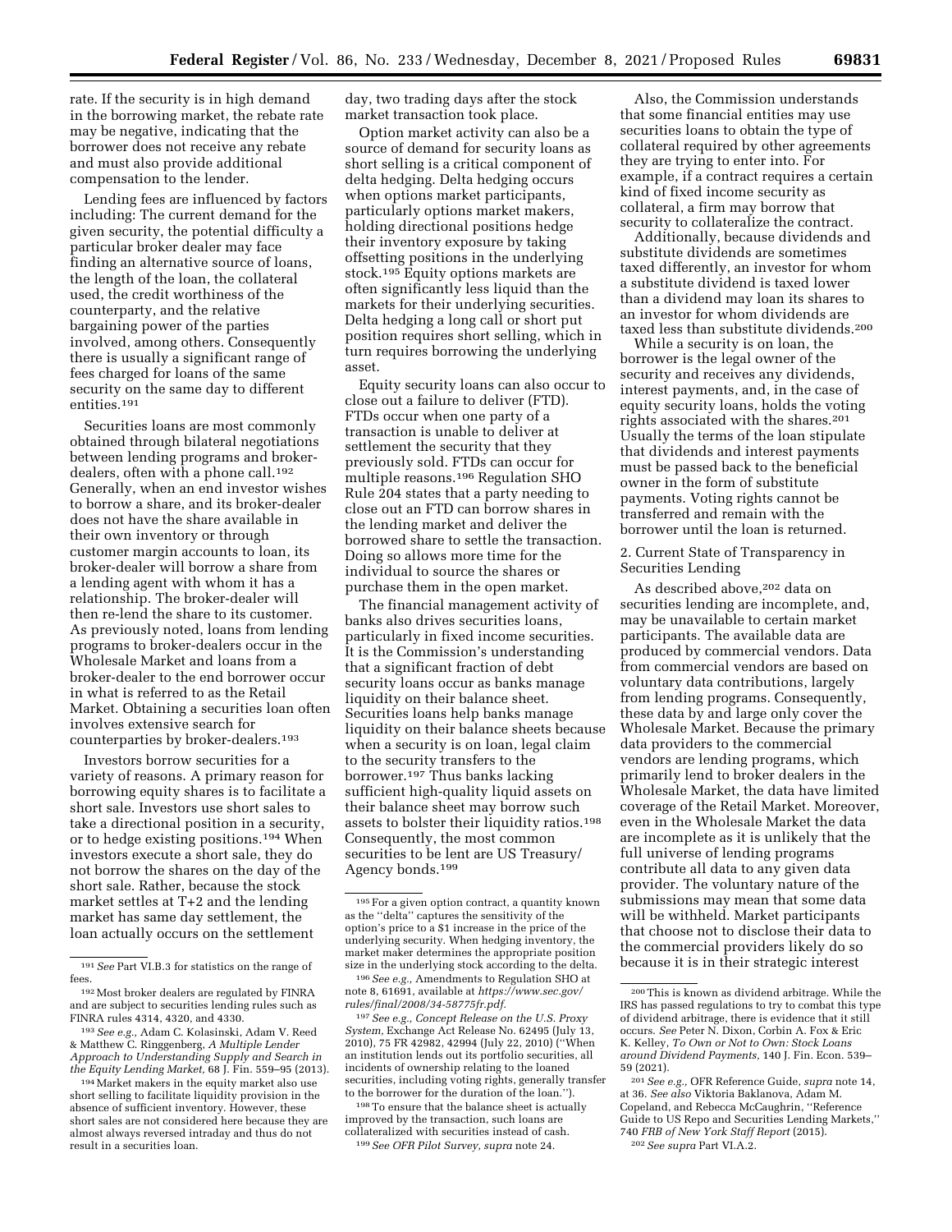rate. If the security is in high demand in the borrowing market, the rebate rate may be negative, indicating that the borrower does not receive any rebate and must also provide additional compensation to the lender.

Lending fees are influenced by factors including: The current demand for the given security, the potential difficulty a particular broker dealer may face finding an alternative source of loans, the length of the loan, the collateral used, the credit worthiness of the counterparty, and the relative bargaining power of the parties involved, among others. Consequently there is usually a significant range of fees charged for loans of the same security on the same day to different entities.[191]

Securities loans are most commonly obtained through bilateral negotiations between lending programs and broker-dealers, often with a phone call.[192] Generally, when an end investor wishes to borrow a share, and its broker-dealer does not have the share available in their own inventory or through customer margin accounts to loan, its broker-dealer will borrow a share from a lending agent with whom it has a relationship. The broker-dealer will then re-lend the share to its customer. As previously noted, loans from lending programs to broker-dealers occur in the Wholesale Market and loans from a broker-dealer to the end borrower occur in what is referred to as the Retail Market. Obtaining a securities loan often involves extensive search for counterparties by broker-dealers.[193]

Investors borrow securities for a variety of reasons. A primary reason for borrowing equity shares is to facilitate a short sale. Investors use short sales to take a directional position in a security, or to hedge existing positions.[194] When investors execute a short sale, they do not borrow the shares on the day of the short sale. Rather, because the stock market settles at T+2 and the lending market has same day settlement, the loan actually occurs on the settlement day, two trading days after the stock market transaction took place.

Option market activity can also be a source of demand for security loans as short selling is a critical component of delta hedging. Delta hedging occurs when options market participants, particularly options market makers, holding directional positions hedge their inventory exposure by taking offsetting positions in the underlying stock.[195] Equity options markets are often significantly less liquid than the markets for their underlying securities. Delta hedging a long call or short put position requires short selling, which in turn requires borrowing the underlying asset.

Equity security loans can also occur to close out a failure to deliver (FTD). FTDs occur when one party of a transaction is unable to deliver at settlement the security that they previously sold. FTDs can occur for multiple reasons.[196] Regulation SHO Rule 204 states that a party needing to close out an FTD can borrow shares in the lending market and deliver the borrowed share to settle the transaction. Doing so allows more time for the individual to source the shares or purchase them in the open market.

The financial management activity of banks also drives securities loans, particularly in fixed income securities. It is the Commission's understanding that a significant fraction of debt security loans occur as banks manage liquidity on their balance sheet. Securities loans help banks manage liquidity on their balance sheets because when a security is on loan, legal claim to the security transfers to the borrower.[197] Thus banks lacking sufficient high-quality liquid assets on their balance sheet may borrow such assets to bolster their liquidity ratios.[198] Consequently, the most common securities to be lent are US Treasury/Agency bonds.[199]

Also, the Commission understands that some financial entities may use securities loans to obtain the type of collateral required by other agreements they are trying to enter into. For example, if a contract requires a certain kind of fixed income security as collateral, a firm may borrow that security to collateralize the contract.

Additionally, because dividends and substitute dividends are sometimes taxed differently, an investor for whom a substitute dividend is taxed lower than a dividend may loan its shares to an investor for whom dividends are taxed less than substitute dividends.[200]

While a security is on loan, the borrower is the legal owner of the security and receives any dividends, interest payments, and, in the case of equity security loans, holds the voting rights associated with the shares.[201] Usually the terms of the loan stipulate that dividends and interest payments must be passed back to the beneficial owner in the form of substitute payments. Voting rights cannot be transferred and remain with the borrower until the loan is returned.

2. Current State of Transparency in Securities Lending

As described above,[202] data on securities lending are incomplete, and, may be unavailable to certain market participants. The available data are produced by commercial vendors. Data from commercial vendors are based on voluntary data contributions, largely from lending programs. Consequently, these data by and large only cover the Wholesale Market. Because the primary data providers to the commercial vendors are lending programs, which primarily lend to broker dealers in the Wholesale Market, the data have limited coverage of the Retail Market. Moreover, even in the Wholesale Market the data are incomplete as it is unlikely that the full universe of lending programs contribute all data to any given data provider. The voluntary nature of the submissions may mean that some data will be withheld. Market participants that choose not to disclose their data to the commercial providers likely do so because it is in their strategic interest

---

[191] *See* Part VI.B.3 for statistics on the range of fees.

[192] Most broker dealers are regulated by FINRA and are subject to securities lending rules such as FINRA rules 4314, 4320, and 4330.

[193] *See e.g.,* Adam C. Kolasinski, Adam V. Reed & Matthew C. Ringgenberg, *A Multiple Lender Approach to Understanding Supply and Search in the Equity Lending Market,* 68 J. Fin. 559–95 (2013).

[194] Market makers in the equity market also use short selling to facilitate liquidity provision in the absence of sufficient inventory. However, these short sales are not considered here because they are almost always reversed intraday and thus do not result in a securities loan.

[195] For a given option contract, a quantity known as the ''delta'' captures the sensitivity of the option's price to a $1 increase in the price of the underlying security. When hedging inventory, the market maker determines the appropriate position size in the underlying stock according to the delta.

[196] *See e.g.,* Amendments to Regulation SHO at note 8, 61691, available at *https://www.sec.gov/rules/final/2008/34-58775fr.pdf.*

[197] *See e.g., Concept Release on the U.S. Proxy System,* Exchange Act Release No. 62495 (July 13, 2010), 75 FR 42982, 42994 (July 22, 2010) (''When an institution lends out its portfolio securities, all incidents of ownership relating to the loaned securities, including voting rights, generally transfer to the borrower for the duration of the loan.'').

[198] To ensure that the balance sheet is actually improved by the transaction, such loans are collateralized with securities instead of cash.

[199] *See OFR Pilot Survey, supra* note 24.

[200] This is known as dividend arbitrage. While the IRS has passed regulations to try to combat this type of dividend arbitrage, there is evidence that it still occurs. *See* Peter N. Dixon, Corbin A. Fox & Eric K. Kelley, *To Own or Not to Own: Stock Loans around Dividend Payments,* 140 J. Fin. Econ. 539–59 (2021).

[201] *See e.g.,* OFR Reference Guide, *supra* note 14, at 36. *See also* Viktoria Baklanova, Adam M. Copeland, and Rebecca McCaughrin, ''Reference Guide to US Repo and Securities Lending Markets,'' 740 *FRB of New York Staff Report* (2015).

[202] *See supra* Part VI.A.2.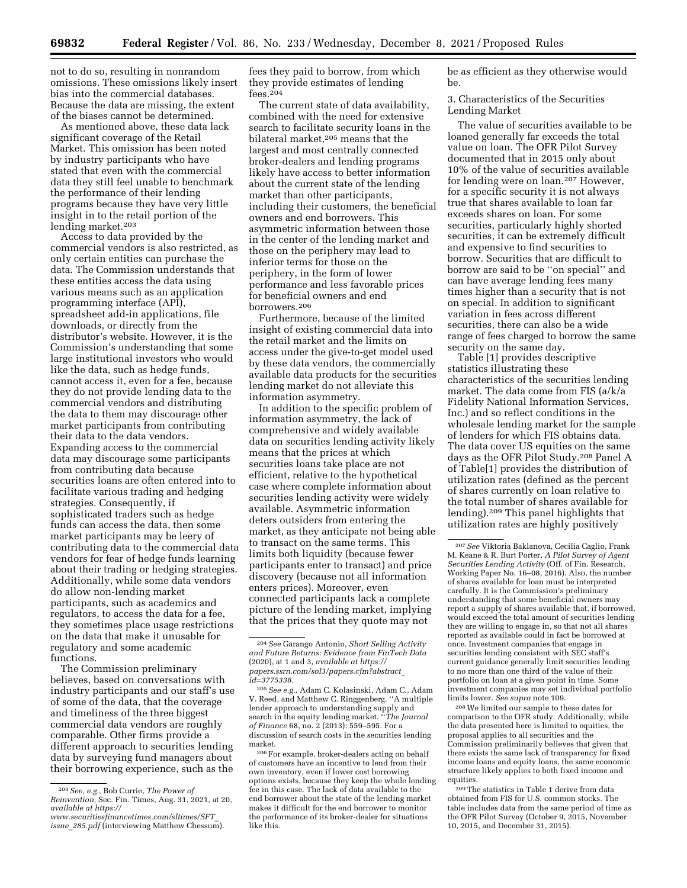not to do so, resulting in nonrandom omissions. These omissions likely insert bias into the commercial databases. Because the data are missing, the extent of the biases cannot be determined.

As mentioned above, these data lack significant coverage of the Retail Market. This omission has been noted by industry participants who have stated that even with the commercial data they still feel unable to benchmark the performance of their lending programs because they have very little insight in to the retail portion of the lending market.[203]

Access to data provided by the commercial vendors is also restricted, as only certain entities can purchase the data. The Commission understands that these entities access the data using various means such as an application programming interface (API), spreadsheet add-in applications, file downloads, or directly from the distributor's website. However, it is the Commission's understanding that some large institutional investors who would like the data, such as hedge funds, cannot access it, even for a fee, because they do not provide lending data to the commercial vendors and distributing the data to them may discourage other market participants from contributing their data to the data vendors. Expanding access to the commercial data may discourage some participants from contributing data because securities loans are often entered into to facilitate various trading and hedging strategies. Consequently, if sophisticated traders such as hedge funds can access the data, then some market participants may be leery of contributing data to the commercial data vendors for fear of hedge funds learning about their trading or hedging strategies. Additionally, while some data vendors do allow non-lending market participants, such as academics and regulators, to access the data for a fee, they sometimes place usage restrictions on the data that make it unusable for regulatory and some academic functions.

The Commission preliminary believes, based on conversations with industry participants and our staff's use of some of the data, that the coverage and timeliness of the three biggest commercial data vendors are roughly comparable. Other firms provide a different approach to securities lending data by surveying fund managers about their borrowing experience, such as the fees they paid to borrow, from which they provide estimates of lending fees.[204]

The current state of data availability, combined with the need for extensive search to facilitate security loans in the bilateral market,[205] means that the largest and most centrally connected broker-dealers and lending programs likely have access to better information about the current state of the lending market than other participants, including their customers, the beneficial owners and end borrowers. This asymmetric information between those in the center of the lending market and those on the periphery may lead to inferior terms for those on the periphery, in the form of lower performance and less favorable prices for beneficial owners and end borrowers.[206]

Furthermore, because of the limited insight of existing commercial data into the retail market and the limits on access under the give-to-get model used by these data vendors, the commercially available data products for the securities lending market do not alleviate this information asymmetry.

In addition to the specific problem of information asymmetry, the lack of comprehensive and widely available data on securities lending activity likely means that the prices at which securities loans take place are not efficient, relative to the hypothetical case where complete information about securities lending activity were widely available. Asymmetric information deters outsiders from entering the market, as they anticipate not being able to transact on the same terms. This limits both liquidity (because fewer participants enter to transact) and price discovery (because not all information enters prices). Moreover, even connected participants lack a complete picture of the lending market, implying that the prices that they quote may not be as efficient as they otherwise would be.

### 3. Characteristics of the Securities Lending Market

The value of securities available to be loaned generally far exceeds the total value on loan. The OFR Pilot Survey documented that in 2015 only about 10% of the value of securities available for lending were on loan.[207] However, for a specific security it is not always true that shares available to loan far exceeds shares on loan. For some securities, particularly highly shorted securities, it can be extremely difficult and expensive to find securities to borrow. Securities that are difficult to borrow are said to be "on special" and can have average lending fees many times higher than a security that is not on special. In addition to significant variation in fees across different securities, there can also be a wide range of fees charged to borrow the same security on the same day.

Table [1] provides descriptive statistics illustrating these characteristics of the securities lending market. The data come from FIS (a/k/a Fidelity National Information Services, Inc.) and so reflect conditions in the wholesale lending market for the sample of lenders for which FIS obtains data. The data cover US equities on the same days as the OFR Pilot Study.[208] Panel A of Table[1] provides the distribution of utilization rates (defined as the percent of shares currently on loan relative to the total number of shares available for lending).[209] This panel highlights that utilization rates are highly positively

---

[203] *See, e.g.,* Bob Currie, *The Power of Reinvention,* Sec. Fin. Times, Aug. 31, 2021, at 20, *available at https://www.securitiesfinancetimes.com/sltimes/SFT_issue_285.pdf* (interviewing Matthew Chessum).

[204] *See* Garango Antonio, *Short Selling Activity and Future Returns: Evidence from FinTech Data* (2020), at 1 and 3, *available at https://papers.ssrn.com/sol3/papers.cfm?abstract_id=3775338.*

[205] *See e.g.,* Adam C. Kolasinski, Adam C., Adam V. Reed, and Matthew C. Ringgenberg. "A multiple lender approach to understanding supply and search in the equity lending market." *The Journal of Finance* 68, no. 2 (2013): 559–595. For a discussion of search costs in the securities lending market.

[206] For example, broker-dealers acting on behalf of customers have an incentive to lend from their own inventory, even if lower cost borrowing options exists, because they keep the whole lending fee in this case. The lack of data available to the end borrower about the state of the lending market makes it difficult for the end borrower to monitor the performance of its broker-dealer for situations like this.

[207] *See* Viktoria Baklanova, Cecilia Caglio, Frank M. Keane & R. Burt Porter, *A Pilot Survey of Agent Securities Lending Activity* (Off. of Fin. Research, Working Paper No. 16–08, 2016). Also, the number of shares available for loan must be interpreted carefully. It is the Commission's preliminary understanding that some beneficial owners may report a supply of shares available that, if borrowed, would exceed the total amount of securities lending they are willing to engage in, so that not all shares reported as available could in fact be borrowed at once. Investment companies that engage in securities lending consistent with SEC staff's current guidance generally limit securities lending to no more than one third of the value of their portfolio on loan at a given point in time. Some investment companies may set individual portfolio limits lower. *See supra* note 109.

[208] We limited our sample to these dates for comparison to the OFR study. Additionally, while the data presented here is limited to equities, the proposal applies to all securities and the Commission preliminarily believes that given that there exists the same lack of transparency for fixed income loans and equity loans, the same economic structure likely applies to both fixed income and equities.

[209] The statistics in Table 1 derive from data obtained from FIS for U.S. common stocks. The table includes data from the same period of time as the OFR Pilot Survey (October 9, 2015, November 10, 2015, and December 31, 2015).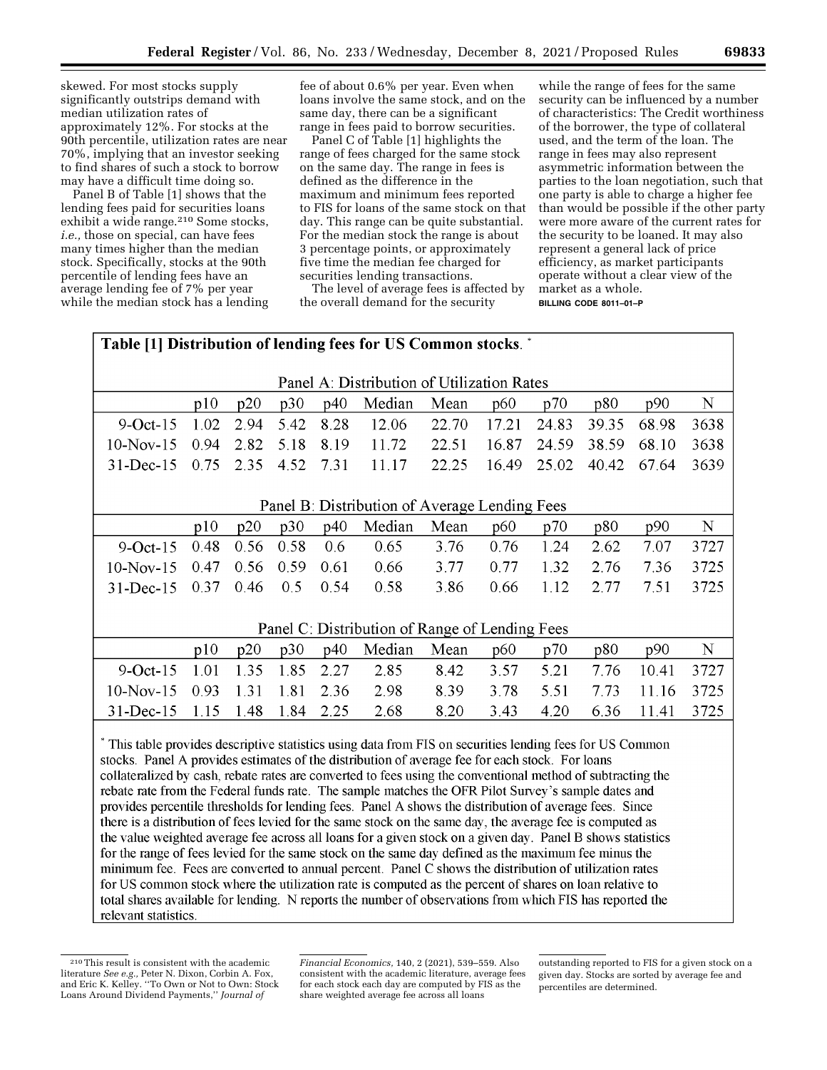skewed. For most stocks supply significantly outstrips demand with median utilization rates of approximately 12%. For stocks at the 90th percentile, utilization rates are near 70%, implying that an investor seeking to find shares of such a stock to borrow may have a difficult time doing so.

Panel B of Table [1] shows that the lending fees paid for securities loans exhibit a wide range.[210] Some stocks, *i.e.,* those on special, can have fees many times higher than the median stock. Specifically, stocks at the 90th percentile of lending fees have an average lending fee of 7% per year while the median stock has a lending fee of about 0.6% per year. Even when loans involve the same stock, and on the same day, there can be a significant range in fees paid to borrow securities.

Panel C of Table [1] highlights the range of fees charged for the same stock on the same day. The range in fees is defined as the difference in the maximum and minimum fees reported to FIS for loans of the same stock on that day. This range can be quite substantial. For the median stock the range is about 3 percentage points, or approximately five time the median fee charged for securities lending transactions.

The level of average fees is affected by the overall demand for the security while the range of fees for the same security can be influenced by a number of characteristics: The Credit worthiness of the borrower, the type of collateral used, and the term of the loan. The range in fees may also represent asymmetric information between the parties to the loan negotiation, such that one party is able to charge a higher fee than would be possible if the other party were more aware of the current rates for the security to be loaned. It may also represent a general lack of price efficiency, as market participants operate without a clear view of the market as a whole.

BILLING CODE 8011–01–P

**Table [1] Distribution of lending fees for US Common stocks.** *

Panel A: Distribution of Utilization Rates

| | p10 | p20 | p30 | p40 | Median | Mean | p60 | p70 | p80 | p90 | N |
|---|---|---|---|---|---|---|---|---|---|---|---|
| 9-Oct-15 | 1.02 | 2.94 | 5.42 | 8.28 | 12.06 | 22.70 | 17.21 | 24.83 | 39.35 | 68.98 | 3638 |
| 10-Nov-15 | 0.94 | 2.82 | 5.18 | 8.19 | 11.72 | 22.51 | 16.87 | 24.59 | 38.59 | 68.10 | 3638 |
| 31-Dec-15 | 0.75 | 2.35 | 4.52 | 7.31 | 11.17 | 22.25 | 16.49 | 25.02 | 40.42 | 67.64 | 3639 |

Panel B: Distribution of Average Lending Fees

| | p10 | p20 | p30 | p40 | Median | Mean | p60 | p70 | p80 | p90 | N |
|---|---|---|---|---|---|---|---|---|---|---|---|
| 9-Oct-15 | 0.48 | 0.56 | 0.58 | 0.6 | 0.65 | 3.76 | 0.76 | 1.24 | 2.62 | 7.07 | 3727 |
| 10-Nov-15 | 0.47 | 0.56 | 0.59 | 0.61 | 0.66 | 3.77 | 0.77 | 1.32 | 2.76 | 7.36 | 3725 |
| 31-Dec-15 | 0.37 | 0.46 | 0.5 | 0.54 | 0.58 | 3.86 | 0.66 | 1.12 | 2.77 | 7.51 | 3725 |

Panel C: Distribution of Range of Lending Fees

| | p10 | p20 | p30 | p40 | Median | Mean | p60 | p70 | p80 | p90 | N |
|---|---|---|---|---|---|---|---|---|---|---|---|
| 9-Oct-15 | 1.01 | 1.35 | 1.85 | 2.27 | 2.85 | 8.42 | 3.57 | 5.21 | 7.76 | 10.41 | 3727 |
| 10-Nov-15 | 0.93 | 1.31 | 1.81 | 2.36 | 2.98 | 8.39 | 3.78 | 5.51 | 7.73 | 11.16 | 3725 |
| 31-Dec-15 | 1.15 | 1.48 | 1.84 | 2.25 | 2.68 | 8.20 | 3.43 | 4.20 | 6.36 | 11.41 | 3725 |

* This table provides descriptive statistics using data from FIS on securities lending fees for US Common stocks. Panel A provides estimates of the distribution of average fee for each stock. For loans collateralized by cash, rebate rates are converted to fees using the conventional method of subtracting the rebate rate from the Federal funds rate. The sample matches the OFR Pilot Survey's sample dates and provides percentile thresholds for lending fees. Panel A shows the distribution of average fees. Since there is a distribution of fees levied for the same stock on the same day, the average fee is computed as the value weighted average fee across all loans for a given stock on a given day. Panel B shows statistics for the range of fees levied for the same stock on the same day defined as the maximum fee minus the minimum fee. Fees are converted to annual percent. Panel C shows the distribution of utilization rates for US common stock where the utilization rate is computed as the percent of shares on loan relative to total shares available for lending. N reports the number of observations from which FIS has reported the relevant statistics.

[210] This result is consistent with the academic literature *See e.g.,* Peter N. Dixon, Corbin A. Fox, and Eric K. Kelley. "To Own or Not to Own: Stock Loans Around Dividend Payments," *Journal of Financial Economics,* 140, 2 (2021), 539–559. Also consistent with the academic literature, average fees for each stock each day are computed by FIS as the share weighted average fee across all loans outstanding reported to FIS for a given stock on a given day. Stocks are sorted by average fee and percentiles are determined.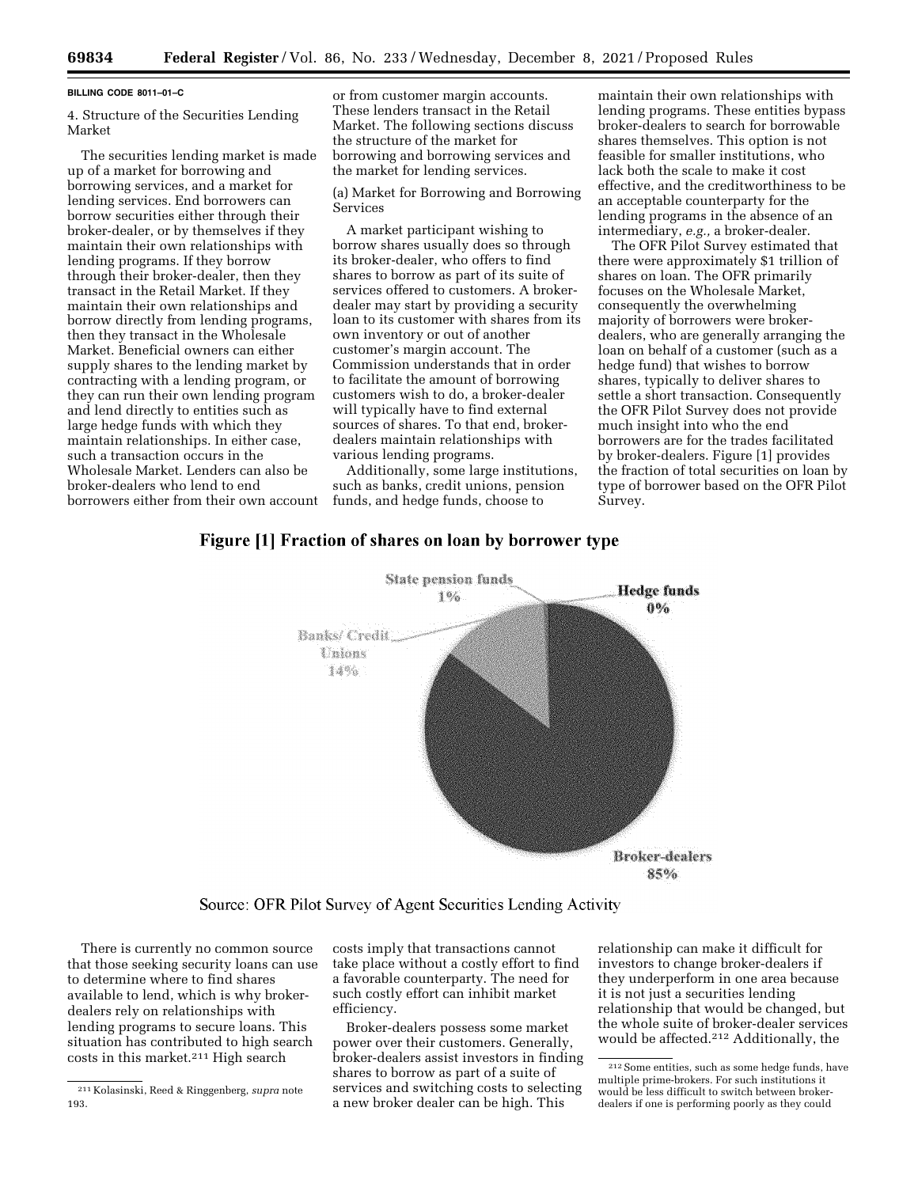BILLING CODE 8011–01–C

4. Structure of the Securities Lending Market

The securities lending market is made up of a market for borrowing and borrowing services, and a market for lending services. End borrowers can borrow securities either through their broker-dealer, or by themselves if they maintain their own relationships with lending programs. If they borrow through their broker-dealer, then they transact in the Retail Market. If they maintain their own relationships and borrow directly from lending programs, then they transact in the Wholesale Market. Beneficial owners can either supply shares to the lending market by contracting with a lending program, or they can run their own lending program and lend directly to entities such as large hedge funds with which they maintain relationships. In either case, such a transaction occurs in the Wholesale Market. Lenders can also be broker-dealers who lend to end borrowers either from their own account or from customer margin accounts. These lenders transact in the Retail Market. The following sections discuss the structure of the market for borrowing and borrowing services and the market for lending services.

(a) Market for Borrowing and Borrowing Services

A market participant wishing to borrow shares usually does so through its broker-dealer, who offers to find shares to borrow as part of its suite of services offered to customers. A broker-dealer may start by providing a security loan to its customer with shares from its own inventory or out of another customer's margin account. The Commission understands that in order to facilitate the amount of borrowing customers wish to do, a broker-dealer will typically have to find external sources of shares. To that end, broker-dealers maintain relationships with various lending programs.

Additionally, some large institutions, such as banks, credit unions, pension funds, and hedge funds, choose to maintain their own relationships with lending programs. These entities bypass broker-dealers to search for borrowable shares themselves. This option is not feasible for smaller institutions, who lack both the scale to make it cost effective, and the creditworthiness to be an acceptable counterparty for the lending programs in the absence of an intermediary, *e.g.*, a broker-dealer.

The OFR Pilot Survey estimated that there were approximately $1 trillion of shares on loan. The OFR primarily focuses on the Wholesale Market, consequently the overwhelming majority of borrowers were broker-dealers, who are generally arranging the loan on behalf of a customer (such as a hedge fund) that wishes to borrow shares, typically to deliver shares to settle a short transaction. Consequently the OFR Pilot Survey does not provide much insight into who the end borrowers are for the trades facilitated by broker-dealers. Figure [1] provides the fraction of total securities on loan by type of borrower based on the OFR Pilot Survey.

**Figure [1] Fraction of shares on loan by borrower type**

| Borrower type | Fraction |
|---|---|
| Broker-dealers | 85% |
| Banks/ Credit Unions | 14% |
| State pension funds | 1% |
| Hedge funds | 0% |

Source: OFR Pilot Survey of Agent Securities Lending Activity

There is currently no common source that those seeking security loans can use to determine where to find shares available to lend, which is why broker-dealers rely on relationships with lending programs to secure loans. This situation has contributed to high search costs in this market.[211] High search costs imply that transactions cannot take place without a costly effort to find a favorable counterparty. The need for such costly effort can inhibit market efficiency.

Broker-dealers possess some market power over their customers. Generally, broker-dealers assist investors in finding shares to borrow as part of a suite of services and switching costs to selecting a new broker dealer can be high. This relationship can make it difficult for investors to change broker-dealers if they underperform in one area because it is not just a securities lending relationship that would be changed, but the whole suite of broker-dealer services would be affected.[212] Additionally, the

[211] Kolasinski, Reed & Ringgenberg, *supra* note 193.

[212] Some entities, such as some hedge funds, have multiple prime-brokers. For such institutions it would be less difficult to switch between broker-dealers if one is performing poorly as they could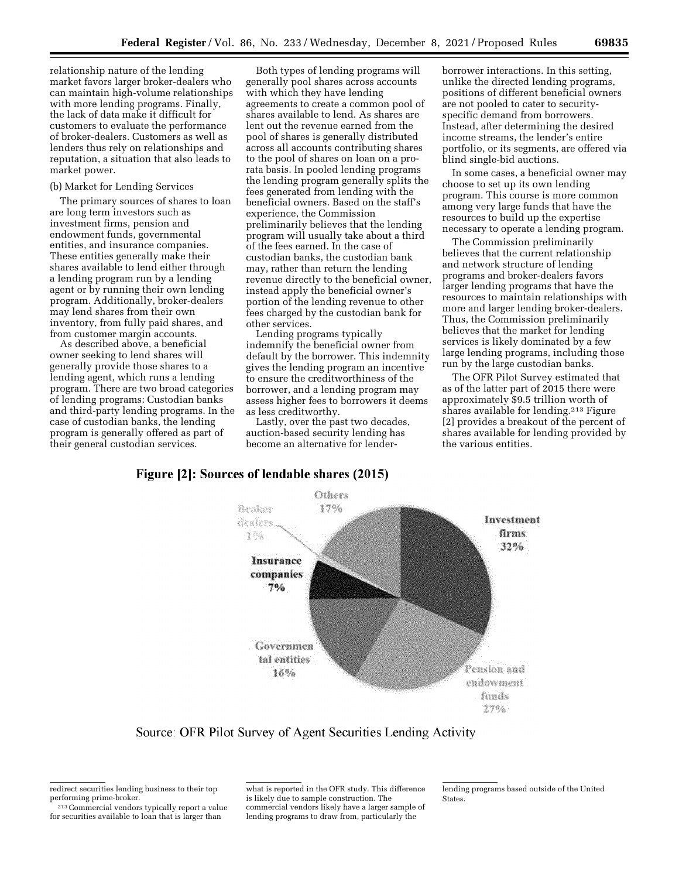relationship nature of the lending market favors larger broker-dealers who can maintain high-volume relationships with more lending programs. Finally, the lack of data make it difficult for customers to evaluate the performance of broker-dealers. Customers as well as lenders thus rely on relationships and reputation, a situation that also leads to market power.

(b) Market for Lending Services

The primary sources of shares to loan are long term investors such as investment firms, pension and endowment funds, governmental entities, and insurance companies. These entities generally make their shares available to lend either through a lending program run by a lending agent or by running their own lending program. Additionally, broker-dealers may lend shares from their own inventory, from fully paid shares, and from customer margin accounts.

As described above, a beneficial owner seeking to lend shares will generally provide those shares to a lending agent, which runs a lending program. There are two broad categories of lending programs: Custodian banks and third-party lending programs. In the case of custodian banks, the lending program is generally offered as part of their general custodian services.

Both types of lending programs will generally pool shares across accounts with which they have lending agreements to create a common pool of shares available to lend. As shares are lent out the revenue earned from the pool of shares is generally distributed across all accounts contributing shares to the pool of shares on loan on a pro-rata basis. In pooled lending programs the lending program generally splits the fees generated from lending with the beneficial owners. Based on the staff's experience, the Commission preliminarily believes that the lending program will usually take about a third of the fees earned. In the case of custodian banks, the custodian bank may, rather than return the lending revenue directly to the beneficial owner, instead apply the beneficial owner's portion of the lending revenue to other fees charged by the custodian bank for other services.

Lending programs typically indemnify the beneficial owner from default by the borrower. This indemnity gives the lending program an incentive to ensure the creditworthiness of the borrower, and a lending program may assess higher fees to borrowers it deems as less creditworthy.

Lastly, over the past two decades, auction-based security lending has become an alternative for lender-borrower interactions. In this setting, unlike the directed lending programs, positions of different beneficial owners are not pooled to cater to security-specific demand from borrowers. Instead, after determining the desired income streams, the lender's entire portfolio, or its segments, are offered via blind single-bid auctions.

In some cases, a beneficial owner may choose to set up its own lending program. This course is more common among very large funds that have the resources to build up the expertise necessary to operate a lending program.

The Commission preliminarily believes that the current relationship and network structure of lending programs and broker-dealers favors larger lending programs that have the resources to maintain relationships with more and larger lending broker-dealers. Thus, the Commission preliminarily believes that the market for lending services is likely dominated by a few large lending programs, including those run by the large custodian banks.

The OFR Pilot Survey estimated that as of the latter part of 2015 there were approximately $9.5 trillion worth of shares available for lending.[213] Figure [2] provides a breakout of the percent of shares available for lending provided by the various entities.

**Figure [2]: Sources of lendable shares (2015)**

| Source | Percent |
|---|---|
| Investment firms | 32% |
| Pension and endowment funds | 27% |
| Governmental entities | 16% |
| Insurance companies | 7% |
| Broker dealers | 1% |
| Others | 17% |

Source: OFR Pilot Survey of Agent Securities Lending Activity

---

redirect securities lending business to their top performing prime-broker.

[213] Commercial vendors typically report a value for securities available to loan that is larger than what is reported in the OFR study. This difference is likely due to sample construction. The commercial vendors likely have a larger sample of lending programs to draw from, particularly the lending programs based outside of the United States.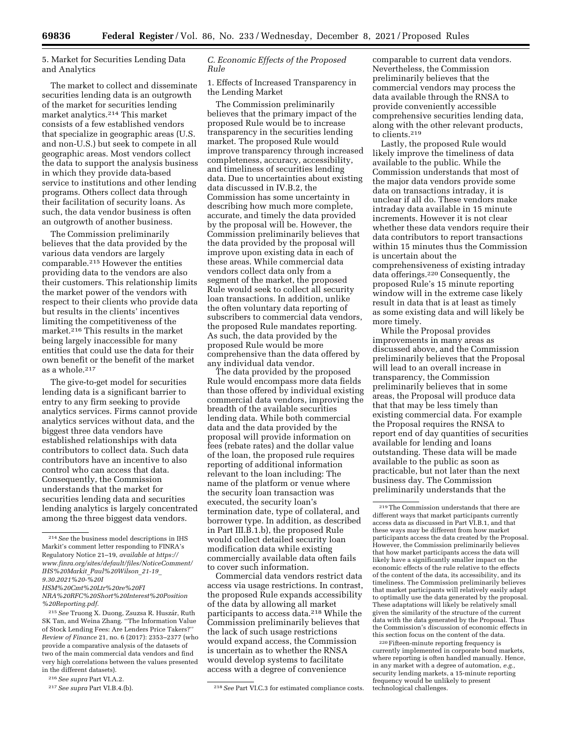5. Market for Securities Lending Data and Analytics

The market to collect and disseminate securities lending data is an outgrowth of the market for securities lending market analytics.[214] This market consists of a few established vendors that specialize in geographic areas (U.S. and non-U.S.) but seek to compete in all geographic areas. Most vendors collect the data to support the analysis business in which they provide data-based service to institutions and other lending programs. Others collect data through their facilitation of security loans. As such, the data vendor business is often an outgrowth of another business.

The Commission preliminarily believes that the data provided by the various data vendors are largely comparable.[215] However the entities providing data to the vendors are also their customers. This relationship limits the market power of the vendors with respect to their clients who provide data but results in the clients' incentives limiting the competitiveness of the market.[216] This results in the market being largely inaccessible for many entities that could use the data for their own benefit or the benefit of the market as a whole.[217]

The give-to-get model for securities lending data is a significant barrier to entry to any firm seeking to provide analytics services. Firms cannot provide analytics services without data, and the biggest three data vendors have established relationships with data contributors to collect data. Such data contributors have an incentive to also control who can access that data. Consequently, the Commission understands that the market for securities lending data and securities lending analytics is largely concentrated among the three biggest data vendors.

*C. Economic Effects of the Proposed Rule*

1. Effects of Increased Transparency in the Lending Market

The Commission preliminarily believes that the primary impact of the proposed Rule would be to increase transparency in the securities lending market. The proposed Rule would improve transparency through increased completeness, accuracy, accessibility, and timeliness of securities lending data. Due to uncertainties about existing data discussed in IV.B.2, the Commission has some uncertainty in describing how much more complete, accurate, and timely the data provided by the proposal will be. However, the Commission preliminarily believes that the data provided by the proposal will improve upon existing data in each of these areas. While commercial data vendors collect data only from a segment of the market, the proposed Rule would seek to collect all security loan transactions. In addition, unlike the often voluntary data reporting of subscribers to commercial data vendors, the proposed Rule mandates reporting. As such, the data provided by the proposed Rule would be more comprehensive than the data offered by any individual data vendor.

The data provided by the proposed Rule would encompass more data fields than those offered by individual existing commercial data vendors, improving the breadth of the available securities lending data. While both commercial data and the data provided by the proposal will provide information on fees (rebate rates) and the dollar value of the loan, the proposed rule requires reporting of additional information relevant to the loan including: The name of the platform or venue where the security loan transaction was executed, the security loan's termination date, type of collateral, and borrower type. In addition, as described in Part III.B.1.b), the proposed Rule would collect detailed security loan modification data while existing commercially available data often fails to cover such information.

Commercial data vendors restrict data access via usage restrictions. In contrast, the proposed Rule expands accessibility of the data by allowing all market participants to access data.[218] While the Commission preliminarily believes that the lack of such usage restrictions would expand access, the Commission is uncertain as to whether the RNSA would develop systems to facilitate access with a degree of convenience comparable to current data vendors. Nevertheless, the Commission preliminarily believes that the commercial vendors may process the data available through the RNSA to provide conveniently accessible comprehensive securities lending data, along with the other relevant products, to clients.[219]

Lastly, the proposed Rule would likely improve the timeliness of data available to the public. While the Commission understands that most of the major data vendors provide some data on transactions intraday, it is unclear if all do. These vendors make intraday data available in 15 minute increments. However it is not clear whether these data vendors require their data contributors to report transactions within 15 minutes thus the Commission is uncertain about the comprehensiveness of existing intraday data offerings.[220] Consequently, the proposed Rule's 15 minute reporting window will in the extreme case likely result in data that is at least as timely as some existing data and will likely be more timely.

While the Proposal provides improvements in many areas as discussed above, and the Commission preliminarily believes that the Proposal will lead to an overall increase in transparency, the Commission preliminarily believes that in some areas, the Proposal will produce data that that may be less timely than existing commercial data. For example the Proposal requires the RNSA to report end of day quantities of securities available for lending and loans outstanding. These data will be made available to the public as soon as practicable, but not later than the next business day. The Commission preliminarily understands that the

---

[214] *See* the business model descriptions in IHS Markit's comment letter responding to FINRA's Regulatory Notice 21–19, *available at https://www.finra.org/sites/default/files/NoticeComment/IHS%20Markit_Paul%20Wilson_21-19_9.30.2021%20-%20I HSM%20Cmt%20Ltr%20re%20FI NRA%20RFC%20Short%20Interest%20Position %20Reporting.pdf.*

[215] *See* Truong X. Duong, Zsuzsa R. Huszár, Ruth SK Tan, and Weina Zhang. ''The Information Value of Stock Lending Fees: Are Lenders Price Takers?'' *Review of Finance* 21, no. 6 (2017): 2353–2377 (who provide a comparative analysis of the datasets of two of the main commercial data vendors and find very high correlations between the values presented in the different datasets).

[216] *See supra* Part VI.A.2.

[217] *See supra* Part VI.B.4.(b).

[218] *See* Part VI.C.3 for estimated compliance costs.

[219] The Commission understands that there are different ways that market participants currently access data as discussed in Part VI.B.1, and that these ways may be different from how market participants access the data created by the Proposal. However, the Commission preliminarily believes that how market participants access the data will likely have a significantly smaller impact on the economic effects of the rule relative to the effects of the content of the data, its accessibility, and its timeliness. The Commission preliminarily believes that market participants will relatively easily adapt to optimally use the data generated by the proposal. These adaptations will likely be relatively small given the similarity of the structure of the current data with the data generated by the Proposal. Thus the Commission's discussion of economic effects in this section focus on the content of the data.

[220] Fifteen-minute reporting frequency is currently implemented in corporate bond markets, where reporting is often handled manually. Hence, in any market with a degree of automation, *e.g.,* security lending markets, a 15-minute reporting frequency would be unlikely to present technological challenges.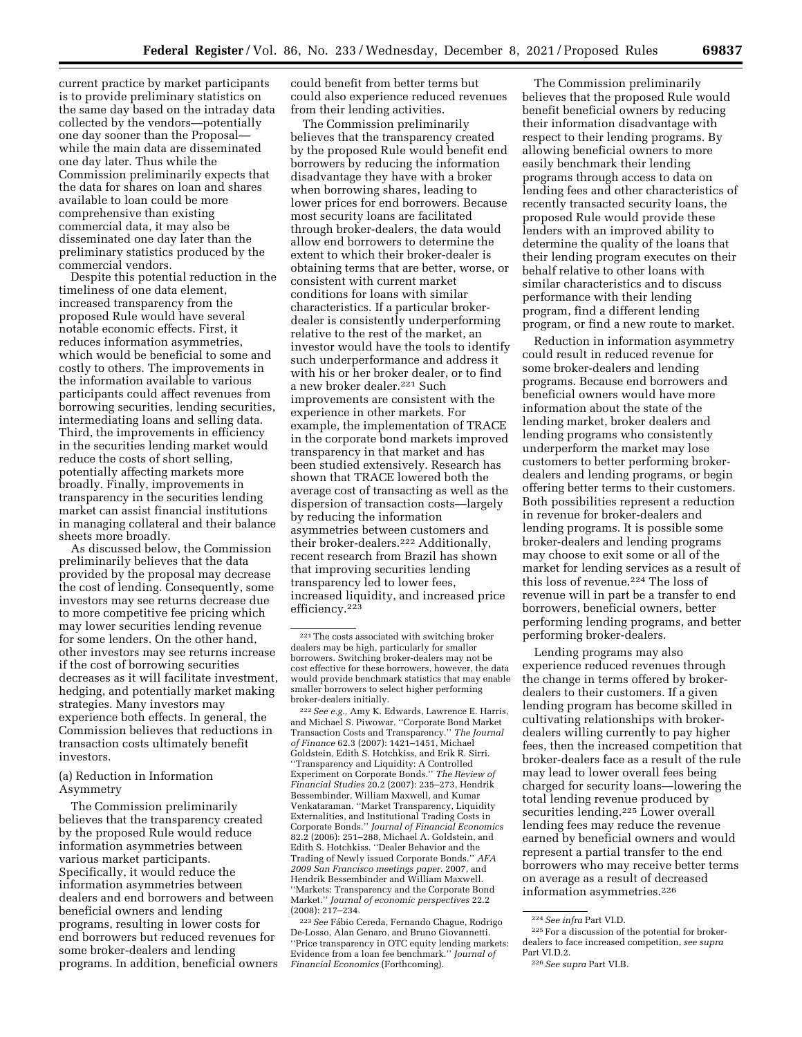current practice by market participants is to provide preliminary statistics on the same day based on the intraday data collected by the vendors—potentially one day sooner than the Proposal—while the main data are disseminated one day later. Thus while the Commission preliminarily expects that the data for shares on loan and shares available to loan could be more comprehensive than existing commercial data, it may also be disseminated one day later than the preliminary statistics produced by the commercial vendors.

Despite this potential reduction in the timeliness of one data element, increased transparency from the proposed Rule would have several notable economic effects. First, it reduces information asymmetries, which would be beneficial to some and costly to others. The improvements in the information available to various participants could affect revenues from borrowing securities, lending securities, intermediating loans and selling data. Third, the improvements in efficiency in the securities lending market would reduce the costs of short selling, potentially affecting markets more broadly. Finally, improvements in transparency in the securities lending market can assist financial institutions in managing collateral and their balance sheets more broadly.

As discussed below, the Commission preliminarily believes that the data provided by the proposal may decrease the cost of lending. Consequently, some investors may see returns decrease due to more competitive fee pricing which may lower securities lending revenue for some lenders. On the other hand, other investors may see returns increase if the cost of borrowing securities decreases as it will facilitate investment, hedging, and potentially market making strategies. Many investors may experience both effects. In general, the Commission believes that reductions in transaction costs ultimately benefit investors.

(a) Reduction in Information Asymmetry

The Commission preliminarily believes that the transparency created by the proposed Rule would reduce information asymmetries between various market participants. Specifically, it would reduce the information asymmetries between dealers and end borrowers and between beneficial owners and lending programs, resulting in lower costs for end borrowers but reduced revenues for some broker-dealers and lending programs. In addition, beneficial owners could benefit from better terms but could also experience reduced revenues from their lending activities.

The Commission preliminarily believes that the transparency created by the proposed Rule would benefit end borrowers by reducing the information disadvantage they have with a broker when borrowing shares, leading to lower prices for end borrowers. Because most security loans are facilitated through broker-dealers, the data would allow end borrowers to determine the extent to which their broker-dealer is obtaining terms that are better, worse, or consistent with current market conditions for loans with similar characteristics. If a particular broker-dealer is consistently underperforming relative to the rest of the market, an investor would have the tools to identify such underperformance and address it with his or her broker dealer, or to find a new broker dealer.[221] Such improvements are consistent with the experience in other markets. For example, the implementation of TRACE in the corporate bond markets improved transparency in that market and has been studied extensively. Research has shown that TRACE lowered both the average cost of transacting as well as the dispersion of transaction costs—largely by reducing the information asymmetries between customers and their broker-dealers.[222] Additionally, recent research from Brazil has shown that improving securities lending transparency led to lower fees, increased liquidity, and increased price efficiency.[223]

The Commission preliminarily believes that the proposed Rule would benefit beneficial owners by reducing their information disadvantage with respect to their lending programs. By allowing beneficial owners to more easily benchmark their lending programs through access to data on lending fees and other characteristics of recently transacted security loans, the proposed Rule would provide these lenders with an improved ability to determine the quality of the loans that their lending program executes on their behalf relative to other loans with similar characteristics and to discuss performance with their lending program, find a different lending program, or find a new route to market.

Reduction in information asymmetry could result in reduced revenue for some broker-dealers and lending programs. Because end borrowers and beneficial owners would have more information about the state of the lending market, broker dealers and lending programs who consistently underperform the market may lose customers to better performing broker-dealers and lending programs, or begin offering better terms to their customers. Both possibilities represent a reduction in revenue for broker-dealers and lending programs. It is possible some broker-dealers and lending programs may choose to exit some or all of the market for lending services as a result of this loss of revenue.[224] The loss of revenue will in part be a transfer to end borrowers, beneficial owners, better performing lending programs, and better performing broker-dealers.

Lending programs may also experience reduced revenues through the change in terms offered by broker-dealers to their customers. If a given lending program has become skilled in cultivating relationships with broker-dealers willing currently to pay higher fees, then the increased competition that broker-dealers face as a result of the rule may lead to lower overall fees being charged for security loans—lowering the total lending revenue produced by securities lending.[225] Lower overall lending fees may reduce the revenue earned by beneficial owners and would represent a partial transfer to the end borrowers who may receive better terms on average as a result of decreased information asymmetries.[226]

---

[221] The costs associated with switching broker dealers may be high, particularly for smaller borrowers. Switching broker-dealers may not be cost effective for these borrowers, however, the data would provide benchmark statistics that may enable smaller borrowers to select higher performing broker-dealers initially.

[222] *See e.g.,* Amy K. Edwards, Lawrence E. Harris, and Michael S. Piwowar. ''Corporate Bond Market Transaction Costs and Transparency.'' *The Journal of Finance* 62.3 (2007): 1421–1451, Michael Goldstein, Edith S. Hotchkiss, and Erik R. Sirri. ''Transparency and Liquidity: A Controlled Experiment on Corporate Bonds.'' *The Review of Financial Studies* 20.2 (2007): 235–273, Hendrik Bessembinder, William Maxwell, and Kumar Venkataraman. ''Market Transparency, Liquidity Externalities, and Institutional Trading Costs in Corporate Bonds.'' *Journal of Financial Economics* 82.2 (2006): 251–288, Michael A. Goldstein, and Edith S. Hotchkiss. ''Dealer Behavior and the Trading of Newly issued Corporate Bonds.'' *AFA 2009 San Francisco meetings paper.* 2007, and Hendrik Bessembinder and William Maxwell. ''Markets: Transparency and the Corporate Bond Market.'' *Journal of economic perspectives* 22.2 (2008): 217–234.

[223] *See* Fábio Cereda, Fernando Chague, Rodrigo De-Losso, Alan Genaro, and Bruno Giovannetti. ''Price transparency in OTC equity lending markets: Evidence from a loan fee benchmark.'' *Journal of Financial Economics* (Forthcoming).

[224] *See infra* Part VI.D.

[225] For a discussion of the potential for broker-dealers to face increased competition, *see supra* Part VI.D.2.

[226] *See supra* Part VI.B.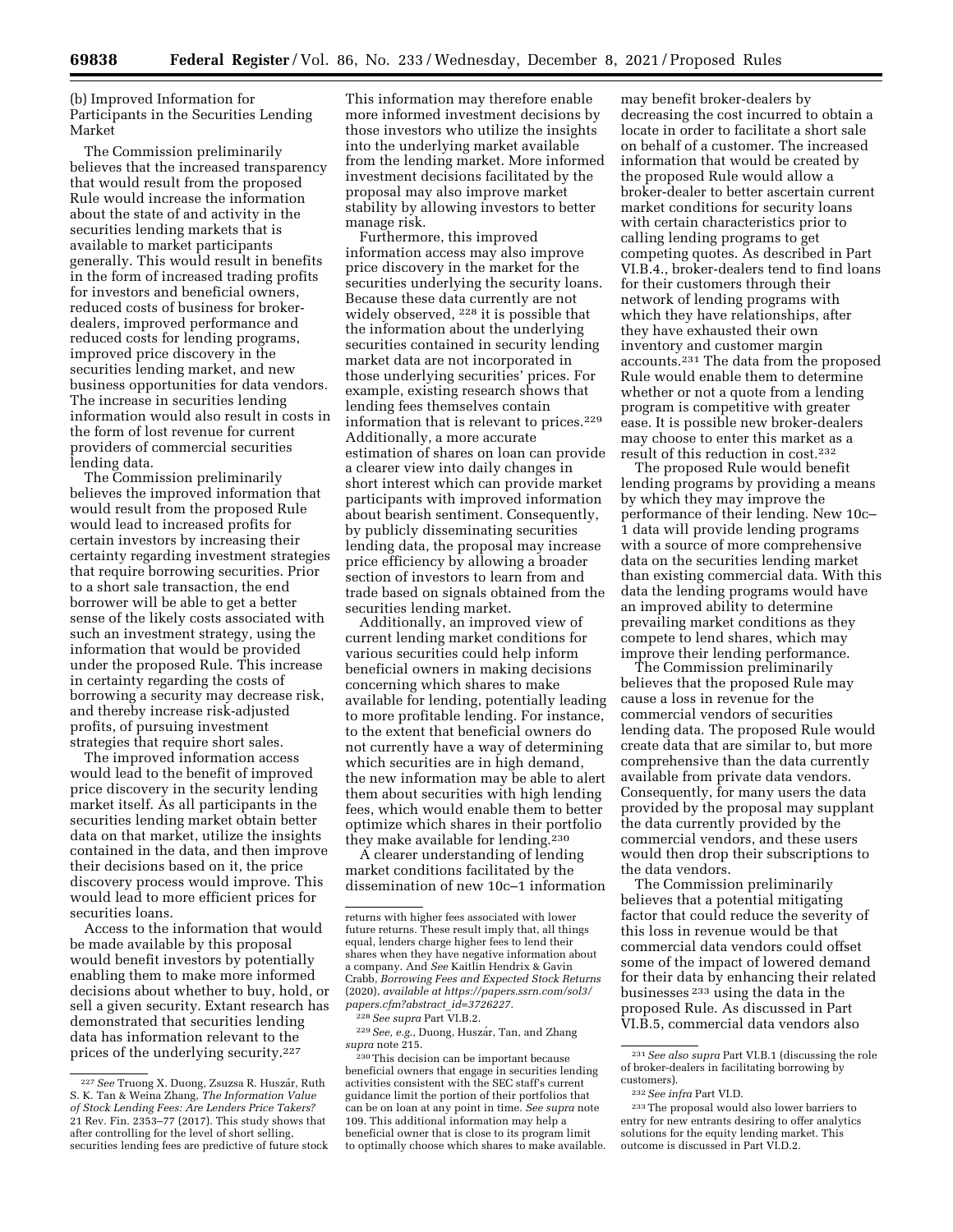(b) Improved Information for Participants in the Securities Lending Market

The Commission preliminarily believes that the increased transparency that would result from the proposed Rule would increase the information about the state of and activity in the securities lending markets that is available to market participants generally. This would result in benefits in the form of increased trading profits for investors and beneficial owners, reduced costs of business for broker-dealers, improved performance and reduced costs for lending programs, improved price discovery in the securities lending market, and new business opportunities for data vendors. The increase in securities lending information would also result in costs in the form of lost revenue for current providers of commercial securities lending data.

The Commission preliminarily believes the improved information that would result from the proposed Rule would lead to increased profits for certain investors by increasing their certainty regarding investment strategies that require borrowing securities. Prior to a short sale transaction, the end borrower will be able to get a better sense of the likely costs associated with such an investment strategy, using the information that would be provided under the proposed Rule. This increase in certainty regarding the costs of borrowing a security may decrease risk, and thereby increase risk-adjusted profits, of pursuing investment strategies that require short sales.

The improved information access would lead to the benefit of improved price discovery in the security lending market itself. As all participants in the securities lending market obtain better data on that market, utilize the insights contained in the data, and then improve their decisions based on it, the price discovery process would improve. This would lead to more efficient prices for securities loans.

Access to the information that would be made available by this proposal would benefit investors by potentially enabling them to make more informed decisions about whether to buy, hold, or sell a given security. Extant research has demonstrated that securities lending data has information relevant to the prices of the underlying security.[227] This information may therefore enable more informed investment decisions by those investors who utilize the insights into the underlying market available from the lending market. More informed investment decisions facilitated by the proposal may also improve market stability by allowing investors to better manage risk.

Furthermore, this improved information access may also improve price discovery in the market for the securities underlying the security loans. Because these data currently are not widely observed, [228] it is possible that the information about the underlying securities contained in security lending market data are not incorporated in those underlying securities' prices. For example, existing research shows that lending fees themselves contain information that is relevant to prices.[229] Additionally, a more accurate estimation of shares on loan can provide a clearer view into daily changes in short interest which can provide market participants with improved information about bearish sentiment. Consequently, by publicly disseminating securities lending data, the proposal may increase price efficiency by allowing a broader section of investors to learn from and trade based on signals obtained from the securities lending market.

Additionally, an improved view of current lending market conditions for various securities could help inform beneficial owners in making decisions concerning which shares to make available for lending, potentially leading to more profitable lending. For instance, to the extent that beneficial owners do not currently have a way of determining which securities are in high demand, the new information may be able to alert them about securities with high lending fees, which would enable them to better optimize which shares in their portfolio they make available for lending.[230]

A clearer understanding of lending market conditions facilitated by the dissemination of new 10c–1 information may benefit broker-dealers by decreasing the cost incurred to obtain a locate in order to facilitate a short sale on behalf of a customer. The increased information that would be created by the proposed Rule would allow a broker-dealer to better ascertain current market conditions for security loans with certain characteristics prior to calling lending programs to get competing quotes. As described in Part VI.B.4., broker-dealers tend to find loans for their customers through their network of lending programs with which they have relationships, after they have exhausted their own inventory and customer margin accounts.[231] The data from the proposed Rule would enable them to determine whether or not a quote from a lending program is competitive with greater ease. It is possible new broker-dealers may choose to enter this market as a result of this reduction in cost.[232]

The proposed Rule would benefit lending programs by providing a means by which they may improve the performance of their lending. New 10c–1 data will provide lending programs with a source of more comprehensive data on the securities lending market than existing commercial data. With this data the lending programs would have an improved ability to determine prevailing market conditions as they compete to lend shares, which may improve their lending performance.

The Commission preliminarily believes that the proposed Rule may cause a loss in revenue for the commercial vendors of securities lending data. The proposed Rule would create data that are similar to, but more comprehensive than the data currently available from private data vendors. Consequently, for many users the data provided by the proposal may supplant the data currently provided by the commercial vendors, and these users would then drop their subscriptions to the data vendors.

The Commission preliminarily believes that a potential mitigating factor that could reduce the severity of this loss in revenue would be that commercial data vendors could offset some of the impact of lowered demand for their data by enhancing their related businesses[233] using the data in the proposed Rule. As discussed in Part VI.B.5, commercial data vendors also

---

[227] *See* Truong X. Duong, Zsuzsa R. Huszár, Ruth S. K. Tan & Weina Zhang, *The Information Value of Stock Lending Fees: Are Lenders Price Takers?* 21 Rev. Fin. 2353–77 (2017). This study shows that after controlling for the level of short selling, securities lending fees are predictive of future stock returns with higher fees associated with lower future returns. These result imply that, all things equal, lenders charge higher fees to lend their shares when they have negative information about a company. And *See* Kaitlin Hendrix & Gavin Crabb, *Borrowing Fees and Expected Stock Returns* (2020), *available at https://papers.ssrn.com/sol3/papers.cfm?abstract_id=3726227.*

[228] *See supra* Part VI.B.2.

[229] *See, e.g.,* Duong, Huszár, Tan, and Zhang *supra* note 215.

[230] This decision can be important because beneficial owners that engage in securities lending activities consistent with the SEC staff's current guidance limit the portion of their portfolios that can be on loan at any point in time. *See supra* note 109. This additional information may help a beneficial owner that is close to its program limit to optimally choose which shares to make available.

[231] *See also supra* Part VI.B.1 (discussing the role of broker-dealers in facilitating borrowing by customers).

[232] *See infra* Part VI.D.

[233] The proposal would also lower barriers to entry for new entrants desiring to offer analytics solutions for the equity lending market. This outcome is discussed in Part VI.D.2.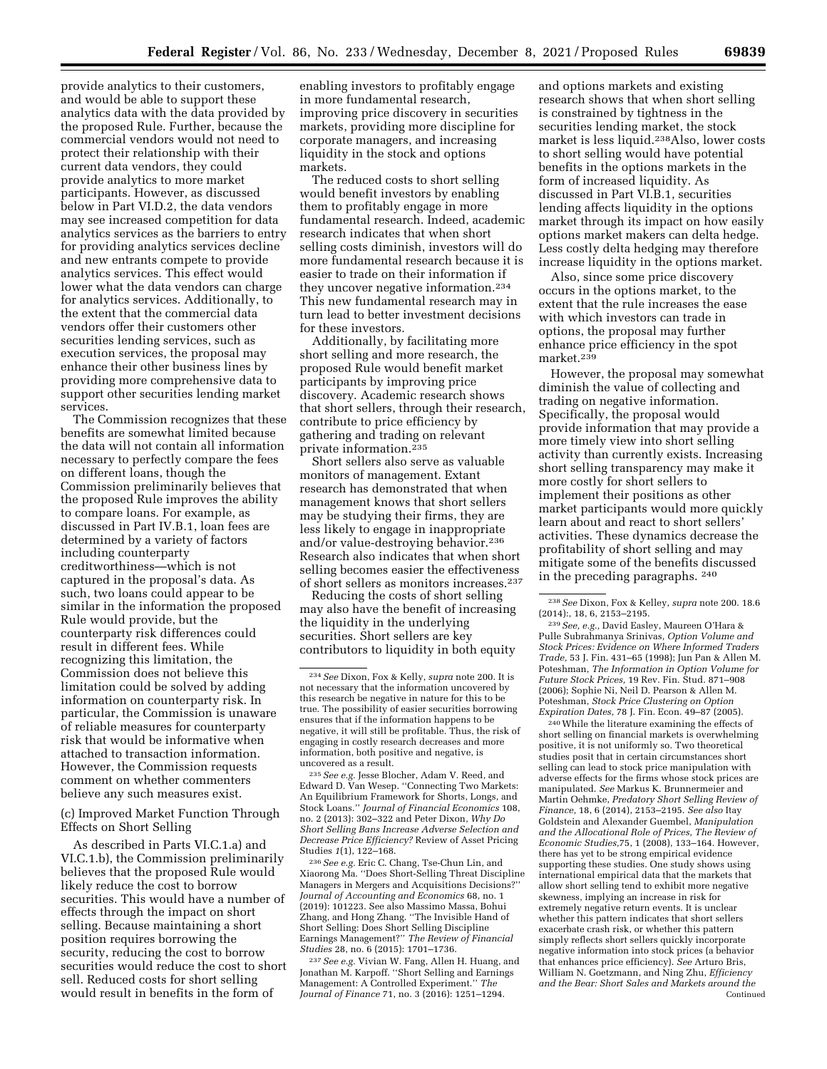provide analytics to their customers, and would be able to support these analytics data with the data provided by the proposed Rule. Further, because the commercial vendors would not need to protect their relationship with their current data vendors, they could provide analytics to more market participants. However, as discussed below in Part VI.D.2, the data vendors may see increased competition for data analytics services as the barriers to entry for providing analytics services decline and new entrants compete to provide analytics services. This effect would lower what the data vendors can charge for analytics services. Additionally, to the extent that the commercial data vendors offer their customers other securities lending services, such as execution services, the proposal may enhance their other business lines by providing more comprehensive data to support other securities lending market services.

The Commission recognizes that these benefits are somewhat limited because the data will not contain all information necessary to perfectly compare the fees on different loans, though the Commission preliminarily believes that the proposed Rule improves the ability to compare loans. For example, as discussed in Part IV.B.1, loan fees are determined by a variety of factors including counterparty creditworthiness—which is not captured in the proposal's data. As such, two loans could appear to be similar in the information the proposed Rule would provide, but the counterparty risk differences could result in different fees. While recognizing this limitation, the Commission does not believe this limitation could be solved by adding information on counterparty risk. In particular, the Commission is unaware of reliable measures for counterparty risk that would be informative when attached to transaction information. However, the Commission requests comment on whether commenters believe any such measures exist.

(c) Improved Market Function Through Effects on Short Selling

As described in Parts VI.C.1.a) and VI.C.1.b), the Commission preliminarily believes that the proposed Rule would likely reduce the cost to borrow securities. This would have a number of effects through the impact on short selling. Because maintaining a short position requires borrowing the security, reducing the cost to borrow securities would reduce the cost to short sell. Reduced costs for short selling would result in benefits in the form of enabling investors to profitably engage in more fundamental research, improving price discovery in securities markets, providing more discipline for corporate managers, and increasing liquidity in the stock and options markets.

The reduced costs to short selling would benefit investors by enabling them to profitably engage in more fundamental research. Indeed, academic research indicates that when short selling costs diminish, investors will do more fundamental research because it is easier to trade on their information if they uncover negative information.[234] This new fundamental research may in turn lead to better investment decisions for these investors.

Additionally, by facilitating more short selling and more research, the proposed Rule would benefit market participants by improving price discovery. Academic research shows that short sellers, through their research, contribute to price efficiency by gathering and trading on relevant private information.[235]

Short sellers also serve as valuable monitors of management. Extant research has demonstrated that when management knows that short sellers may be studying their firms, they are less likely to engage in inappropriate and/or value-destroying behavior.[236] Research also indicates that when short selling becomes easier the effectiveness of short sellers as monitors increases.[237]

Reducing the costs of short selling may also have the benefit of increasing the liquidity in the underlying securities. Short sellers are key contributors to liquidity in both equity and options markets and existing research shows that when short selling is constrained by tightness in the securities lending market, the stock market is less liquid.[238] Also, lower costs to short selling would have potential benefits in the options markets in the form of increased liquidity. As discussed in Part VI.B.1, securities lending affects liquidity in the options market through its impact on how easily options market makers can delta hedge. Less costly delta hedging may therefore increase liquidity in the options market.

Also, since some price discovery occurs in the options market, to the extent that the rule increases the ease with which investors can trade in options, the proposal may further enhance price efficiency in the spot market.[239]

However, the proposal may somewhat diminish the value of collecting and trading on negative information. Specifically, the proposal would provide information that may provide a more timely view into short selling activity than currently exists. Increasing short selling transparency may make it more costly for short sellers to implement their positions as other market participants would more quickly learn about and react to short sellers' activities. These dynamics decrease the profitability of short selling and may mitigate some of the benefits discussed in the preceding paragraphs.[240]

---

[234] *See* Dixon, Fox & Kelly, *supra* note 200. It is not necessary that the information uncovered by this research be negative in nature for this to be true. The possibility of easier securities borrowing ensures that if the information happens to be negative, it will still be profitable. Thus, the risk of engaging in costly research decreases and more information, both positive and negative, is uncovered as a result.

[235] *See e.g.* Jesse Blocher, Adam V. Reed, and Edward D. Van Wesep. ''Connecting Two Markets: An Equilibrium Framework for Shorts, Longs, and Stock Loans.'' *Journal of Financial Economics* 108, no. 2 (2013): 302–322 and Peter Dixon, *Why Do Short Selling Bans Increase Adverse Selection and Decrease Price Efficiency?* Review of Asset Pricing Studies *1*(1), 122–168.

[236] *See e.g.* Eric C. Chang, Tse-Chun Lin, and Xiaorong Ma. ''Does Short-Selling Threat Discipline Managers in Mergers and Acquisitions Decisions?'' *Journal of Accounting and Economics* 68, no. 1 (2019): 101223. See also Massimo Massa, Bohui Zhang, and Hong Zhang. ''The Invisible Hand of Short Selling: Does Short Selling Discipline Earnings Management?'' *The Review of Financial Studies* 28, no. 6 (2015): 1701–1736.

[237] *See e.g.* Vivian W. Fang, Allen H. Huang, and Jonathan M. Karpoff. ''Short Selling and Earnings Management: A Controlled Experiment.'' *The Journal of Finance* 71, no. 3 (2016): 1251–1294.

[238] *See* Dixon, Fox & Kelley, *supra* note 200. 18.6 (2014):, 18, 6, 2153–2195.

[239] *See, e.g.,* David Easley, Maureen O'Hara & Pulle Subrahmanya Srinivas, *Option Volume and Stock Prices: Evidence on Where Informed Traders Trade,* 53 J. Fin. 431–65 (1998); Jun Pan & Allen M. Poteshman, *The Information in Option Volume for Future Stock Prices,* 19 Rev. Fin. Stud. 871–908 (2006); Sophie Ni, Neil D. Pearson & Allen M. Poteshman, *Stock Price Clustering on Option Expiration Dates,* 78 J. Fin. Econ. 49–87 (2005).

[240] While the literature examining the effects of short selling on financial markets is overwhelming positive, it is not uniformly so. Two theoretical studies posit that in certain circumstances short selling can lead to stock price manipulation with adverse effects for the firms whose stock prices are manipulated. *See* Markus K. Brunnermeier and Martin Oehmke, *Predatory Short Selling Review of Finance,* 18, 6 (2014), 2153–2195. *See also* Itay Goldstein and Alexander Guembel, *Manipulation and the Allocational Role of Prices, The Review of Economic Studies,*75, 1 (2008), 133–164. However, there has yet to be strong empirical evidence supporting these studies. One study shows using international empirical data that the markets that allow short selling tend to exhibit more negative skewness, implying an increase in risk for extremely negative return events. It is unclear whether this pattern indicates that short sellers exacerbate crash risk, or whether this pattern simply reflects short sellers quickly incorporate negative information into stock prices (a behavior that enhances price efficiency). *See* Arturo Bris, William N. Goetzmann, and Ning Zhu, *Efficiency and the Bear: Short Sales and Markets around the*

Continued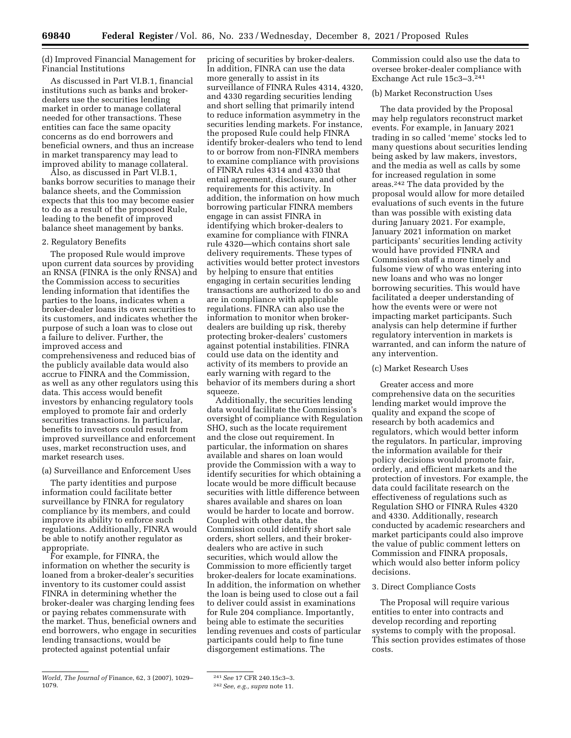(d) Improved Financial Management for Financial Institutions

As discussed in Part VI.B.1, financial institutions such as banks and broker-dealers use the securities lending market in order to manage collateral needed for other transactions. These entities can face the same opacity concerns as do end borrowers and beneficial owners, and thus an increase in market transparency may lead to improved ability to manage collateral.

Also, as discussed in Part VI.B.1, banks borrow securities to manage their balance sheets, and the Commission expects that this too may become easier to do as a result of the proposed Rule, leading to the benefit of improved balance sheet management by banks.

2. Regulatory Benefits

The proposed Rule would improve upon current data sources by providing an RNSA (FINRA is the only RNSA) and the Commission access to securities lending information that identifies the parties to the loans, indicates when a broker-dealer loans its own securities to its customers, and indicates whether the purpose of such a loan was to close out a failure to deliver. Further, the improved access and comprehensiveness and reduced bias of the publicly available data would also accrue to FINRA and the Commission, as well as any other regulators using this data. This access would benefit investors by enhancing regulatory tools employed to promote fair and orderly securities transactions. In particular, benefits to investors could result from improved surveillance and enforcement uses, market reconstruction uses, and market research uses.

(a) Surveillance and Enforcement Uses

The party identities and purpose information could facilitate better surveillance by FINRA for regulatory compliance by its members, and could improve its ability to enforce such regulations. Additionally, FINRA would be able to notify another regulator as appropriate.

For example, for FINRA, the information on whether the security is loaned from a broker-dealer's securities inventory to its customer could assist FINRA in determining whether the broker-dealer was charging lending fees or paying rebates commensurate with the market. Thus, beneficial owners and end borrowers, who engage in securities lending transactions, would be protected against potential unfair pricing of securities by broker-dealers. In addition, FINRA can use the data more generally to assist in its surveillance of FINRA Rules 4314, 4320, and 4330 regarding securities lending and short selling that primarily intend to reduce information asymmetry in the securities lending markets. For instance, the proposed Rule could help FINRA identify broker-dealers who tend to lend to or borrow from non-FINRA members to examine compliance with provisions of FINRA rules 4314 and 4330 that entail agreement, disclosure, and other requirements for this activity. In addition, the information on how much borrowing particular FINRA members engage in can assist FINRA in identifying which broker-dealers to examine for compliance with FINRA rule 4320—which contains short sale delivery requirements. These types of activities would better protect investors by helping to ensure that entities engaging in certain securities lending transactions are authorized to do so and are in compliance with applicable regulations. FINRA can also use the information to monitor when broker-dealers are building up risk, thereby protecting broker-dealers' customers against potential instabilities. FINRA could use data on the identity and activity of its members to provide an early warning with regard to the behavior of its members during a short squeeze.

Additionally, the securities lending data would facilitate the Commission's oversight of compliance with Regulation SHO, such as the locate requirement and the close out requirement. In particular, the information on shares available and shares on loan would provide the Commission with a way to identify securities for which obtaining a locate would be more difficult because securities with little difference between shares available and shares on loan would be harder to locate and borrow. Coupled with other data, the Commission could identify short sale orders, short sellers, and their broker-dealers who are active in such securities, which would allow the Commission to more efficiently target broker-dealers for locate examinations. In addition, the information on whether the loan is being used to close out a fail to deliver could assist in examinations for Rule 204 compliance. Importantly, being able to estimate the securities lending revenues and costs of particular participants could help to fine tune disgorgement estimations. The Commission could also use the data to oversee broker-dealer compliance with Exchange Act rule 15c3–3.[241]

(b) Market Reconstruction Uses

The data provided by the Proposal may help regulators reconstruct market events. For example, in January 2021 trading in so called 'meme' stocks led to many questions about securities lending being asked by law makers, investors, and the media as well as calls by some for increased regulation in some areas.[242] The data provided by the proposal would allow for more detailed evaluations of such events in the future than was possible with existing data during January 2021. For example, January 2021 information on market participants' securities lending activity would have provided FINRA and Commission staff a more timely and fulsome view of who was entering into new loans and who was no longer borrowing securities. This would have facilitated a deeper understanding of how the events were or were not impacting market participants. Such analysis can help determine if further regulatory intervention in markets is warranted, and can inform the nature of any intervention.

(c) Market Research Uses

Greater access and more comprehensive data on the securities lending market would improve the quality and expand the scope of research by both academics and regulators, which would better inform the regulators. In particular, improving the information available for their policy decisions would promote fair, orderly, and efficient markets and the protection of investors. For example, the data could facilitate research on the effectiveness of regulations such as Regulation SHO or FINRA Rules 4320 and 4330. Additionally, research conducted by academic researchers and market participants could also improve the value of public comment letters on Commission and FINRA proposals, which would also better inform policy decisions.

3. Direct Compliance Costs

The Proposal will require various entities to enter into contracts and develop recording and reporting systems to comply with the proposal. This section provides estimates of those costs.

---

*World, The Journal of* Finance, 62, 3 (2007), 1029–1079.

[241] *See* 17 CFR 240.15c3–3.

[242] *See, e.g., supra* note 11.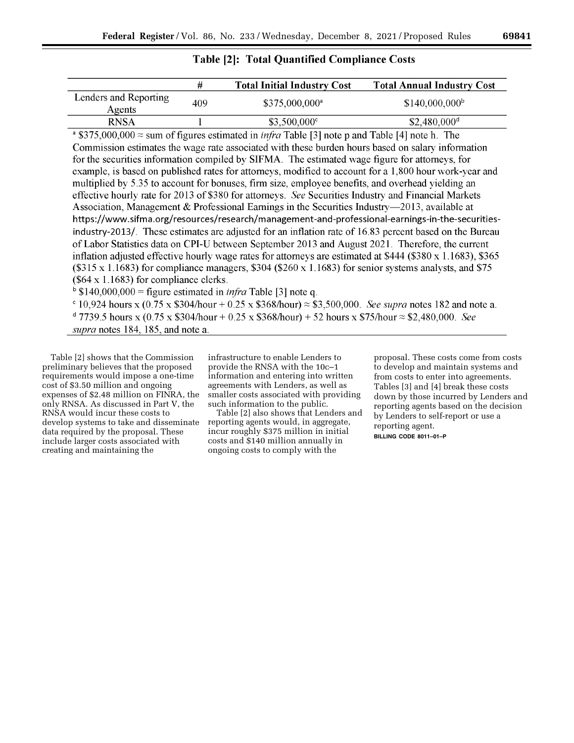**Table [2]: Total Quantified Compliance Costs**

| | # | Total Initial Industry Cost | Total Annual Industry Cost |
|---|---|---|---|
| Lenders and Reporting Agents | 409 | $375,000,000[a] | $140,000,000[b] |
| RNSA | 1 | $3,500,000[c] | $2,480,000[d] |

[a] $375,000,000 ≈ sum of figures estimated in *infra* Table [3] note p and Table [4] note h. The Commission estimates the wage rate associated with these burden hours based on salary information for the securities information compiled by SIFMA. The estimated wage figure for attorneys, for example, is based on published rates for attorneys, modified to account for a 1,800 hour work-year and multiplied by 5.35 to account for bonuses, firm size, employee benefits, and overhead yielding an effective hourly rate for 2013 of $380 for attorneys. *See* Securities Industry and Financial Markets Association, Management & Professional Earnings in the Securities Industry—2013, available at https://www.sifma.org/resources/research/management-and-professional-earnings-in-the-securities-industry-2013/. These estimates are adjusted for an inflation rate of 16.83 percent based on the Bureau of Labor Statistics data on CPI-U between September 2013 and August 2021. Therefore, the current inflation adjusted effective hourly wage rates for attorneys are estimated at $444 ($380 x 1.1683), $365 ($315 x 1.1683) for compliance managers, $304 ($260 x 1.1683) for senior systems analysts, and $75 ($64 x 1.1683) for compliance clerks.

[b] $140,000,000 = figure estimated in *infra* Table [3] note q.

[c] 10,924 hours x (0.75 x $304/hour + 0.25 x $368/hour) ≈ $3,500,000. *See supra* notes 182 and note a.

[d] 7739.5 hours x (0.75 x $304/hour + 0.25 x $368/hour) + 52 hours x $75/hour ≈ $2,480,000. *See supra* notes 184, 185, and note a.

Table [2] shows that the Commission preliminary believes that the proposed requirements would impose a one-time cost of $3.50 million and ongoing expenses of $2.48 million on FINRA, the only RNSA. As discussed in Part V, the RNSA would incur these costs to develop systems to take and disseminate data required by the proposal. These include larger costs associated with creating and maintaining the infrastructure to enable Lenders to provide the RNSA with the 10c–1 information and entering into written agreements with Lenders, as well as smaller costs associated with providing such information to the public.

Table [2] also shows that Lenders and reporting agents would, in aggregate, incur roughly $375 million in initial costs and $140 million annually in ongoing costs to comply with the proposal. These costs come from costs to develop and maintain systems and from costs to enter into agreements. Tables [3] and [4] break these costs down by those incurred by Lenders and reporting agents based on the decision by Lenders to self-report or use a reporting agent.

BILLING CODE 8011–01–P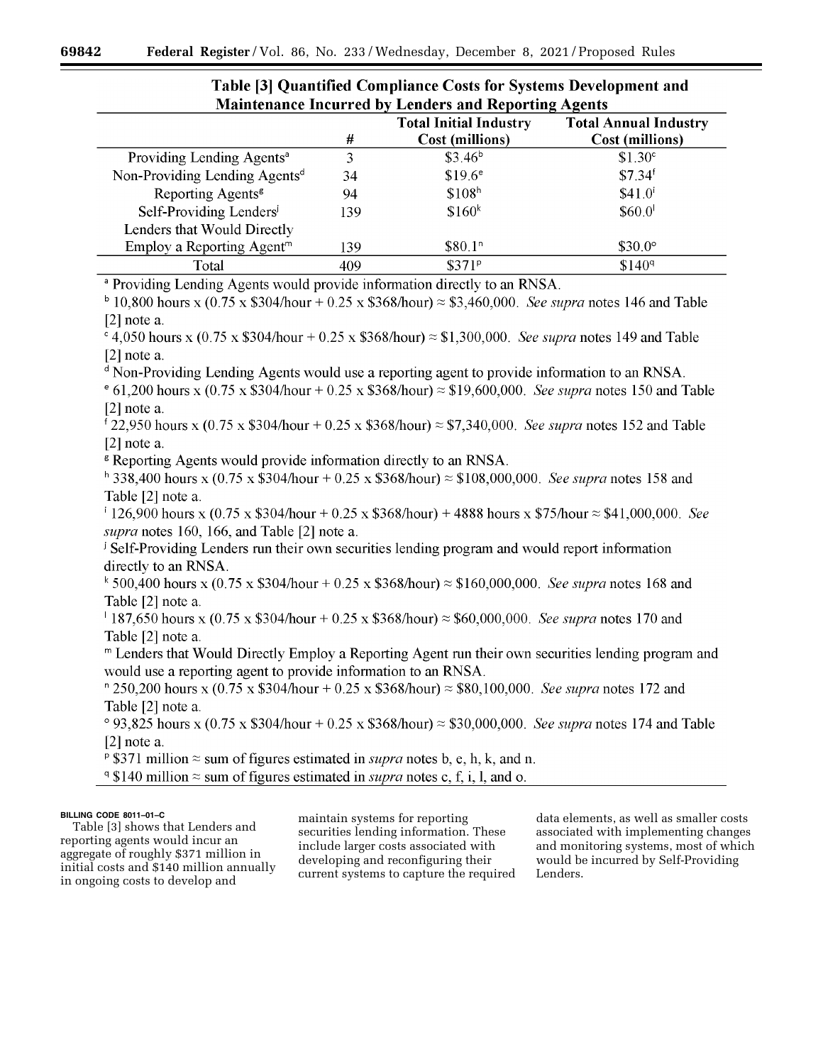**Table [3] Quantified Compliance Costs for Systems Development and Maintenance Incurred by Lenders and Reporting Agents**

| | # | Total Initial Industry Cost (millions) | Total Annual Industry Cost (millions) |
|---|---|---|---|
| Providing Lending Agents[a] | 3 | $3.46[b] | $1.30[c] |
| Non-Providing Lending Agents[d] | 34 | $19.6[e] | $7.34[f] |
| Reporting Agents[g] | 94 | $108[h] | $41.0[i] |
| Self-Providing Lenders[j] | 139 | $160[k] | $60.0[l] |
| Lenders that Would Directly Employ a Reporting Agent[m] | 139 | $80.1[n] | $30.0[o] |
| Total | 409 | $371[p] | $140[q] |

[a] Providing Lending Agents would provide information directly to an RNSA.

[b] 10,800 hours x (0.75 x $304/hour + 0.25 x $368/hour) ≈ $3,460,000. *See supra* notes 146 and Table [2] note a.

[c] 4,050 hours x (0.75 x $304/hour + 0.25 x $368/hour) ≈ $1,300,000. *See supra* notes 149 and Table [2] note a.

[d] Non-Providing Lending Agents would use a reporting agent to provide information to an RNSA.

[e] 61,200 hours x (0.75 x $304/hour + 0.25 x $368/hour) ≈ $19,600,000. *See supra* notes 150 and Table [2] note a.

[f] 22,950 hours x (0.75 x $304/hour + 0.25 x $368/hour) ≈ $7,340,000. *See supra* notes 152 and Table [2] note a.

[g] Reporting Agents would provide information directly to an RNSA.

[h] 338,400 hours x (0.75 x $304/hour + 0.25 x $368/hour) ≈ $108,000,000. *See supra* notes 158 and Table [2] note a.

[i] 126,900 hours x (0.75 x $304/hour + 0.25 x $368/hour) + 4888 hours x $75/hour ≈ $41,000,000. *See supra* notes 160, 166, and Table [2] note a.

[j] Self-Providing Lenders run their own securities lending program and would report information directly to an RNSA.

[k] 500,400 hours x (0.75 x $304/hour + 0.25 x $368/hour) ≈ $160,000,000. *See supra* notes 168 and Table [2] note a.

[l] 187,650 hours x (0.75 x $304/hour + 0.25 x $368/hour) ≈ $60,000,000. *See supra* notes 170 and Table [2] note a.

[m] Lenders that Would Directly Employ a Reporting Agent run their own securities lending program and would use a reporting agent to provide information to an RNSA.

[n] 250,200 hours x (0.75 x $304/hour + 0.25 x $368/hour) ≈ $80,100,000. *See supra* notes 172 and Table [2] note a.

[o] 93,825 hours x (0.75 x $304/hour + 0.25 x $368/hour) ≈ $30,000,000. *See supra* notes 174 and Table [2] note a.

[p] $371 million ≈ sum of figures estimated in *supra* notes b, e, h, k, and n.

[q] $140 million ≈ sum of figures estimated in *supra* notes c, f, i, l, and o.

BILLING CODE 8011–01–C

Table [3] shows that Lenders and reporting agents would incur an aggregate of roughly $371 million in initial costs and $140 million annually in ongoing costs to develop and maintain systems for reporting securities lending information. These include larger costs associated with developing and reconfiguring their current systems to capture the required data elements, as well as smaller costs associated with implementing changes and monitoring systems, most of which would be incurred by Self-Providing Lenders.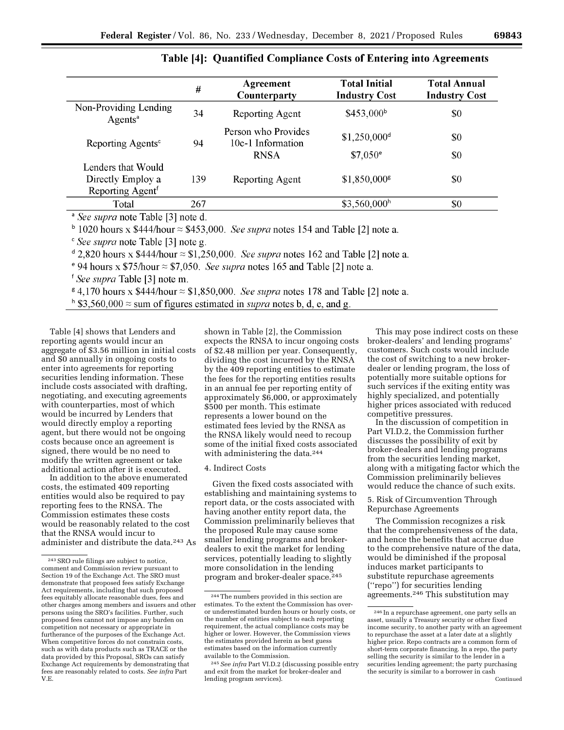**Table [4]: Quantified Compliance Costs of Entering into Agreements**

| | # | Agreement Counterparty | Total Initial Industry Cost | Total Annual Industry Cost |
|---|---|---|---|---|
| Non-Providing Lending Agents[a] | 34 | Reporting Agent | $453,000[b] | $0 |
| Reporting Agents[c] | 94 | Person who Provides 10c-1 Information | $1,250,000[d] | $0 |
| | | RNSA | $7,050[e] | $0 |
| Lenders that Would Directly Employ a Reporting Agent[f] | 139 | Reporting Agent | $1,850,000[g] | $0 |
| Total | 267 | | $3,560,000[h] | $0 |

[a] *See supra* note Table [3] note d.

[b] 1020 hours x $444/hour ≈ $453,000. *See supra* notes 154 and Table [2] note a.

[c] *See supra* note Table [3] note g.

[d] 2,820 hours x $444/hour ≈ $1,250,000. *See supra* notes 162 and Table [2] note a.

[e] 94 hours x $75/hour ≈ $7,050. *See supra* notes 165 and Table [2] note a.

[f] *See supra* Table [3] note m.

[g] 4,170 hours x $444/hour ≈ $1,850,000. *See supra* notes 178 and Table [2] note a.

[h] $3,560,000 ≈ sum of figures estimated in *supra* notes b, d, e, and g.

Table [4] shows that Lenders and reporting agents would incur an aggregate of $3.56 million in initial costs and $0 annually in ongoing costs to enter into agreements for reporting securities lending information. These include costs associated with drafting, negotiating, and executing agreements with counterparties, most of which would be incurred by Lenders that would directly employ a reporting agent, but there would not be ongoing costs because once an agreement is signed, there would be no need to modify the written agreement or take additional action after it is executed.

In addition to the above enumerated costs, the estimated 409 reporting entities would also be required to pay reporting fees to the RNSA. The Commission estimates these costs would be reasonably related to the cost that the RNSA would incur to administer and distribute the data.[243] As shown in Table [2], the Commission expects the RNSA to incur ongoing costs of $2.48 million per year. Consequently, dividing the cost incurred by the RNSA by the 409 reporting entities to estimate the fees for the reporting entities results in an annual fee per reporting entity of approximately $6,000, or approximately $500 per month. This estimate represents a lower bound on the estimated fees levied by the RNSA as the RNSA likely would need to recoup some of the initial fixed costs associated with administering the data.[244]

4. Indirect Costs

Given the fixed costs associated with establishing and maintaining systems to report data, or the costs associated with having another entity report data, the Commission preliminarily believes that the proposed Rule may cause some smaller lending programs and broker-dealers to exit the market for lending services, potentially leading to slightly more consolidation in the lending program and broker-dealer space.[245]

This may pose indirect costs on these broker-dealers' and lending programs' customers. Such costs would include the cost of switching to a new broker-dealer or lending program, the loss of potentially more suitable options for such services if the exiting entity was highly specialized, and potentially higher prices associated with reduced competitive pressures.

In the discussion of competition in Part VI.D.2, the Commission further discusses the possibility of exit by broker-dealers and lending programs from the securities lending market, along with a mitigating factor which the Commission preliminarily believes would reduce the chance of such exits.

5. Risk of Circumvention Through Repurchase Agreements

The Commission recognizes a risk that the comprehensiveness of the data, and hence the benefits that accrue due to the comprehensive nature of the data, would be diminished if the proposal induces market participants to substitute repurchase agreements ("repo") for securities lending agreements.[246] This substitution may

[243] SRO rule filings are subject to notice, comment and Commission review pursuant to Section 19 of the Exchange Act. The SRO must demonstrate that proposed fees satisfy Exchange Act requirements, including that such proposed fees equitably allocate reasonable dues, fees and other charges among members and issuers and other persons using the SRO's facilities. Further, such proposed fees cannot not impose any burden on competition not necessary or appropriate in furtherance of the purposes of the Exchange Act. When competitive forces do not constrain costs, such as with data products such as TRACE or the data provided by this Proposal, SROs can satisfy Exchange Act requirements by demonstrating that fees are reasonably related to costs. *See infra* Part V.E.

[244] The numbers provided in this section are estimates. To the extent the Commission has over- or underestimated burden hours or hourly costs, or the number of entities subject to each reporting requirement, the actual compliance costs may be higher or lower. However, the Commission views the estimates provided herein as best guess estimates based on the information currently available to the Commission.

[245] *See infra* Part VI.D.2 (discussing possible entry and exit from the market for broker-dealer and lending program services).

[246] In a repurchase agreement, one party sells an asset, usually a Treasury security or other fixed income security, to another party with an agreement to repurchase the asset at a later date at a slightly higher price. Repo contracts are a common form of short-term corporate financing. In a repo, the party selling the security is similar to the lender in a securities lending agreement; the party purchasing the security is similar to a borrower in cash
Continued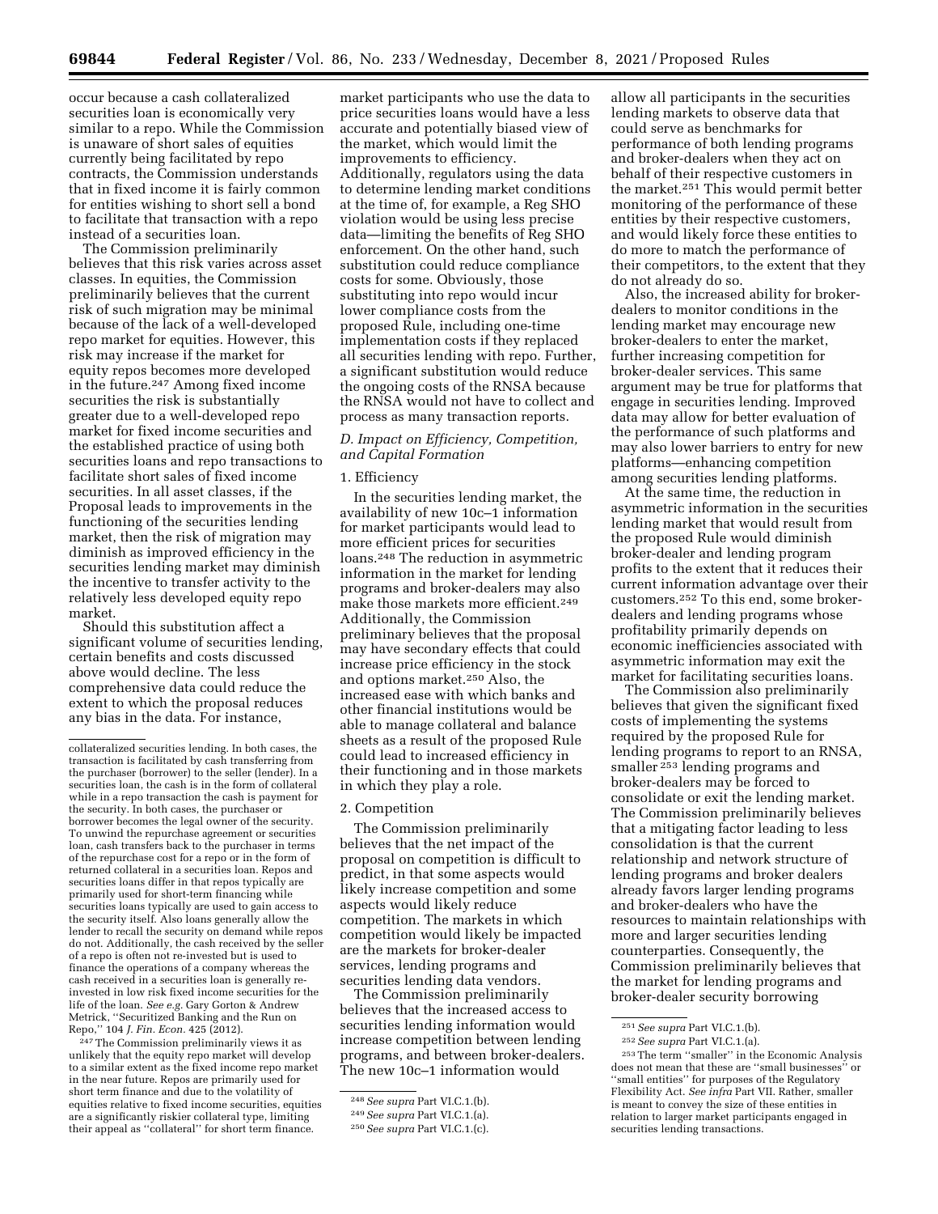occur because a cash collateralized securities loan is economically very similar to a repo. While the Commission is unaware of short sales of equities currently being facilitated by repo contracts, the Commission understands that in fixed income it is fairly common for entities wishing to short sell a bond to facilitate that transaction with a repo instead of a securities loan.

The Commission preliminarily believes that this risk varies across asset classes. In equities, the Commission preliminarily believes that the current risk of such migration may be minimal because of the lack of a well-developed repo market for equities. However, this risk may increase if the market for equity repos becomes more developed in the future.[247] Among fixed income securities the risk is substantially greater due to a well-developed repo market for fixed income securities and the established practice of using both securities loans and repo transactions to facilitate short sales of fixed income securities. In all asset classes, if the Proposal leads to improvements in the functioning of the securities lending market, then the risk of migration may diminish as improved efficiency in the securities lending market may diminish the incentive to transfer activity to the relatively less developed equity repo market.

Should this substitution affect a significant volume of securities lending, certain benefits and costs discussed above would decline. The less comprehensive data could reduce the extent to which the proposal reduces any bias in the data. For instance, market participants who use the data to price securities loans would have a less accurate and potentially biased view of the market, which would limit the improvements to efficiency. Additionally, regulators using the data to determine lending market conditions at the time of, for example, a Reg SHO violation would be using less precise data—limiting the benefits of Reg SHO enforcement. On the other hand, such substitution could reduce compliance costs for some. Obviously, those substituting into repo would incur lower compliance costs from the proposed Rule, including one-time implementation costs if they replaced all securities lending with repo. Further, a significant substitution would reduce the ongoing costs of the RNSA because the RNSA would not have to collect and process as many transaction reports.

### D. Impact on Efficiency, Competition, and Capital Formation

#### 1. Efficiency

In the securities lending market, the availability of new 10c–1 information for market participants would lead to more efficient prices for securities loans.[248] The reduction in asymmetric information in the market for lending programs and broker-dealers may also make those markets more efficient.[249] Additionally, the Commission preliminary believes that the proposal may have secondary effects that could increase price efficiency in the stock and options market.[250] Also, the increased ease with which banks and other financial institutions would be able to manage collateral and balance sheets as a result of the proposed Rule could lead to increased efficiency in their functioning and in those markets in which they play a role.

#### 2. Competition

The Commission preliminarily believes that the net impact of the proposal on competition is difficult to predict, in that some aspects would likely increase competition and some aspects would likely reduce competition. The markets in which competition would likely be impacted are the markets for broker-dealer services, lending programs and securities lending data vendors.

The Commission preliminarily believes that the increased access to securities lending information would increase competition between lending programs, and between broker-dealers. The new 10c–1 information would allow all participants in the securities lending markets to observe data that could serve as benchmarks for performance of both lending programs and broker-dealers when they act on behalf of their respective customers in the market.[251] This would permit better monitoring of the performance of these entities by their respective customers, and would likely force these entities to do more to match the performance of their competitors, to the extent that they do not already do so.

Also, the increased ability for broker-dealers to monitor conditions in the lending market may encourage new broker-dealers to enter the market, further increasing competition for broker-dealer services. This same argument may be true for platforms that engage in securities lending. Improved data may allow for better evaluation of the performance of such platforms and may also lower barriers to entry for new platforms—enhancing competition among securities lending platforms.

At the same time, the reduction in asymmetric information in the securities lending market that would result from the proposed Rule would diminish broker-dealer and lending program profits to the extent that it reduces their current information advantage over their customers.[252] To this end, some broker-dealers and lending programs whose profitability primarily depends on economic inefficiencies associated with asymmetric information may exit the market for facilitating securities loans.

The Commission also preliminarily believes that given the significant fixed costs of implementing the systems required by the proposed Rule for lending programs to report to an RNSA, smaller[253] lending programs and broker-dealers may be forced to consolidate or exit the lending market. The Commission preliminarily believes that a mitigating factor leading to less consolidation is that the current relationship and network structure of lending programs and broker dealers already favors larger lending programs and broker-dealers who have the resources to maintain relationships with more and larger securities lending counterparties. Consequently, the Commission preliminarily believes that the market for lending programs and broker-dealer security borrowing

---

collateralized securities lending. In both cases, the transaction is facilitated by cash transferring from the purchaser (borrower) to the seller (lender). In a securities loan, the cash is in the form of collateral while in a repo transaction the cash is payment for the security. In both cases, the purchaser or borrower becomes the legal owner of the security. To unwind the repurchase agreement or securities loan, cash transfers back to the purchaser in terms of the repurchase cost for a repo or in the form of returned collateral in a securities loan. Repos and securities loans differ in that repos typically are primarily used for short-term financing while securities loans typically are used to gain access to the security itself. Also loans generally allow the lender to recall the security on demand while repos do not. Additionally, the cash received by the seller of a repo is often not re-invested but is used to finance the operations of a company whereas the cash received in a securities loan is generally re-invested in low risk fixed income securities for the life of the loan. *See e.g.* Gary Gorton & Andrew Metrick, ''Securitized Banking and the Run on Repo,'' 104 *J. Fin. Econ.* 425 (2012).

[247] The Commission preliminarily views it as unlikely that the equity repo market will develop to a similar extent as the fixed income repo market in the near future. Repos are primarily used for short term finance and due to the volatility of equities relative to fixed income securities, equities are a significantly riskier collateral type, limiting their appeal as ''collateral'' for short term finance.

[248] *See supra* Part VI.C.1.(b).

[249] *See supra* Part VI.C.1.(a).

[250] *See supra* Part VI.C.1.(c).

[251] *See supra* Part VI.C.1.(b).

[252] *See supra* Part VI.C.1.(a).

[253] The term ''smaller'' in the Economic Analysis does not mean that these are ''small businesses'' or ''small entities'' for purposes of the Regulatory Flexibility Act. *See infra* Part VII. Rather, smaller is meant to convey the size of these entities in relation to larger market participants engaged in securities lending transactions.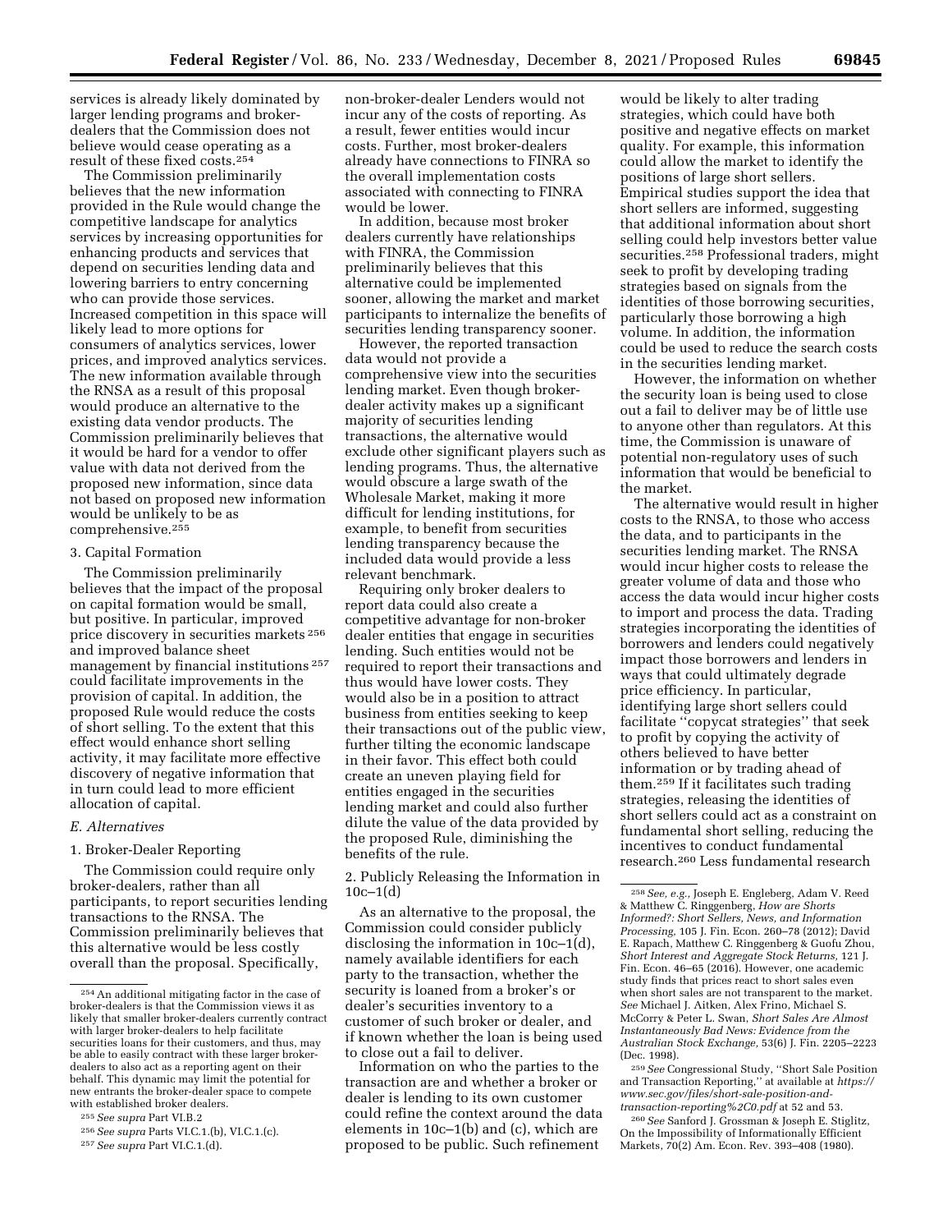services is already likely dominated by larger lending programs and broker-dealers that the Commission does not believe would cease operating as a result of these fixed costs.[254]

The Commission preliminarily believes that the new information provided in the Rule would change the competitive landscape for analytics services by increasing opportunities for enhancing products and services that depend on securities lending data and lowering barriers to entry concerning who can provide those services. Increased competition in this space will likely lead to more options for consumers of analytics services, lower prices, and improved analytics services. The new information available through the RNSA as a result of this proposal would produce an alternative to the existing data vendor products. The Commission preliminarily believes that it would be hard for a vendor to offer value with data not derived from the proposed new information, since data not based on proposed new information would be unlikely to be as comprehensive.[255]

3. Capital Formation

The Commission preliminarily believes that the impact of the proposal on capital formation would be small, but positive. In particular, improved price discovery in securities markets[256] and improved balance sheet management by financial institutions[257] could facilitate improvements in the provision of capital. In addition, the proposed Rule would reduce the costs of short selling. To the extent that this effect would enhance short selling activity, it may facilitate more effective discovery of negative information that in turn could lead to more efficient allocation of capital.

*E. Alternatives*

1. Broker-Dealer Reporting

The Commission could require only broker-dealers, rather than all participants, to report securities lending transactions to the RNSA. The Commission preliminarily believes that this alternative would be less costly overall than the proposal. Specifically, non-broker-dealer Lenders would not incur any of the costs of reporting. As a result, fewer entities would incur costs. Further, most broker-dealers already have connections to FINRA so the overall implementation costs associated with connecting to FINRA would be lower.

In addition, because most broker dealers currently have relationships with FINRA, the Commission preliminarily believes that this alternative could be implemented sooner, allowing the market and market participants to internalize the benefits of securities lending transparency sooner.

However, the reported transaction data would not provide a comprehensive view into the securities lending market. Even though broker-dealer activity makes up a significant majority of securities lending transactions, the alternative would exclude other significant players such as lending programs. Thus, the alternative would obscure a large swath of the Wholesale Market, making it more difficult for lending institutions, for example, to benefit from securities lending transparency because the included data would provide a less relevant benchmark.

Requiring only broker dealers to report data could also create a competitive advantage for non-broker dealer entities that engage in securities lending. Such entities would not be required to report their transactions and thus would have lower costs. They would also be in a position to attract business from entities seeking to keep their transactions out of the public view, further tilting the economic landscape in their favor. This effect both could create an uneven playing field for entities engaged in the securities lending market and could also further dilute the value of the data provided by the proposed Rule, diminishing the benefits of the rule.

2. Publicly Releasing the Information in 10c–1(d)

As an alternative to the proposal, the Commission could consider publicly disclosing the information in 10c–1(d), namely available identifiers for each party to the transaction, whether the security is loaned from a broker's or dealer's securities inventory to a customer of such broker or dealer, and if known whether the loan is being used to close out a fail to deliver.

Information on who the parties to the transaction are and whether a broker or dealer is lending to its own customer could refine the context around the data elements in 10c–1(b) and (c), which are proposed to be public. Such refinement would be likely to alter trading strategies, which could have both positive and negative effects on market quality. For example, this information could allow the market to identify the positions of large short sellers. Empirical studies support the idea that short sellers are informed, suggesting that additional information about short selling could help investors better value securities.[258] Professional traders, might seek to profit by developing trading strategies based on signals from the identities of those borrowing securities, particularly those borrowing a high volume. In addition, the information could be used to reduce the search costs in the securities lending market.

However, the information on whether the security loan is being used to close out a fail to deliver may be of little use to anyone other than regulators. At this time, the Commission is unaware of potential non-regulatory uses of such information that would be beneficial to the market.

The alternative would result in higher costs to the RNSA, to those who access the data, and to participants in the securities lending market. The RNSA would incur higher costs to release the greater volume of data and those who access the data would incur higher costs to import and process the data. Trading strategies incorporating the identities of borrowers and lenders could negatively impact those borrowers and lenders in ways that could ultimately degrade price efficiency. In particular, identifying large short sellers could facilitate "copycat strategies" that seek to profit by copying the activity of others believed to have better information or by trading ahead of them.[259] If it facilitates such trading strategies, releasing the identities of short sellers could act as a constraint on fundamental short selling, reducing the incentives to conduct fundamental research.[260] Less fundamental research

---

[254] An additional mitigating factor in the case of broker-dealers is that the Commission views it as likely that smaller broker-dealers currently contract with larger broker-dealers to help facilitate securities loans for their customers, and thus, may be able to easily contract with these larger broker-dealers to also act as a reporting agent on their behalf. This dynamic may limit the potential for new entrants the broker-dealer space to compete with established broker dealers.

[255] *See supra* Part VI.B.2

[256] *See supra* Parts VI.C.1.(b), VI.C.1.(c).

[257] *See supra* Part VI.C.1.(d).

[258] *See, e.g.,* Joseph E. Engleberg, Adam V. Reed & Matthew C. Ringgenberg, *How are Shorts Informed?: Short Sellers, News, and Information Processing,* 105 J. Fin. Econ. 260–78 (2012); David E. Rapach, Matthew C. Ringgenberg & Guofu Zhou, *Short Interest and Aggregate Stock Returns,* 121 J. Fin. Econ. 46–65 (2016). However, one academic study finds that prices react to short sales even when short sales are not transparent to the market. *See* Michael J. Aitken, Alex Frino, Michael S. McCorry & Peter L. Swan, *Short Sales Are Almost Instantaneously Bad News: Evidence from the Australian Stock Exchange,* 53(6) J. Fin. 2205–2223 (Dec. 1998).

[259] *See* Congressional Study, "Short Sale Position and Transaction Reporting," at available at *https://www.sec.gov/files/short-sale-position-and-transaction-reporting%2C0.pdf* at 52 and 53.

[260] *See* Sanford J. Grossman & Joseph E. Stiglitz, On the Impossibility of Informationally Efficient Markets, 70(2) Am. Econ. Rev. 393–408 (1980).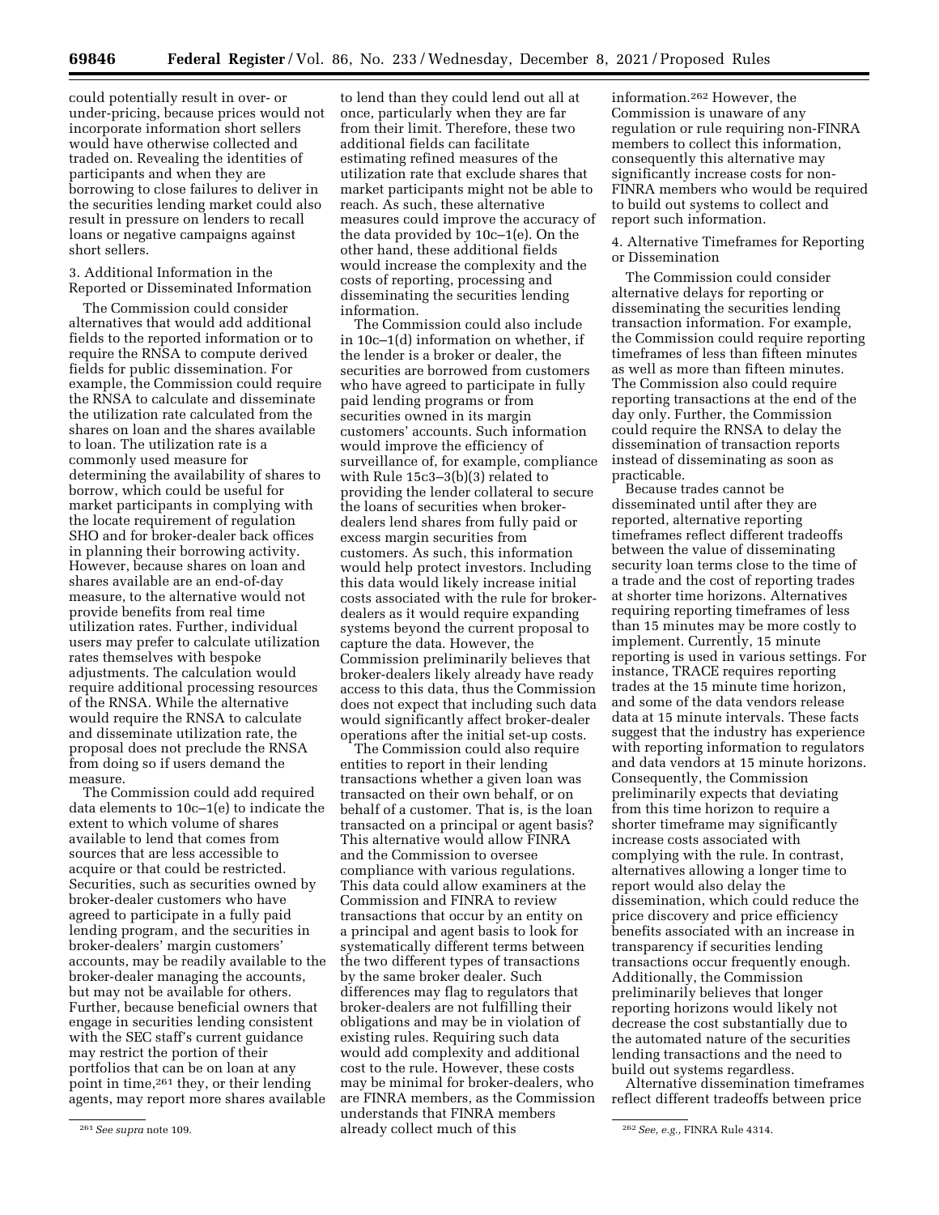could potentially result in over- or under-pricing, because prices would not incorporate information short sellers would have otherwise collected and traded on. Revealing the identities of participants and when they are borrowing to close failures to deliver in the securities lending market could also result in pressure on lenders to recall loans or negative campaigns against short sellers.

3. Additional Information in the Reported or Disseminated Information

The Commission could consider alternatives that would add additional fields to the reported information or to require the RNSA to compute derived fields for public dissemination. For example, the Commission could require the RNSA to calculate and disseminate the utilization rate calculated from the shares on loan and the shares available to loan. The utilization rate is a commonly used measure for determining the availability of shares to borrow, which could be useful for market participants in complying with the locate requirement of regulation SHO and for broker-dealer back offices in planning their borrowing activity. However, because shares on loan and shares available are an end-of-day measure, to the alternative would not provide benefits from real time utilization rates. Further, individual users may prefer to calculate utilization rates themselves with bespoke adjustments. The calculation would require additional processing resources of the RNSA. While the alternative would require the RNSA to calculate and disseminate utilization rate, the proposal does not preclude the RNSA from doing so if users demand the measure.

The Commission could add required data elements to 10c–1(e) to indicate the extent to which volume of shares available to lend that comes from sources that are less accessible to acquire or that could be restricted. Securities, such as securities owned by broker-dealer customers who have agreed to participate in a fully paid lending program, and the securities in broker-dealers' margin customers' accounts, may be readily available to the broker-dealer managing the accounts, but may not be available for others. Further, because beneficial owners that engage in securities lending consistent with the SEC staff's current guidance may restrict the portion of their portfolios that can be on loan at any point in time,[261] they, or their lending agents, may report more shares available to lend than they could lend out all at once, particularly when they are far from their limit. Therefore, these two additional fields can facilitate estimating refined measures of the utilization rate that exclude shares that market participants might not be able to reach. As such, these alternative measures could improve the accuracy of the data provided by 10c–1(e). On the other hand, these additional fields would increase the complexity and the costs of reporting, processing and disseminating the securities lending information.

The Commission could also include in 10c–1(d) information on whether, if the lender is a broker or dealer, the securities are borrowed from customers who have agreed to participate in fully paid lending programs or from securities owned in its margin customers' accounts. Such information would improve the efficiency of surveillance of, for example, compliance with Rule 15c3–3(b)(3) related to providing the lender collateral to secure the loans of securities when broker-dealers lend shares from fully paid or excess margin securities from customers. As such, this information would help protect investors. Including this data would likely increase initial costs associated with the rule for broker-dealers as it would require expanding systems beyond the current proposal to capture the data. However, the Commission preliminarily believes that broker-dealers likely already have ready access to this data, thus the Commission does not expect that including such data would significantly affect broker-dealer operations after the initial set-up costs.

The Commission could also require entities to report in their lending transactions whether a given loan was transacted on their own behalf, or on behalf of a customer. That is, is the loan transacted on a principal or agent basis? This alternative would allow FINRA and the Commission to oversee compliance with various regulations. This data could allow examiners at the Commission and FINRA to review transactions that occur by an entity on a principal and agent basis to look for systematically different terms between the two different types of transactions by the same broker dealer. Such differences may flag to regulators that broker-dealers are not fulfilling their obligations and may be in violation of existing rules. Requiring such data would add complexity and additional cost to the rule. However, these costs may be minimal for broker-dealers, who are FINRA members, as the Commission understands that FINRA members already collect much of this information.[262] However, the Commission is unaware of any regulation or rule requiring non-FINRA members to collect this information, consequently this alternative may significantly increase costs for non-FINRA members who would be required to build out systems to collect and report such information.

4. Alternative Timeframes for Reporting or Dissemination

The Commission could consider alternative delays for reporting or disseminating the securities lending transaction information. For example, the Commission could require reporting timeframes of less than fifteen minutes as well as more than fifteen minutes. The Commission also could require reporting transactions at the end of the day only. Further, the Commission could require the RNSA to delay the dissemination of transaction reports instead of disseminating as soon as practicable.

Because trades cannot be disseminated until after they are reported, alternative reporting timeframes reflect different tradeoffs between the value of disseminating security loan terms close to the time of a trade and the cost of reporting trades at shorter time horizons. Alternatives requiring reporting timeframes of less than 15 minutes may be more costly to implement. Currently, 15 minute reporting is used in various settings. For instance, TRACE requires reporting trades at the 15 minute time horizon, and some of the data vendors release data at 15 minute intervals. These facts suggest that the industry has experience with reporting information to regulators and data vendors at 15 minute horizons. Consequently, the Commission preliminarily expects that deviating from this time horizon to require a shorter timeframe may significantly increase costs associated with complying with the rule. In contrast, alternatives allowing a longer time to report would also delay the dissemination, which could reduce the price discovery and price efficiency benefits associated with an increase in transparency if securities lending transactions occur frequently enough. Additionally, the Commission preliminarily believes that longer reporting horizons would likely not decrease the cost substantially due to the automated nature of the securities lending transactions and the need to build out systems regardless.

Alternative dissemination timeframes reflect different tradeoffs between price

[261] *See supra* note 109.

[262] *See, e.g.,* FINRA Rule 4314.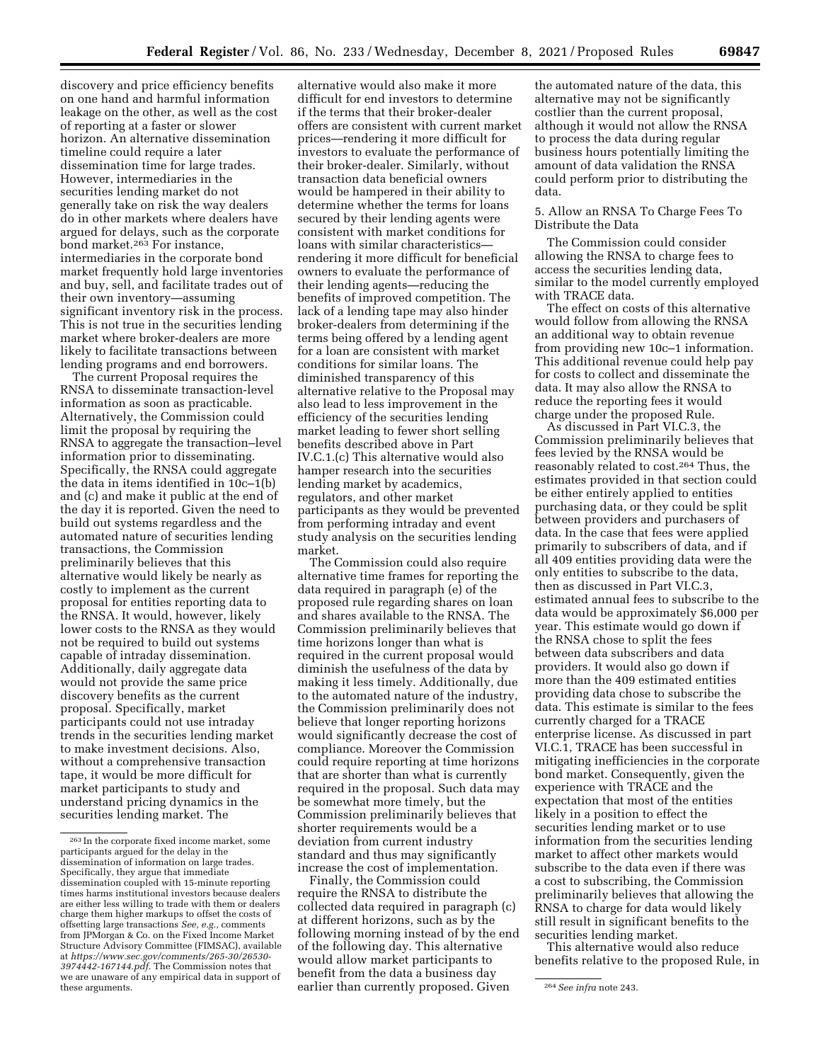discovery and price efficiency benefits on one hand and harmful information leakage on the other, as well as the cost of reporting at a faster or slower horizon. An alternative dissemination timeline could require a later dissemination time for large trades. However, intermediaries in the securities lending market do not generally take on risk the way dealers do in other markets where dealers have argued for delays, such as the corporate bond market.[263] For instance, intermediaries in the corporate bond market frequently hold large inventories and buy, sell, and facilitate trades out of their own inventory—assuming significant inventory risk in the process. This is not true in the securities lending market where broker-dealers are more likely to facilitate transactions between lending programs and end borrowers.

The current Proposal requires the RNSA to disseminate transaction-level information as soon as practicable. Alternatively, the Commission could limit the proposal by requiring the RNSA to aggregate the transaction–level information prior to disseminating. Specifically, the RNSA could aggregate the data in items identified in 10c–1(b) and (c) and make it public at the end of the day it is reported. Given the need to build out systems regardless and the automated nature of securities lending transactions, the Commission preliminarily believes that this alternative would likely be nearly as costly to implement as the current proposal for entities reporting data to the RNSA. It would, however, likely lower costs to the RNSA as they would not be required to build out systems capable of intraday dissemination. Additionally, daily aggregate data would not provide the same price discovery benefits as the current proposal. Specifically, market participants could not use intraday trends in the securities lending market to make investment decisions. Also, without a comprehensive transaction tape, it would be more difficult for market participants to study and understand pricing dynamics in the securities lending market. The alternative would also make it more difficult for end investors to determine if the terms that their broker-dealer offers are consistent with current market prices—rendering it more difficult for investors to evaluate the performance of their broker-dealer. Similarly, without transaction data beneficial owners would be hampered in their ability to determine whether the terms for loans secured by their lending agents were consistent with market conditions for loans with similar characteristics—rendering it more difficult for beneficial owners to evaluate the performance of their lending agents—reducing the benefits of improved competition. The lack of a lending tape may also hinder broker-dealers from determining if the terms being offered by a lending agent for a loan are consistent with market conditions for similar loans. The diminished transparency of this alternative relative to the Proposal may also lead to less improvement in the efficiency of the securities lending market leading to fewer short selling benefits described above in Part IV.C.1.(c) This alternative would also hamper research into the securities lending market by academics, regulators, and other market participants as they would be prevented from performing intraday and event study analysis on the securities lending market.

The Commission could also require alternative time frames for reporting the data required in paragraph (e) of the proposed rule regarding shares on loan and shares available to the RNSA. The Commission preliminarily believes that time horizons longer than what is required in the current proposal would diminish the usefulness of the data by making it less timely. Additionally, due to the automated nature of the industry, the Commission preliminarily does not believe that longer reporting horizons would significantly decrease the cost of compliance. Moreover the Commission could require reporting at time horizons that are shorter than what is currently required in the proposal. Such data may be somewhat more timely, but the Commission preliminarily believes that shorter requirements would be a deviation from current industry standard and thus may significantly increase the cost of implementation.

Finally, the Commission could require the RNSA to distribute the collected data required in paragraph (c) at different horizons, such as by the following morning instead of by the end of the following day. This alternative would allow market participants to benefit from the data a business day earlier than currently proposed. Given the automated nature of the data, this alternative may not be significantly costlier than the current proposal, although it would not allow the RNSA to process the data during regular business hours potentially limiting the amount of data validation the RNSA could perform prior to distributing the data.

5. Allow an RNSA To Charge Fees To Distribute the Data

The Commission could consider allowing the RNSA to charge fees to access the securities lending data, similar to the model currently employed with TRACE data.

The effect on costs of this alternative would follow from allowing the RNSA an additional way to obtain revenue from providing new 10c–1 information. This additional revenue could help pay for costs to collect and disseminate the data. It may also allow the RNSA to reduce the reporting fees it would charge under the proposed Rule.

As discussed in Part VI.C.3, the Commission preliminarily believes that fees levied by the RNSA would be reasonably related to cost.[264] Thus, the estimates provided in that section could be either entirely applied to entities purchasing data, or they could be split between providers and purchasers of data. In the case that fees were applied primarily to subscribers of data, and if all 409 entities providing data were the only entities to subscribe to the data, then as discussed in Part VI.C.3, estimated annual fees to subscribe to the data would be approximately $6,000 per year. This estimate would go down if the RNSA chose to split the fees between data subscribers and data providers. It would also go down if more than the 409 estimated entities providing data chose to subscribe the data. This estimate is similar to the fees currently charged for a TRACE enterprise license. As discussed in part VI.C.1, TRACE has been successful in mitigating inefficiencies in the corporate bond market. Consequently, given the experience with TRACE and the expectation that most of the entities likely in a position to effect the securities lending market or to use information from the securities lending market to affect other markets would subscribe to the data even if there was a cost to subscribing, the Commission preliminarily believes that allowing the RNSA to charge for data would likely still result in significant benefits to the securities lending market.

This alternative would also reduce benefits relative to the proposed Rule, in

---

[263] In the corporate fixed income market, some participants argued for the delay in the dissemination of information on large trades. Specifically, they argue that immediate dissemination coupled with 15-minute reporting times harms institutional investors because dealers are either less willing to trade with them or dealers charge them higher markups to offset the costs of offsetting large transactions *See, e.g.,* comments from JPMorgan & Co. on the Fixed Income Market Structure Advisory Committee (FIMSAC), available at *https://www.sec.gov/comments/265-30/26530-3974442-167144.pdf.* The Commission notes that we are unaware of any empirical data in support of these arguments.

[264] *See infra* note 243.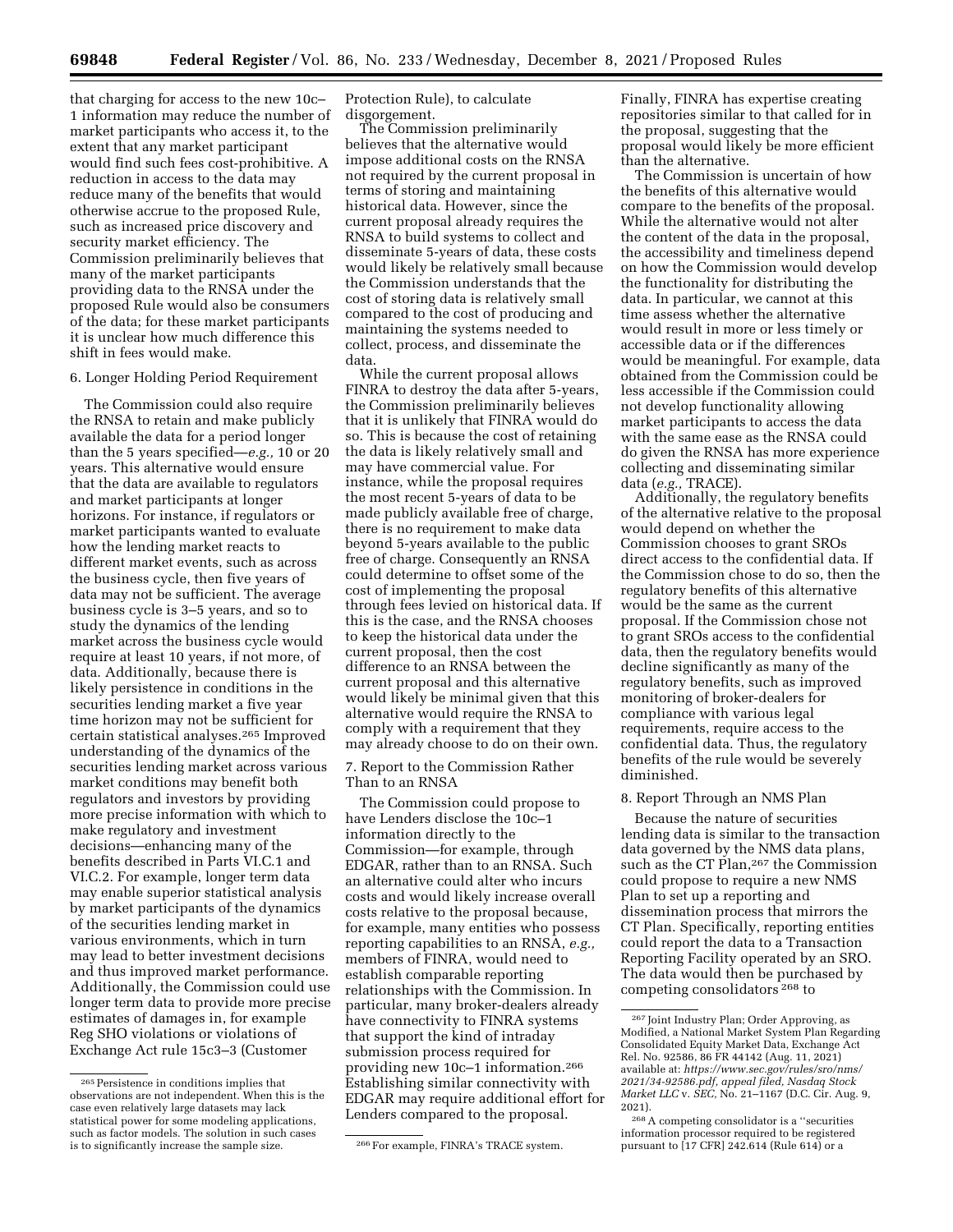that charging for access to the new 10c–1 information may reduce the number of market participants who access it, to the extent that any market participant would find such fees cost-prohibitive. A reduction in access to the data may reduce many of the benefits that would otherwise accrue to the proposed Rule, such as increased price discovery and security market efficiency. The Commission preliminarily believes that many of the market participants providing data to the RNSA under the proposed Rule would also be consumers of the data; for these market participants it is unclear how much difference this shift in fees would make.

6. Longer Holding Period Requirement

The Commission could also require the RNSA to retain and make publicly available the data for a period longer than the 5 years specified—*e.g.,* 10 or 20 years. This alternative would ensure that the data are available to regulators and market participants at longer horizons. For instance, if regulators or market participants wanted to evaluate how the lending market reacts to different market events, such as across the business cycle, then five years of data may not be sufficient. The average business cycle is 3–5 years, and so to study the dynamics of the lending market across the business cycle would require at least 10 years, if not more, of data. Additionally, because there is likely persistence in conditions in the securities lending market a five year time horizon may not be sufficient for certain statistical analyses.[265] Improved understanding of the dynamics of the securities lending market across various market conditions may benefit both regulators and investors by providing more precise information with which to make regulatory and investment decisions—enhancing many of the benefits described in Parts VI.C.1 and VI.C.2. For example, longer term data may enable superior statistical analysis by market participants of the dynamics of the securities lending market in various environments, which in turn may lead to better investment decisions and thus improved market performance. Additionally, the Commission could use longer term data to provide more precise estimates of damages in, for example Reg SHO violations or violations of Exchange Act rule 15c3–3 (Customer Protection Rule), to calculate disgorgement.

The Commission preliminarily believes that the alternative would impose additional costs on the RNSA not required by the current proposal in terms of storing and maintaining historical data. However, since the current proposal already requires the RNSA to build systems to collect and disseminate 5-years of data, these costs would likely be relatively small because the Commission understands that the cost of storing data is relatively small compared to the cost of producing and maintaining the systems needed to collect, process, and disseminate the data.

While the current proposal allows FINRA to destroy the data after 5-years, the Commission preliminarily believes that it is unlikely that FINRA would do so. This is because the cost of retaining the data is likely relatively small and may have commercial value. For instance, while the proposal requires the most recent 5-years of data to be made publicly available free of charge, there is no requirement to make data beyond 5-years available to the public free of charge. Consequently an RNSA could determine to offset some of the cost of implementing the proposal through fees levied on historical data. If this is the case, and the RNSA chooses to keep the historical data under the current proposal, then the cost difference to an RNSA between the current proposal and this alternative would likely be minimal given that this alternative would require the RNSA to comply with a requirement that they may already choose to do on their own.

7. Report to the Commission Rather Than to an RNSA

The Commission could propose to have Lenders disclose the 10c–1 information directly to the Commission—for example, through EDGAR, rather than to an RNSA. Such an alternative could alter who incurs costs and would likely increase overall costs relative to the proposal because, for example, many entities who possess reporting capabilities to an RNSA, *e.g.,* members of FINRA, would need to establish comparable reporting relationships with the Commission. In particular, many broker-dealers already have connectivity to FINRA systems that support the kind of intraday submission process required for providing new 10c–1 information.[266] Establishing similar connectivity with EDGAR may require additional effort for Lenders compared to the proposal. Finally, FINRA has expertise creating repositories similar to that called for in the proposal, suggesting that the proposal would likely be more efficient than the alternative.

The Commission is uncertain of how the benefits of this alternative would compare to the benefits of the proposal. While the alternative would not alter the content of the data in the proposal, the accessibility and timeliness depend on how the Commission would develop the functionality for distributing the data. In particular, we cannot at this time assess whether the alternative would result in more or less timely or accessible data or if the differences would be meaningful. For example, data obtained from the Commission could be less accessible if the Commission could not develop functionality allowing market participants to access the data with the same ease as the RNSA could do given the RNSA has more experience collecting and disseminating similar data (*e.g.,* TRACE).

Additionally, the regulatory benefits of the alternative relative to the proposal would depend on whether the Commission chooses to grant SROs direct access to the confidential data. If the Commission chose to do so, then the regulatory benefits of this alternative would be the same as the current proposal. If the Commission chose not to grant SROs access to the confidential data, then the regulatory benefits would decline significantly as many of the regulatory benefits, such as improved monitoring of broker-dealers for compliance with various legal requirements, require access to the confidential data. Thus, the regulatory benefits of the rule would be severely diminished.

8. Report Through an NMS Plan

Because the nature of securities lending data is similar to the transaction data governed by the NMS data plans, such as the CT Plan,[267] the Commission could propose to require a new NMS Plan to set up a reporting and dissemination process that mirrors the CT Plan. Specifically, reporting entities could report the data to a Transaction Reporting Facility operated by an SRO. The data would then be purchased by competing consolidators[268] to

---

[265] Persistence in conditions implies that observations are not independent. When this is the case even relatively large datasets may lack statistical power for some modeling applications, such as factor models. The solution in such cases is to significantly increase the sample size.

[266] For example, FINRA's TRACE system.

[267] Joint Industry Plan; Order Approving, as Modified, a National Market System Plan Regarding Consolidated Equity Market Data, Exchange Act Rel. No. 92586, 86 FR 44142 (Aug. 11, 2021) available at: *https://www.sec.gov/rules/sro/nms/2021/34-92586.pdf, appeal filed, Nasdaq Stock Market LLC* v. *SEC,* No. 21–1167 (D.C. Cir. Aug. 9, 2021).

[268] A competing consolidator is a "securities information processor required to be registered pursuant to [17 CFR] 242.614 (Rule 614) or a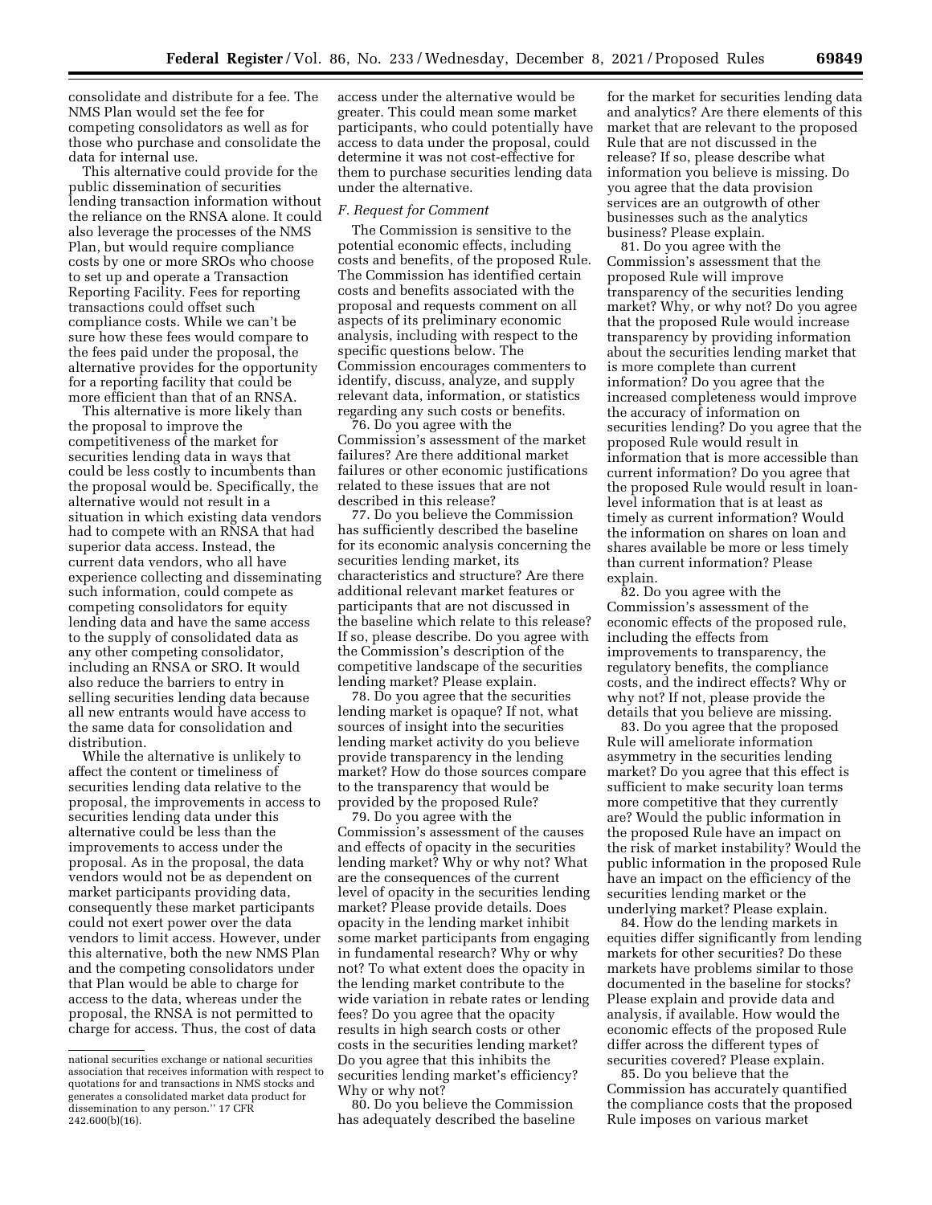consolidate and distribute for a fee. The NMS Plan would set the fee for competing consolidators as well as for those who purchase and consolidate the data for internal use.

This alternative could provide for the public dissemination of securities lending transaction information without the reliance on the RNSA alone. It could also leverage the processes of the NMS Plan, but would require compliance costs by one or more SROs who choose to set up and operate a Transaction Reporting Facility. Fees for reporting transactions could offset such compliance costs. While we can't be sure how these fees would compare to the fees paid under the proposal, the alternative provides for the opportunity for a reporting facility that could be more efficient than that of an RNSA.

This alternative is more likely than the proposal to improve the competitiveness of the market for securities lending data in ways that could be less costly to incumbents than the proposal would be. Specifically, the alternative would not result in a situation in which existing data vendors had to compete with an RNSA that had superior data access. Instead, the current data vendors, who all have experience collecting and disseminating such information, could compete as competing consolidators for equity lending data and have the same access to the supply of consolidated data as any other competing consolidator, including an RNSA or SRO. It would also reduce the barriers to entry in selling securities lending data because all new entrants would have access to the same data for consolidation and distribution.

While the alternative is unlikely to affect the content or timeliness of securities lending data relative to the proposal, the improvements in access to securities lending data under this alternative could be less than the improvements to access under the proposal. As in the proposal, the data vendors would not be as dependent on market participants providing data, consequently these market participants could not exert power over the data vendors to limit access. However, under this alternative, both the new NMS Plan and the competing consolidators under that Plan would be able to charge for access to the data, whereas under the proposal, the RNSA is not permitted to charge for access. Thus, the cost of data access under the alternative would be greater. This could mean some market participants, who could potentially have access to data under the proposal, could determine it was not cost-effective for them to purchase securities lending data under the alternative.

national securities exchange or national securities association that receives information with respect to quotations for and transactions in NMS stocks and generates a consolidated market data product for dissemination to any person.'' 17 CFR 242.600(b)(16).

### F. Request for Comment

The Commission is sensitive to the potential economic effects, including costs and benefits, of the proposed Rule. The Commission has identified certain costs and benefits associated with the proposal and requests comment on all aspects of its preliminary economic analysis, including with respect to the specific questions below. The Commission encourages commenters to identify, discuss, analyze, and supply relevant data, information, or statistics regarding any such costs or benefits.

76. Do you agree with the Commission's assessment of the market failures? Are there additional market failures or other economic justifications related to these issues that are not described in this release?

77. Do you believe the Commission has sufficiently described the baseline for its economic analysis concerning the securities lending market, its characteristics and structure? Are there additional relevant market features or participants that are not discussed in the baseline which relate to this release? If so, please describe. Do you agree with the Commission's description of the competitive landscape of the securities lending market? Please explain.

78. Do you agree that the securities lending market is opaque? If not, what sources of insight into the securities lending market activity do you believe provide transparency in the lending market? How do those sources compare to the transparency that would be provided by the proposed Rule?

79. Do you agree with the Commission's assessment of the causes and effects of opacity in the securities lending market? Why or why not? What are the consequences of the current level of opacity in the securities lending market? Please provide details. Does opacity in the lending market inhibit some market participants from engaging in fundamental research? Why or why not? To what extent does the opacity in the lending market contribute to the wide variation in rebate rates or lending fees? Do you agree that the opacity results in high search costs or other costs in the securities lending market? Do you agree that this inhibits the securities lending market's efficiency? Why or why not?

80. Do you believe the Commission has adequately described the baseline for the market for securities lending data and analytics? Are there elements of this market that are relevant to the proposed Rule that are not discussed in the release? If so, please describe what information you believe is missing. Do you agree that the data provision services are an outgrowth of other businesses such as the analytics business? Please explain.

81. Do you agree with the Commission's assessment that the proposed Rule will improve transparency of the securities lending market? Why, or why not? Do you agree that the proposed Rule would increase transparency by providing information about the securities lending market that is more complete than current information? Do you agree that the increased completeness would improve the accuracy of information on securities lending? Do you agree that the proposed Rule would result in information that is more accessible than current information? Do you agree that the proposed Rule would result in loan-level information that is at least as timely as current information? Would the information on shares on loan and shares available be more or less timely than current information? Please explain.

82. Do you agree with the Commission's assessment of the economic effects of the proposed rule, including the effects from improvements to transparency, the regulatory benefits, the compliance costs, and the indirect effects? Why or why not? If not, please provide the details that you believe are missing.

83. Do you agree that the proposed Rule will ameliorate information asymmetry in the securities lending market? Do you agree that this effect is sufficient to make security loan terms more competitive that they currently are? Would the public information in the proposed Rule have an impact on the risk of market instability? Would the public information in the proposed Rule have an impact on the efficiency of the securities lending market or the underlying market? Please explain.

84. How do the lending markets in equities differ significantly from lending markets for other securities? Do these markets have problems similar to those documented in the baseline for stocks? Please explain and provide data and analysis, if available. How would the economic effects of the proposed Rule differ across the different types of securities covered? Please explain.

85. Do you believe that the Commission has accurately quantified the compliance costs that the proposed Rule imposes on various market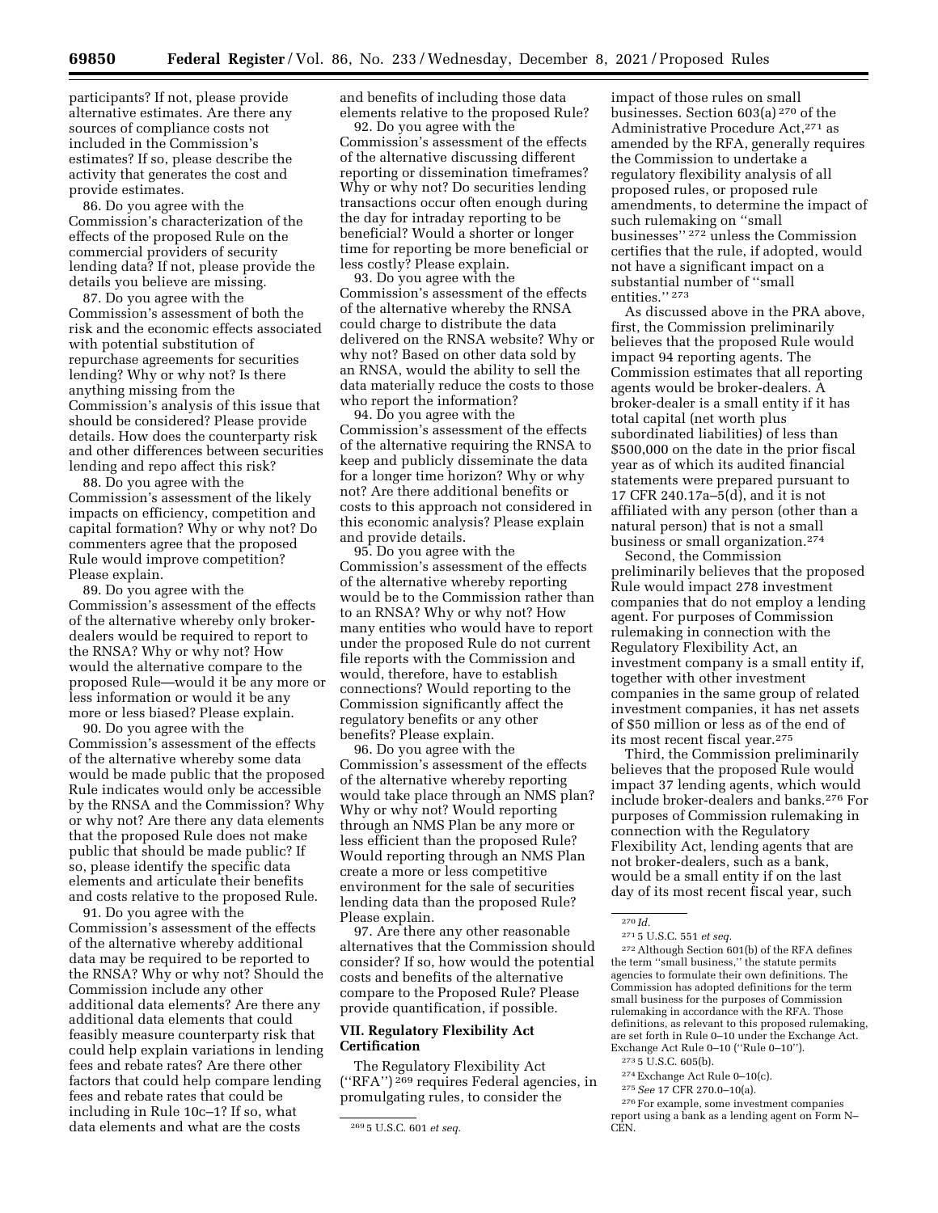participants? If not, please provide alternative estimates. Are there any sources of compliance costs not included in the Commission's estimates? If so, please describe the activity that generates the cost and provide estimates.

86. Do you agree with the Commission's characterization of the effects of the proposed Rule on the commercial providers of security lending data? If not, please provide the details you believe are missing.

87. Do you agree with the Commission's assessment of both the risk and the economic effects associated with potential substitution of repurchase agreements for securities lending? Why or why not? Is there anything missing from the Commission's analysis of this issue that should be considered? Please provide details. How does the counterparty risk and other differences between securities lending and repo affect this risk?

88. Do you agree with the Commission's assessment of the likely impacts on efficiency, competition and capital formation? Why or why not? Do commenters agree that the proposed Rule would improve competition? Please explain.

89. Do you agree with the Commission's assessment of the effects of the alternative whereby only broker-dealers would be required to report to the RNSA? Why or why not? How would the alternative compare to the proposed Rule—would it be any more or less information or would it be any more or less biased? Please explain.

90. Do you agree with the Commission's assessment of the effects of the alternative whereby some data would be made public that the proposed Rule indicates would only be accessible by the RNSA and the Commission? Why or why not? Are there any data elements that the proposed Rule does not make public that should be made public? If so, please identify the specific data elements and articulate their benefits and costs relative to the proposed Rule.

91. Do you agree with the Commission's assessment of the effects of the alternative whereby additional data may be required to be reported to the RNSA? Why or why not? Should the Commission include any other additional data elements? Are there any additional data elements that could feasibly measure counterparty risk that could help explain variations in lending fees and rebate rates? Are there other factors that could help compare lending fees and rebate rates that could be including in Rule 10c–1? If so, what data elements and what are the costs and benefits of including those data elements relative to the proposed Rule?

92. Do you agree with the Commission's assessment of the effects of the alternative discussing different reporting or dissemination timeframes? Why or why not? Do securities lending transactions occur often enough during the day for intraday reporting to be beneficial? Would a shorter or longer time for reporting be more beneficial or less costly? Please explain.

93. Do you agree with the Commission's assessment of the effects of the alternative whereby the RNSA could charge to distribute the data delivered on the RNSA website? Why or why not? Based on other data sold by an RNSA, would the ability to sell the data materially reduce the costs to those who report the information?

94. Do you agree with the Commission's assessment of the effects of the alternative requiring the RNSA to keep and publicly disseminate the data for a longer time horizon? Why or why not? Are there additional benefits or costs to this approach not considered in this economic analysis? Please explain and provide details.

95. Do you agree with the Commission's assessment of the effects of the alternative whereby reporting would be to the Commission rather than to an RNSA? Why or why not? How many entities who would have to report under the proposed Rule do not current file reports with the Commission and would, therefore, have to establish connections? Would reporting to the Commission significantly affect the regulatory benefits or any other benefits? Please explain.

96. Do you agree with the Commission's assessment of the effects of the alternative whereby reporting would take place through an NMS plan? Why or why not? Would reporting through an NMS Plan be any more or less efficient than the proposed Rule? Would reporting through an NMS Plan create a more or less competitive environment for the sale of securities lending data than the proposed Rule? Please explain.

97. Are there any other reasonable alternatives that the Commission should consider? If so, how would the potential costs and benefits of the alternative compare to the Proposed Rule? Please provide quantification, if possible.

## VII. Regulatory Flexibility Act Certification

The Regulatory Flexibility Act ("RFA") [269] requires Federal agencies, in promulgating rules, to consider the impact of those rules on small businesses. Section 603(a) [270] of the Administrative Procedure Act,[271] as amended by the RFA, generally requires the Commission to undertake a regulatory flexibility analysis of all proposed rules, or proposed rule amendments, to determine the impact of such rulemaking on "small businesses" [272] unless the Commission certifies that the rule, if adopted, would not have a significant impact on a substantial number of "small entities." [273]

As discussed above in the PRA above, first, the Commission preliminarily believes that the proposed Rule would impact 94 reporting agents. The Commission estimates that all reporting agents would be broker-dealers. A broker-dealer is a small entity if it has total capital (net worth plus subordinated liabilities) of less than $500,000 on the date in the prior fiscal year as of which its audited financial statements were prepared pursuant to 17 CFR 240.17a–5(d), and it is not affiliated with any person (other than a natural person) that is not a small business or small organization.[274]

Second, the Commission preliminarily believes that the proposed Rule would impact 278 investment companies that do not employ a lending agent. For purposes of Commission rulemaking in connection with the Regulatory Flexibility Act, an investment company is a small entity if, together with other investment companies in the same group of related investment companies, it has net assets of $50 million or less as of the end of its most recent fiscal year.[275]

Third, the Commission preliminarily believes that the proposed Rule would impact 37 lending agents, which would include broker-dealers and banks.[276] For purposes of Commission rulemaking in connection with the Regulatory Flexibility Act, lending agents that are not broker-dealers, such as a bank, would be a small entity if on the last day of its most recent fiscal year, such

---

[269] 5 U.S.C. 601 *et seq.*

[270] *Id.*

[271] 5 U.S.C. 551 *et seq.*

[272] Although Section 601(b) of the RFA defines the term "small business," the statute permits agencies to formulate their own definitions. The Commission has adopted definitions for the term small business for the purposes of Commission rulemaking in accordance with the RFA. Those definitions, as relevant to this proposed rulemaking, are set forth in Rule 0–10 under the Exchange Act. Exchange Act Rule 0–10 ("Rule 0–10").

[273] 5 U.S.C. 605(b).

[274] Exchange Act Rule 0–10(c).

[275] *See* 17 CFR 270.0–10(a).

[276] For example, some investment companies report using a bank as a lending agent on Form N–CEN.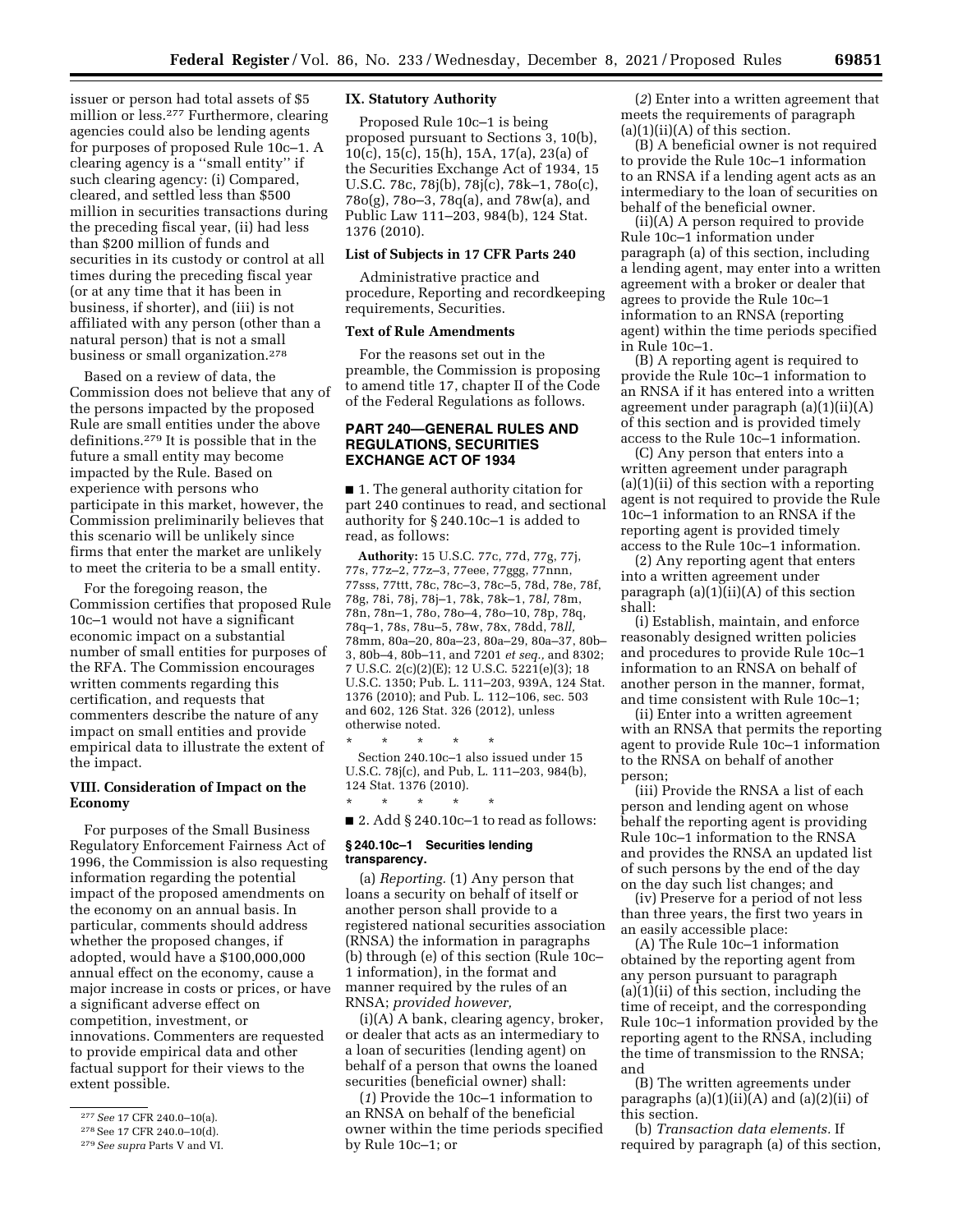issuer or person had total assets of $5 million or less.[277] Furthermore, clearing agencies could also be lending agents for purposes of proposed Rule 10c–1. A clearing agency is a ''small entity'' if such clearing agency: (i) Compared, cleared, and settled less than $500 million in securities transactions during the preceding fiscal year, (ii) had less than $200 million of funds and securities in its custody or control at all times during the preceding fiscal year (or at any time that it has been in business, if shorter), and (iii) is not affiliated with any person (other than a natural person) that is not a small business or small organization.[278]

Based on a review of data, the Commission does not believe that any of the persons impacted by the proposed Rule are small entities under the above definitions.[279] It is possible that in the future a small entity may become impacted by the Rule. Based on experience with persons who participate in this market, however, the Commission preliminarily believes that this scenario will be unlikely since firms that enter the market are unlikely to meet the criteria to be a small entity.

For the foregoing reason, the Commission certifies that proposed Rule 10c–1 would not have a significant economic impact on a substantial number of small entities for purposes of the RFA. The Commission encourages written comments regarding this certification, and requests that commenters describe the nature of any impact on small entities and provide empirical data to illustrate the extent of the impact.

## VIII. Consideration of Impact on the Economy

For purposes of the Small Business Regulatory Enforcement Fairness Act of 1996, the Commission is also requesting information regarding the potential impact of the proposed amendments on the economy on an annual basis. In particular, comments should address whether the proposed changes, if adopted, would have a $100,000,000 annual effect on the economy, cause a major increase in costs or prices, or have a significant adverse effect on competition, investment, or innovations. Commenters are requested to provide empirical data and other factual support for their views to the extent possible.

[277] *See* 17 CFR 240.0–10(a).

[278] See 17 CFR 240.0–10(d).

[279] *See supra* Parts V and VI.

## IX. Statutory Authority

Proposed Rule 10c–1 is being proposed pursuant to Sections 3, 10(b), 10(c), 15(c), 15(h), 15A, 17(a), 23(a) of the Securities Exchange Act of 1934, 15 U.S.C. 78c, 78j(b), 78j(c), 78k–1, 78o(c), 78o(g), 78o–3, 78q(a), and 78w(a), and Public Law 111–203, 984(b), 124 Stat. 1376 (2010).

### List of Subjects in 17 CFR Parts 240

Administrative practice and procedure, Reporting and recordkeeping requirements, Securities.

### Text of Rule Amendments

For the reasons set out in the preamble, the Commission is proposing to amend title 17, chapter II of the Code of the Federal Regulations as follows.

## PART 240—GENERAL RULES AND REGULATIONS, SECURITIES EXCHANGE ACT OF 1934

■ 1. The general authority citation for part 240 continues to read, and sectional authority for § 240.10c–1 is added to read, as follows:

**Authority:** 15 U.S.C. 77c, 77d, 77g, 77j, 77s, 77z–2, 77z–3, 77eee, 77ggg, 77nnn, 77sss, 77ttt, 78c, 78c–3, 78c–5, 78d, 78e, 78f, 78g, 78i, 78j, 78j–1, 78k, 78k–1, 78*l*, 78m, 78n, 78n–1, 78o, 78o–4, 78o–10, 78p, 78q, 78q–1, 78s, 78u–5, 78w, 78x, 78dd, 78*ll*, 78mm, 80a–20, 80a–23, 80a–29, 80a–37, 80b–3, 80b–4, 80b–11, and 7201 *et seq.,* and 8302; 7 U.S.C. 2(c)(2)(E); 12 U.S.C. 5221(e)(3); 18 U.S.C. 1350; Pub. L. 111–203, 939A, 124 Stat. 1376 (2010); and Pub. L. 112–106, sec. 503 and 602, 126 Stat. 326 (2012), unless otherwise noted.

\* \* \* \* \*

Section 240.10c–1 also issued under 15 U.S.C. 78j(c), and Pub, L. 111–203, 984(b), 124 Stat. 1376 (2010).

\* \* \* \* \*

■ 2. Add § 240.10c–1 to read as follows:

### § 240.10c–1 Securities lending transparency.

(a) *Reporting.* (1) Any person that loans a security on behalf of itself or another person shall provide to a registered national securities association (RNSA) the information in paragraphs (b) through (e) of this section (Rule 10c–1 information), in the format and manner required by the rules of an RNSA; *provided however,*

(i)(A) A bank, clearing agency, broker, or dealer that acts as an intermediary to a loan of securities (lending agent) on behalf of a person that owns the loaned securities (beneficial owner) shall:

(*1*) Provide the 10c–1 information to an RNSA on behalf of the beneficial owner within the time periods specified by Rule 10c–1; or

(*2*) Enter into a written agreement that meets the requirements of paragraph (a)(1)(ii)(A) of this section.

(B) A beneficial owner is not required to provide the Rule 10c–1 information to an RNSA if a lending agent acts as an intermediary to the loan of securities on behalf of the beneficial owner.

(ii)(A) A person required to provide Rule 10c–1 information under paragraph (a) of this section, including a lending agent, may enter into a written agreement with a broker or dealer that agrees to provide the Rule 10c–1 information to an RNSA (reporting agent) within the time periods specified in Rule 10c–1.

(B) A reporting agent is required to provide the Rule 10c–1 information to an RNSA if it has entered into a written agreement under paragraph (a)(1)(ii)(A) of this section and is provided timely access to the Rule 10c–1 information.

(C) Any person that enters into a written agreement under paragraph (a)(1)(ii) of this section with a reporting agent is not required to provide the Rule 10c–1 information to an RNSA if the reporting agent is provided timely access to the Rule 10c–1 information.

(2) Any reporting agent that enters into a written agreement under paragraph (a)(1)(ii)(A) of this section shall:

(i) Establish, maintain, and enforce reasonably designed written policies and procedures to provide Rule 10c–1 information to an RNSA on behalf of another person in the manner, format, and time consistent with Rule 10c–1;

(ii) Enter into a written agreement with an RNSA that permits the reporting agent to provide Rule 10c–1 information to the RNSA on behalf of another person;

(iii) Provide the RNSA a list of each person and lending agent on whose behalf the reporting agent is providing Rule 10c–1 information to the RNSA and provides the RNSA an updated list of such persons by the end of the day on the day such list changes; and

(iv) Preserve for a period of not less than three years, the first two years in an easily accessible place:

(A) The Rule 10c–1 information obtained by the reporting agent from any person pursuant to paragraph (a)(1)(ii) of this section, including the time of receipt, and the corresponding Rule 10c–1 information provided by the reporting agent to the RNSA, including the time of transmission to the RNSA; and

(B) The written agreements under paragraphs (a)(1)(ii)(A) and (a)(2)(ii) of this section.

(b) *Transaction data elements.* If required by paragraph (a) of this section,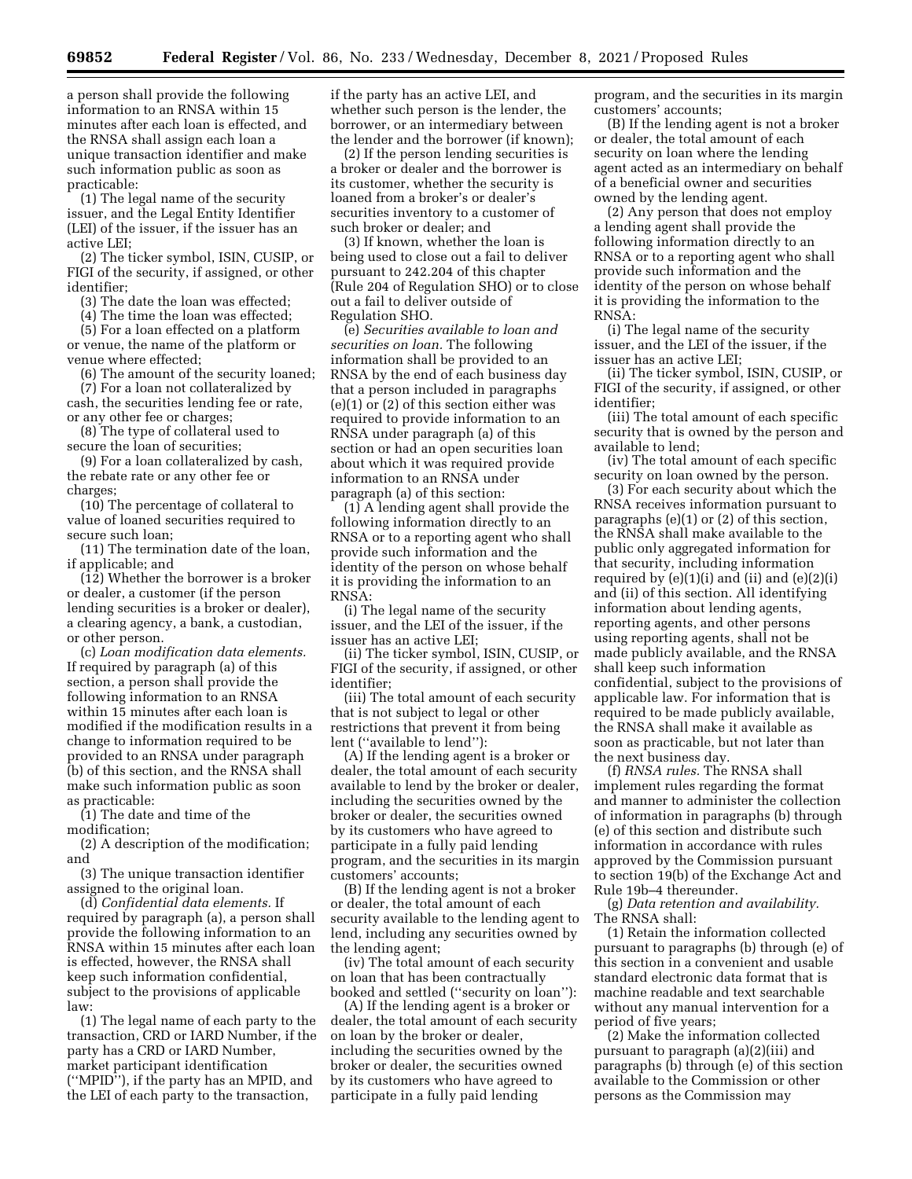a person shall provide the following information to an RNSA within 15 minutes after each loan is effected, and the RNSA shall assign each loan a unique transaction identifier and make such information public as soon as practicable:

(1) The legal name of the security issuer, and the Legal Entity Identifier (LEI) of the issuer, if the issuer has an active LEI;

(2) The ticker symbol, ISIN, CUSIP, or FIGI of the security, if assigned, or other identifier;

(3) The date the loan was effected;

(4) The time the loan was effected;

(5) For a loan effected on a platform or venue, the name of the platform or venue where effected;

(6) The amount of the security loaned;

(7) For a loan not collateralized by cash, the securities lending fee or rate, or any other fee or charges;

(8) The type of collateral used to secure the loan of securities;

(9) For a loan collateralized by cash, the rebate rate or any other fee or charges;

(10) The percentage of collateral to value of loaned securities required to secure such loan;

(11) The termination date of the loan, if applicable; and

(12) Whether the borrower is a broker or dealer, a customer (if the person lending securities is a broker or dealer), a clearing agency, a bank, a custodian, or other person.

(c) *Loan modification data elements.* If required by paragraph (a) of this section, a person shall provide the following information to an RNSA within 15 minutes after each loan is modified if the modification results in a change to information required to be provided to an RNSA under paragraph (b) of this section, and the RNSA shall make such information public as soon as practicable:

(1) The date and time of the modification;

(2) A description of the modification; and

(3) The unique transaction identifier assigned to the original loan.

(d) *Confidential data elements.* If required by paragraph (a), a person shall provide the following information to an RNSA within 15 minutes after each loan is effected, however, the RNSA shall keep such information confidential, subject to the provisions of applicable law:

(1) The legal name of each party to the transaction, CRD or IARD Number, if the party has a CRD or IARD Number, market participant identification (''MPID''), if the party has an MPID, and the LEI of each party to the transaction, if the party has an active LEI, and whether such person is the lender, the borrower, or an intermediary between the lender and the borrower (if known);

(2) If the person lending securities is a broker or dealer and the borrower is its customer, whether the security is loaned from a broker's or dealer's securities inventory to a customer of such broker or dealer; and

(3) If known, whether the loan is being used to close out a fail to deliver pursuant to 242.204 of this chapter (Rule 204 of Regulation SHO) or to close out a fail to deliver outside of Regulation SHO.

(e) *Securities available to loan and securities on loan.* The following information shall be provided to an RNSA by the end of each business day that a person included in paragraphs (e)(1) or (2) of this section either was required to provide information to an RNSA under paragraph (a) of this section or had an open securities loan about which it was required provide information to an RNSA under paragraph (a) of this section:

(1) A lending agent shall provide the following information directly to an RNSA or to a reporting agent who shall provide such information and the identity of the person on whose behalf it is providing the information to an RNSA:

(i) The legal name of the security issuer, and the LEI of the issuer, if the issuer has an active LEI;

(ii) The ticker symbol, ISIN, CUSIP, or FIGI of the security, if assigned, or other identifier;

(iii) The total amount of each security that is not subject to legal or other restrictions that prevent it from being lent (''available to lend''):

(A) If the lending agent is a broker or dealer, the total amount of each security available to lend by the broker or dealer, including the securities owned by the broker or dealer, the securities owned by its customers who have agreed to participate in a fully paid lending program, and the securities in its margin customers' accounts;

(B) If the lending agent is not a broker or dealer, the total amount of each security available to the lending agent to lend, including any securities owned by the lending agent;

(iv) The total amount of each security on loan that has been contractually booked and settled (''security on loan''):

(A) If the lending agent is a broker or dealer, the total amount of each security on loan by the broker or dealer, including the securities owned by the broker or dealer, the securities owned by its customers who have agreed to participate in a fully paid lending program, and the securities in its margin customers' accounts;

(B) If the lending agent is not a broker or dealer, the total amount of each security on loan where the lending agent acted as an intermediary on behalf of a beneficial owner and securities owned by the lending agent.

(2) Any person that does not employ a lending agent shall provide the following information directly to an RNSA or to a reporting agent who shall provide such information and the identity of the person on whose behalf it is providing the information to the RNSA:

(i) The legal name of the security issuer, and the LEI of the issuer, if the issuer has an active LEI;

(ii) The ticker symbol, ISIN, CUSIP, or FIGI of the security, if assigned, or other identifier;

(iii) The total amount of each specific security that is owned by the person and available to lend;

(iv) The total amount of each specific security on loan owned by the person.

(3) For each security about which the RNSA receives information pursuant to paragraphs (e)(1) or (2) of this section, the RNSA shall make available to the public only aggregated information for that security, including information required by (e)(1)(i) and (ii) and (e)(2)(i) and (ii) of this section. All identifying information about lending agents, reporting agents, and other persons using reporting agents, shall not be made publicly available, and the RNSA shall keep such information confidential, subject to the provisions of applicable law. For information that is required to be made publicly available, the RNSA shall make it available as soon as practicable, but not later than the next business day.

(f) *RNSA rules.* The RNSA shall implement rules regarding the format and manner to administer the collection of information in paragraphs (b) through (e) of this section and distribute such information in accordance with rules approved by the Commission pursuant to section 19(b) of the Exchange Act and Rule 19b–4 thereunder.

(g) *Data retention and availability.* The RNSA shall:

(1) Retain the information collected pursuant to paragraphs (b) through (e) of this section in a convenient and usable standard electronic data format that is machine readable and text searchable without any manual intervention for a period of five years;

(2) Make the information collected pursuant to paragraph (a)(2)(iii) and paragraphs (b) through (e) of this section available to the Commission or other persons as the Commission may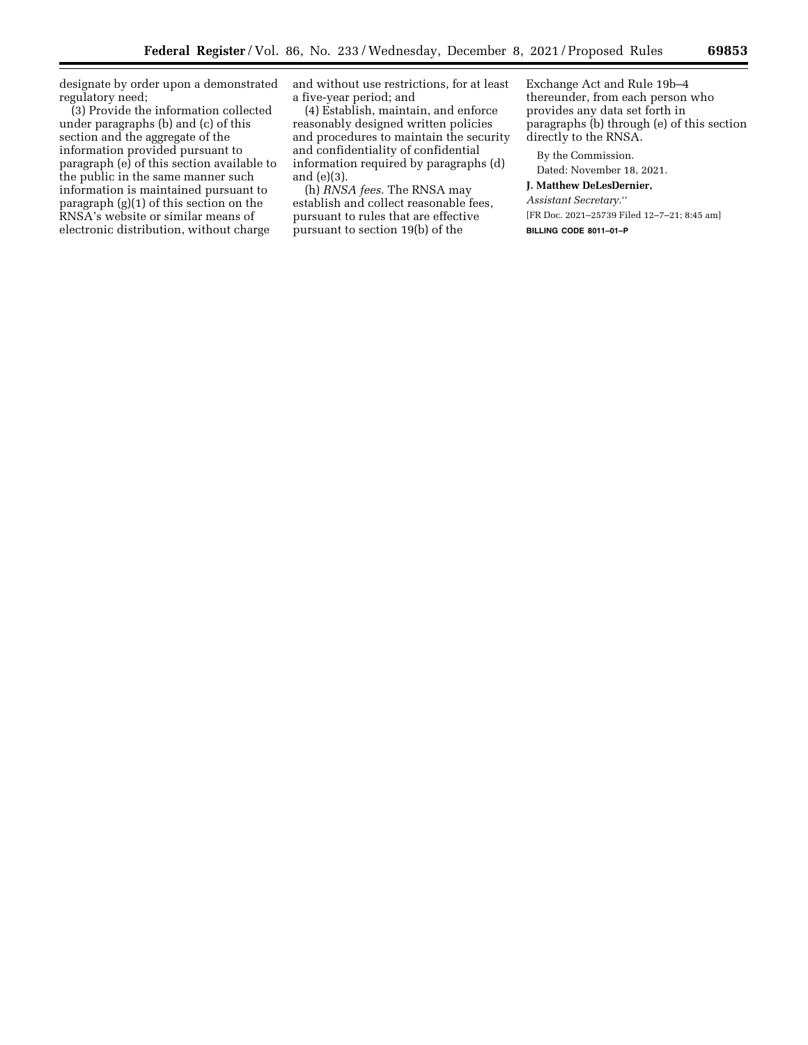designate by order upon a demonstrated regulatory need;

(3) Provide the information collected under paragraphs (b) and (c) of this section and the aggregate of the information provided pursuant to paragraph (e) of this section available to the public in the same manner such information is maintained pursuant to paragraph (g)(1) of this section on the RNSA's website or similar means of electronic distribution, without charge and without use restrictions, for at least a five-year period; and

(4) Establish, maintain, and enforce reasonably designed written policies and procedures to maintain the security and confidentiality of confidential information required by paragraphs (d) and (e)(3).

(h) *RNSA fees.* The RNSA may establish and collect reasonable fees, pursuant to rules that are effective pursuant to section 19(b) of the Exchange Act and Rule 19b–4 thereunder, from each person who provides any data set forth in paragraphs (b) through (e) of this section directly to the RNSA.

By the Commission.

Dated: November 18, 2021.

**J. Matthew DeLesDernier,**

*Assistant Secretary.*''

[FR Doc. 2021–25739 Filed 12–7–21; 8:45 am]

**BILLING CODE 8011–01–P**